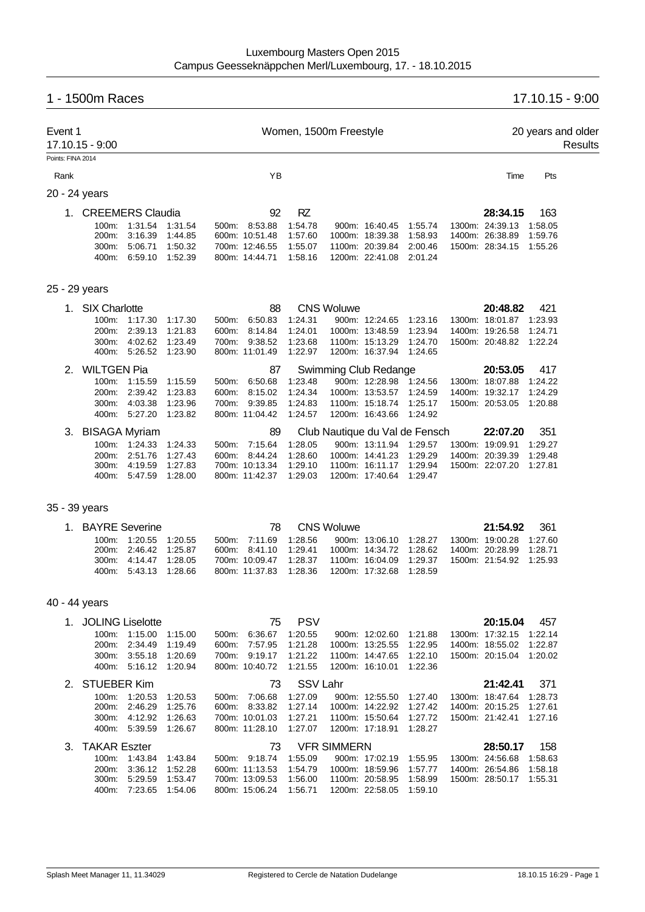Luxembourg Masters Open 2015
Campus Geesseknäppchen Merl/Luxembourg, 17. - 18.10.2015

## 1 - 1500m Races 17.10.15 - 9:00

**Event 1** — Women, 1500m Freestyle — 20 years and older
17.10.15 - 9:00 — Results

Points: FINA 2014

Rank | | YB | | Time | Pts

### 20 - 24 years

**1. CREEMERS Claudia** — 92 — RZ — **28:34.15** — 163

| | | | | | |
|---|---|---|---|---|---|
| 100m: 1:31.54 | 1:31.54 | 500m: 8:53.88 | 1:54.78 | 900m: 16:40.45 | 1:55.74 |
| 200m: 3:16.39 | 1:44.85 | 600m: 10:51.48 | 1:57.60 | 1000m: 18:39.38 | 1:58.93 |
| 300m: 5:06.71 | 1:50.32 | 700m: 12:46.55 | 1:55.07 | 1100m: 20:39.84 | 2:00.46 |
| 400m: 6:59.10 | 1:52.39 | 800m: 14:44.71 | 1:58.16 | 1200m: 22:41.08 | 2:01.24 |
| 1300m: 24:39.13 | 1:58.05 | 1400m: 26:38.89 | 1:59.76 | 1500m: 28:34.15 | 1:55.26 |

### 25 - 29 years

**1. SIX Charlotte** — 88 — CNS Woluwe — **20:48.82** — 421

| | | | | | |
|---|---|---|---|---|---|
| 100m: 1:17.30 | 1:17.30 | 500m: 6:50.83 | 1:24.31 | 900m: 12:24.65 | 1:23.16 |
| 200m: 2:39.13 | 1:21.83 | 600m: 8:14.84 | 1:24.01 | 1000m: 13:48.59 | 1:23.94 |
| 300m: 4:02.62 | 1:23.49 | 700m: 9:38.52 | 1:23.68 | 1100m: 15:13.29 | 1:24.70 |
| 400m: 5:26.52 | 1:23.90 | 800m: 11:01.49 | 1:22.97 | 1200m: 16:37.94 | 1:24.65 |
| 1300m: 18:01.87 | 1:23.93 | 1400m: 19:26.58 | 1:24.71 | 1500m: 20:48.82 | 1:22.24 |

**2. WILTGEN Pia** — 87 — Swimming Club Redange — **20:53.05** — 417

| | | | | | |
|---|---|---|---|---|---|
| 100m: 1:15.59 | 1:15.59 | 500m: 6:50.68 | 1:23.48 | 900m: 12:28.98 | 1:24.56 |
| 200m: 2:39.42 | 1:23.83 | 600m: 8:15.02 | 1:24.34 | 1000m: 13:53.57 | 1:24.59 |
| 300m: 4:03.38 | 1:23.96 | 700m: 9:39.85 | 1:24.83 | 1100m: 15:18.74 | 1:25.17 |
| 400m: 5:27.20 | 1:23.82 | 800m: 11:04.42 | 1:24.57 | 1200m: 16:43.66 | 1:24.92 |
| 1300m: 18:07.88 | 1:24.22 | 1400m: 19:32.17 | 1:24.29 | 1500m: 20:53.05 | 1:20.88 |

**3. BISAGA Myriam** — 89 — Club Nautique du Val de Fensch — **22:07.20** — 351

| | | | | | |
|---|---|---|---|---|---|
| 100m: 1:24.33 | 1:24.33 | 500m: 7:15.64 | 1:28.05 | 900m: 13:11.94 | 1:29.57 |
| 200m: 2:51.76 | 1:27.43 | 600m: 8:44.24 | 1:28.60 | 1000m: 14:41.23 | 1:29.29 |
| 300m: 4:19.59 | 1:27.83 | 700m: 10:13.34 | 1:29.10 | 1100m: 16:11.17 | 1:29.94 |
| 400m: 5:47.59 | 1:28.00 | 800m: 11:42.37 | 1:29.03 | 1200m: 17:40.64 | 1:29.47 |
| 1300m: 19:09.91 | 1:29.27 | 1400m: 20:39.39 | 1:29.48 | 1500m: 22:07.20 | 1:27.81 |

### 35 - 39 years

**1. BAYRE Severine** — 78 — CNS Woluwe — **21:54.92** — 361

| | | | | | |
|---|---|---|---|---|---|
| 100m: 1:20.55 | 1:20.55 | 500m: 7:11.69 | 1:28.56 | 900m: 13:06.10 | 1:28.27 |
| 200m: 2:46.42 | 1:25.87 | 600m: 8:41.10 | 1:29.41 | 1000m: 14:34.72 | 1:28.62 |
| 300m: 4:14.47 | 1:28.05 | 700m: 10:09.47 | 1:28.37 | 1100m: 16:04.09 | 1:29.37 |
| 400m: 5:43.13 | 1:28.66 | 800m: 11:37.83 | 1:28.36 | 1200m: 17:32.68 | 1:28.59 |
| 1300m: 19:00.28 | 1:27.60 | 1400m: 20:28.99 | 1:28.71 | 1500m: 21:54.92 | 1:25.93 |

### 40 - 44 years

**1. JOLING Liselotte** — 75 — PSV — **20:15.04** — 457

| | | | | | |
|---|---|---|---|---|---|
| 100m: 1:15.00 | 1:15.00 | 500m: 6:36.67 | 1:20.55 | 900m: 12:02.60 | 1:21.88 |
| 200m: 2:34.49 | 1:19.49 | 600m: 7:57.95 | 1:21.28 | 1000m: 13:25.55 | 1:22.95 |
| 300m: 3:55.18 | 1:20.69 | 700m: 9:19.17 | 1:21.22 | 1100m: 14:47.65 | 1:22.10 |
| 400m: 5:16.12 | 1:20.94 | 800m: 10:40.72 | 1:21.55 | 1200m: 16:10.01 | 1:22.36 |
| 1300m: 17:32.15 | 1:22.14 | 1400m: 18:55.02 | 1:22.87 | 1500m: 20:15.04 | 1:20.02 |

**2. STUEBER Kim** — 73 — SSV Lahr — **21:42.41** — 371

| | | | | | |
|---|---|---|---|---|---|
| 100m: 1:20.53 | 1:20.53 | 500m: 7:06.68 | 1:27.09 | 900m: 12:55.50 | 1:27.40 |
| 200m: 2:46.29 | 1:25.76 | 600m: 8:33.82 | 1:27.14 | 1000m: 14:22.92 | 1:27.42 |
| 300m: 4:12.92 | 1:26.63 | 700m: 10:01.03 | 1:27.21 | 1100m: 15:50.64 | 1:27.72 |
| 400m: 5:39.59 | 1:26.67 | 800m: 11:28.10 | 1:27.07 | 1200m: 17:18.91 | 1:28.27 |
| 1300m: 18:47.64 | 1:28.73 | 1400m: 20:15.25 | 1:27.61 | 1500m: 21:42.41 | 1:27.16 |

**3. TAKAR Eszter** — 73 — VFR SIMMERN — **28:50.17** — 158

| | | | | | |
|---|---|---|---|---|---|
| 100m: 1:43.84 | 1:43.84 | 500m: 9:18.74 | 1:55.09 | 900m: 17:02.19 | 1:55.95 |
| 200m: 3:36.12 | 1:52.28 | 600m: 11:13.53 | 1:54.79 | 1000m: 18:59.96 | 1:57.77 |
| 300m: 5:29.59 | 1:53.47 | 700m: 13:09.53 | 1:56.00 | 1100m: 20:58.95 | 1:58.99 |
| 400m: 7:23.65 | 1:54.06 | 800m: 15:06.24 | 1:56.71 | 1200m: 22:58.05 | 1:59.10 |
| 1300m: 24:56.68 | 1:58.63 | 1400m: 26:54.86 | 1:58.18 | 1500m: 28:50.17 | 1:55.31 |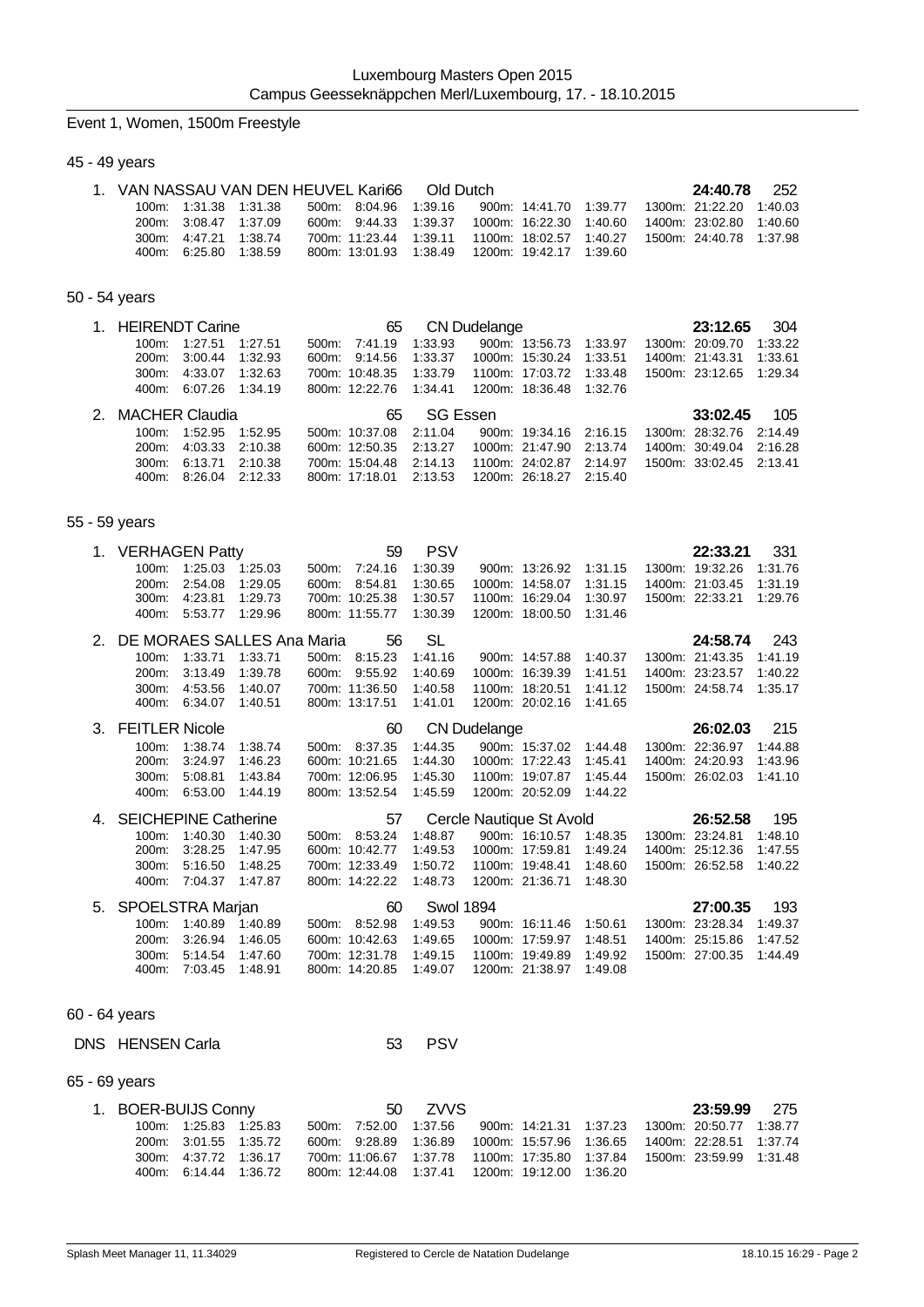Luxembourg Masters Open 2015
Campus Geesseknäppchen Merl/Luxembourg, 17. - 18.10.2015

## Event 1, Women, 1500m Freestyle

### 45 - 49 years

1. VAN NASSAU VAN DEN HEUVEL Karin 66 Old Dutch **24:40.78** 252

| | | | | | | | | |
|---|---|---|---|---|---|---|---|---|
| 100m: 1:31.38 | 1:31.38 | 500m: 8:04.96 | 1:39.16 | 900m: 14:41.70 | 1:39.77 | 1300m: 21:22.20 | 1:40.03 |
| 200m: 3:08.47 | 1:37.09 | 600m: 9:44.33 | 1:39.37 | 1000m: 16:22.30 | 1:40.60 | 1400m: 23:02.80 | 1:40.60 |
| 300m: 4:47.21 | 1:38.74 | 700m: 11:23.44 | 1:39.11 | 1100m: 18:02.57 | 1:40.27 | 1500m: 24:40.78 | 1:37.98 |
| 400m: 6:25.80 | 1:38.59 | 800m: 13:01.93 | 1:38.49 | 1200m: 19:42.17 | 1:39.60 | | |

### 50 - 54 years

1. HEIRENDT Carine 65 CN Dudelange **23:12.65** 304

| | | | | | | | |
|---|---|---|---|---|---|---|---|
| 100m: 1:27.51 | 1:27.51 | 500m: 7:41.19 | 1:33.93 | 900m: 13:56.73 | 1:33.97 | 1300m: 20:09.70 | 1:33.22 |
| 200m: 3:00.44 | 1:32.93 | 600m: 9:14.56 | 1:33.37 | 1000m: 15:30.24 | 1:33.51 | 1400m: 21:43.31 | 1:33.61 |
| 300m: 4:33.07 | 1:32.63 | 700m: 10:48.35 | 1:33.79 | 1100m: 17:03.72 | 1:33.48 | 1500m: 23:12.65 | 1:29.34 |
| 400m: 6:07.26 | 1:34.19 | 800m: 12:22.76 | 1:34.41 | 1200m: 18:36.48 | 1:32.76 | | |

2. MACHER Claudia 65 SG Essen **33:02.45** 105

| | | | | | | | |
|---|---|---|---|---|---|---|---|
| 100m: 1:52.95 | 1:52.95 | 500m: 10:37.08 | 2:11.04 | 900m: 19:34.16 | 2:16.15 | 1300m: 28:32.76 | 2:14.49 |
| 200m: 4:03.33 | 2:10.38 | 600m: 12:50.35 | 2:13.27 | 1000m: 21:47.90 | 2:13.74 | 1400m: 30:49.04 | 2:16.28 |
| 300m: 6:13.71 | 2:10.38 | 700m: 15:04.48 | 2:14.13 | 1100m: 24:02.87 | 2:14.97 | 1500m: 33:02.45 | 2:13.41 |
| 400m: 8:26.04 | 2:12.33 | 800m: 17:18.01 | 2:13.53 | 1200m: 26:18.27 | 2:15.40 | | |

### 55 - 59 years

1. VERHAGEN Patty 59 PSV **22:33.21** 331

| | | | | | | | |
|---|---|---|---|---|---|---|---|
| 100m: 1:25.03 | 1:25.03 | 500m: 7:24.16 | 1:30.39 | 900m: 13:26.92 | 1:31.15 | 1300m: 19:32.26 | 1:31.76 |
| 200m: 2:54.08 | 1:29.05 | 600m: 8:54.81 | 1:30.65 | 1000m: 14:58.07 | 1:31.15 | 1400m: 21:03.45 | 1:31.19 |
| 300m: 4:23.81 | 1:29.73 | 700m: 10:25.38 | 1:30.57 | 1100m: 16:29.04 | 1:30.97 | 1500m: 22:33.21 | 1:29.76 |
| 400m: 5:53.77 | 1:29.96 | 800m: 11:55.77 | 1:30.39 | 1200m: 18:00.50 | 1:31.46 | | |

2. DE MORAES SALLES Ana Maria 56 SL **24:58.74** 243

| | | | | | | | |
|---|---|---|---|---|---|---|---|
| 100m: 1:33.71 | 1:33.71 | 500m: 8:15.23 | 1:41.16 | 900m: 14:57.88 | 1:40.37 | 1300m: 21:43.35 | 1:41.19 |
| 200m: 3:13.49 | 1:39.78 | 600m: 9:55.92 | 1:40.69 | 1000m: 16:39.39 | 1:41.51 | 1400m: 23:23.57 | 1:40.22 |
| 300m: 4:53.56 | 1:40.07 | 700m: 11:36.50 | 1:40.58 | 1100m: 18:20.51 | 1:41.12 | 1500m: 24:58.74 | 1:35.17 |
| 400m: 6:34.07 | 1:40.51 | 800m: 13:17.51 | 1:41.01 | 1200m: 20:02.16 | 1:41.65 | | |

3. FEITLER Nicole 60 CN Dudelange **26:02.03** 215

| | | | | | | | |
|---|---|---|---|---|---|---|---|
| 100m: 1:38.74 | 1:38.74 | 500m: 8:37.35 | 1:44.35 | 900m: 15:37.02 | 1:44.48 | 1300m: 22:36.97 | 1:44.88 |
| 200m: 3:24.97 | 1:46.23 | 600m: 10:21.65 | 1:44.30 | 1000m: 17:22.43 | 1:45.41 | 1400m: 24:20.93 | 1:43.96 |
| 300m: 5:08.81 | 1:43.84 | 700m: 12:06.95 | 1:45.30 | 1100m: 19:07.87 | 1:45.44 | 1500m: 26:02.03 | 1:41.10 |
| 400m: 6:53.00 | 1:44.19 | 800m: 13:52.54 | 1:45.59 | 1200m: 20:52.09 | 1:44.22 | | |

4. SEICHEPINE Catherine 57 Cercle Nautique St Avold **26:52.58** 195

| | | | | | | | |
|---|---|---|---|---|---|---|---|
| 100m: 1:40.30 | 1:40.30 | 500m: 8:53.24 | 1:48.87 | 900m: 16:10.57 | 1:48.35 | 1300m: 23:24.81 | 1:48.10 |
| 200m: 3:28.25 | 1:47.95 | 600m: 10:42.77 | 1:49.53 | 1000m: 17:59.81 | 1:49.24 | 1400m: 25:12.36 | 1:47.55 |
| 300m: 5:16.50 | 1:48.25 | 700m: 12:33.49 | 1:50.72 | 1100m: 19:48.41 | 1:48.60 | 1500m: 26:52.58 | 1:40.22 |
| 400m: 7:04.37 | 1:47.87 | 800m: 14:22.22 | 1:48.73 | 1200m: 21:36.71 | 1:48.30 | | |

5. SPOELSTRA Marjan 60 Swol 1894 **27:00.35** 193

| | | | | | | | |
|---|---|---|---|---|---|---|---|
| 100m: 1:40.89 | 1:40.89 | 500m: 8:52.98 | 1:49.53 | 900m: 16:11.46 | 1:50.61 | 1300m: 23:28.34 | 1:49.37 |
| 200m: 3:26.94 | 1:46.05 | 600m: 10:42.63 | 1:49.65 | 1000m: 17:59.97 | 1:48.51 | 1400m: 25:15.86 | 1:47.52 |
| 300m: 5:14.54 | 1:47.60 | 700m: 12:31.78 | 1:49.15 | 1100m: 19:49.89 | 1:49.92 | 1500m: 27:00.35 | 1:44.49 |
| 400m: 7:03.45 | 1:48.91 | 800m: 14:20.85 | 1:49.07 | 1200m: 21:38.97 | 1:49.08 | | |

### 60 - 64 years

DNS HENSEN Carla 53 PSV

### 65 - 69 years

1. BOER-BUIJS Conny 50 ZVVS **23:59.99** 275

| | | | | | | | |
|---|---|---|---|---|---|---|---|
| 100m: 1:25.83 | 1:25.83 | 500m: 7:52.00 | 1:37.56 | 900m: 14:21.31 | 1:37.23 | 1300m: 20:50.77 | 1:38.77 |
| 200m: 3:01.55 | 1:35.72 | 600m: 9:28.89 | 1:36.89 | 1000m: 15:57.96 | 1:36.65 | 1400m: 22:28.51 | 1:37.74 |
| 300m: 4:37.72 | 1:36.17 | 700m: 11:06.67 | 1:37.78 | 1100m: 17:35.80 | 1:37.84 | 1500m: 23:59.99 | 1:31.48 |
| 400m: 6:14.44 | 1:36.72 | 800m: 12:44.08 | 1:37.41 | 1200m: 19:12.00 | 1:36.20 | | |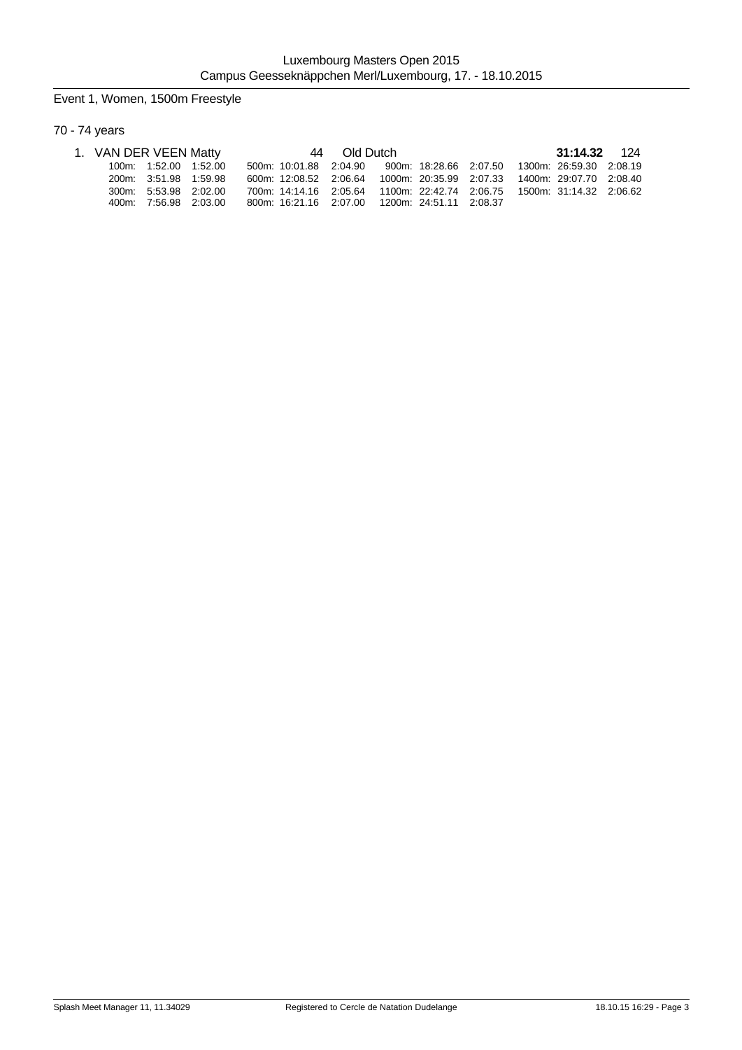Luxembourg Masters Open 2015
Campus Geesseknäppchen Merl/Luxembourg, 17. - 18.10.2015

## Event 1, Women, 1500m Freestyle

### 70 - 74 years

1. VAN DER VEEN Matty 44 Old Dutch **31:14.32** 124

| | | | | | | | | | | | |
|---|---|---|---|---|---|---|---|---|---|---|---|
| 100m: | 1:52.00 | 1:52.00 | 500m: | 10:01.88 | 2:04.90 | 900m: | 18:28.66 | 2:07.50 | 1300m: | 26:59.30 | 2:08.19 |
| 200m: | 3:51.98 | 1:59.98 | 600m: | 12:08.52 | 2:06.64 | 1000m: | 20:35.99 | 2:07.33 | 1400m: | 29:07.70 | 2:08.40 |
| 300m: | 5:53.98 | 2:02.00 | 700m: | 14:14.16 | 2:05.64 | 1100m: | 22:42.74 | 2:06.75 | 1500m: | 31:14.32 | 2:06.62 |
| 400m: | 7:56.98 | 2:03.00 | 800m: | 16:21.16 | 2:07.00 | 1200m: | 24:51.11 | 2:08.37 | | | |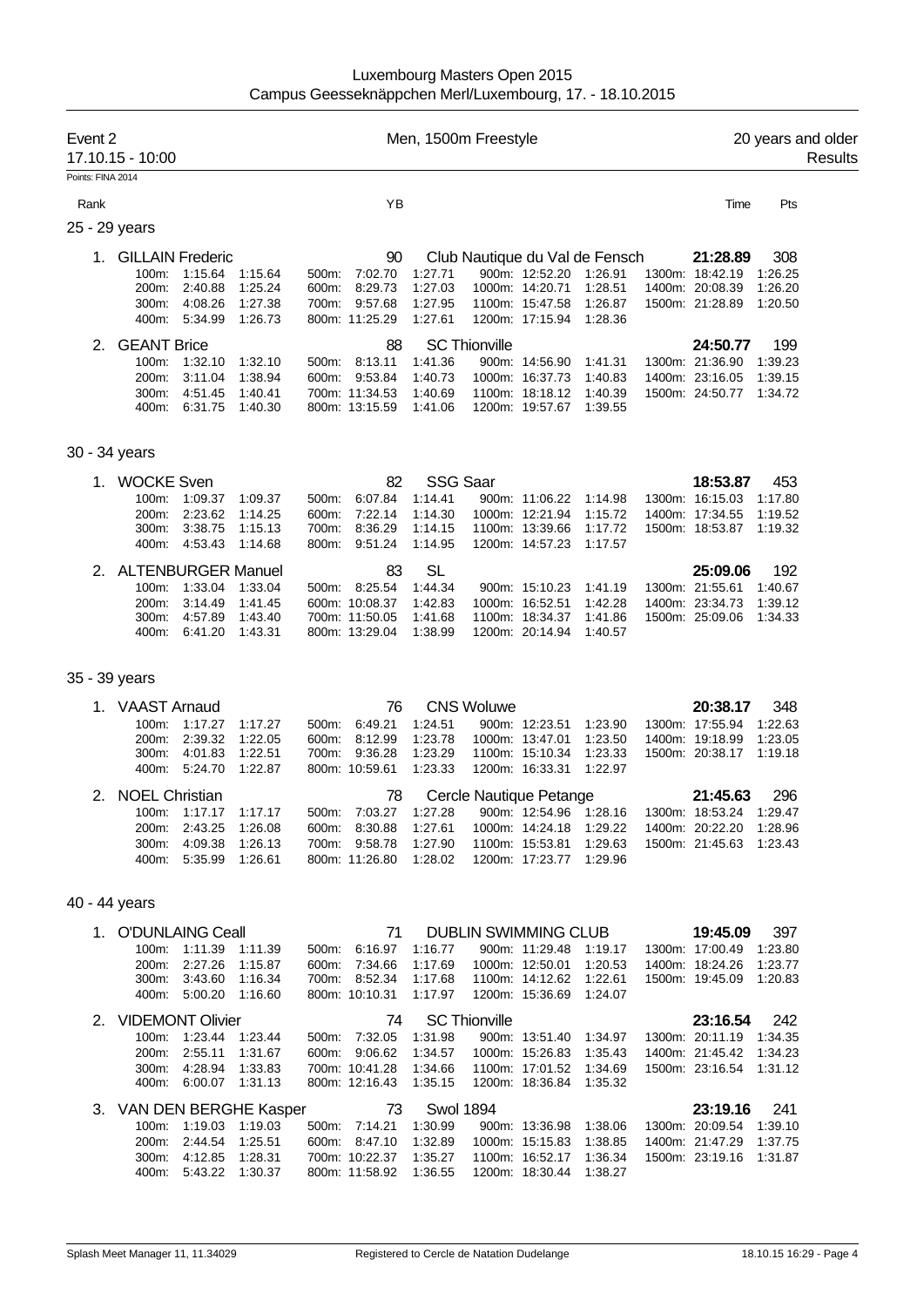Luxembourg Masters Open 2015
Campus Geesseknäppchen Merl/Luxembourg, 17. - 18.10.2015

## Event 2 — Men, 1500m Freestyle — 20 years and older

17.10.15 - 10:00 — Results

Points: FINA 2014

| Rank | Name | YB | Club | Time | Pts |
|---|---|---|---|---|---|

### 25 - 29 years

| Rank | Name | YB | Club | Time | Pts |
|---|---|---|---|---|---|
| 1. | GILLAIN Frederic | 90 | Club Nautique du Val de Fensch | 21:28.89 | 308 |

100m: 1:15.64 1:15.64 | 200m: 2:40.88 1:25.24 | 300m: 4:08.26 1:27.38 | 400m: 5:34.99 1:26.73 | 500m: 7:02.70 1:27.71 | 600m: 8:29.73 1:27.03 | 700m: 9:57.68 1:27.95 | 800m: 11:25.29 1:27.61 | 900m: 12:52.20 1:26.91 | 1000m: 14:20.71 1:28.51 | 1100m: 15:47.58 1:26.87 | 1200m: 17:15.94 1:28.36 | 1300m: 18:42.19 1:26.25 | 1400m: 20:08.39 1:26.20 | 1500m: 21:28.89 1:20.50

| Rank | Name | YB | Club | Time | Pts |
|---|---|---|---|---|---|
| 2. | GEANT Brice | 88 | SC Thionville | 24:50.77 | 199 |

100m: 1:32.10 1:32.10 | 200m: 3:11.04 1:38.94 | 300m: 4:51.45 1:40.41 | 400m: 6:31.75 1:40.30 | 500m: 8:13.11 1:41.36 | 600m: 9:53.84 1:40.73 | 700m: 11:34.53 1:40.69 | 800m: 13:15.59 1:41.06 | 900m: 14:56.90 1:41.31 | 1000m: 16:37.73 1:40.83 | 1100m: 18:18.12 1:40.39 | 1200m: 19:57.67 1:39.55 | 1300m: 21:36.90 1:39.23 | 1400m: 23:16.05 1:39.15 | 1500m: 24:50.77 1:34.72

### 30 - 34 years

| Rank | Name | YB | Club | Time | Pts |
|---|---|---|---|---|---|
| 1. | WOCKE Sven | 82 | SSG Saar | 18:53.87 | 453 |

100m: 1:09.37 1:09.37 | 200m: 2:23.62 1:14.25 | 300m: 3:38.75 1:15.13 | 400m: 4:53.43 1:14.68 | 500m: 6:07.84 1:14.41 | 600m: 7:22.14 1:14.30 | 700m: 8:36.29 1:14.15 | 800m: 9:51.24 1:14.95 | 900m: 11:06.22 1:14.98 | 1000m: 12:21.94 1:15.72 | 1100m: 13:39.66 1:17.72 | 1200m: 14:57.23 1:17.57 | 1300m: 16:15.03 1:17.80 | 1400m: 17:34.55 1:19.52 | 1500m: 18:53.87 1:19.32

| Rank | Name | YB | Club | Time | Pts |
|---|---|---|---|---|---|
| 2. | ALTENBURGER Manuel | 83 | SL | 25:09.06 | 192 |

100m: 1:33.04 1:33.04 | 200m: 3:14.49 1:41.45 | 300m: 4:57.89 1:43.40 | 400m: 6:41.20 1:43.31 | 500m: 8:25.54 1:44.34 | 600m: 10:08.37 1:42.83 | 700m: 11:50.05 1:41.68 | 800m: 13:29.04 1:38.99 | 900m: 15:10.23 1:41.19 | 1000m: 16:52.51 1:42.28 | 1100m: 18:34.37 1:41.86 | 1200m: 20:14.94 1:40.57 | 1300m: 21:55.61 1:40.67 | 1400m: 23:34.73 1:39.12 | 1500m: 25:09.06 1:34.33

### 35 - 39 years

| Rank | Name | YB | Club | Time | Pts |
|---|---|---|---|---|---|
| 1. | VAAST Arnaud | 76 | CNS Woluwe | 20:38.17 | 348 |

100m: 1:17.27 1:17.27 | 200m: 2:39.32 1:22.05 | 300m: 4:01.83 1:22.51 | 400m: 5:24.70 1:22.87 | 500m: 6:49.21 1:24.51 | 600m: 8:12.99 1:23.78 | 700m: 9:36.28 1:23.29 | 800m: 10:59.61 1:23.33 | 900m: 12:23.51 1:23.90 | 1000m: 13:47.01 1:23.50 | 1100m: 15:10.34 1:23.33 | 1200m: 16:33.31 1:22.97 | 1300m: 17:55.94 1:22.63 | 1400m: 19:18.99 1:23.05 | 1500m: 20:38.17 1:19.18

| Rank | Name | YB | Club | Time | Pts |
|---|---|---|---|---|---|
| 2. | NOEL Christian | 78 | Cercle Nautique Petange | 21:45.63 | 296 |

100m: 1:17.17 1:17.17 | 200m: 2:43.25 1:26.08 | 300m: 4:09.38 1:26.13 | 400m: 5:35.99 1:26.61 | 500m: 7:03.27 1:27.28 | 600m: 8:30.88 1:27.61 | 700m: 9:58.78 1:27.90 | 800m: 11:26.80 1:28.02 | 900m: 12:54.96 1:28.16 | 1000m: 14:24.18 1:29.22 | 1100m: 15:53.81 1:29.63 | 1200m: 17:23.77 1:29.96 | 1300m: 18:53.24 1:29.47 | 1400m: 20:22.20 1:28.96 | 1500m: 21:45.63 1:23.43

### 40 - 44 years

| Rank | Name | YB | Club | Time | Pts |
|---|---|---|---|---|---|
| 1. | O'DUNLAING Ceall | 71 | DUBLIN SWIMMING CLUB | 19:45.09 | 397 |

100m: 1:11.39 1:11.39 | 200m: 2:27.26 1:15.87 | 300m: 3:43.60 1:16.34 | 400m: 5:00.20 1:16.60 | 500m: 6:16.97 1:16.77 | 600m: 7:34.66 1:17.69 | 700m: 8:52.34 1:17.68 | 800m: 10:10.31 1:17.97 | 900m: 11:29.48 1:19.17 | 1000m: 12:50.01 1:20.53 | 1100m: 14:12.62 1:22.61 | 1200m: 15:36.69 1:24.07 | 1300m: 17:00.49 1:23.80 | 1400m: 18:24.26 1:23.77 | 1500m: 19:45.09 1:20.83

| Rank | Name | YB | Club | Time | Pts |
|---|---|---|---|---|---|
| 2. | VIDEMONT Olivier | 74 | SC Thionville | 23:16.54 | 242 |

100m: 1:23.44 1:23.44 | 200m: 2:55.11 1:31.67 | 300m: 4:28.94 1:33.83 | 400m: 6:00.07 1:31.13 | 500m: 7:32.05 1:31.98 | 600m: 9:06.62 1:34.57 | 700m: 10:41.28 1:34.66 | 800m: 12:16.43 1:35.15 | 900m: 13:51.40 1:34.97 | 1000m: 15:26.83 1:35.43 | 1100m: 17:01.52 1:34.69 | 1200m: 18:36.84 1:35.32 | 1300m: 20:11.19 1:34.35 | 1400m: 21:45.42 1:34.23 | 1500m: 23:16.54 1:31.12

| Rank | Name | YB | Club | Time | Pts |
|---|---|---|---|---|---|
| 3. | VAN DEN BERGHE Kasper | 73 | Swol 1894 | 23:19.16 | 241 |

100m: 1:19.03 1:19.03 | 200m: 2:44.54 1:25.51 | 300m: 4:12.85 1:28.31 | 400m: 5:43.22 1:30.37 | 500m: 7:14.21 1:30.99 | 600m: 8:47.10 1:32.89 | 700m: 10:22.37 1:35.27 | 800m: 11:58.92 1:36.55 | 900m: 13:36.98 1:38.06 | 1000m: 15:15.83 1:38.85 | 1100m: 16:52.17 1:36.34 | 1200m: 18:30.44 1:38.27 | 1300m: 20:09.54 1:39.10 | 1400m: 21:47.29 1:37.75 | 1500m: 23:19.16 1:31.87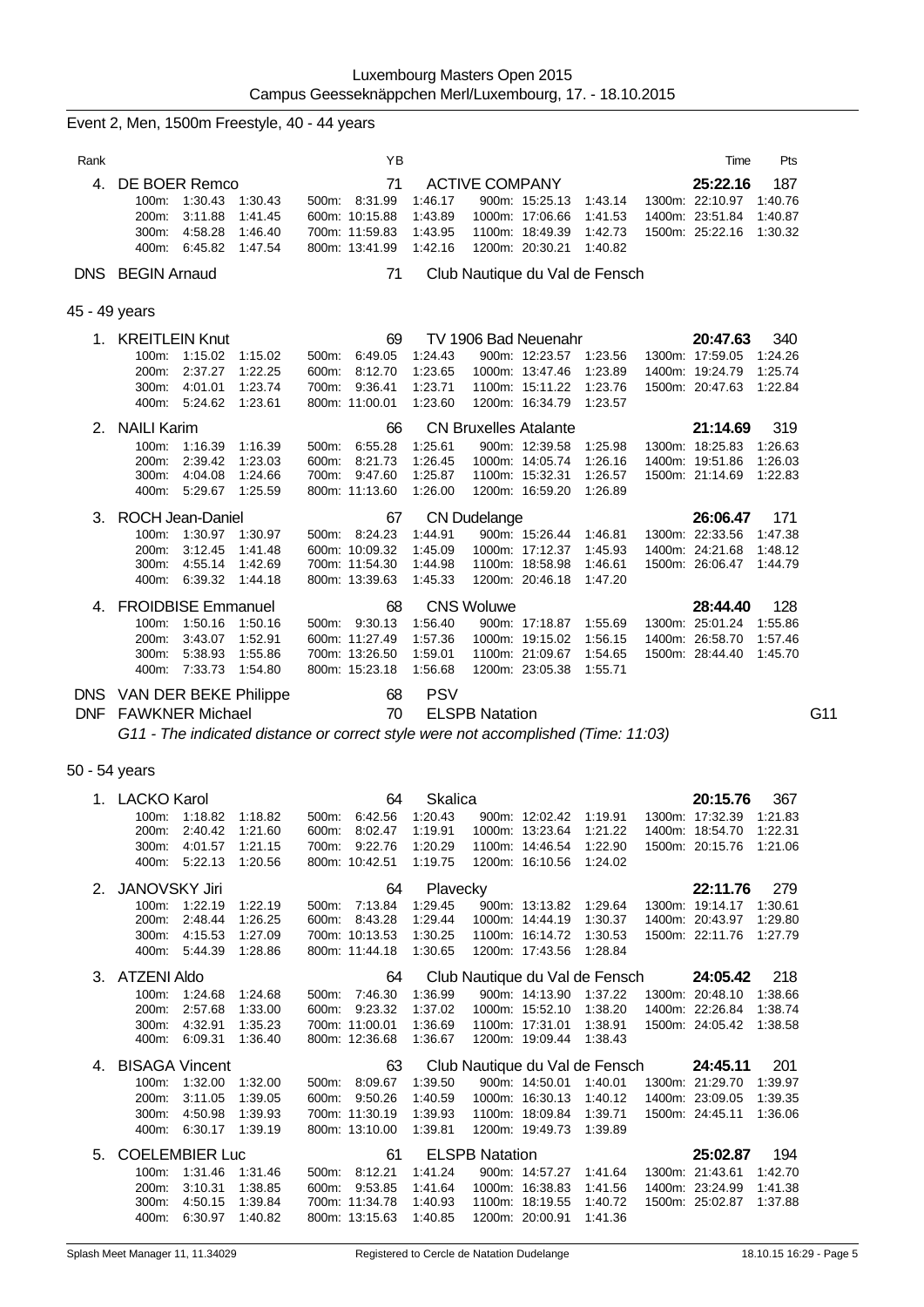Luxembourg Masters Open 2015
Campus Geesseknäppchen Merl/Luxembourg, 17. - 18.10.2015

## Event 2, Men, 1500m Freestyle, 40 - 44 years

| Rank | Name | YB | Club | Time | Pts |
|---|---|---|---|---|---|
| 4. | DE BOER Remco | 71 | ACTIVE COMPANY | **25:22.16** | 187 |

100m: 1:30.43 1:30.43 · 200m: 3:11.88 1:41.45 · 300m: 4:58.28 1:46.40 · 400m: 6:45.82 1:47.54 · 500m: 8:31.99 1:46.17 · 600m: 10:15.88 1:43.89 · 700m: 11:59.83 1:43.95 · 800m: 13:41.99 1:42.16 · 900m: 15:25.13 1:43.14 · 1000m: 17:06.66 1:41.53 · 1100m: 18:49.39 1:42.73 · 1200m: 20:30.21 1:40.82 · 1300m: 22:10.97 1:40.76 · 1400m: 23:51.84 1:40.87 · 1500m: 25:22.16 1:30.32

| Rank | Name | YB | Club | Time | Pts |
|---|---|---|---|---|---|
| DNS | BEGIN Arnaud | 71 | Club Nautique du Val de Fensch | | |

## 45 - 49 years

| Rank | Name | YB | Club | Time | Pts |
|---|---|---|---|---|---|
| 1. | KREITLEIN Knut | 69 | TV 1906 Bad Neuenahr | **20:47.63** | 340 |

100m: 1:15.02 1:15.02 · 200m: 2:37.27 1:22.25 · 300m: 4:01.01 1:23.74 · 400m: 5:24.62 1:23.61 · 500m: 6:49.05 1:24.43 · 600m: 8:12.70 1:23.65 · 700m: 9:36.41 1:23.71 · 800m: 11:00.01 1:23.60 · 900m: 12:23.57 1:23.56 · 1000m: 13:47.46 1:23.89 · 1100m: 15:11.22 1:23.76 · 1200m: 16:34.79 1:23.57 · 1300m: 17:59.05 1:24.26 · 1400m: 19:24.79 1:25.74 · 1500m: 20:47.63 1:22.84

| Rank | Name | YB | Club | Time | Pts |
|---|---|---|---|---|---|
| 2. | NAILI Karim | 66 | CN Bruxelles Atalante | **21:14.69** | 319 |

100m: 1:16.39 1:16.39 · 200m: 2:39.42 1:23.03 · 300m: 4:04.08 1:24.66 · 400m: 5:29.67 1:25.59 · 500m: 6:55.28 1:25.61 · 600m: 8:21.73 1:26.45 · 700m: 9:47.60 1:25.87 · 800m: 11:13.60 1:26.00 · 900m: 12:39.58 1:25.98 · 1000m: 14:05.74 1:26.16 · 1100m: 15:32.31 1:26.57 · 1200m: 16:59.20 1:26.89 · 1300m: 18:25.83 1:26.63 · 1400m: 19:51.86 1:26.03 · 1500m: 21:14.69 1:22.83

| Rank | Name | YB | Club | Time | Pts |
|---|---|---|---|---|---|
| 3. | ROCH Jean-Daniel | 67 | CN Dudelange | **26:06.47** | 171 |

100m: 1:30.97 1:30.97 · 200m: 3:12.45 1:41.48 · 300m: 4:55.14 1:42.69 · 400m: 6:39.32 1:44.18 · 500m: 8:24.23 1:44.91 · 600m: 10:09.32 1:45.09 · 700m: 11:54.30 1:44.98 · 800m: 13:39.63 1:45.33 · 900m: 15:26.44 1:46.81 · 1000m: 17:12.37 1:45.93 · 1100m: 18:58.98 1:46.61 · 1200m: 20:46.18 1:47.20 · 1300m: 22:33.56 1:47.38 · 1400m: 24:21.68 1:48.12 · 1500m: 26:06.47 1:44.79

| Rank | Name | YB | Club | Time | Pts |
|---|---|---|---|---|---|
| 4. | FROIDBISE Emmanuel | 68 | CNS Woluwe | **28:44.40** | 128 |

100m: 1:50.16 1:50.16 · 200m: 3:43.07 1:52.91 · 300m: 5:38.93 1:55.86 · 400m: 7:33.73 1:54.80 · 500m: 9:30.13 1:56.40 · 600m: 11:27.49 1:57.36 · 700m: 13:26.50 1:59.01 · 800m: 15:23.18 1:56.68 · 900m: 17:18.87 1:55.69 · 1000m: 19:15.02 1:56.15 · 1100m: 21:09.67 1:54.65 · 1200m: 23:05.38 1:55.71 · 1300m: 25:01.24 1:55.86 · 1400m: 26:58.70 1:57.46 · 1500m: 28:44.40 1:45.70

| Rank | Name | YB | Club | Time | Pts |
|---|---|---|---|---|---|
| DNS | VAN DER BEKE Philippe | 68 | PSV | | |
| DNF | FAWKNER Michael | 70 | ELSPB Natation | | G11 |

*G11 - The indicated distance or correct style were not accomplished (Time: 11:03)*

## 50 - 54 years

| Rank | Name | YB | Club | Time | Pts |
|---|---|---|---|---|---|
| 1. | LACKO Karol | 64 | Skalica | **20:15.76** | 367 |

100m: 1:18.82 1:18.82 · 200m: 2:40.42 1:21.60 · 300m: 4:01.57 1:21.15 · 400m: 5:22.13 1:20.56 · 500m: 6:42.56 1:20.43 · 600m: 8:02.47 1:19.91 · 700m: 9:22.76 1:20.29 · 800m: 10:42.51 1:19.75 · 900m: 12:02.42 1:19.91 · 1000m: 13:23.64 1:21.22 · 1100m: 14:46.54 1:22.90 · 1200m: 16:10.56 1:24.02 · 1300m: 17:32.39 1:21.83 · 1400m: 18:54.70 1:22.31 · 1500m: 20:15.76 1:21.06

| Rank | Name | YB | Club | Time | Pts |
|---|---|---|---|---|---|
| 2. | JANOVSKY Jiri | 64 | Plavecky | **22:11.76** | 279 |

100m: 1:22.19 1:22.19 · 200m: 2:48.44 1:26.25 · 300m: 4:15.53 1:27.09 · 400m: 5:44.39 1:28.86 · 500m: 7:13.84 1:29.45 · 600m: 8:43.28 1:29.44 · 700m: 10:13.53 1:30.25 · 800m: 11:44.18 1:30.65 · 900m: 13:13.82 1:29.64 · 1000m: 14:44.19 1:30.37 · 1100m: 16:14.72 1:30.53 · 1200m: 17:43.56 1:28.84 · 1300m: 19:14.17 1:30.61 · 1400m: 20:43.97 1:29.80 · 1500m: 22:11.76 1:27.79

| Rank | Name | YB | Club | Time | Pts |
|---|---|---|---|---|---|
| 3. | ATZENI Aldo | 64 | Club Nautique du Val de Fensch | **24:05.42** | 218 |

100m: 1:24.68 1:24.68 · 200m: 2:57.68 1:33.00 · 300m: 4:32.91 1:35.23 · 400m: 6:09.31 1:36.40 · 500m: 7:46.30 1:36.99 · 600m: 9:23.32 1:37.02 · 700m: 11:00.01 1:36.69 · 800m: 12:36.68 1:36.67 · 900m: 14:13.90 1:37.22 · 1000m: 15:52.10 1:38.20 · 1100m: 17:31.01 1:38.91 · 1200m: 19:09.44 1:38.43 · 1300m: 20:48.10 1:38.66 · 1400m: 22:26.84 1:38.74 · 1500m: 24:05.42 1:38.58

| Rank | Name | YB | Club | Time | Pts |
|---|---|---|---|---|---|
| 4. | BISAGA Vincent | 63 | Club Nautique du Val de Fensch | **24:45.11** | 201 |

100m: 1:32.00 1:32.00 · 200m: 3:11.05 1:39.05 · 300m: 4:50.98 1:39.93 · 400m: 6:30.17 1:39.19 · 500m: 8:09.67 1:39.50 · 600m: 9:50.26 1:40.59 · 700m: 11:30.19 1:39.93 · 800m: 13:10.00 1:39.81 · 900m: 14:50.01 1:40.01 · 1000m: 16:30.13 1:40.12 · 1100m: 18:09.84 1:39.71 · 1200m: 19:49.73 1:39.89 · 1300m: 21:29.70 1:39.97 · 1400m: 23:09.05 1:39.35 · 1500m: 24:45.11 1:36.06

| Rank | Name | YB | Club | Time | Pts |
|---|---|---|---|---|---|
| 5. | COELEMBIER Luc | 61 | ELSPB Natation | **25:02.87** | 194 |

100m: 1:31.46 1:31.46 · 200m: 3:10.31 1:38.85 · 300m: 4:50.15 1:39.84 · 400m: 6:30.97 1:40.82 · 500m: 8:12.21 1:41.24 · 600m: 9:53.85 1:41.64 · 700m: 11:34.78 1:40.93 · 800m: 13:15.63 1:40.85 · 900m: 14:57.27 1:41.64 · 1000m: 16:38.83 1:41.56 · 1100m: 18:19.55 1:40.72 · 1200m: 20:00.91 1:41.36 · 1300m: 21:43.61 1:42.70 · 1400m: 23:24.99 1:41.38 · 1500m: 25:02.87 1:37.88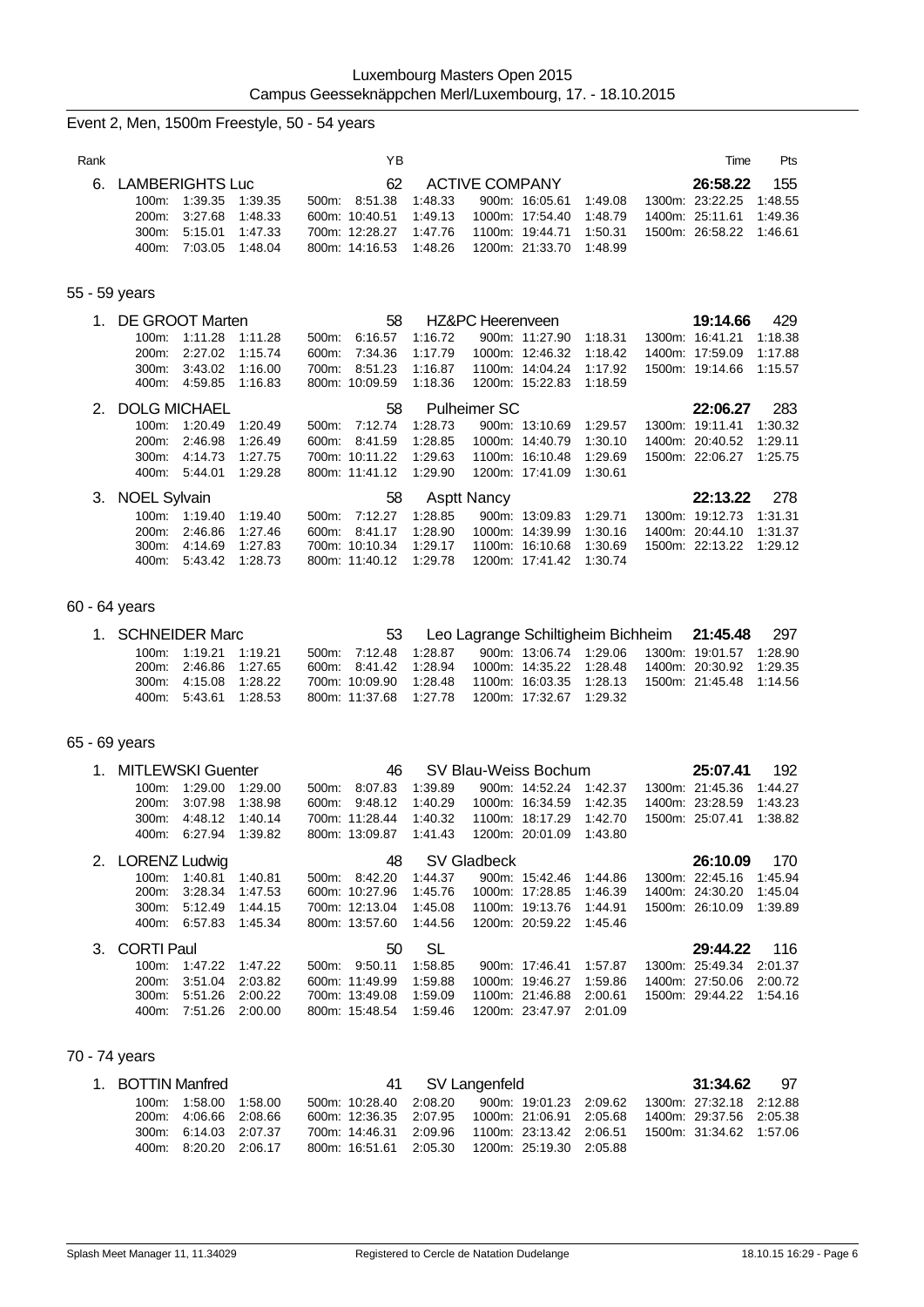Luxembourg Masters Open 2015
Campus Geesseknäppchen Merl/Luxembourg, 17. - 18.10.2015

## Event 2, Men, 1500m Freestyle, 50 - 54 years

| Rank | Name | YB | Club | Time | Pts |
|---|---|---|---|---|---|
| 6. | LAMBERIGHTS Luc | 62 | ACTIVE COMPANY | **26:58.22** | 155 |

100m: 1:39.35 1:39.35 | 500m: 8:51.38 1:48.33 | 900m: 16:05.61 1:49.08 | 1300m: 23:22.25 1:48.55
200m: 3:27.68 1:48.33 | 600m: 10:40.51 1:49.13 | 1000m: 17:54.40 1:48.79 | 1400m: 25:11.61 1:49.36
300m: 5:15.01 1:47.33 | 700m: 12:28.27 1:47.76 | 1100m: 19:44.71 1:50.31 | 1500m: 26:58.22 1:46.61
400m: 7:03.05 1:48.04 | 800m: 14:16.53 1:48.26 | 1200m: 21:33.70 1:48.99

### 55 - 59 years

| Rank | Name | YB | Club | Time | Pts |
|---|---|---|---|---|---|
| 1. | DE GROOT Marten | 58 | HZ&PC Heerenveen | **19:14.66** | 429 |

100m: 1:11.28 1:11.28 | 500m: 6:16.57 1:16.72 | 900m: 11:27.90 1:18.31 | 1300m: 16:41.21 1:18.38
200m: 2:27.02 1:15.74 | 600m: 7:34.36 1:17.79 | 1000m: 12:46.32 1:18.42 | 1400m: 17:59.09 1:17.88
300m: 3:43.02 1:16.00 | 700m: 8:51.23 1:16.87 | 1100m: 14:04.24 1:17.92 | 1500m: 19:14.66 1:15.57
400m: 4:59.85 1:16.83 | 800m: 10:09.59 1:18.36 | 1200m: 15:22.83 1:18.59

| Rank | Name | YB | Club | Time | Pts |
|---|---|---|---|---|---|
| 2. | DOLG MICHAEL | 58 | Pulheimer SC | **22:06.27** | 283 |

100m: 1:20.49 1:20.49 | 500m: 7:12.74 1:28.73 | 900m: 13:10.69 1:29.57 | 1300m: 19:11.41 1:30.32
200m: 2:46.98 1:26.49 | 600m: 8:41.59 1:28.85 | 1000m: 14:40.79 1:30.10 | 1400m: 20:40.52 1:29.11
300m: 4:14.73 1:27.75 | 700m: 10:11.22 1:29.63 | 1100m: 16:10.48 1:29.69 | 1500m: 22:06.27 1:25.75
400m: 5:44.01 1:29.28 | 800m: 11:41.12 1:29.90 | 1200m: 17:41.09 1:30.61

| Rank | Name | YB | Club | Time | Pts |
|---|---|---|---|---|---|
| 3. | NOEL Sylvain | 58 | Asptt Nancy | **22:13.22** | 278 |

100m: 1:19.40 1:19.40 | 500m: 7:12.27 1:28.85 | 900m: 13:09.83 1:29.71 | 1300m: 19:12.73 1:31.31
200m: 2:46.86 1:27.46 | 600m: 8:41.17 1:28.90 | 1000m: 14:39.99 1:30.16 | 1400m: 20:44.10 1:31.37
300m: 4:14.69 1:27.83 | 700m: 10:10.34 1:29.17 | 1100m: 16:10.68 1:30.69 | 1500m: 22:13.22 1:29.12
400m: 5:43.42 1:28.73 | 800m: 11:40.12 1:29.78 | 1200m: 17:41.42 1:30.74

### 60 - 64 years

| Rank | Name | YB | Club | Time | Pts |
|---|---|---|---|---|---|
| 1. | SCHNEIDER Marc | 53 | Leo Lagrange Schiltigheim Bichheim | **21:45.48** | 297 |

100m: 1:19.21 1:19.21 | 500m: 7:12.48 1:28.87 | 900m: 13:06.74 1:29.06 | 1300m: 19:01.57 1:28.90
200m: 2:46.86 1:27.65 | 600m: 8:41.42 1:28.94 | 1000m: 14:35.22 1:28.48 | 1400m: 20:30.92 1:29.35
300m: 4:15.08 1:28.22 | 700m: 10:09.90 1:28.48 | 1100m: 16:03.35 1:28.13 | 1500m: 21:45.48 1:14.56
400m: 5:43.61 1:28.53 | 800m: 11:37.68 1:27.78 | 1200m: 17:32.67 1:29.32

### 65 - 69 years

| Rank | Name | YB | Club | Time | Pts |
|---|---|---|---|---|---|
| 1. | MITLEWSKI Guenter | 46 | SV Blau-Weiss Bochum | **25:07.41** | 192 |

100m: 1:29.00 1:29.00 | 500m: 8:07.83 1:39.89 | 900m: 14:52.24 1:42.37 | 1300m: 21:45.36 1:44.27
200m: 3:07.98 1:38.98 | 600m: 9:48.12 1:40.29 | 1000m: 16:34.59 1:42.35 | 1400m: 23:28.59 1:43.23
300m: 4:48.12 1:40.14 | 700m: 11:28.44 1:40.32 | 1100m: 18:17.29 1:42.70 | 1500m: 25:07.41 1:38.82
400m: 6:27.94 1:39.82 | 800m: 13:09.87 1:41.43 | 1200m: 20:01.09 1:43.80

| Rank | Name | YB | Club | Time | Pts |
|---|---|---|---|---|---|
| 2. | LORENZ Ludwig | 48 | SV Gladbeck | **26:10.09** | 170 |

100m: 1:40.81 1:40.81 | 500m: 8:42.20 1:44.37 | 900m: 15:42.46 1:44.86 | 1300m: 22:45.16 1:45.94
200m: 3:28.34 1:47.53 | 600m: 10:27.96 1:45.76 | 1000m: 17:28.85 1:46.39 | 1400m: 24:30.20 1:45.04
300m: 5:12.49 1:44.15 | 700m: 12:13.04 1:45.08 | 1100m: 19:13.76 1:44.91 | 1500m: 26:10.09 1:39.89
400m: 6:57.83 1:45.34 | 800m: 13:57.60 1:44.56 | 1200m: 20:59.22 1:45.46

| Rank | Name | YB | Club | Time | Pts |
|---|---|---|---|---|---|
| 3. | CORTI Paul | 50 | SL | **29:44.22** | 116 |

100m: 1:47.22 1:47.22 | 500m: 9:50.11 1:58.85 | 900m: 17:46.41 1:57.87 | 1300m: 25:49.34 2:01.37
200m: 3:51.04 2:03.82 | 600m: 11:49.99 1:59.88 | 1000m: 19:46.27 1:59.86 | 1400m: 27:50.06 2:00.72
300m: 5:51.26 2:00.22 | 700m: 13:49.08 1:59.09 | 1100m: 21:46.88 2:00.61 | 1500m: 29:44.22 1:54.16
400m: 7:51.26 2:00.00 | 800m: 15:48.54 1:59.46 | 1200m: 23:47.97 2:01.09

### 70 - 74 years

| Rank | Name | YB | Club | Time | Pts |
|---|---|---|---|---|---|
| 1. | BOTTIN Manfred | 41 | SV Langenfeld | **31:34.62** | 97 |

100m: 1:58.00 1:58.00 | 500m: 10:28.40 2:08.20 | 900m: 19:01.23 2:09.62 | 1300m: 27:32.18 2:12.88
200m: 4:06.66 2:08.66 | 600m: 12:36.35 2:07.95 | 1000m: 21:06.91 2:05.68 | 1400m: 29:37.56 2:05.38
300m: 6:14.03 2:07.37 | 700m: 14:46.31 2:09.96 | 1100m: 23:13.42 2:06.51 | 1500m: 31:34.62 1:57.06
400m: 8:20.20 2:06.17 | 800m: 16:51.61 2:05.30 | 1200m: 25:19.30 2:05.88

Splash Meet Manager 11, 11.34029 — Registered to Cercle de Natation Dudelange — 18.10.15 16:29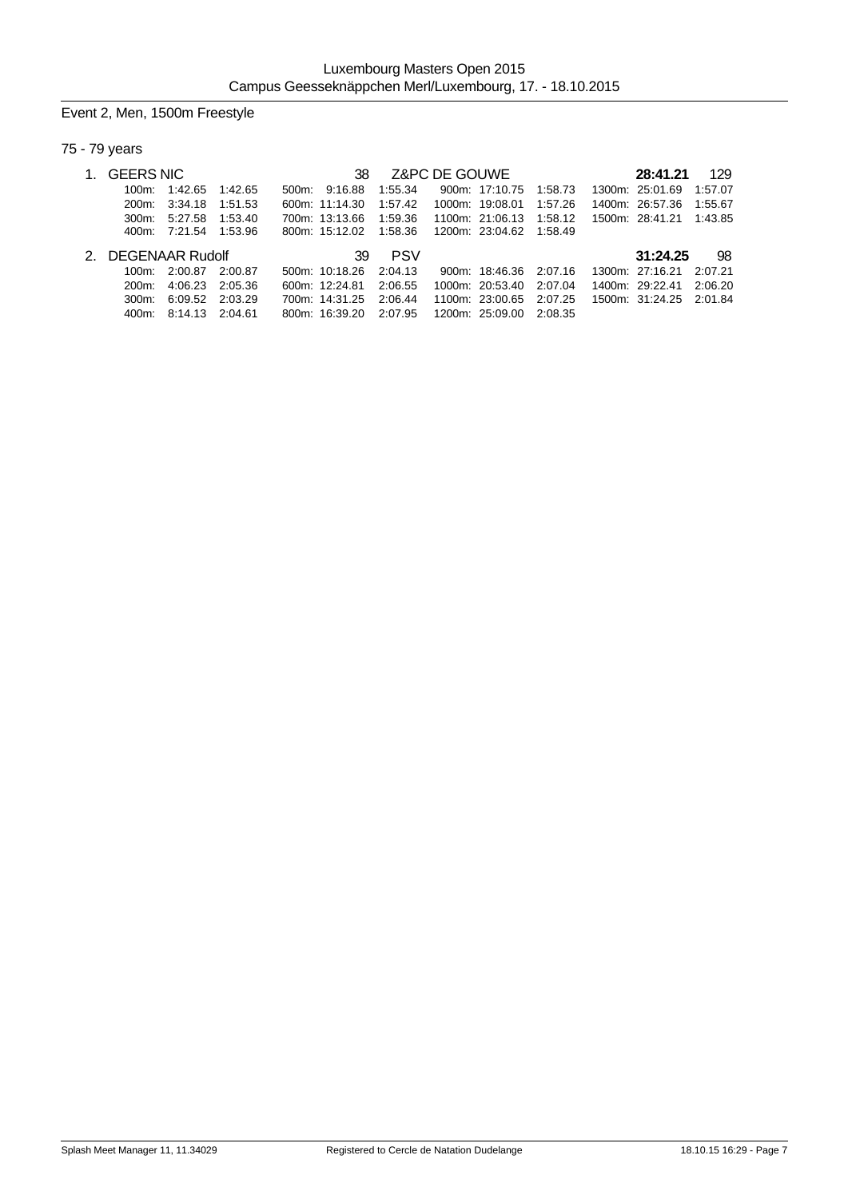Luxembourg Masters Open 2015
Campus Geesseknäppchen Merl/Luxembourg, 17. - 18.10.2015

## Event 2, Men, 1500m Freestyle

### 75 - 79 years

1. GEERS NIC — 38 — Z&PC DE GOUWE — **28:41.21** — 129

| Distance | Time | Split | Distance | Time | Split | Distance | Time | Split | Distance | Time | Split |
|---|---|---|---|---|---|---|---|---|---|---|---|
| 100m: | 1:42.65 | 1:42.65 | 500m: | 9:16.88 | 1:55.34 | 900m: | 17:10.75 | 1:58.73 | 1300m: | 25:01.69 | 1:57.07 |
| 200m: | 3:34.18 | 1:51.53 | 600m: | 11:14.30 | 1:57.42 | 1000m: | 19:08.01 | 1:57.26 | 1400m: | 26:57.36 | 1:55.67 |
| 300m: | 5:27.58 | 1:53.40 | 700m: | 13:13.66 | 1:59.36 | 1100m: | 21:06.13 | 1:58.12 | 1500m: | 28:41.21 | 1:43.85 |
| 400m: | 7:21.54 | 1:53.96 | 800m: | 15:12.02 | 1:58.36 | 1200m: | 23:04.62 | 1:58.49 | | | |

2. DEGENAAR Rudolf — 39 — PSV — **31:24.25** — 98

| Distance | Time | Split | Distance | Time | Split | Distance | Time | Split | Distance | Time | Split |
|---|---|---|---|---|---|---|---|---|---|---|---|
| 100m: | 2:00.87 | 2:00.87 | 500m: | 10:18.26 | 2:04.13 | 900m: | 18:46.36 | 2:07.16 | 1300m: | 27:16.21 | 2:07.21 |
| 200m: | 4:06.23 | 2:05.36 | 600m: | 12:24.81 | 2:06.55 | 1000m: | 20:53.40 | 2:07.04 | 1400m: | 29:22.41 | 2:06.20 |
| 300m: | 6:09.52 | 2:03.29 | 700m: | 14:31.25 | 2:06.44 | 1100m: | 23:00.65 | 2:07.25 | 1500m: | 31:24.25 | 2:01.84 |
| 400m: | 8:14.13 | 2:04.61 | 800m: | 16:39.20 | 2:07.95 | 1200m: | 25:09.00 | 2:08.35 | | | |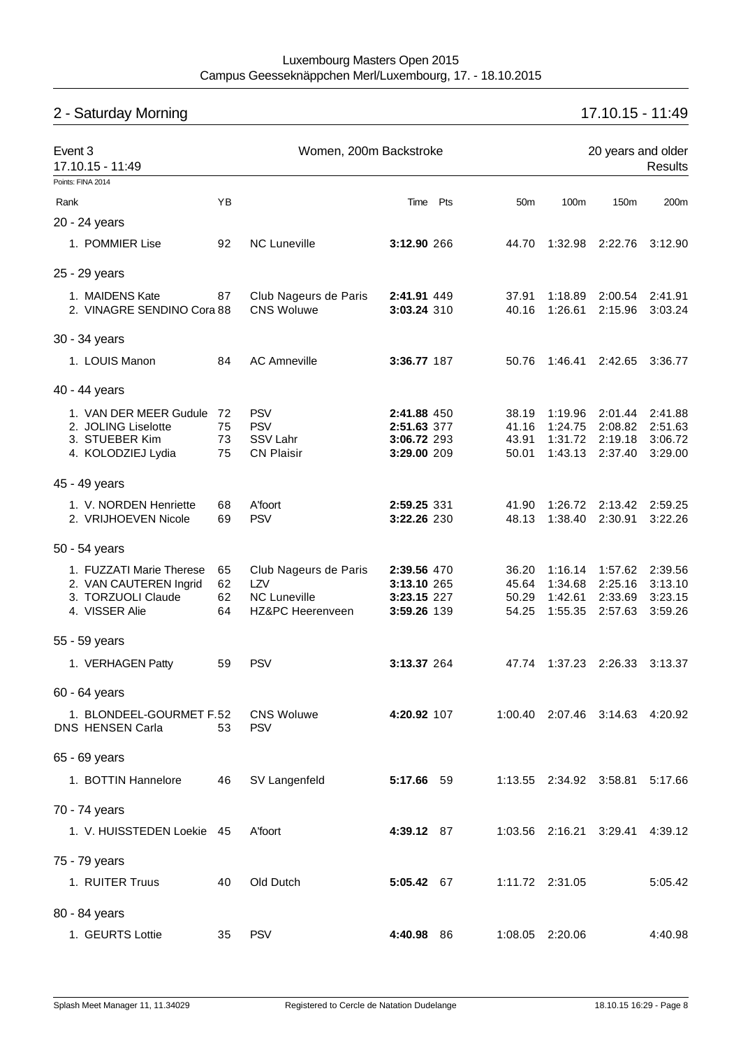Luxembourg Masters Open 2015
Campus Geesseknäppchen Merl/Luxembourg, 17. - 18.10.2015

## 2 - Saturday Morning 17.10.15 - 11:49

Event 3 — Women, 200m Backstroke — 20 years and older
17.10.15 - 11:49 — Results

Points: FINA 2014

| Rank | YB | | Time | Pts | 50m | 100m | 150m | 200m |
|---|---|---|---|---|---|---|---|---|
| **20 - 24 years** | | | | | | | | |
| 1. POMMIER Lise | 92 | NC Luneville | **3:12.90** | 266 | 44.70 | 1:32.98 | 2:22.76 | 3:12.90 |
| **25 - 29 years** | | | | | | | | |
| 1. MAIDENS Kate | 87 | Club Nageurs de Paris | **2:41.91** | 449 | 37.91 | 1:18.89 | 2:00.54 | 2:41.91 |
| 2. VINAGRE SENDINO Cora | 88 | CNS Woluwe | **3:03.24** | 310 | 40.16 | 1:26.61 | 2:15.96 | 3:03.24 |
| **30 - 34 years** | | | | | | | | |
| 1. LOUIS Manon | 84 | AC Amneville | **3:36.77** | 187 | 50.76 | 1:46.41 | 2:42.65 | 3:36.77 |
| **40 - 44 years** | | | | | | | | |
| 1. VAN DER MEER Gudule | 72 | PSV | **2:41.88** | 450 | 38.19 | 1:19.96 | 2:01.44 | 2:41.88 |
| 2. JOLING Liselotte | 75 | PSV | **2:51.63** | 377 | 41.16 | 1:24.75 | 2:08.82 | 2:51.63 |
| 3. STUEBER Kim | 73 | SSV Lahr | **3:06.72** | 293 | 43.91 | 1:31.72 | 2:19.18 | 3:06.72 |
| 4. KOLODZIEJ Lydia | 75 | CN Plaisir | **3:29.00** | 209 | 50.01 | 1:43.13 | 2:37.40 | 3:29.00 |
| **45 - 49 years** | | | | | | | | |
| 1. V. NORDEN Henriette | 68 | A'foort | **2:59.25** | 331 | 41.90 | 1:26.72 | 2:13.42 | 2:59.25 |
| 2. VRIJHOEVEN Nicole | 69 | PSV | **3:22.26** | 230 | 48.13 | 1:38.40 | 2:30.91 | 3:22.26 |
| **50 - 54 years** | | | | | | | | |
| 1. FUZZATI Marie Therese | 65 | Club Nageurs de Paris | **2:39.56** | 470 | 36.20 | 1:16.14 | 1:57.62 | 2:39.56 |
| 2. VAN CAUTEREN Ingrid | 62 | LZV | **3:13.10** | 265 | 45.64 | 1:34.68 | 2:25.16 | 3:13.10 |
| 3. TORZUOLI Claude | 62 | NC Luneville | **3:23.15** | 227 | 50.29 | 1:42.61 | 2:33.69 | 3:23.15 |
| 4. VISSER Alie | 64 | HZ&PC Heerenveen | **3:59.26** | 139 | 54.25 | 1:55.35 | 2:57.63 | 3:59.26 |
| **55 - 59 years** | | | | | | | | |
| 1. VERHAGEN Patty | 59 | PSV | **3:13.37** | 264 | 47.74 | 1:37.23 | 2:26.33 | 3:13.37 |
| **60 - 64 years** | | | | | | | | |
| 1. BLONDEEL-GOURMET F. | 52 | CNS Woluwe | **4:20.92** | 107 | 1:00.40 | 2:07.46 | 3:14.63 | 4:20.92 |
| DNS HENSEN Carla | 53 | PSV | | | | | | |
| **65 - 69 years** | | | | | | | | |
| 1. BOTTIN Hannelore | 46 | SV Langenfeld | **5:17.66** | 59 | 1:13.55 | 2:34.92 | 3:58.81 | 5:17.66 |
| **70 - 74 years** | | | | | | | | |
| 1. V. HUISSTEDEN Loekie | 45 | A'foort | **4:39.12** | 87 | 1:03.56 | 2:16.21 | 3:29.41 | 4:39.12 |
| **75 - 79 years** | | | | | | | | |
| 1. RUITER Truus | 40 | Old Dutch | **5:05.42** | 67 | 1:11.72 | 2:31.05 | | 5:05.42 |
| **80 - 84 years** | | | | | | | | |
| 1. GEURTS Lottie | 35 | PSV | **4:40.98** | 86 | 1:08.05 | 2:20.06 | | 4:40.98 |

Splash Meet Manager 11, 11.34029 — Registered to Cercle de Natation Dudelange — 18.10.15 16:29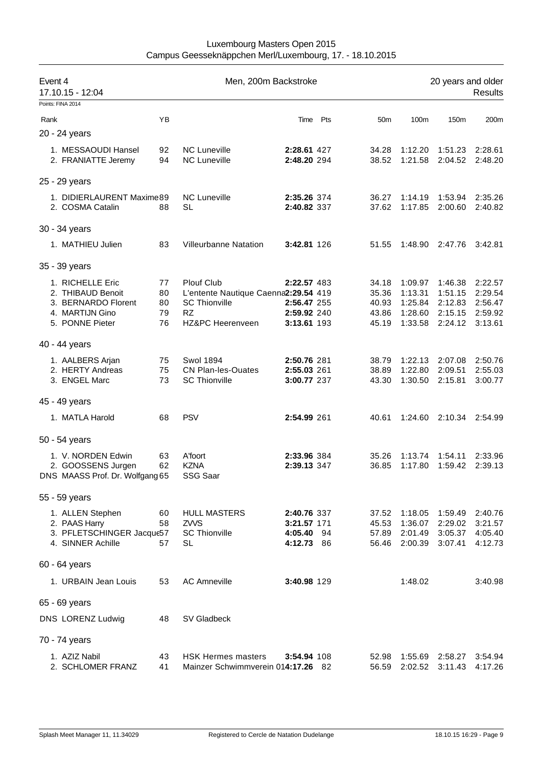Luxembourg Masters Open 2015
Campus Geesseknäppchen Merl/Luxembourg, 17. - 18.10.2015

Event 4 — Men, 200m Backstroke — 20 years and older
17.10.15 - 12:04 — Results

Points: FINA 2014

| Rank | YB | | Time | Pts | 50m | 100m | 150m | 200m |
|---|---|---|---|---|---|---|---|---|
| **20 - 24 years** | | | | | | | | |
| 1. MESSAOUDI Hansel | 92 | NC Luneville | **2:28.61** | 427 | 34.28 | 1:12.20 | 1:51.23 | 2:28.61 |
| 2. FRANIATTE Jeremy | 94 | NC Luneville | **2:48.20** | 294 | 38.52 | 1:21.58 | 2:04.52 | 2:48.20 |
| **25 - 29 years** | | | | | | | | |
| 1. DIDIERLAURENT Maxime | 89 | NC Luneville | **2:35.26** | 374 | 36.27 | 1:14.19 | 1:53.94 | 2:35.26 |
| 2. COSMA Catalin | 88 | SL | **2:40.82** | 337 | 37.62 | 1:17.85 | 2:00.60 | 2:40.82 |
| **30 - 34 years** | | | | | | | | |
| 1. MATHIEU Julien | 83 | Villeurbanne Natation | **3:42.81** | 126 | 51.55 | 1:48.90 | 2:47.76 | 3:42.81 |
| **35 - 39 years** | | | | | | | | |
| 1. RICHELLE Eric | 77 | Plouf Club | **2:22.57** | 483 | 34.18 | 1:09.97 | 1:46.38 | 2:22.57 |
| 2. THIBAUD Benoit | 80 | L'entente Nautique Caenna | **2:29.54** | 419 | 35.36 | 1:13.31 | 1:51.15 | 2:29.54 |
| 3. BERNARDO Florent | 80 | SC Thionville | **2:56.47** | 255 | 40.93 | 1:25.84 | 2:12.83 | 2:56.47 |
| 4. MARTIJN Gino | 79 | RZ | **2:59.92** | 240 | 43.86 | 1:28.60 | 2:15.15 | 2:59.92 |
| 5. PONNE Pieter | 76 | HZ&PC Heerenveen | **3:13.61** | 193 | 45.19 | 1:33.58 | 2:24.12 | 3:13.61 |
| **40 - 44 years** | | | | | | | | |
| 1. AALBERS Arjan | 75 | Swol 1894 | **2:50.76** | 281 | 38.79 | 1:22.13 | 2:07.08 | 2:50.76 |
| 2. HERTY Andreas | 75 | CN Plan-les-Ouates | **2:55.03** | 261 | 38.89 | 1:22.80 | 2:09.51 | 2:55.03 |
| 3. ENGEL Marc | 73 | SC Thionville | **3:00.77** | 237 | 43.30 | 1:30.50 | 2:15.81 | 3:00.77 |
| **45 - 49 years** | | | | | | | | |
| 1. MATLA Harold | 68 | PSV | **2:54.99** | 261 | 40.61 | 1:24.60 | 2:10.34 | 2:54.99 |
| **50 - 54 years** | | | | | | | | |
| 1. V. NORDEN Edwin | 63 | A'foort | **2:33.96** | 384 | 35.26 | 1:13.74 | 1:54.11 | 2:33.96 |
| 2. GOOSSENS Jurgen | 62 | KZNA | **2:39.13** | 347 | 36.85 | 1:17.80 | 1:59.42 | 2:39.13 |
| DNS MAASS Prof. Dr. Wolfgang | 65 | SSG Saar | | | | | | |
| **55 - 59 years** | | | | | | | | |
| 1. ALLEN Stephen | 60 | HULL MASTERS | **2:40.76** | 337 | 37.52 | 1:18.05 | 1:59.49 | 2:40.76 |
| 2. PAAS Harry | 58 | ZVVS | **3:21.57** | 171 | 45.53 | 1:36.07 | 2:29.02 | 3:21.57 |
| 3. PFLETSCHINGER Jacque | 57 | SC Thionville | **4:05.40** | 94 | 57.89 | 2:01.49 | 3:05.37 | 4:05.40 |
| 4. SINNER Achille | 57 | SL | **4:12.73** | 86 | 56.46 | 2:00.39 | 3:07.41 | 4:12.73 |
| **60 - 64 years** | | | | | | | | |
| 1. URBAIN Jean Louis | 53 | AC Amneville | **3:40.98** | 129 | | 1:48.02 | | 3:40.98 |
| **65 - 69 years** | | | | | | | | |
| DNS LORENZ Ludwig | 48 | SV Gladbeck | | | | | | |
| **70 - 74 years** | | | | | | | | |
| 1. AZIZ Nabil | 43 | HSK Hermes masters | **3:54.94** | 108 | 52.98 | 1:55.69 | 2:58.27 | 3:54.94 |
| 2. SCHLOMER FRANZ | 41 | Mainzer Schwimmverein 01 | **4:17.26** | 82 | 56.59 | 2:02.52 | 3:11.43 | 4:17.26 |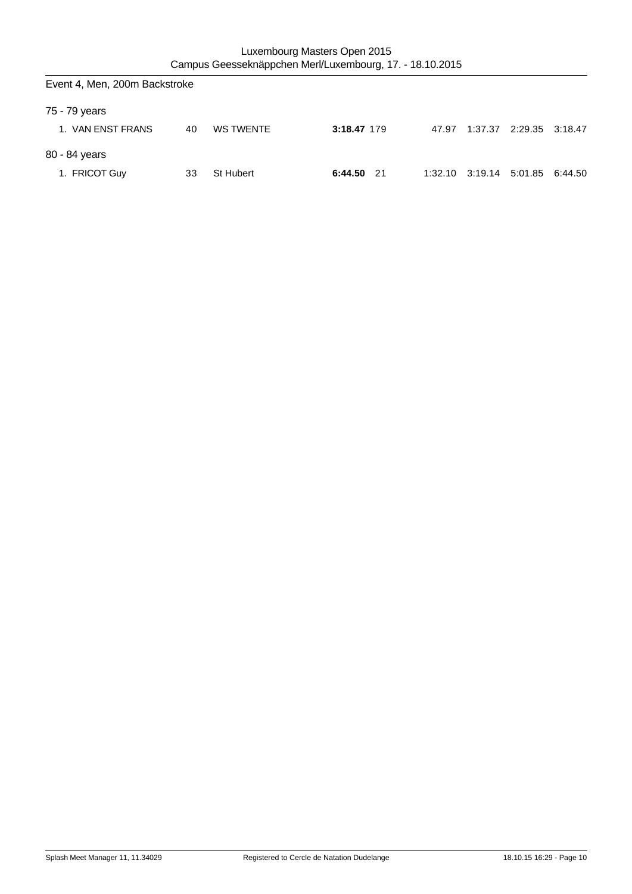## Event 4, Men, 200m Backstroke

### 75 - 79 years

| Place | Name | YoB | Club | Time | Points | 50m | 100m | 150m | 200m |
|---|---|---|---|---|---|---|---|---|---|
| 1. | VAN ENST FRANS | 40 | WS TWENTE | **3:18.47** | 179 | 47.97 | 1:37.37 | 2:29.35 | 3:18.47 |

### 80 - 84 years

| Place | Name | YoB | Club | Time | Points | 50m | 100m | 150m | 200m |
|---|---|---|---|---|---|---|---|---|---|
| 1. | FRICOT Guy | 33 | St Hubert | **6:44.50** | 21 | 1:32.10 | 3:19.14 | 5:01.85 | 6:44.50 |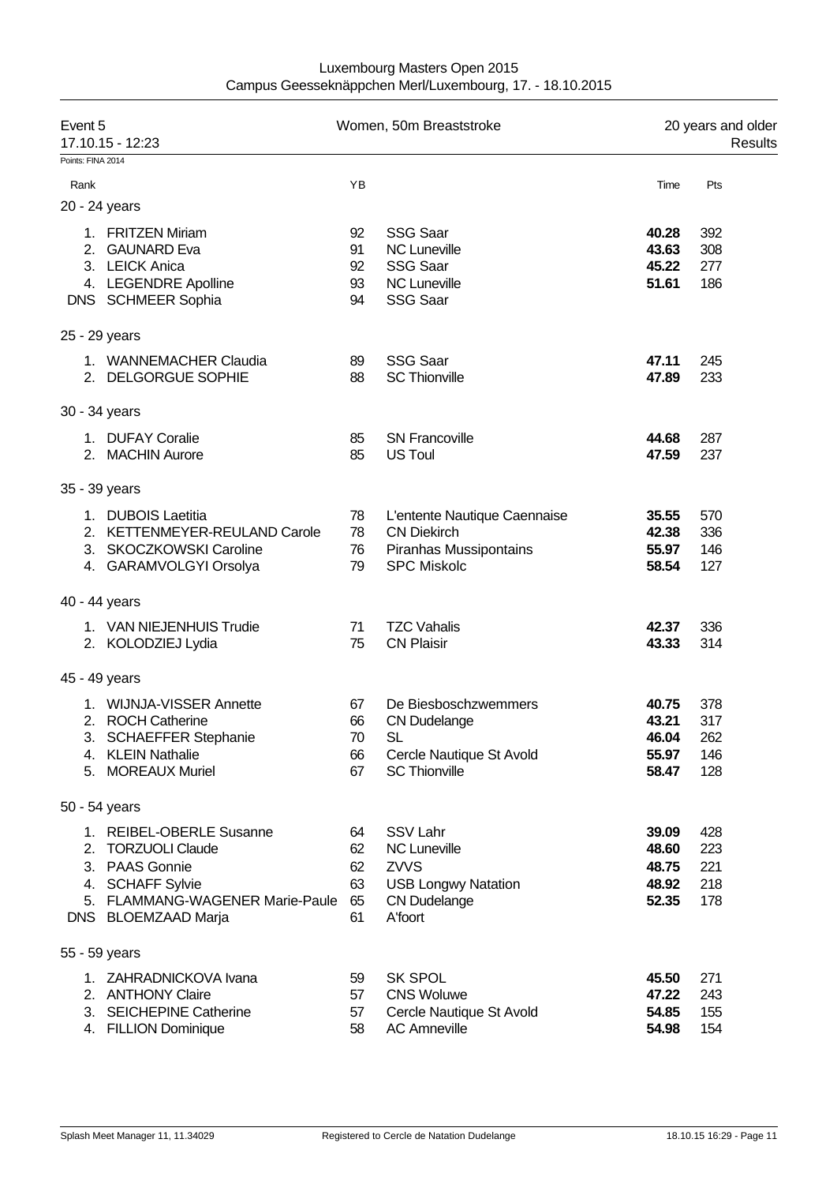Luxembourg Masters Open 2015
Campus Geesseknäppchen Merl/Luxembourg, 17. - 18.10.2015

| Event 5 | Women, 50m Breaststroke | 20 years and older |
|---|---|---|
| 17.10.15 - 12:23 | | Results |

Points: FINA 2014

| Rank | | YB | | Time | Pts |
|---|---|---|---|---|---|
| **20 - 24 years** | | | | | |
| 1. | FRITZEN Miriam | 92 | SSG Saar | **40.28** | 392 |
| 2. | GAUNARD Eva | 91 | NC Luneville | **43.63** | 308 |
| 3. | LEICK Anica | 92 | SSG Saar | **45.22** | 277 |
| 4. | LEGENDRE Apolline | 93 | NC Luneville | **51.61** | 186 |
| DNS | SCHMEER Sophia | 94 | SSG Saar | | |
| **25 - 29 years** | | | | | |
| 1. | WANNEMACHER Claudia | 89 | SSG Saar | **47.11** | 245 |
| 2. | DELGORGUE SOPHIE | 88 | SC Thionville | **47.89** | 233 |
| **30 - 34 years** | | | | | |
| 1. | DUFAY Coralie | 85 | SN Francoville | **44.68** | 287 |
| 2. | MACHIN Aurore | 85 | US Toul | **47.59** | 237 |
| **35 - 39 years** | | | | | |
| 1. | DUBOIS Laetitia | 78 | L'entente Nautique Caennaise | **35.55** | 570 |
| 2. | KETTENMEYER-REULAND Carole | 78 | CN Diekirch | **42.38** | 336 |
| 3. | SKOCZKOWSKI Caroline | 76 | Piranhas Mussipontains | **55.97** | 146 |
| 4. | GARAMVOLGYI Orsolya | 79 | SPC Miskolc | **58.54** | 127 |
| **40 - 44 years** | | | | | |
| 1. | VAN NIEJENHUIS Trudie | 71 | TZC Vahalis | **42.37** | 336 |
| 2. | KOLODZIEJ Lydia | 75 | CN Plaisir | **43.33** | 314 |
| **45 - 49 years** | | | | | |
| 1. | WIJNJA-VISSER Annette | 67 | De Biesboschzwemmers | **40.75** | 378 |
| 2. | ROCH Catherine | 66 | CN Dudelange | **43.21** | 317 |
| 3. | SCHAEFFER Stephanie | 70 | SL | **46.04** | 262 |
| 4. | KLEIN Nathalie | 66 | Cercle Nautique St Avold | **55.97** | 146 |
| 5. | MOREAUX Muriel | 67 | SC Thionville | **58.47** | 128 |
| **50 - 54 years** | | | | | |
| 1. | REIBEL-OBERLE Susanne | 64 | SSV Lahr | **39.09** | 428 |
| 2. | TORZUOLI Claude | 62 | NC Luneville | **48.60** | 223 |
| 3. | PAAS Gonnie | 62 | ZVVS | **48.75** | 221 |
| 4. | SCHAFF Sylvie | 63 | USB Longwy Natation | **48.92** | 218 |
| 5. | FLAMMANG-WAGENER Marie-Paule | 65 | CN Dudelange | **52.35** | 178 |
| DNS | BLOEMZAAD Marja | 61 | A'foort | | |
| **55 - 59 years** | | | | | |
| 1. | ZAHRADNICKOVA Ivana | 59 | SK SPOL | **45.50** | 271 |
| 2. | ANTHONY Claire | 57 | CNS Woluwe | **47.22** | 243 |
| 3. | SEICHEPINE Catherine | 57 | Cercle Nautique St Avold | **54.85** | 155 |
| 4. | FILLION Dominique | 58 | AC Amneville | **54.98** | 154 |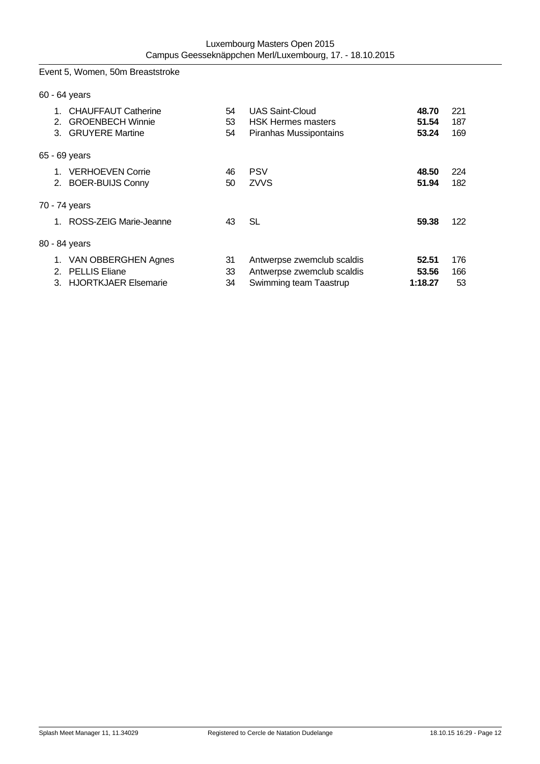Event 5, Women, 50m Breaststroke

60 - 64 years

| | Name | YoB | Club | Time | Points |
|---|---|---|---|---|---|
| 1. | CHAUFFAUT Catherine | 54 | UAS Saint-Cloud | **48.70** | 221 |
| 2. | GROENBECH Winnie | 53 | HSK Hermes masters | **51.54** | 187 |
| 3. | GRUYERE Martine | 54 | Piranhas Mussipontains | **53.24** | 169 |

65 - 69 years

| | Name | YoB | Club | Time | Points |
|---|---|---|---|---|---|
| 1. | VERHOEVEN Corrie | 46 | PSV | **48.50** | 224 |
| 2. | BOER-BUIJS Conny | 50 | ZVVS | **51.94** | 182 |

70 - 74 years

| | Name | YoB | Club | Time | Points |
|---|---|---|---|---|---|
| 1. | ROSS-ZEIG Marie-Jeanne | 43 | SL | **59.38** | 122 |

80 - 84 years

| | Name | YoB | Club | Time | Points |
|---|---|---|---|---|---|
| 1. | VAN OBBERGHEN Agnes | 31 | Antwerpse zwemclub scaldis | **52.51** | 176 |
| 2. | PELLIS Eliane | 33 | Antwerpse zwemclub scaldis | **53.56** | 166 |
| 3. | HJORTKJAER Elsemarie | 34 | Swimming team Taastrup | **1:18.27** | 53 |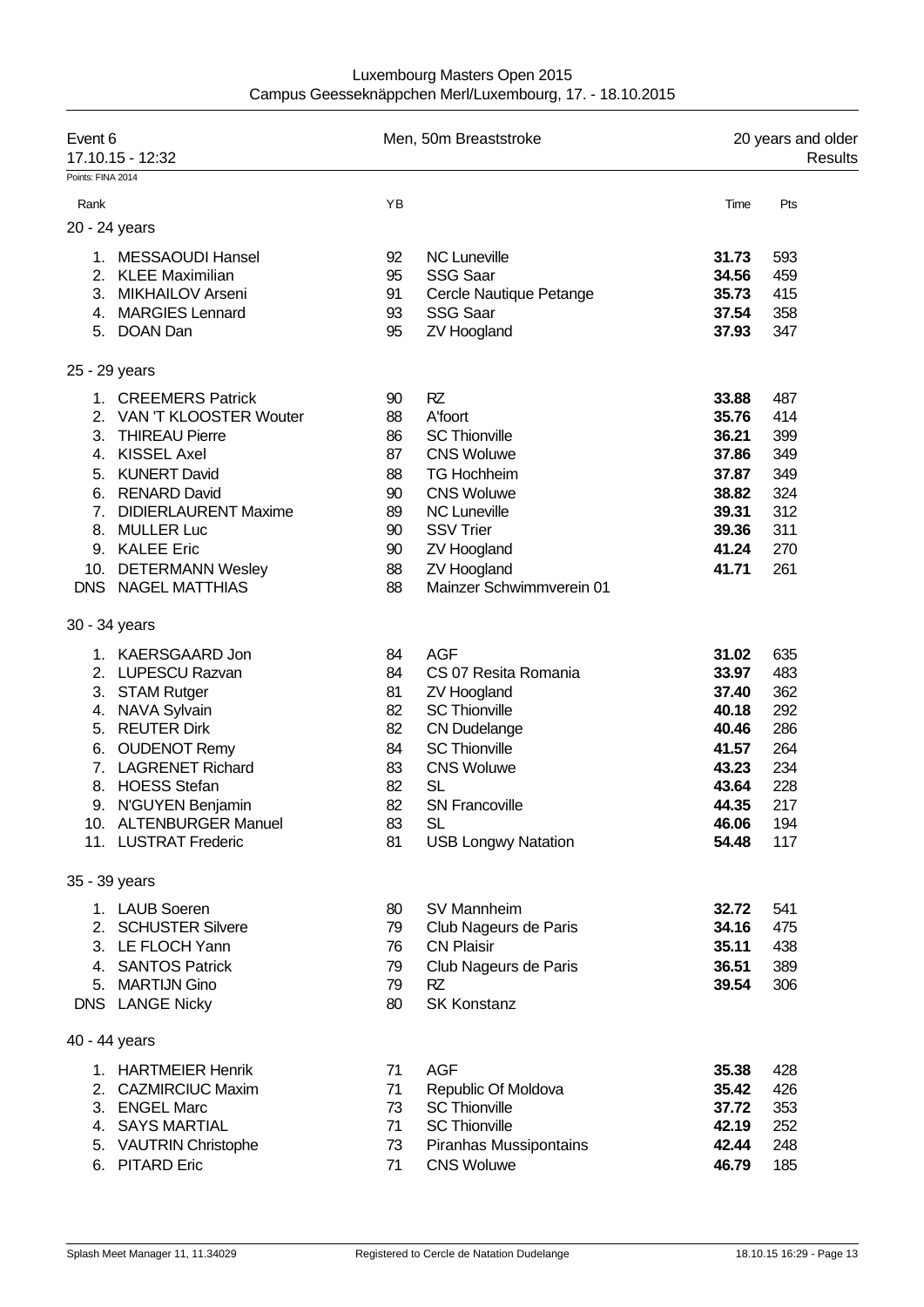Luxembourg Masters Open 2015
Campus Geesseknäppchen Merl/Luxembourg, 17. - 18.10.2015

Event 6 — Men, 50m Breaststroke — 20 years and older
17.10.15 - 12:32 — Results

Points: FINA 2014

| Rank | | YB | | Time | Pts |
|---|---|---|---|---|---|
| **20 - 24 years** | | | | | |
| 1. | MESSAOUDI Hansel | 92 | NC Luneville | **31.73** | 593 |
| 2. | KLEE Maximilian | 95 | SSG Saar | **34.56** | 459 |
| 3. | MIKHAILOV Arseni | 91 | Cercle Nautique Petange | **35.73** | 415 |
| 4. | MARGIES Lennard | 93 | SSG Saar | **37.54** | 358 |
| 5. | DOAN Dan | 95 | ZV Hoogland | **37.93** | 347 |
| **25 - 29 years** | | | | | |
| 1. | CREEMERS Patrick | 90 | RZ | **33.88** | 487 |
| 2. | VAN 'T KLOOSTER Wouter | 88 | A'foort | **35.76** | 414 |
| 3. | THIREAU Pierre | 86 | SC Thionville | **36.21** | 399 |
| 4. | KISSEL Axel | 87 | CNS Woluwe | **37.86** | 349 |
| 5. | KUNERT David | 88 | TG Hochheim | **37.87** | 349 |
| 6. | RENARD David | 90 | CNS Woluwe | **38.82** | 324 |
| 7. | DIDIERLAURENT Maxime | 89 | NC Luneville | **39.31** | 312 |
| 8. | MULLER Luc | 90 | SSV Trier | **39.36** | 311 |
| 9. | KALEE Eric | 90 | ZV Hoogland | **41.24** | 270 |
| 10. | DETERMANN Wesley | 88 | ZV Hoogland | **41.71** | 261 |
| DNS | NAGEL MATTHIAS | 88 | Mainzer Schwimmverein 01 | | |
| **30 - 34 years** | | | | | |
| 1. | KAERSGAARD Jon | 84 | AGF | **31.02** | 635 |
| 2. | LUPESCU Razvan | 84 | CS 07 Resita Romania | **33.97** | 483 |
| 3. | STAM Rutger | 81 | ZV Hoogland | **37.40** | 362 |
| 4. | NAVA Sylvain | 82 | SC Thionville | **40.18** | 292 |
| 5. | REUTER Dirk | 82 | CN Dudelange | **40.46** | 286 |
| 6. | OUDENOT Remy | 84 | SC Thionville | **41.57** | 264 |
| 7. | LAGRENET Richard | 83 | CNS Woluwe | **43.23** | 234 |
| 8. | HOESS Stefan | 82 | SL | **43.64** | 228 |
| 9. | N'GUYEN Benjamin | 82 | SN Francoville | **44.35** | 217 |
| 10. | ALTENBURGER Manuel | 83 | SL | **46.06** | 194 |
| 11. | LUSTRAT Frederic | 81 | USB Longwy Natation | **54.48** | 117 |
| **35 - 39 years** | | | | | |
| 1. | LAUB Soeren | 80 | SV Mannheim | **32.72** | 541 |
| 2. | SCHUSTER Silvere | 79 | Club Nageurs de Paris | **34.16** | 475 |
| 3. | LE FLOCH Yann | 76 | CN Plaisir | **35.11** | 438 |
| 4. | SANTOS Patrick | 79 | Club Nageurs de Paris | **36.51** | 389 |
| 5. | MARTIJN Gino | 79 | RZ | **39.54** | 306 |
| DNS | LANGE Nicky | 80 | SK Konstanz | | |
| **40 - 44 years** | | | | | |
| 1. | HARTMEIER Henrik | 71 | AGF | **35.38** | 428 |
| 2. | CAZMIRCIUC Maxim | 71 | Republic Of Moldova | **35.42** | 426 |
| 3. | ENGEL Marc | 73 | SC Thionville | **37.72** | 353 |
| 4. | SAYS MARTIAL | 71 | SC Thionville | **42.19** | 252 |
| 5. | VAUTRIN Christophe | 73 | Piranhas Mussipontains | **42.44** | 248 |
| 6. | PITARD Eric | 71 | CNS Woluwe | **46.79** | 185 |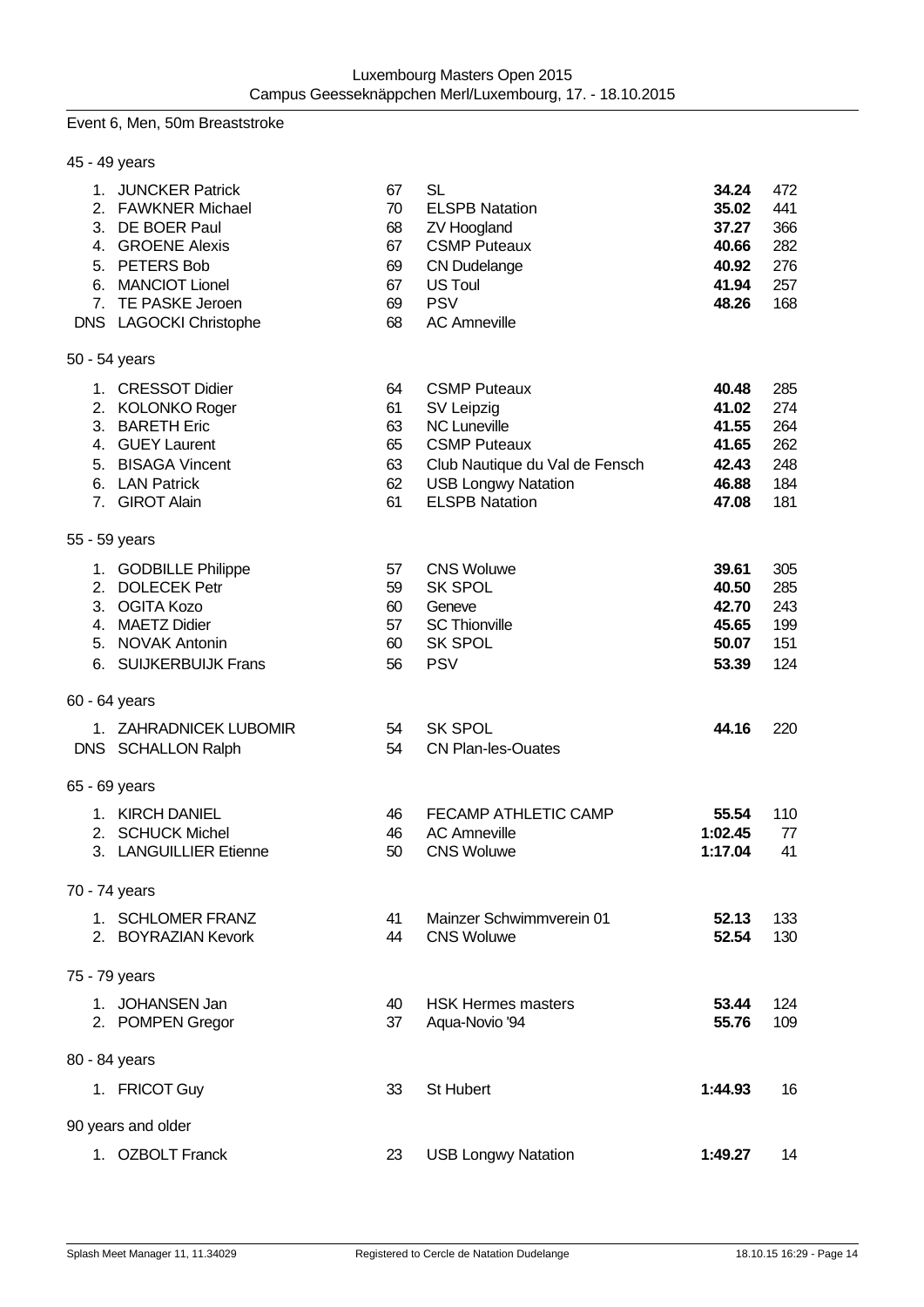Event 6, Men, 50m Breaststroke

45 - 49 years

| Place | Name | YoB | Club | Time | Points |
|---|---|---|---|---|---|
| 1. | JUNCKER Patrick | 67 | SL | **34.24** | 472 |
| 2. | FAWKNER Michael | 70 | ELSPB Natation | **35.02** | 441 |
| 3. | DE BOER Paul | 68 | ZV Hoogland | **37.27** | 366 |
| 4. | GROENE Alexis | 67 | CSMP Puteaux | **40.66** | 282 |
| 5. | PETERS Bob | 69 | CN Dudelange | **40.92** | 276 |
| 6. | MANCIOT Lionel | 67 | US Toul | **41.94** | 257 |
| 7. | TE PASKE Jeroen | 69 | PSV | **48.26** | 168 |
| DNS | LAGOCKI Christophe | 68 | AC Amneville | | |

50 - 54 years

| Place | Name | YoB | Club | Time | Points |
|---|---|---|---|---|---|
| 1. | CRESSOT Didier | 64 | CSMP Puteaux | **40.48** | 285 |
| 2. | KOLONKO Roger | 61 | SV Leipzig | **41.02** | 274 |
| 3. | BARETH Eric | 63 | NC Luneville | **41.55** | 264 |
| 4. | GUEY Laurent | 65 | CSMP Puteaux | **41.65** | 262 |
| 5. | BISAGA Vincent | 63 | Club Nautique du Val de Fensch | **42.43** | 248 |
| 6. | LAN Patrick | 62 | USB Longwy Natation | **46.88** | 184 |
| 7. | GIROT Alain | 61 | ELSPB Natation | **47.08** | 181 |

55 - 59 years

| Place | Name | YoB | Club | Time | Points |
|---|---|---|---|---|---|
| 1. | GODBILLE Philippe | 57 | CNS Woluwe | **39.61** | 305 |
| 2. | DOLECEK Petr | 59 | SK SPOL | **40.50** | 285 |
| 3. | OGITA Kozo | 60 | Geneve | **42.70** | 243 |
| 4. | MAETZ Didier | 57 | SC Thionville | **45.65** | 199 |
| 5. | NOVAK Antonin | 60 | SK SPOL | **50.07** | 151 |
| 6. | SUIJKERBUIJK Frans | 56 | PSV | **53.39** | 124 |

60 - 64 years

| Place | Name | YoB | Club | Time | Points |
|---|---|---|---|---|---|
| 1. | ZAHRADNICEK LUBOMIR | 54 | SK SPOL | **44.16** | 220 |
| DNS | SCHALLON Ralph | 54 | CN Plan-les-Ouates | | |

65 - 69 years

| Place | Name | YoB | Club | Time | Points |
|---|---|---|---|---|---|
| 1. | KIRCH DANIEL | 46 | FECAMP ATHLETIC CAMP | **55.54** | 110 |
| 2. | SCHUCK Michel | 46 | AC Amneville | **1:02.45** | 77 |
| 3. | LANGUILLIER Etienne | 50 | CNS Woluwe | **1:17.04** | 41 |

70 - 74 years

| Place | Name | YoB | Club | Time | Points |
|---|---|---|---|---|---|
| 1. | SCHLOMER FRANZ | 41 | Mainzer Schwimmverein 01 | **52.13** | 133 |
| 2. | BOYRAZIAN Kevork | 44 | CNS Woluwe | **52.54** | 130 |

75 - 79 years

| Place | Name | YoB | Club | Time | Points |
|---|---|---|---|---|---|
| 1. | JOHANSEN Jan | 40 | HSK Hermes masters | **53.44** | 124 |
| 2. | POMPEN Gregor | 37 | Aqua-Novio '94 | **55.76** | 109 |

80 - 84 years

| Place | Name | YoB | Club | Time | Points |
|---|---|---|---|---|---|
| 1. | FRICOT Guy | 33 | St Hubert | **1:44.93** | 16 |

90 years and older

| Place | Name | YoB | Club | Time | Points |
|---|---|---|---|---|---|
| 1. | OZBOLT Franck | 23 | USB Longwy Natation | **1:49.27** | 14 |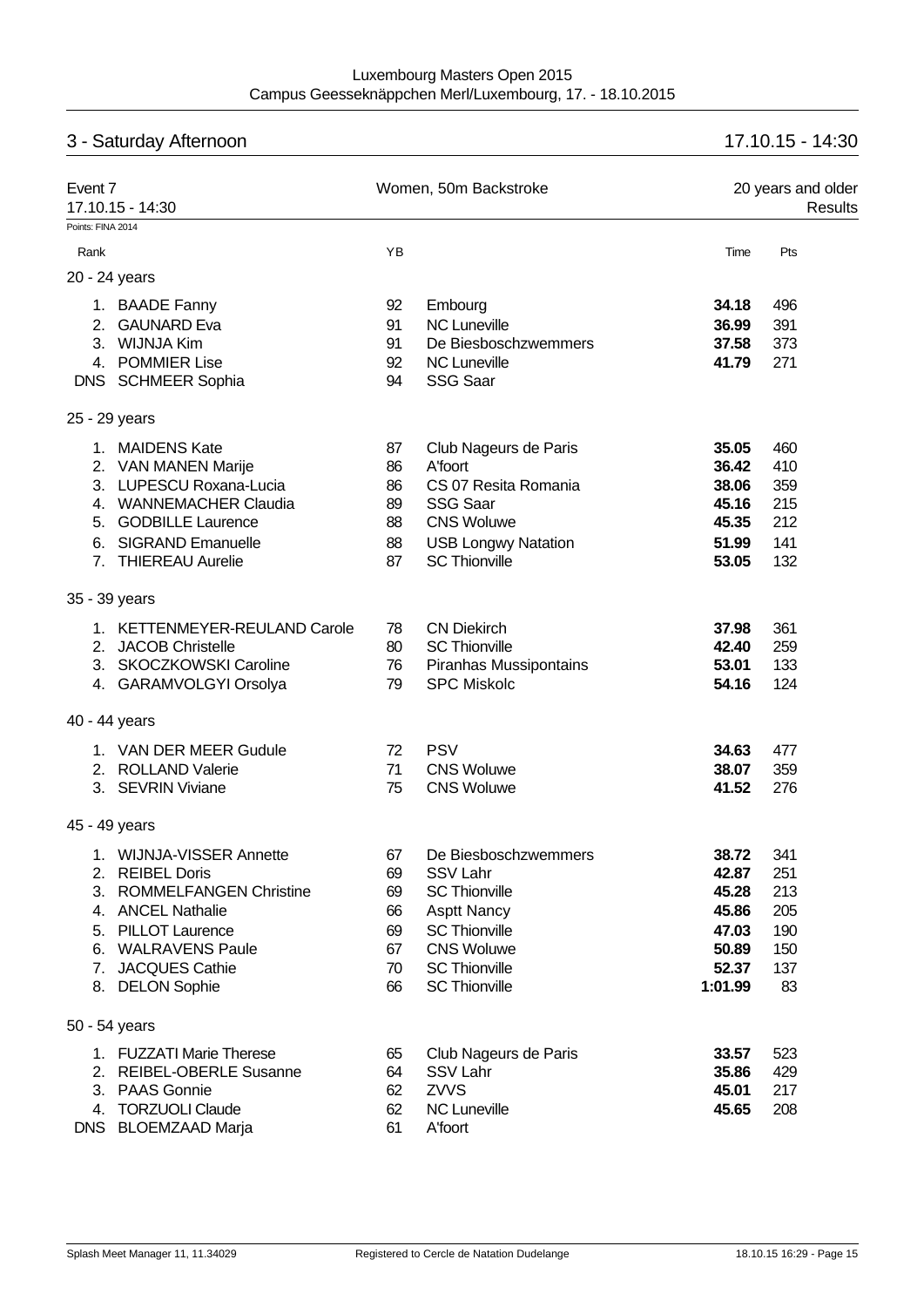## 3 - Saturday Afternoon

17.10.15 - 14:30

**Event 7** — Women, 50m Backstroke — 20 years and older
17.10.15 - 14:30 — Results

Points: FINA 2014

| Rank | | YB | | Time | Pts |
|---|---|---|---|---|---|
| **20 - 24 years** | | | | | |
| 1. | BAADE Fanny | 92 | Embourg | **34.18** | 496 |
| 2. | GAUNARD Eva | 91 | NC Luneville | **36.99** | 391 |
| 3. | WIJNJA Kim | 91 | De Biesboschzwemmers | **37.58** | 373 |
| 4. | POMMIER Lise | 92 | NC Luneville | **41.79** | 271 |
| DNS | SCHMEER Sophia | 94 | SSG Saar | | |
| **25 - 29 years** | | | | | |
| 1. | MAIDENS Kate | 87 | Club Nageurs de Paris | **35.05** | 460 |
| 2. | VAN MANEN Marije | 86 | A'foort | **36.42** | 410 |
| 3. | LUPESCU Roxana-Lucia | 86 | CS 07 Resita Romania | **38.06** | 359 |
| 4. | WANNEMACHER Claudia | 89 | SSG Saar | **45.16** | 215 |
| 5. | GODBILLE Laurence | 88 | CNS Woluwe | **45.35** | 212 |
| 6. | SIGRAND Emanuelle | 88 | USB Longwy Natation | **51.99** | 141 |
| 7. | THIEREAU Aurelie | 87 | SC Thionville | **53.05** | 132 |
| **35 - 39 years** | | | | | |
| 1. | KETTENMEYER-REULAND Carole | 78 | CN Diekirch | **37.98** | 361 |
| 2. | JACOB Christelle | 80 | SC Thionville | **42.40** | 259 |
| 3. | SKOCZKOWSKI Caroline | 76 | Piranhas Mussipontains | **53.01** | 133 |
| 4. | GARAMVOLGYI Orsolya | 79 | SPC Miskolc | **54.16** | 124 |
| **40 - 44 years** | | | | | |
| 1. | VAN DER MEER Gudule | 72 | PSV | **34.63** | 477 |
| 2. | ROLLAND Valerie | 71 | CNS Woluwe | **38.07** | 359 |
| 3. | SEVRIN Viviane | 75 | CNS Woluwe | **41.52** | 276 |
| **45 - 49 years** | | | | | |
| 1. | WIJNJA-VISSER Annette | 67 | De Biesboschzwemmers | **38.72** | 341 |
| 2. | REIBEL Doris | 69 | SSV Lahr | **42.87** | 251 |
| 3. | ROMMELFANGEN Christine | 69 | SC Thionville | **45.28** | 213 |
| 4. | ANCEL Nathalie | 66 | Asptt Nancy | **45.86** | 205 |
| 5. | PILLOT Laurence | 69 | SC Thionville | **47.03** | 190 |
| 6. | WALRAVENS Paule | 67 | CNS Woluwe | **50.89** | 150 |
| 7. | JACQUES Cathie | 70 | SC Thionville | **52.37** | 137 |
| 8. | DELON Sophie | 66 | SC Thionville | **1:01.99** | 83 |
| **50 - 54 years** | | | | | |
| 1. | FUZZATI Marie Therese | 65 | Club Nageurs de Paris | **33.57** | 523 |
| 2. | REIBEL-OBERLE Susanne | 64 | SSV Lahr | **35.86** | 429 |
| 3. | PAAS Gonnie | 62 | ZVVS | **45.01** | 217 |
| 4. | TORZUOLI Claude | 62 | NC Luneville | **45.65** | 208 |
| DNS | BLOEMZAAD Marja | 61 | A'foort | | |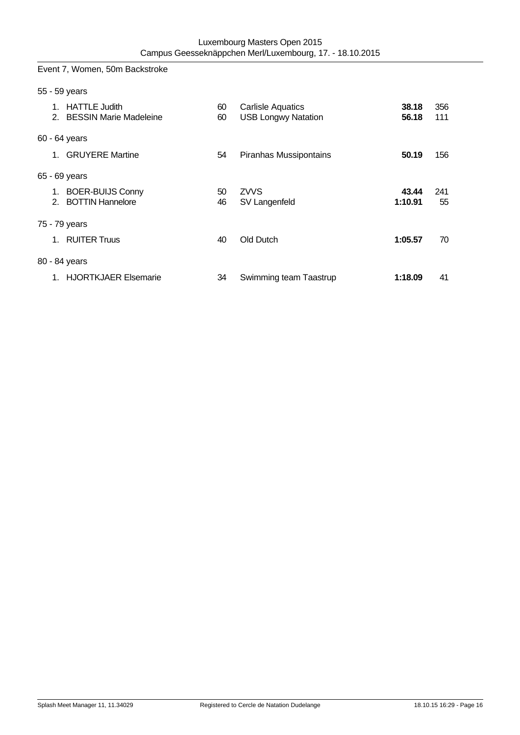## Event 7, Women, 50m Backstroke

### 55 - 59 years

| | Name | YB | Club | Time | Points |
|---|---|---|---|---|---|
| 1. | HATTLE Judith | 60 | Carlisle Aquatics | **38.18** | 356 |
| 2. | BESSIN Marie Madeleine | 60 | USB Longwy Natation | **56.18** | 111 |

### 60 - 64 years

| | Name | YB | Club | Time | Points |
|---|---|---|---|---|---|
| 1. | GRUYERE Martine | 54 | Piranhas Mussipontains | **50.19** | 156 |

### 65 - 69 years

| | Name | YB | Club | Time | Points |
|---|---|---|---|---|---|
| 1. | BOER-BUIJS Conny | 50 | ZVVS | **43.44** | 241 |
| 2. | BOTTIN Hannelore | 46 | SV Langenfeld | **1:10.91** | 55 |

### 75 - 79 years

| | Name | YB | Club | Time | Points |
|---|---|---|---|---|---|
| 1. | RUITER Truus | 40 | Old Dutch | **1:05.57** | 70 |

### 80 - 84 years

| | Name | YB | Club | Time | Points |
|---|---|---|---|---|---|
| 1. | HJORTKJAER Elsemarie | 34 | Swimming team Taastrup | **1:18.09** | 41 |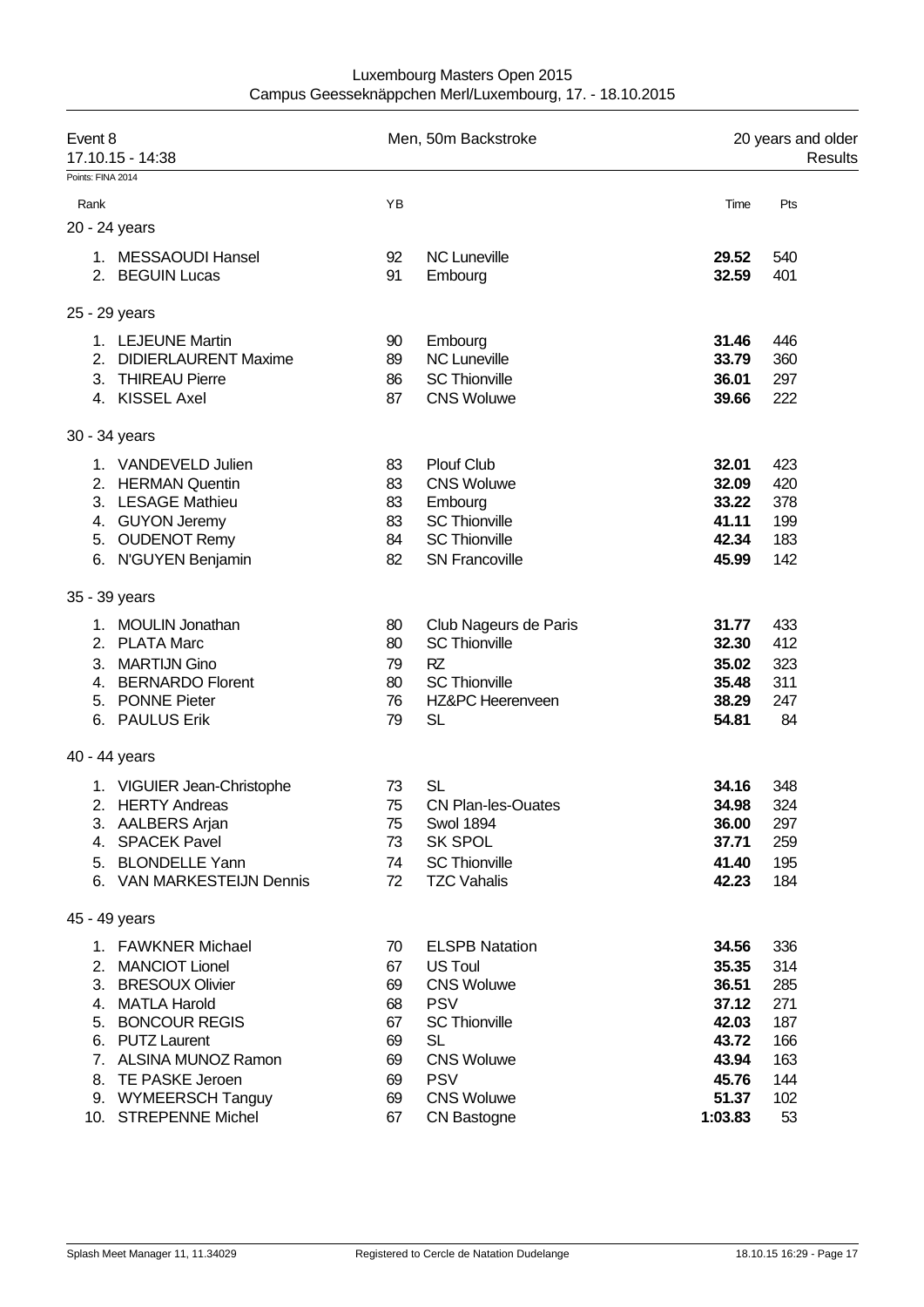Luxembourg Masters Open 2015
Campus Geesseknäppchen Merl/Luxembourg, 17. - 18.10.2015

Event 8 — Men, 50m Backstroke — 20 years and older
17.10.15 - 14:38 — Results

Points: FINA 2014

| Rank | | YB | | Time | Pts |
|---|---|---|---|---|---|
| **20 - 24 years** | | | | | |
| 1. | MESSAOUDI Hansel | 92 | NC Luneville | **29.52** | 540 |
| 2. | BEGUIN Lucas | 91 | Embourg | **32.59** | 401 |
| **25 - 29 years** | | | | | |
| 1. | LEJEUNE Martin | 90 | Embourg | **31.46** | 446 |
| 2. | DIDIERLAURENT Maxime | 89 | NC Luneville | **33.79** | 360 |
| 3. | THIREAU Pierre | 86 | SC Thionville | **36.01** | 297 |
| 4. | KISSEL Axel | 87 | CNS Woluwe | **39.66** | 222 |
| **30 - 34 years** | | | | | |
| 1. | VANDEVELD Julien | 83 | Plouf Club | **32.01** | 423 |
| 2. | HERMAN Quentin | 83 | CNS Woluwe | **32.09** | 420 |
| 3. | LESAGE Mathieu | 83 | Embourg | **33.22** | 378 |
| 4. | GUYON Jeremy | 83 | SC Thionville | **41.11** | 199 |
| 5. | OUDENOT Remy | 84 | SC Thionville | **42.34** | 183 |
| 6. | N'GUYEN Benjamin | 82 | SN Francoville | **45.99** | 142 |
| **35 - 39 years** | | | | | |
| 1. | MOULIN Jonathan | 80 | Club Nageurs de Paris | **31.77** | 433 |
| 2. | PLATA Marc | 80 | SC Thionville | **32.30** | 412 |
| 3. | MARTIJN Gino | 79 | RZ | **35.02** | 323 |
| 4. | BERNARDO Florent | 80 | SC Thionville | **35.48** | 311 |
| 5. | PONNE Pieter | 76 | HZ&PC Heerenveen | **38.29** | 247 |
| 6. | PAULUS Erik | 79 | SL | **54.81** | 84 |
| **40 - 44 years** | | | | | |
| 1. | VIGUIER Jean-Christophe | 73 | SL | **34.16** | 348 |
| 2. | HERTY Andreas | 75 | CN Plan-les-Ouates | **34.98** | 324 |
| 3. | AALBERS Arjan | 75 | Swol 1894 | **36.00** | 297 |
| 4. | SPACEK Pavel | 73 | SK SPOL | **37.71** | 259 |
| 5. | BLONDELLE Yann | 74 | SC Thionville | **41.40** | 195 |
| 6. | VAN MARKESTEIJN Dennis | 72 | TZC Vahalis | **42.23** | 184 |
| **45 - 49 years** | | | | | |
| 1. | FAWKNER Michael | 70 | ELSPB Natation | **34.56** | 336 |
| 2. | MANCIOT Lionel | 67 | US Toul | **35.35** | 314 |
| 3. | BRESOUX Olivier | 69 | CNS Woluwe | **36.51** | 285 |
| 4. | MATLA Harold | 68 | PSV | **37.12** | 271 |
| 5. | BONCOUR REGIS | 67 | SC Thionville | **42.03** | 187 |
| 6. | PUTZ Laurent | 69 | SL | **43.72** | 166 |
| 7. | ALSINA MUNOZ Ramon | 69 | CNS Woluwe | **43.94** | 163 |
| 8. | TE PASKE Jeroen | 69 | PSV | **45.76** | 144 |
| 9. | WYMEERSCH Tanguy | 69 | CNS Woluwe | **51.37** | 102 |
| 10. | STREPENNE Michel | 67 | CN Bastogne | **1:03.83** | 53 |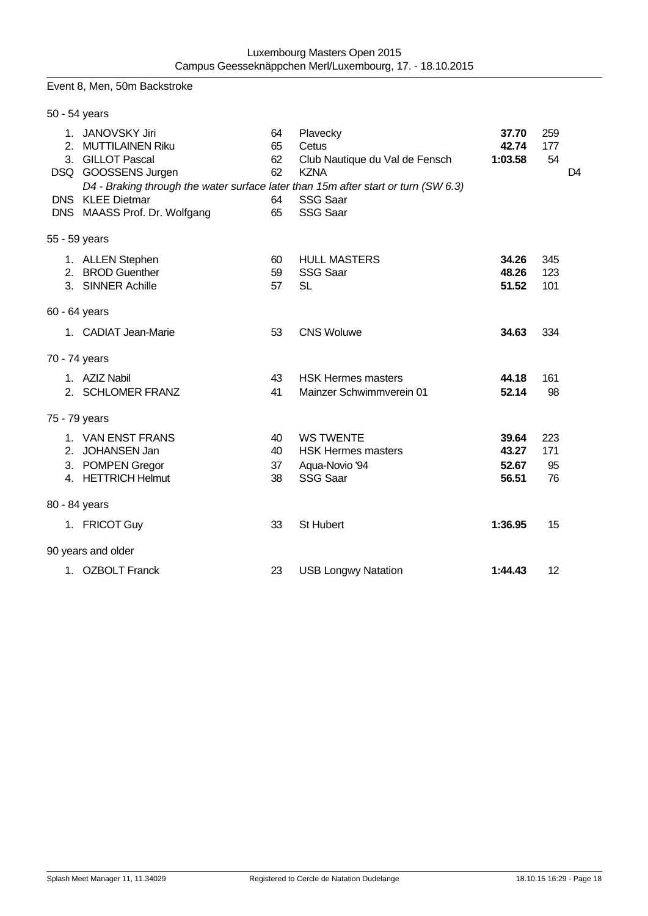Luxembourg Masters Open 2015
Campus Geesseknäppchen Merl/Luxembourg, 17. - 18.10.2015

Event 8, Men, 50m Backstroke

### 50 - 54 years

| Place | Name | YoB | Club | Time | Points | |
|---|---|---|---|---|---|---|
| 1. | JANOVSKY Jiri | 64 | Plavecky | **37.70** | 259 | |
| 2. | MUTTILAINEN Riku | 65 | Cetus | **42.74** | 177 | |
| 3. | GILLOT Pascal | 62 | Club Nautique du Val de Fensch | **1:03.58** | 54 | |
| DSQ | GOOSSENS Jurgen | 62 | KZNA | | | D4 |
| | *D4 - Braking through the water surface later than 15m after start or turn (SW 6.3)* | | | | | |
| DNS | KLEE Dietmar | 64 | SSG Saar | | | |
| DNS | MAASS Prof. Dr. Wolfgang | 65 | SSG Saar | | | |

### 55 - 59 years

| Place | Name | YoB | Club | Time | Points |
|---|---|---|---|---|---|
| 1. | ALLEN Stephen | 60 | HULL MASTERS | **34.26** | 345 |
| 2. | BROD Guenther | 59 | SSG Saar | **48.26** | 123 |
| 3. | SINNER Achille | 57 | SL | **51.52** | 101 |

### 60 - 64 years

| Place | Name | YoB | Club | Time | Points |
|---|---|---|---|---|---|
| 1. | CADIAT Jean-Marie | 53 | CNS Woluwe | **34.63** | 334 |

### 70 - 74 years

| Place | Name | YoB | Club | Time | Points |
|---|---|---|---|---|---|
| 1. | AZIZ Nabil | 43 | HSK Hermes masters | **44.18** | 161 |
| 2. | SCHLOMER FRANZ | 41 | Mainzer Schwimmverein 01 | **52.14** | 98 |

### 75 - 79 years

| Place | Name | YoB | Club | Time | Points |
|---|---|---|---|---|---|
| 1. | VAN ENST FRANS | 40 | WS TWENTE | **39.64** | 223 |
| 2. | JOHANSEN Jan | 40 | HSK Hermes masters | **43.27** | 171 |
| 3. | POMPEN Gregor | 37 | Aqua-Novio '94 | **52.67** | 95 |
| 4. | HETTRICH Helmut | 38 | SSG Saar | **56.51** | 76 |

### 80 - 84 years

| Place | Name | YoB | Club | Time | Points |
|---|---|---|---|---|---|
| 1. | FRICOT Guy | 33 | St Hubert | **1:36.95** | 15 |

### 90 years and older

| Place | Name | YoB | Club | Time | Points |
|---|---|---|---|---|---|
| 1. | OZBOLT Franck | 23 | USB Longwy Natation | **1:44.43** | 12 |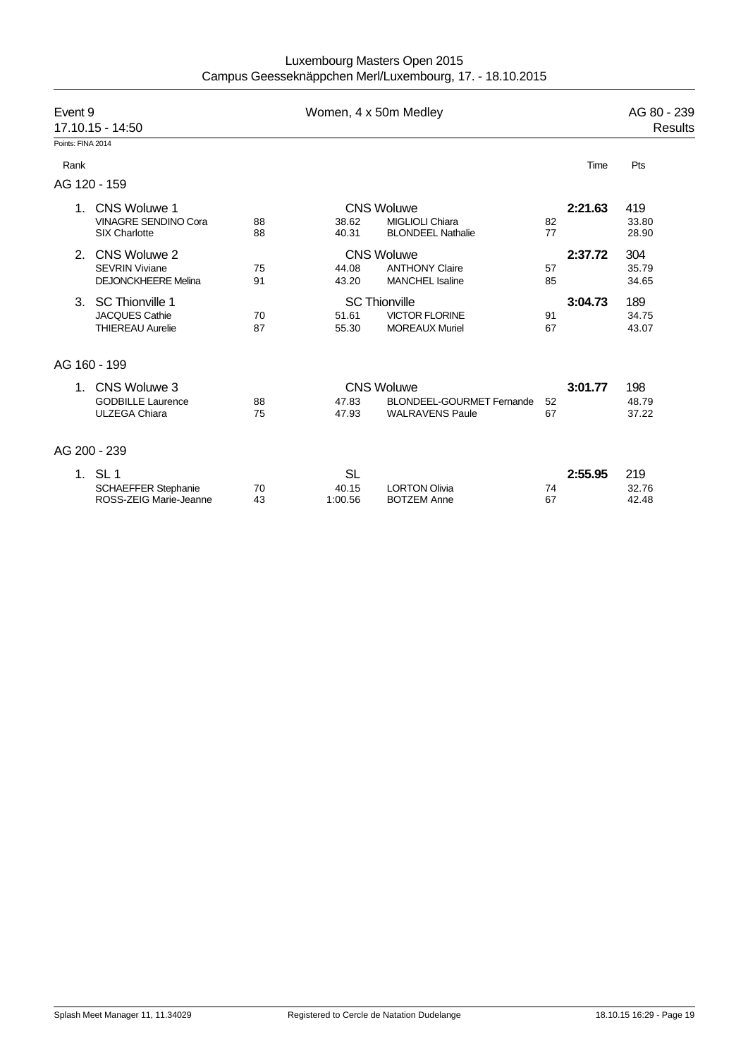Luxembourg Masters Open 2015
Campus Geesseknäppchen Merl/Luxembourg, 17. - 18.10.2015

**Event 9** — Women, 4 x 50m Medley — AG 80 - 239
17.10.15 - 14:50 — Results

Points: FINA 2014

### AG 120 - 159

| Rank | Team / Swimmer | YOB | Split | Swimmer | YOB | Time | Pts |
|---|---|---|---|---|---|---|---|
| 1. | CNS Woluwe 1 | | | CNS Woluwe | | **2:21.63** | 419 |
| | VINAGRE SENDINO Cora | 88 | 38.62 | MIGLIOLI Chiara | 82 | | 33.80 |
| | SIX Charlotte | 88 | 40.31 | BLONDEEL Nathalie | 77 | | 28.90 |
| 2. | CNS Woluwe 2 | | | CNS Woluwe | | **2:37.72** | 304 |
| | SEVRIN Viviane | 75 | 44.08 | ANTHONY Claire | 57 | | 35.79 |
| | DEJONCKHEERE Melina | 91 | 43.20 | MANCHEL Isaline | 85 | | 34.65 |
| 3. | SC Thionville 1 | | | SC Thionville | | **3:04.73** | 189 |
| | JACQUES Cathie | 70 | 51.61 | VICTOR FLORINE | 91 | | 34.75 |
| | THIEREAU Aurelie | 87 | 55.30 | MOREAUX Muriel | 67 | | 43.07 |

### AG 160 - 199

| Rank | Team / Swimmer | YOB | Split | Swimmer | YOB | Time | Pts |
|---|---|---|---|---|---|---|---|
| 1. | CNS Woluwe 3 | | | CNS Woluwe | | **3:01.77** | 198 |
| | GODBILLE Laurence | 88 | 47.83 | BLONDEEL-GOURMET Fernande | 52 | | 48.79 |
| | ULZEGA Chiara | 75 | 47.93 | WALRAVENS Paule | 67 | | 37.22 |

### AG 200 - 239

| Rank | Team / Swimmer | YOB | Split | Swimmer | YOB | Time | Pts |
|---|---|---|---|---|---|---|---|
| 1. | SL 1 | | | SL | | **2:55.95** | 219 |
| | SCHAEFFER Stephanie | 70 | 40.15 | LORTON Olivia | 74 | | 32.76 |
| | ROSS-ZEIG Marie-Jeanne | 43 | 1:00.56 | BOTZEM Anne | 67 | | 42.48 |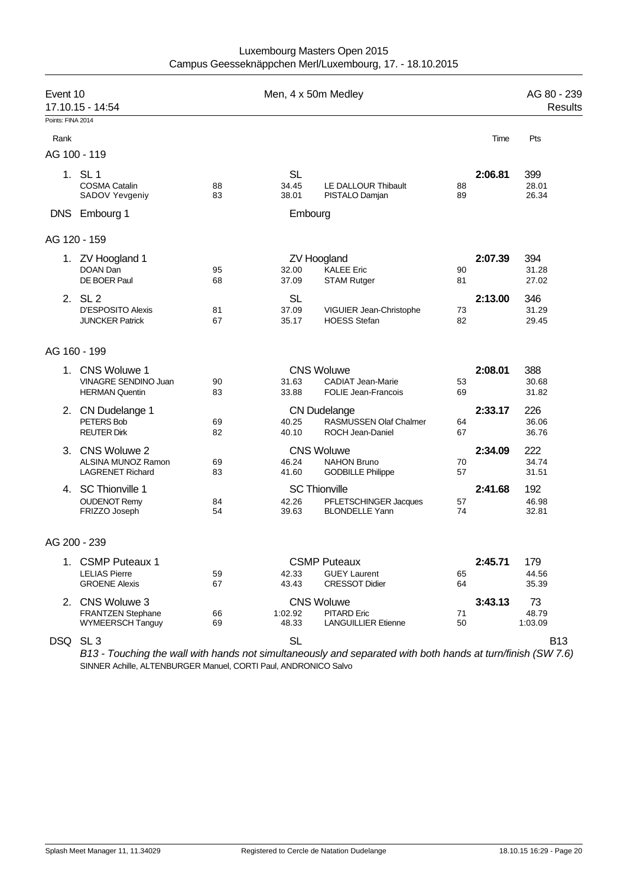Luxembourg Masters Open 2015
Campus Geesseknäppchen Merl/Luxembourg, 17. - 18.10.2015

## Event 10 — Men, 4 x 50m Medley — AG 80 - 239 — Results

17.10.15 - 14:54

Points: FINA 2014

| Rank | | | | | | Time | Pts |
|---|---|---|---|---|---|---|---|
| **AG 100 - 119** | | | | | | | |
| 1. | SL 1 | | SL | | | **2:06.81** | 399 |
| | COSMA Catalin | 88 | 34.45 | LE DALLOUR Thibault | 88 | | 28.01 |
| | SADOV Yevgeniy | 83 | 38.01 | PISTALO Damjan | 89 | | 26.34 |
| DNS | Embourg 1 | | Embourg | | | | |
| **AG 120 - 159** | | | | | | | |
| 1. | ZV Hoogland 1 | | ZV Hoogland | | | **2:07.39** | 394 |
| | DOAN Dan | 95 | 32.00 | KALEE Eric | 90 | | 31.28 |
| | DE BOER Paul | 68 | 37.09 | STAM Rutger | 81 | | 27.02 |
| 2. | SL 2 | | SL | | | **2:13.00** | 346 |
| | D'ESPOSITO Alexis | 81 | 37.09 | VIGUIER Jean-Christophe | 73 | | 31.29 |
| | JUNCKER Patrick | 67 | 35.17 | HOESS Stefan | 82 | | 29.45 |
| **AG 160 - 199** | | | | | | | |
| 1. | CNS Woluwe 1 | | CNS Woluwe | | | **2:08.01** | 388 |
| | VINAGRE SENDINO Juan | 90 | 31.63 | CADIAT Jean-Marie | 53 | | 30.68 |
| | HERMAN Quentin | 83 | 33.88 | FOLIE Jean-Francois | 69 | | 31.82 |
| 2. | CN Dudelange 1 | | CN Dudelange | | | **2:33.17** | 226 |
| | PETERS Bob | 69 | 40.25 | RASMUSSEN Olaf Chalmer | 64 | | 36.06 |
| | REUTER Dirk | 82 | 40.10 | ROCH Jean-Daniel | 67 | | 36.76 |
| 3. | CNS Woluwe 2 | | CNS Woluwe | | | **2:34.09** | 222 |
| | ALSINA MUNOZ Ramon | 69 | 46.24 | NAHON Bruno | 70 | | 34.74 |
| | LAGRENET Richard | 83 | 41.60 | GODBILLE Philippe | 57 | | 31.51 |
| 4. | SC Thionville 1 | | SC Thionville | | | **2:41.68** | 192 |
| | OUDENOT Remy | 84 | 42.26 | PFLETSCHINGER Jacques | 57 | | 46.98 |
| | FRIZZO Joseph | 54 | 39.63 | BLONDELLE Yann | 74 | | 32.81 |
| **AG 200 - 239** | | | | | | | |
| 1. | CSMP Puteaux 1 | | CSMP Puteaux | | | **2:45.71** | 179 |
| | LELIAS Pierre | 59 | 42.33 | GUEY Laurent | 65 | | 44.56 |
| | GROENE Alexis | 67 | 43.43 | CRESSOT Didier | 64 | | 35.39 |
| 2. | CNS Woluwe 3 | | CNS Woluwe | | | **3:43.13** | 73 |
| | FRANTZEN Stephane | 66 | 1:02.92 | PITARD Eric | 71 | | 48.79 |
| | WYMEERSCH Tanguy | 69 | 48.33 | LANGUILLIER Etienne | 50 | | 1:03.09 |
| DSQ | SL 3 | | SL | | | | B13 |

*B13 - Touching the wall with hands not simultaneously and separated with both hands at turn/finish (SW 7.6)*

SINNER Achille, ALTENBURGER Manuel, CORTI Paul, ANDRONICO Salvo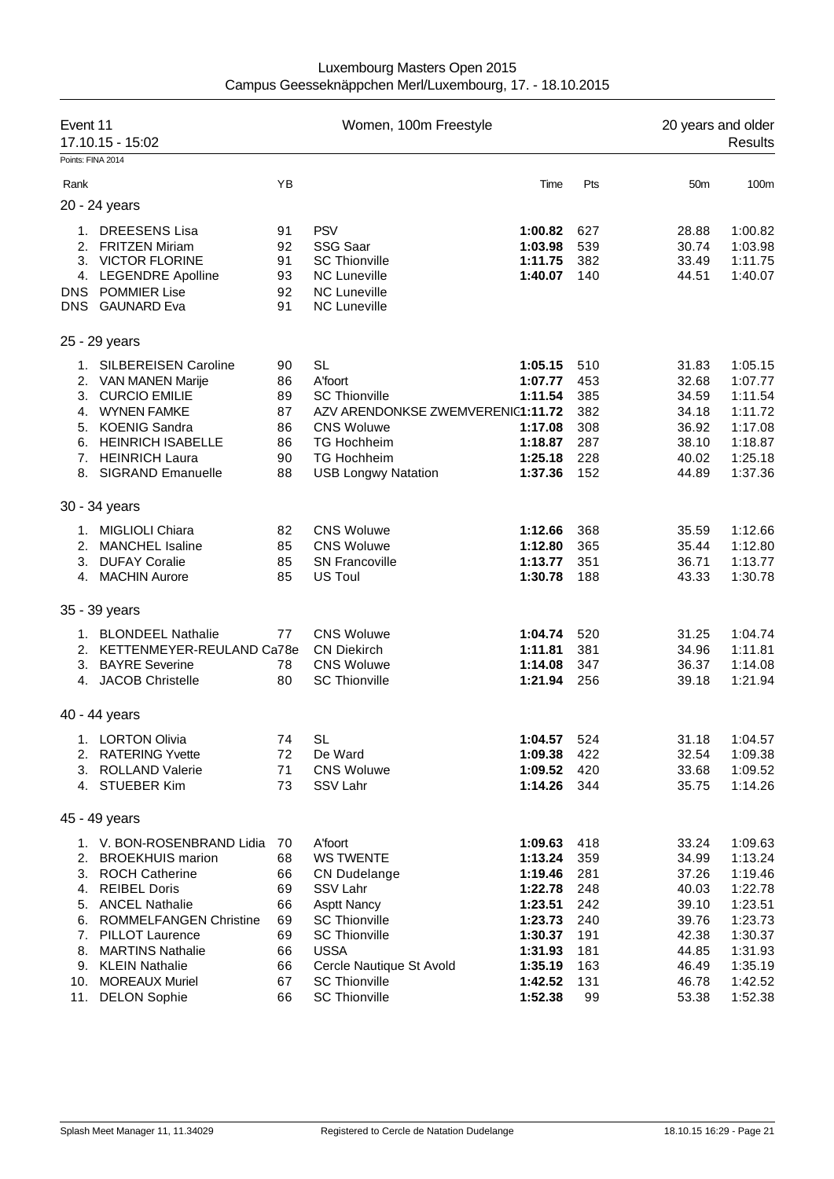Luxembourg Masters Open 2015
Campus Geesseknäppchen Merl/Luxembourg, 17. - 18.10.2015

| Event 11 | Women, 100m Freestyle | 20 years and older |
|---|---|---|
| 17.10.15 - 15:02 | | Results |

Points: FINA 2014

| Rank | | YB | | Time | Pts | 50m | 100m |
|---|---|---|---|---|---|---|---|
| **20 - 24 years** | | | | | | | |
| 1. | DREESENS Lisa | 91 | PSV | **1:00.82** | 627 | 28.88 | 1:00.82 |
| 2. | FRITZEN Miriam | 92 | SSG Saar | **1:03.98** | 539 | 30.74 | 1:03.98 |
| 3. | VICTOR FLORINE | 91 | SC Thionville | **1:11.75** | 382 | 33.49 | 1:11.75 |
| 4. | LEGENDRE Apolline | 93 | NC Luneville | **1:40.07** | 140 | 44.51 | 1:40.07 |
| DNS | POMMIER Lise | 92 | NC Luneville | | | | |
| DNS | GAUNARD Eva | 91 | NC Luneville | | | | |
| **25 - 29 years** | | | | | | | |
| 1. | SILBEREISEN Caroline | 90 | SL | **1:05.15** | 510 | 31.83 | 1:05.15 |
| 2. | VAN MANEN Marije | 86 | A'foort | **1:07.77** | 453 | 32.68 | 1:07.77 |
| 3. | CURCIO EMILIE | 89 | SC Thionville | **1:11.54** | 385 | 34.59 | 1:11.54 |
| 4. | WYNEN FAMKE | 87 | AZV ARENDONKSE ZWEMVERENIG | **1:11.72** | 382 | 34.18 | 1:11.72 |
| 5. | KOENIG Sandra | 86 | CNS Woluwe | **1:17.08** | 308 | 36.92 | 1:17.08 |
| 6. | HEINRICH ISABELLE | 86 | TG Hochheim | **1:18.87** | 287 | 38.10 | 1:18.87 |
| 7. | HEINRICH Laura | 90 | TG Hochheim | **1:25.18** | 228 | 40.02 | 1:25.18 |
| 8. | SIGRAND Emanuelle | 88 | USB Longwy Natation | **1:37.36** | 152 | 44.89 | 1:37.36 |
| **30 - 34 years** | | | | | | | |
| 1. | MIGLIOLI Chiara | 82 | CNS Woluwe | **1:12.66** | 368 | 35.59 | 1:12.66 |
| 2. | MANCHEL Isaline | 85 | CNS Woluwe | **1:12.80** | 365 | 35.44 | 1:12.80 |
| 3. | DUFAY Coralie | 85 | SN Francoville | **1:13.77** | 351 | 36.71 | 1:13.77 |
| 4. | MACHIN Aurore | 85 | US Toul | **1:30.78** | 188 | 43.33 | 1:30.78 |
| **35 - 39 years** | | | | | | | |
| 1. | BLONDEEL Nathalie | 77 | CNS Woluwe | **1:04.74** | 520 | 31.25 | 1:04.74 |
| 2. | KETTENMEYER-REULAND Ca | 78 | CN Diekirch | **1:11.81** | 381 | 34.96 | 1:11.81 |
| 3. | BAYRE Severine | 78 | CNS Woluwe | **1:14.08** | 347 | 36.37 | 1:14.08 |
| 4. | JACOB Christelle | 80 | SC Thionville | **1:21.94** | 256 | 39.18 | 1:21.94 |
| **40 - 44 years** | | | | | | | |
| 1. | LORTON Olivia | 74 | SL | **1:04.57** | 524 | 31.18 | 1:04.57 |
| 2. | RATERING Yvette | 72 | De Ward | **1:09.38** | 422 | 32.54 | 1:09.38 |
| 3. | ROLLAND Valerie | 71 | CNS Woluwe | **1:09.52** | 420 | 33.68 | 1:09.52 |
| 4. | STUEBER Kim | 73 | SSV Lahr | **1:14.26** | 344 | 35.75 | 1:14.26 |
| **45 - 49 years** | | | | | | | |
| 1. | V. BON-ROSENBRAND Lidia | 70 | A'foort | **1:09.63** | 418 | 33.24 | 1:09.63 |
| 2. | BROEKHUIS marion | 68 | WS TWENTE | **1:13.24** | 359 | 34.99 | 1:13.24 |
| 3. | ROCH Catherine | 66 | CN Dudelange | **1:19.46** | 281 | 37.26 | 1:19.46 |
| 4. | REIBEL Doris | 69 | SSV Lahr | **1:22.78** | 248 | 40.03 | 1:22.78 |
| 5. | ANCEL Nathalie | 66 | Asptt Nancy | **1:23.51** | 242 | 39.10 | 1:23.51 |
| 6. | ROMMELFANGEN Christine | 69 | SC Thionville | **1:23.73** | 240 | 39.76 | 1:23.73 |
| 7. | PILLOT Laurence | 69 | SC Thionville | **1:30.37** | 191 | 42.38 | 1:30.37 |
| 8. | MARTINS Nathalie | 66 | USSA | **1:31.93** | 181 | 44.85 | 1:31.93 |
| 9. | KLEIN Nathalie | 66 | Cercle Nautique St Avold | **1:35.19** | 163 | 46.49 | 1:35.19 |
| 10. | MOREAUX Muriel | 67 | SC Thionville | **1:42.52** | 131 | 46.78 | 1:42.52 |
| 11. | DELON Sophie | 66 | SC Thionville | **1:52.38** | 99 | 53.38 | 1:52.38 |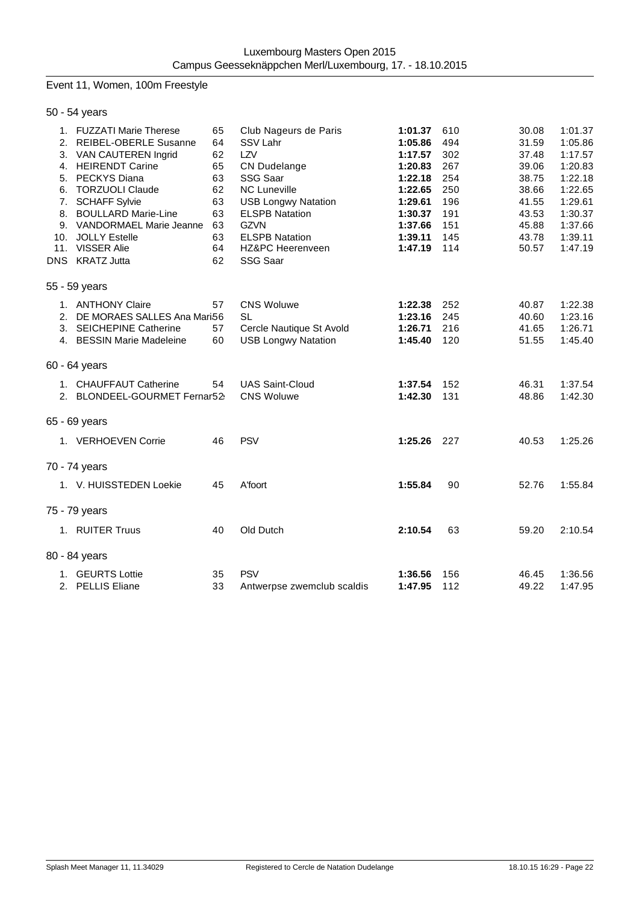# Luxembourg Masters Open 2015

Campus Geesseknäppchen Merl/Luxembourg, 17. - 18.10.2015

## Event 11, Women, 100m Freestyle

### 50 - 54 years

| Rank | Name | YoB | Club | Time | Points | 50m | 100m |
|---|---|---|---|---|---|---|---|
| 1. | FUZZATI Marie Therese | 65 | Club Nageurs de Paris | **1:01.37** | 610 | 30.08 | 1:01.37 |
| 2. | REIBEL-OBERLE Susanne | 64 | SSV Lahr | **1:05.86** | 494 | 31.59 | 1:05.86 |
| 3. | VAN CAUTEREN Ingrid | 62 | LZV | **1:17.57** | 302 | 37.48 | 1:17.57 |
| 4. | HEIRENDT Carine | 65 | CN Dudelange | **1:20.83** | 267 | 39.06 | 1:20.83 |
| 5. | PECKYS Diana | 63 | SSG Saar | **1:22.18** | 254 | 38.75 | 1:22.18 |
| 6. | TORZUOLI Claude | 62 | NC Luneville | **1:22.65** | 250 | 38.66 | 1:22.65 |
| 7. | SCHAFF Sylvie | 63 | USB Longwy Natation | **1:29.61** | 196 | 41.55 | 1:29.61 |
| 8. | BOULLARD Marie-Line | 63 | ELSPB Natation | **1:30.37** | 191 | 43.53 | 1:30.37 |
| 9. | VANDORMAEL Marie Jeanne | 63 | GZVN | **1:37.66** | 151 | 45.88 | 1:37.66 |
| 10. | JOLLY Estelle | 63 | ELSPB Natation | **1:39.11** | 145 | 43.78 | 1:39.11 |
| 11. | VISSER Alie | 64 | HZ&PC Heerenveen | **1:47.19** | 114 | 50.57 | 1:47.19 |
| DNS | KRATZ Jutta | 62 | SSG Saar | | | | |

### 55 - 59 years

| Rank | Name | YoB | Club | Time | Points | 50m | 100m |
|---|---|---|---|---|---|---|---|
| 1. | ANTHONY Claire | 57 | CNS Woluwe | **1:22.38** | 252 | 40.87 | 1:22.38 |
| 2. | DE MORAES SALLES Ana Mari | 56 | SL | **1:23.16** | 245 | 40.60 | 1:23.16 |
| 3. | SEICHEPINE Catherine | 57 | Cercle Nautique St Avold | **1:26.71** | 216 | 41.65 | 1:26.71 |
| 4. | BESSIN Marie Madeleine | 60 | USB Longwy Natation | **1:45.40** | 120 | 51.55 | 1:45.40 |

### 60 - 64 years

| Rank | Name | YoB | Club | Time | Points | 50m | 100m |
|---|---|---|---|---|---|---|---|
| 1. | CHAUFFAUT Catherine | 54 | UAS Saint-Cloud | **1:37.54** | 152 | 46.31 | 1:37.54 |
| 2. | BLONDEEL-GOURMET Fernar | 52 | CNS Woluwe | **1:42.30** | 131 | 48.86 | 1:42.30 |

### 65 - 69 years

| Rank | Name | YoB | Club | Time | Points | 50m | 100m |
|---|---|---|---|---|---|---|---|
| 1. | VERHOEVEN Corrie | 46 | PSV | **1:25.26** | 227 | 40.53 | 1:25.26 |

### 70 - 74 years

| Rank | Name | YoB | Club | Time | Points | 50m | 100m |
|---|---|---|---|---|---|---|---|
| 1. | V. HUISSTEDEN Loekie | 45 | A'foort | **1:55.84** | 90 | 52.76 | 1:55.84 |

### 75 - 79 years

| Rank | Name | YoB | Club | Time | Points | 50m | 100m |
|---|---|---|---|---|---|---|---|
| 1. | RUITER Truus | 40 | Old Dutch | **2:10.54** | 63 | 59.20 | 2:10.54 |

### 80 - 84 years

| Rank | Name | YoB | Club | Time | Points | 50m | 100m |
|---|---|---|---|---|---|---|---|
| 1. | GEURTS Lottie | 35 | PSV | **1:36.56** | 156 | 46.45 | 1:36.56 |
| 2. | PELLIS Eliane | 33 | Antwerpse zwemclub scaldis | **1:47.95** | 112 | 49.22 | 1:47.95 |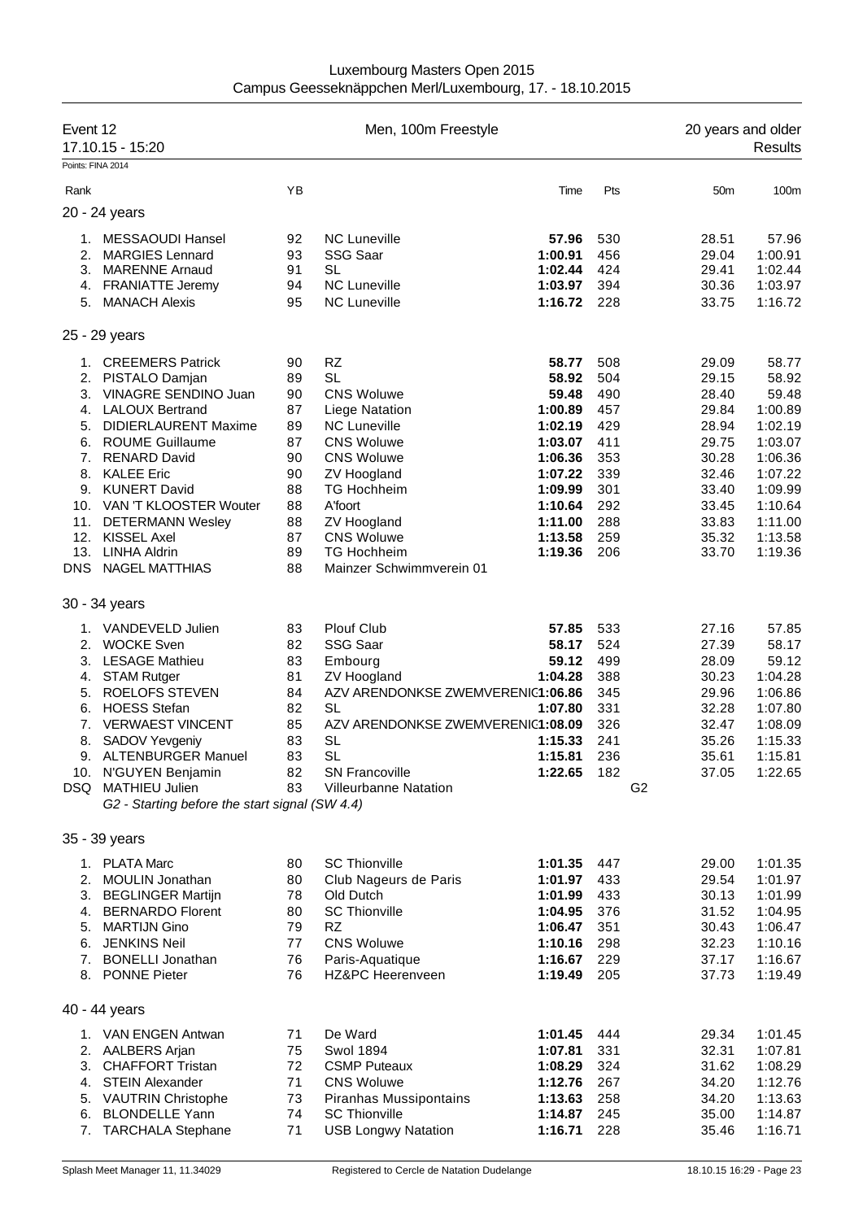Luxembourg Masters Open 2015
Campus Geesseknäppchen Merl/Luxembourg, 17. - 18.10.2015

## Event 12 — Men, 100m Freestyle — 20 years and older — Results

17.10.15 - 15:20

Points: FINA 2014

| Rank | | YB | | Time | Pts | | 50m | 100m |
|---|---|---|---|---|---|---|---|---|
| **20 - 24 years** | | | | | | | | |
| 1. | MESSAOUDI Hansel | 92 | NC Luneville | **57.96** | 530 | | 28.51 | 57.96 |
| 2. | MARGIES Lennard | 93 | SSG Saar | **1:00.91** | 456 | | 29.04 | 1:00.91 |
| 3. | MARENNE Arnaud | 91 | SL | **1:02.44** | 424 | | 29.41 | 1:02.44 |
| 4. | FRANIATTE Jeremy | 94 | NC Luneville | **1:03.97** | 394 | | 30.36 | 1:03.97 |
| 5. | MANACH Alexis | 95 | NC Luneville | **1:16.72** | 228 | | 33.75 | 1:16.72 |
| **25 - 29 years** | | | | | | | | |
| 1. | CREEMERS Patrick | 90 | RZ | **58.77** | 508 | | 29.09 | 58.77 |
| 2. | PISTALO Damjan | 89 | SL | **58.92** | 504 | | 29.15 | 58.92 |
| 3. | VINAGRE SENDINO Juan | 90 | CNS Woluwe | **59.48** | 490 | | 28.40 | 59.48 |
| 4. | LALOUX Bertrand | 87 | Liege Natation | **1:00.89** | 457 | | 29.84 | 1:00.89 |
| 5. | DIDIERLAURENT Maxime | 89 | NC Luneville | **1:02.19** | 429 | | 28.94 | 1:02.19 |
| 6. | ROUME Guillaume | 87 | CNS Woluwe | **1:03.07** | 411 | | 29.75 | 1:03.07 |
| 7. | RENARD David | 90 | CNS Woluwe | **1:06.36** | 353 | | 30.28 | 1:06.36 |
| 8. | KALEE Eric | 90 | ZV Hoogland | **1:07.22** | 339 | | 32.46 | 1:07.22 |
| 9. | KUNERT David | 88 | TG Hochheim | **1:09.99** | 301 | | 33.40 | 1:09.99 |
| 10. | VAN 'T KLOOSTER Wouter | 88 | A'foort | **1:10.64** | 292 | | 33.45 | 1:10.64 |
| 11. | DETERMANN Wesley | 88 | ZV Hoogland | **1:11.00** | 288 | | 33.83 | 1:11.00 |
| 12. | KISSEL Axel | 87 | CNS Woluwe | **1:13.58** | 259 | | 35.32 | 1:13.58 |
| 13. | LINHA Aldrin | 89 | TG Hochheim | **1:19.36** | 206 | | 33.70 | 1:19.36 |
| DNS | NAGEL MATTHIAS | 88 | Mainzer Schwimmverein 01 | | | | | |
| **30 - 34 years** | | | | | | | | |
| 1. | VANDEVELD Julien | 83 | Plouf Club | **57.85** | 533 | | 27.16 | 57.85 |
| 2. | WOCKE Sven | 82 | SSG Saar | **58.17** | 524 | | 27.39 | 58.17 |
| 3. | LESAGE Mathieu | 83 | Embourg | **59.12** | 499 | | 28.09 | 59.12 |
| 4. | STAM Rutger | 81 | ZV Hoogland | **1:04.28** | 388 | | 30.23 | 1:04.28 |
| 5. | ROELOFS STEVEN | 84 | AZV ARENDONKSE ZWEMVERENIG | **1:06.86** | 345 | | 29.96 | 1:06.86 |
| 6. | HOESS Stefan | 82 | SL | **1:07.80** | 331 | | 32.28 | 1:07.80 |
| 7. | VERWAEST VINCENT | 85 | AZV ARENDONKSE ZWEMVERENIG | **1:08.09** | 326 | | 32.47 | 1:08.09 |
| 8. | SADOV Yevgeniy | 83 | SL | **1:15.33** | 241 | | 35.26 | 1:15.33 |
| 9. | ALTENBURGER Manuel | 83 | SL | **1:15.81** | 236 | | 35.61 | 1:15.81 |
| 10. | N'GUYEN Benjamin | 82 | SN Francoville | **1:22.65** | 182 | | 37.05 | 1:22.65 |
| DSQ | MATHIEU Julien | 83 | Villeurbanne Natation | | | G2 | | |
| | *G2 - Starting before the start signal (SW 4.4)* | | | | | | | |
| **35 - 39 years** | | | | | | | | |
| 1. | PLATA Marc | 80 | SC Thionville | **1:01.35** | 447 | | 29.00 | 1:01.35 |
| 2. | MOULIN Jonathan | 80 | Club Nageurs de Paris | **1:01.97** | 433 | | 29.54 | 1:01.97 |
| 3. | BEGLINGER Martijn | 78 | Old Dutch | **1:01.99** | 433 | | 30.13 | 1:01.99 |
| 4. | BERNARDO Florent | 80 | SC Thionville | **1:04.95** | 376 | | 31.52 | 1:04.95 |
| 5. | MARTIJN Gino | 79 | RZ | **1:06.47** | 351 | | 30.43 | 1:06.47 |
| 6. | JENKINS Neil | 77 | CNS Woluwe | **1:10.16** | 298 | | 32.23 | 1:10.16 |
| 7. | BONELLI Jonathan | 76 | Paris-Aquatique | **1:16.67** | 229 | | 37.17 | 1:16.67 |
| 8. | PONNE Pieter | 76 | HZ&PC Heerenveen | **1:19.49** | 205 | | 37.73 | 1:19.49 |
| **40 - 44 years** | | | | | | | | |
| 1. | VAN ENGEN Antwan | 71 | De Ward | **1:01.45** | 444 | | 29.34 | 1:01.45 |
| 2. | AALBERS Arjan | 75 | Swol 1894 | **1:07.81** | 331 | | 32.31 | 1:07.81 |
| 3. | CHAFFORT Tristan | 72 | CSMP Puteaux | **1:08.29** | 324 | | 31.62 | 1:08.29 |
| 4. | STEIN Alexander | 71 | CNS Woluwe | **1:12.76** | 267 | | 34.20 | 1:12.76 |
| 5. | VAUTRIN Christophe | 73 | Piranhas Mussipontains | **1:13.63** | 258 | | 34.20 | 1:13.63 |
| 6. | BLONDELLE Yann | 74 | SC Thionville | **1:14.87** | 245 | | 35.00 | 1:14.87 |
| 7. | TARCHALA Stephane | 71 | USB Longwy Natation | **1:16.71** | 228 | | 35.46 | 1:16.71 |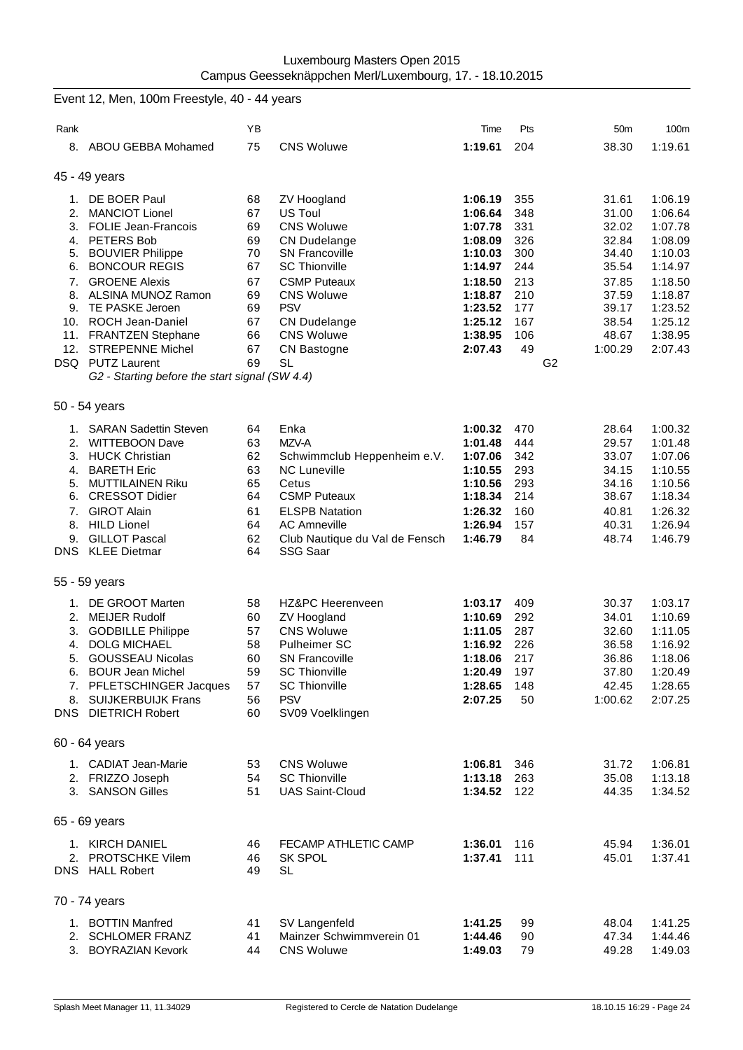Luxembourg Masters Open 2015
Campus Geesseknäppchen Merl/Luxembourg, 17. - 18.10.2015

## Event 12, Men, 100m Freestyle, 40 - 44 years

| Rank | | YB | | Time | Pts | | 50m | 100m |
|---|---|---|---|---|---|---|---|---|
| 8. | ABOU GEBBA Mohamed | 75 | CNS Woluwe | **1:19.61** | 204 | | 38.30 | 1:19.61 |

### 45 - 49 years

| Rank | | YB | | Time | Pts | | 50m | 100m |
|---|---|---|---|---|---|---|---|---|
| 1. | DE BOER Paul | 68 | ZV Hoogland | **1:06.19** | 355 | | 31.61 | 1:06.19 |
| 2. | MANCIOT Lionel | 67 | US Toul | **1:06.64** | 348 | | 31.00 | 1:06.64 |
| 3. | FOLIE Jean-Francois | 69 | CNS Woluwe | **1:07.78** | 331 | | 32.02 | 1:07.78 |
| 4. | PETERS Bob | 69 | CN Dudelange | **1:08.09** | 326 | | 32.84 | 1:08.09 |
| 5. | BOUVIER Philippe | 70 | SN Francoville | **1:10.03** | 300 | | 34.40 | 1:10.03 |
| 6. | BONCOUR REGIS | 67 | SC Thionville | **1:14.97** | 244 | | 35.54 | 1:14.97 |
| 7. | GROENE Alexis | 67 | CSMP Puteaux | **1:18.50** | 213 | | 37.85 | 1:18.50 |
| 8. | ALSINA MUNOZ Ramon | 69 | CNS Woluwe | **1:18.87** | 210 | | 37.59 | 1:18.87 |
| 9. | TE PASKE Jeroen | 69 | PSV | **1:23.52** | 177 | | 39.17 | 1:23.52 |
| 10. | ROCH Jean-Daniel | 67 | CN Dudelange | **1:25.12** | 167 | | 38.54 | 1:25.12 |
| 11. | FRANTZEN Stephane | 66 | CNS Woluwe | **1:38.95** | 106 | | 48.67 | 1:38.95 |
| 12. | STREPENNE Michel | 67 | CN Bastogne | **2:07.43** | 49 | | 1:00.29 | 2:07.43 |
| DSQ | PUTZ Laurent | 69 | SL | | | G2 | | |

*G2 - Starting before the start signal (SW 4.4)*

### 50 - 54 years

| Rank | | YB | | Time | Pts | | 50m | 100m |
|---|---|---|---|---|---|---|---|---|
| 1. | SARAN Sadettin Steven | 64 | Enka | **1:00.32** | 470 | | 28.64 | 1:00.32 |
| 2. | WITTEBOON Dave | 63 | MZV-A | **1:01.48** | 444 | | 29.57 | 1:01.48 |
| 3. | HUCK Christian | 62 | Schwimmclub Heppenheim e.V. | **1:07.06** | 342 | | 33.07 | 1:07.06 |
| 4. | BARETH Eric | 63 | NC Luneville | **1:10.55** | 293 | | 34.15 | 1:10.55 |
| 5. | MUTTILAINEN Riku | 65 | Cetus | **1:10.56** | 293 | | 34.16 | 1:10.56 |
| 6. | CRESSOT Didier | 64 | CSMP Puteaux | **1:18.34** | 214 | | 38.67 | 1:18.34 |
| 7. | GIROT Alain | 61 | ELSPB Natation | **1:26.32** | 160 | | 40.81 | 1:26.32 |
| 8. | HILD Lionel | 64 | AC Amneville | **1:26.94** | 157 | | 40.31 | 1:26.94 |
| 9. | GILLOT Pascal | 62 | Club Nautique du Val de Fensch | **1:46.79** | 84 | | 48.74 | 1:46.79 |
| DNS | KLEE Dietmar | 64 | SSG Saar | | | | | |

### 55 - 59 years

| Rank | | YB | | Time | Pts | | 50m | 100m |
|---|---|---|---|---|---|---|---|---|
| 1. | DE GROOT Marten | 58 | HZ&PC Heerenveen | **1:03.17** | 409 | | 30.37 | 1:03.17 |
| 2. | MEIJER Rudolf | 60 | ZV Hoogland | **1:10.69** | 292 | | 34.01 | 1:10.69 |
| 3. | GODBILLE Philippe | 57 | CNS Woluwe | **1:11.05** | 287 | | 32.60 | 1:11.05 |
| 4. | DOLG MICHAEL | 58 | Pulheimer SC | **1:16.92** | 226 | | 36.58 | 1:16.92 |
| 5. | GOUSSEAU Nicolas | 60 | SN Francoville | **1:18.06** | 217 | | 36.86 | 1:18.06 |
| 6. | BOUR Jean Michel | 59 | SC Thionville | **1:20.49** | 197 | | 37.80 | 1:20.49 |
| 7. | PFLETSCHINGER Jacques | 57 | SC Thionville | **1:28.65** | 148 | | 42.45 | 1:28.65 |
| 8. | SUIJKERBUIJK Frans | 56 | PSV | **2:07.25** | 50 | | 1:00.62 | 2:07.25 |
| DNS | DIETRICH Robert | 60 | SV09 Voelklingen | | | | | |

### 60 - 64 years

| Rank | | YB | | Time | Pts | | 50m | 100m |
|---|---|---|---|---|---|---|---|---|
| 1. | CADIAT Jean-Marie | 53 | CNS Woluwe | **1:06.81** | 346 | | 31.72 | 1:06.81 |
| 2. | FRIZZO Joseph | 54 | SC Thionville | **1:13.18** | 263 | | 35.08 | 1:13.18 |
| 3. | SANSON Gilles | 51 | UAS Saint-Cloud | **1:34.52** | 122 | | 44.35 | 1:34.52 |

### 65 - 69 years

| Rank | | YB | | Time | Pts | | 50m | 100m |
|---|---|---|---|---|---|---|---|---|
| 1. | KIRCH DANIEL | 46 | FECAMP ATHLETIC CAMP | **1:36.01** | 116 | | 45.94 | 1:36.01 |
| 2. | PROTSCHKE Vilem | 46 | SK SPOL | **1:37.41** | 111 | | 45.01 | 1:37.41 |
| DNS | HALL Robert | 49 | SL | | | | | |

### 70 - 74 years

| Rank | | YB | | Time | Pts | | 50m | 100m |
|---|---|---|---|---|---|---|---|---|
| 1. | BOTTIN Manfred | 41 | SV Langenfeld | **1:41.25** | 99 | | 48.04 | 1:41.25 |
| 2. | SCHLOMER FRANZ | 41 | Mainzer Schwimmverein 01 | **1:44.46** | 90 | | 47.34 | 1:44.46 |
| 3. | BOYRAZIAN Kevork | 44 | CNS Woluwe | **1:49.03** | 79 | | 49.28 | 1:49.03 |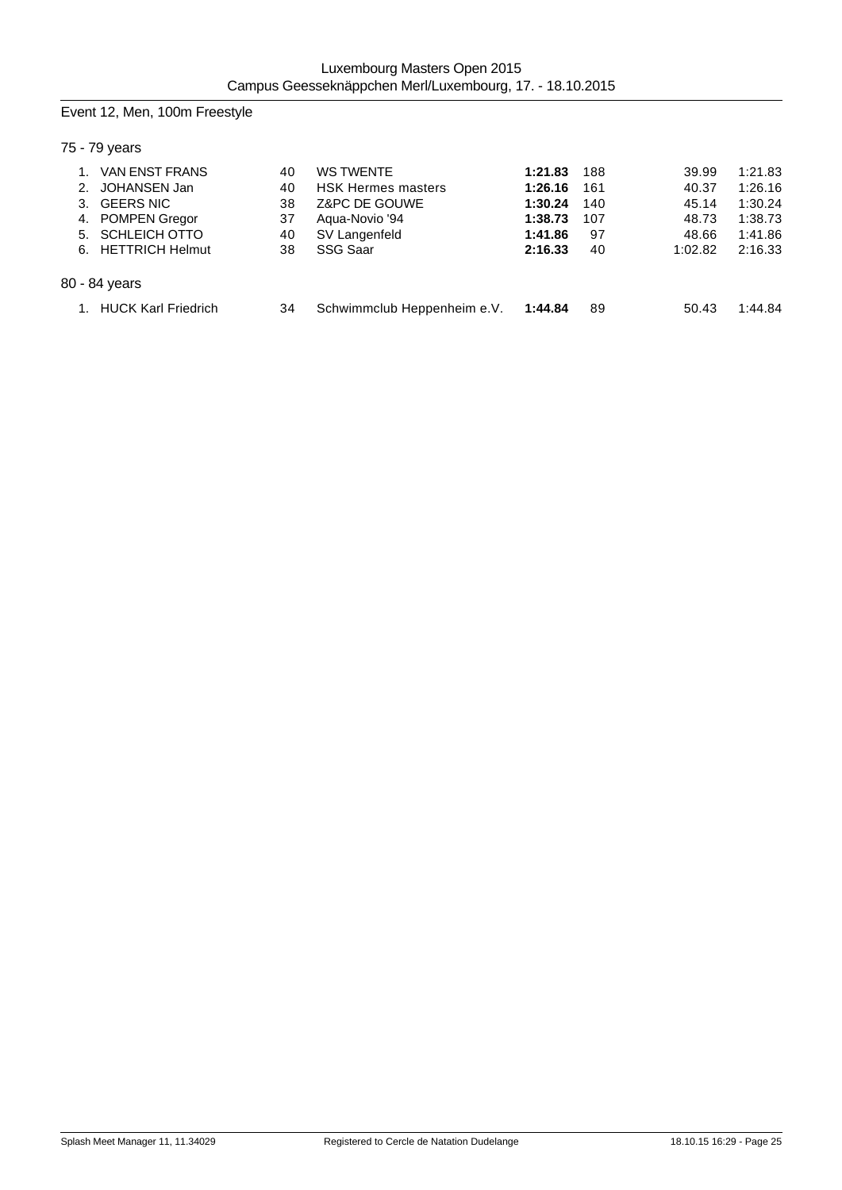## Event 12, Men, 100m Freestyle

### 75 - 79 years

| Place | Name | YoB | Club | Time | Points | 50m | 100m |
|---|---|---|---|---|---|---|---|
| 1. | VAN ENST FRANS | 40 | WS TWENTE | **1:21.83** | 188 | 39.99 | 1:21.83 |
| 2. | JOHANSEN Jan | 40 | HSK Hermes masters | **1:26.16** | 161 | 40.37 | 1:26.16 |
| 3. | GEERS NIC | 38 | Z&PC DE GOUWE | **1:30.24** | 140 | 45.14 | 1:30.24 |
| 4. | POMPEN Gregor | 37 | Aqua-Novio '94 | **1:38.73** | 107 | 48.73 | 1:38.73 |
| 5. | SCHLEICH OTTO | 40 | SV Langenfeld | **1:41.86** | 97 | 48.66 | 1:41.86 |
| 6. | HETTRICH Helmut | 38 | SSG Saar | **2:16.33** | 40 | 1:02.82 | 2:16.33 |

### 80 - 84 years

| Place | Name | YoB | Club | Time | Points | 50m | 100m |
|---|---|---|---|---|---|---|---|
| 1. | HUCK Karl Friedrich | 34 | Schwimmclub Heppenheim e.V. | **1:44.84** | 89 | 50.43 | 1:44.84 |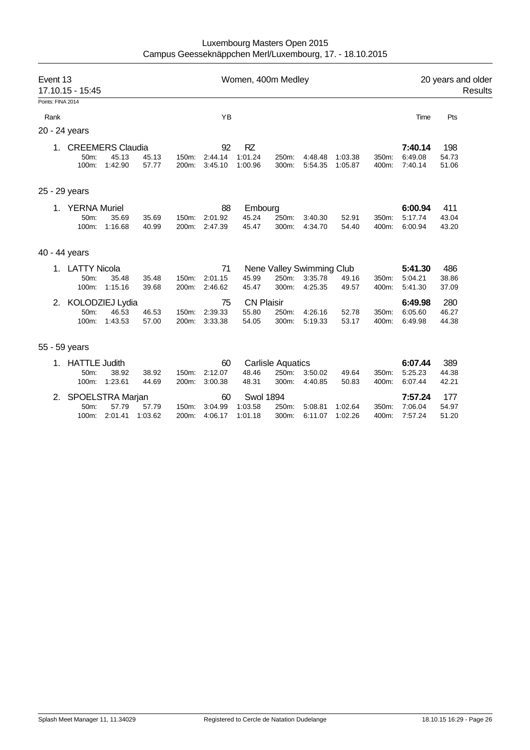Luxembourg Masters Open 2015
Campus Geesseknäppchen Merl/Luxembourg, 17. - 18.10.2015

## Event 13 — Women, 400m Medley — 20 years and older

17.10.15 - 15:45 — Results

Points: FINA 2014

| Rank | Name | YB | Club | Time | Pts |
|---|---|---|---|---|---|

### 20 - 24 years

| Rank | Name | YB | Club | Time | Pts |
|---|---|---|---|---|---|
| 1. | CREEMERS Claudia | 92 | RZ | **7:40.14** | 198 |

| Split | Time | Lap | Split | Time | Lap | Split | Time | Lap | Split | Time | Lap |
|---|---|---|---|---|---|---|---|---|---|---|---|
| 50m: | 45.13 | 45.13 | 150m: | 2:44.14 | 1:01.24 | 250m: | 4:48.48 | 1:03.38 | 350m: | 6:49.08 | 54.73 |
| 100m: | 1:42.90 | 57.77 | 200m: | 3:45.10 | 1:00.96 | 300m: | 5:54.35 | 1:05.87 | 400m: | 7:40.14 | 51.06 |

### 25 - 29 years

| Rank | Name | YB | Club | Time | Pts |
|---|---|---|---|---|---|
| 1. | YERNA Muriel | 88 | Embourg | **6:00.94** | 411 |

| Split | Time | Lap | Split | Time | Lap | Split | Time | Lap | Split | Time | Lap |
|---|---|---|---|---|---|---|---|---|---|---|---|
| 50m: | 35.69 | 35.69 | 150m: | 2:01.92 | 45.24 | 250m: | 3:40.30 | 52.91 | 350m: | 5:17.74 | 43.04 |
| 100m: | 1:16.68 | 40.99 | 200m: | 2:47.39 | 45.47 | 300m: | 4:34.70 | 54.40 | 400m: | 6:00.94 | 43.20 |

### 40 - 44 years

| Rank | Name | YB | Club | Time | Pts |
|---|---|---|---|---|---|
| 1. | LATTY Nicola | 71 | Nene Valley Swimming Club | **5:41.30** | 486 |
| 2. | KOLODZIEJ Lydia | 75 | CN Plaisir | **6:49.98** | 280 |

LATTY Nicola:

| Split | Time | Lap | Split | Time | Lap | Split | Time | Lap | Split | Time | Lap |
|---|---|---|---|---|---|---|---|---|---|---|---|
| 50m: | 35.48 | 35.48 | 150m: | 2:01.15 | 45.99 | 250m: | 3:35.78 | 49.16 | 350m: | 5:04.21 | 38.86 |
| 100m: | 1:15.16 | 39.68 | 200m: | 2:46.62 | 45.47 | 300m: | 4:25.35 | 49.57 | 400m: | 5:41.30 | 37.09 |

KOLODZIEJ Lydia:

| Split | Time | Lap | Split | Time | Lap | Split | Time | Lap | Split | Time | Lap |
|---|---|---|---|---|---|---|---|---|---|---|---|
| 50m: | 46.53 | 46.53 | 150m: | 2:39.33 | 55.80 | 250m: | 4:26.16 | 52.78 | 350m: | 6:05.60 | 46.27 |
| 100m: | 1:43.53 | 57.00 | 200m: | 3:33.38 | 54.05 | 300m: | 5:19.33 | 53.17 | 400m: | 6:49.98 | 44.38 |

### 55 - 59 years

| Rank | Name | YB | Club | Time | Pts |
|---|---|---|---|---|---|
| 1. | HATTLE Judith | 60 | Carlisle Aquatics | **6:07.44** | 389 |
| 2. | SPOELSTRA Marjan | 60 | Swol 1894 | **7:57.24** | 177 |

HATTLE Judith:

| Split | Time | Lap | Split | Time | Lap | Split | Time | Lap | Split | Time | Lap |
|---|---|---|---|---|---|---|---|---|---|---|---|
| 50m: | 38.92 | 38.92 | 150m: | 2:12.07 | 48.46 | 250m: | 3:50.02 | 49.64 | 350m: | 5:25.23 | 44.38 |
| 100m: | 1:23.61 | 44.69 | 200m: | 3:00.38 | 48.31 | 300m: | 4:40.85 | 50.83 | 400m: | 6:07.44 | 42.21 |

SPOELSTRA Marjan:

| Split | Time | Lap | Split | Time | Lap | Split | Time | Lap | Split | Time | Lap |
|---|---|---|---|---|---|---|---|---|---|---|---|
| 50m: | 57.79 | 57.79 | 150m: | 3:04.99 | 1:03.58 | 250m: | 5:08.81 | 1:02.64 | 350m: | 7:06.04 | 54.97 |
| 100m: | 2:01.41 | 1:03.62 | 200m: | 4:06.17 | 1:01.18 | 300m: | 6:11.07 | 1:02.26 | 400m: | 7:57.24 | 51.20 |

Splash Meet Manager 11, 11.34029 — Registered to Cercle de Natation Dudelange — 18.10.15 16:29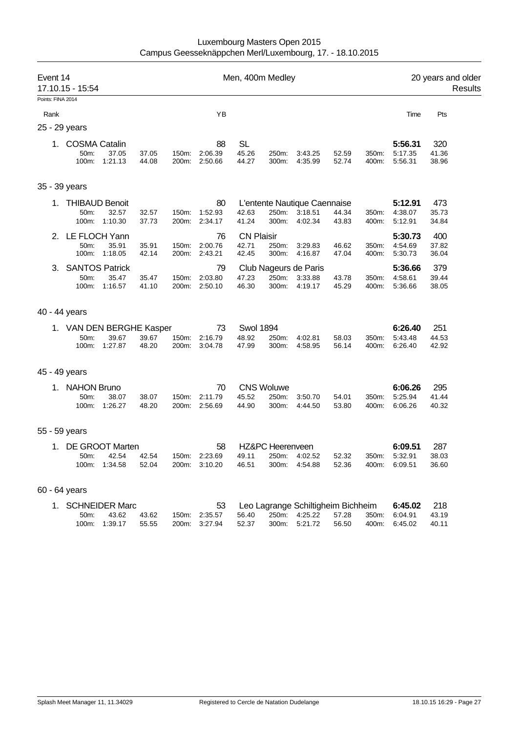Luxembourg Masters Open 2015
Campus Geesseknäppchen Merl/Luxembourg, 17. - 18.10.2015

## Event 14 — Men, 400m Medley — 20 years and older

17.10.15 - 15:54 — Results

Points: FINA 2014

| Rank | Name | YB | Club | Time | Pts |
|---|---|---|---|---|---|
| **25 - 29 years** | | | | | |
| 1. | COSMA Catalin | 88 | SL | **5:56.31** | 320 |
| | 50m: 37.05 (37.05); 100m: 1:21.13 (44.08); 150m: 2:06.39 (45.26); 200m: 2:50.66 (44.27); 250m: 3:43.25 (52.59); 300m: 4:35.99 (52.74); 350m: 5:17.35 (41.36); 400m: 5:56.31 (38.96) | | | | |
| **35 - 39 years** | | | | | |
| 1. | THIBAUD Benoit | 80 | L'entente Nautique Caennaise | **5:12.91** | 473 |
| | 50m: 32.57 (32.57); 100m: 1:10.30 (37.73); 150m: 1:52.93 (42.63); 200m: 2:34.17 (41.24); 250m: 3:18.51 (44.34); 300m: 4:02.34 (43.83); 350m: 4:38.07 (35.73); 400m: 5:12.91 (34.84) | | | | |
| 2. | LE FLOCH Yann | 76 | CN Plaisir | **5:30.73** | 400 |
| | 50m: 35.91 (35.91); 100m: 1:18.05 (42.14); 150m: 2:00.76 (42.71); 200m: 2:43.21 (42.45); 250m: 3:29.83 (46.62); 300m: 4:16.87 (47.04); 350m: 4:54.69 (37.82); 400m: 5:30.73 (36.04) | | | | |
| 3. | SANTOS Patrick | 79 | Club Nageurs de Paris | **5:36.66** | 379 |
| | 50m: 35.47 (35.47); 100m: 1:16.57 (41.10); 150m: 2:03.80 (47.23); 200m: 2:50.10 (46.30); 250m: 3:33.88 (43.78); 300m: 4:19.17 (45.29); 350m: 4:58.61 (39.44); 400m: 5:36.66 (38.05) | | | | |
| **40 - 44 years** | | | | | |
| 1. | VAN DEN BERGHE Kasper | 73 | Swol 1894 | **6:26.40** | 251 |
| | 50m: 39.67 (39.67); 100m: 1:27.87 (48.20); 150m: 2:16.79 (48.92); 200m: 3:04.78 (47.99); 250m: 4:02.81 (58.03); 300m: 4:58.95 (56.14); 350m: 5:43.48 (44.53); 400m: 6:26.40 (42.92) | | | | |
| **45 - 49 years** | | | | | |
| 1. | NAHON Bruno | 70 | CNS Woluwe | **6:06.26** | 295 |
| | 50m: 38.07 (38.07); 100m: 1:26.27 (48.20); 150m: 2:11.79 (45.52); 200m: 2:56.69 (44.90); 250m: 3:50.70 (54.01); 300m: 4:44.50 (53.80); 350m: 5:25.94 (41.44); 400m: 6:06.26 (40.32) | | | | |
| **55 - 59 years** | | | | | |
| 1. | DE GROOT Marten | 58 | HZ&PC Heerenveen | **6:09.51** | 287 |
| | 50m: 42.54 (42.54); 100m: 1:34.58 (52.04); 150m: 2:23.69 (49.11); 200m: 3:10.20 (46.51); 250m: 4:02.52 (52.32); 300m: 4:54.88 (52.36); 350m: 5:32.91 (38.03); 400m: 6:09.51 (36.60) | | | | |
| **60 - 64 years** | | | | | |
| 1. | SCHNEIDER Marc | 53 | Leo Lagrange Schiltigheim Bichheim | **6:45.02** | 218 |
| | 50m: 43.62 (43.62); 100m: 1:39.17 (55.55); 150m: 2:35.57 (56.40); 200m: 3:27.94 (52.37); 250m: 4:25.22 (57.28); 300m: 5:21.72 (56.50); 350m: 6:04.91 (43.19); 400m: 6:45.02 (40.11) | | | | |

Splash Meet Manager 11, 11.34029 — Registered to Cercle de Natation Dudelange — 18.10.15 16:29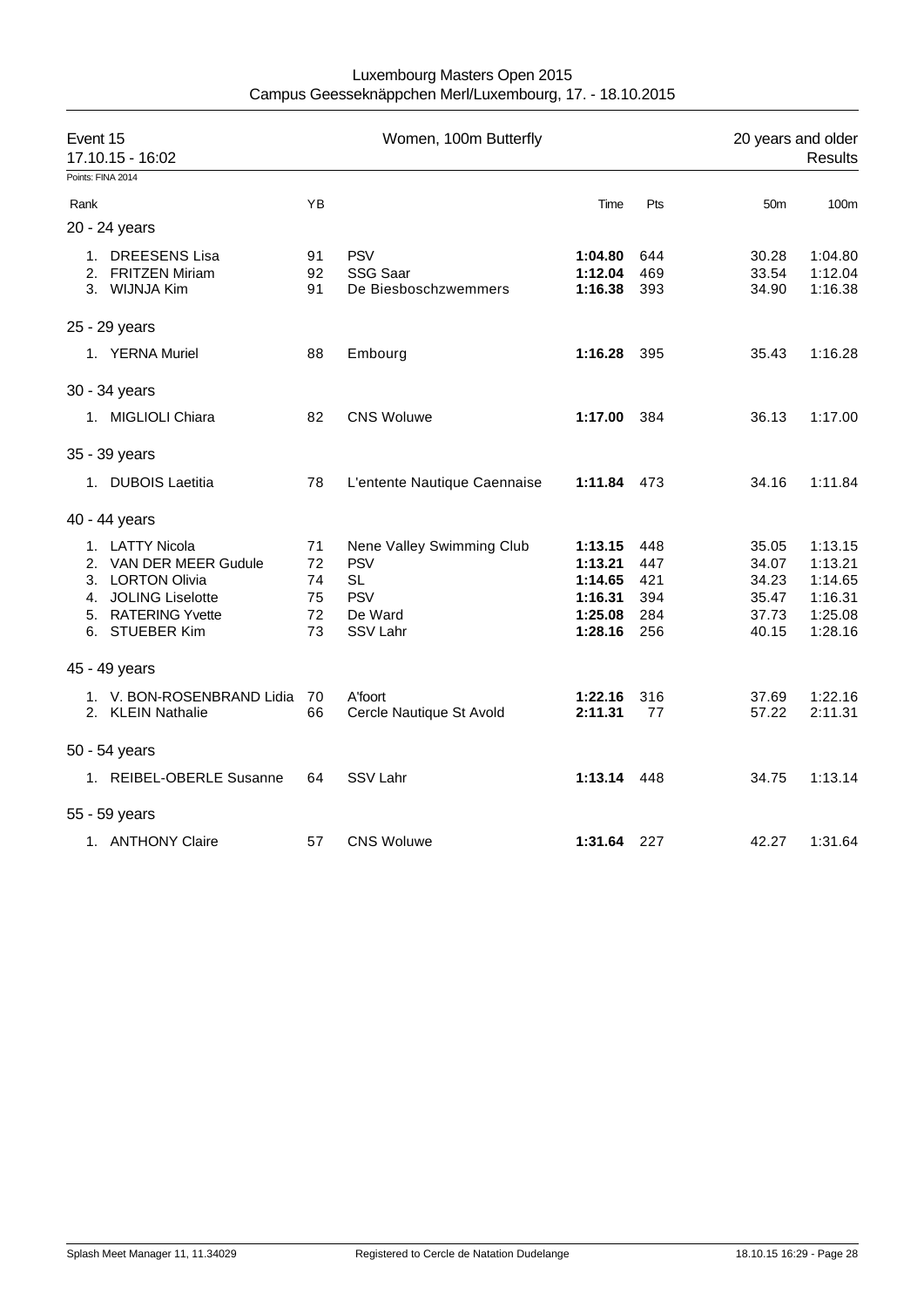Luxembourg Masters Open 2015
Campus Geesseknäppchen Merl/Luxembourg, 17. - 18.10.2015

## Event 15 — Women, 100m Butterfly — 20 years and older

17.10.15 - 16:02 — Results

Points: FINA 2014

| Rank | | YB | | Time | Pts | 50m | 100m |
|---|---|---|---|---|---|---|---|
| **20 - 24 years** | | | | | | | |
| 1. | DREESENS Lisa | 91 | PSV | **1:04.80** | 644 | 30.28 | 1:04.80 |
| 2. | FRITZEN Miriam | 92 | SSG Saar | **1:12.04** | 469 | 33.54 | 1:12.04 |
| 3. | WIJNJA Kim | 91 | De Biesboschzwemmers | **1:16.38** | 393 | 34.90 | 1:16.38 |
| **25 - 29 years** | | | | | | | |
| 1. | YERNA Muriel | 88 | Embourg | **1:16.28** | 395 | 35.43 | 1:16.28 |
| **30 - 34 years** | | | | | | | |
| 1. | MIGLIOLI Chiara | 82 | CNS Woluwe | **1:17.00** | 384 | 36.13 | 1:17.00 |
| **35 - 39 years** | | | | | | | |
| 1. | DUBOIS Laetitia | 78 | L'entente Nautique Caennaise | **1:11.84** | 473 | 34.16 | 1:11.84 |
| **40 - 44 years** | | | | | | | |
| 1. | LATTY Nicola | 71 | Nene Valley Swimming Club | **1:13.15** | 448 | 35.05 | 1:13.15 |
| 2. | VAN DER MEER Gudule | 72 | PSV | **1:13.21** | 447 | 34.07 | 1:13.21 |
| 3. | LORTON Olivia | 74 | SL | **1:14.65** | 421 | 34.23 | 1:14.65 |
| 4. | JOLING Liselotte | 75 | PSV | **1:16.31** | 394 | 35.47 | 1:16.31 |
| 5. | RATERING Yvette | 72 | De Ward | **1:25.08** | 284 | 37.73 | 1:25.08 |
| 6. | STUEBER Kim | 73 | SSV Lahr | **1:28.16** | 256 | 40.15 | 1:28.16 |
| **45 - 49 years** | | | | | | | |
| 1. | V. BON-ROSENBRAND Lidia | 70 | A'foort | **1:22.16** | 316 | 37.69 | 1:22.16 |
| 2. | KLEIN Nathalie | 66 | Cercle Nautique St Avold | **2:11.31** | 77 | 57.22 | 2:11.31 |
| **50 - 54 years** | | | | | | | |
| 1. | REIBEL-OBERLE Susanne | 64 | SSV Lahr | **1:13.14** | 448 | 34.75 | 1:13.14 |
| **55 - 59 years** | | | | | | | |
| 1. | ANTHONY Claire | 57 | CNS Woluwe | **1:31.64** | 227 | 42.27 | 1:31.64 |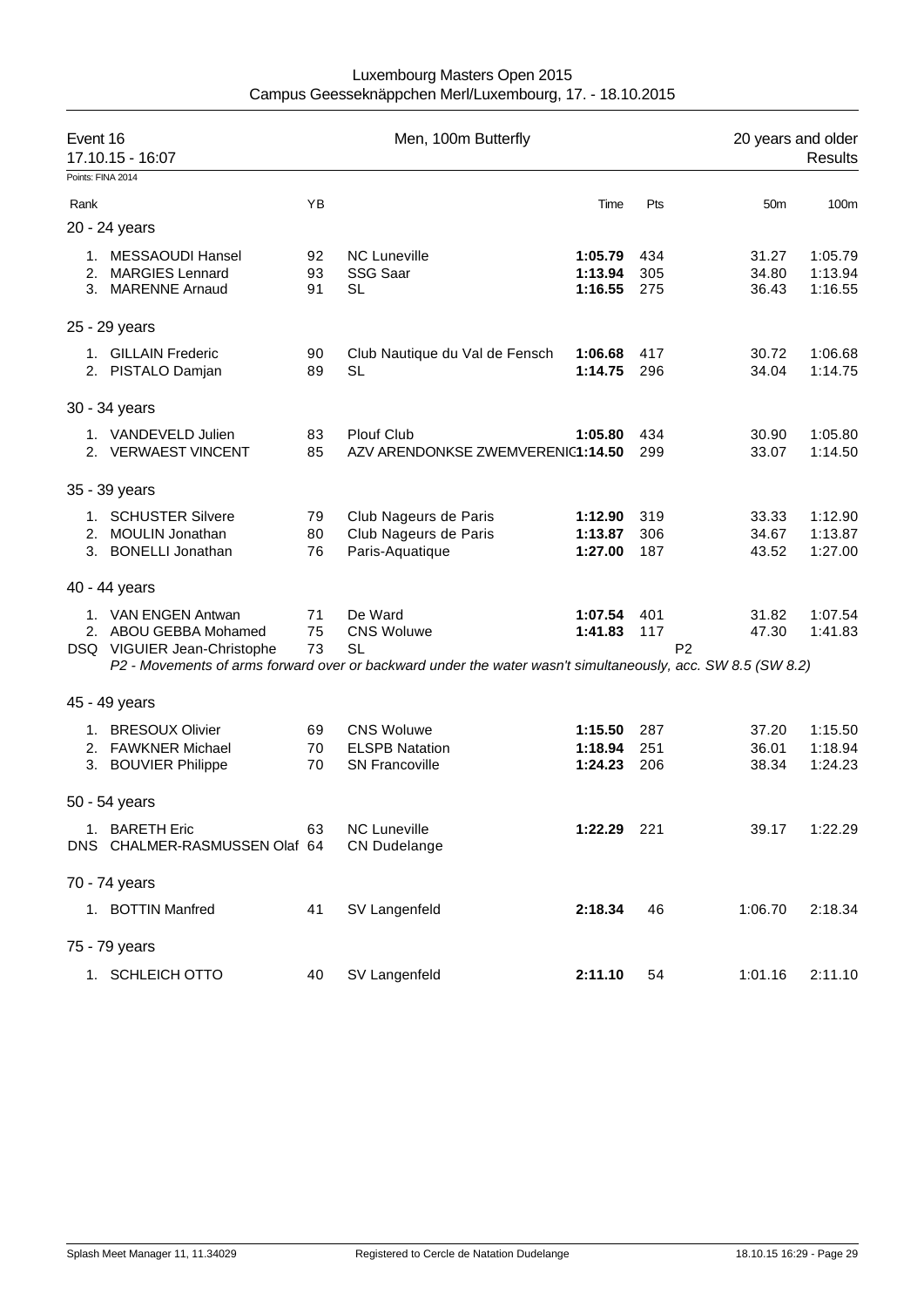Luxembourg Masters Open 2015
Campus Geesseknäppchen Merl/Luxembourg, 17. - 18.10.2015

| Event 16 | Men, 100m Butterfly | 20 years and older |
|---|---|---|
| 17.10.15 - 16:07 | | Results |

Points: FINA 2014

| Rank | | YB | | Time | Pts | | 50m | 100m |
|---|---|---|---|---|---|---|---|---|
| **20 - 24 years** | | | | | | | | |
| 1. | MESSAOUDI Hansel | 92 | NC Luneville | **1:05.79** | 434 | | 31.27 | 1:05.79 |
| 2. | MARGIES Lennard | 93 | SSG Saar | **1:13.94** | 305 | | 34.80 | 1:13.94 |
| 3. | MARENNE Arnaud | 91 | SL | **1:16.55** | 275 | | 36.43 | 1:16.55 |
| **25 - 29 years** | | | | | | | | |
| 1. | GILLAIN Frederic | 90 | Club Nautique du Val de Fensch | **1:06.68** | 417 | | 30.72 | 1:06.68 |
| 2. | PISTALO Damjan | 89 | SL | **1:14.75** | 296 | | 34.04 | 1:14.75 |
| **30 - 34 years** | | | | | | | | |
| 1. | VANDEVELD Julien | 83 | Plouf Club | **1:05.80** | 434 | | 30.90 | 1:05.80 |
| 2. | VERWAEST VINCENT | 85 | AZV ARENDONKSE ZWEMVERENIG | **1:14.50** | 299 | | 33.07 | 1:14.50 |
| **35 - 39 years** | | | | | | | | |
| 1. | SCHUSTER Silvere | 79 | Club Nageurs de Paris | **1:12.90** | 319 | | 33.33 | 1:12.90 |
| 2. | MOULIN Jonathan | 80 | Club Nageurs de Paris | **1:13.87** | 306 | | 34.67 | 1:13.87 |
| 3. | BONELLI Jonathan | 76 | Paris-Aquatique | **1:27.00** | 187 | | 43.52 | 1:27.00 |
| **40 - 44 years** | | | | | | | | |
| 1. | VAN ENGEN Antwan | 71 | De Ward | **1:07.54** | 401 | | 31.82 | 1:07.54 |
| 2. | ABOU GEBBA Mohamed | 75 | CNS Woluwe | **1:41.83** | 117 | | 47.30 | 1:41.83 |
| DSQ | VIGUIER Jean-Christophe | 73 | SL | | | P2 | | |
| | *P2 - Movements of arms forward over or backward under the water wasn't simultaneously, acc. SW 8.5 (SW 8.2)* | | | | | | | |
| **45 - 49 years** | | | | | | | | |
| 1. | BRESOUX Olivier | 69 | CNS Woluwe | **1:15.50** | 287 | | 37.20 | 1:15.50 |
| 2. | FAWKNER Michael | 70 | ELSPB Natation | **1:18.94** | 251 | | 36.01 | 1:18.94 |
| 3. | BOUVIER Philippe | 70 | SN Francoville | **1:24.23** | 206 | | 38.34 | 1:24.23 |
| **50 - 54 years** | | | | | | | | |
| 1. | BARETH Eric | 63 | NC Luneville | **1:22.29** | 221 | | 39.17 | 1:22.29 |
| DNS | CHALMER-RASMUSSEN Olaf | 64 | CN Dudelange | | | | | |
| **70 - 74 years** | | | | | | | | |
| 1. | BOTTIN Manfred | 41 | SV Langenfeld | **2:18.34** | 46 | | 1:06.70 | 2:18.34 |
| **75 - 79 years** | | | | | | | | |
| 1. | SCHLEICH OTTO | 40 | SV Langenfeld | **2:11.10** | 54 | | 1:01.16 | 2:11.10 |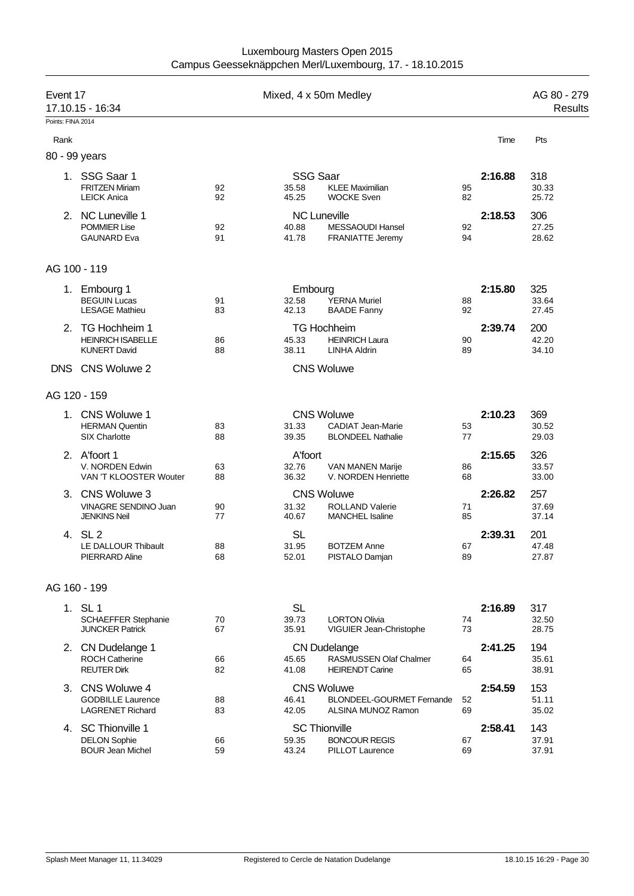Luxembourg Masters Open 2015
Campus Geesseknäppchen Merl/Luxembourg, 17. - 18.10.2015

## Event 17 — Mixed, 4 x 50m Medley — AG 80 - 279

17.10.15 - 16:34 — Results

Points: FINA 2014

| Rank | Team / Swimmer | YoB | Split | Swimmer | YoB | Time | Pts |
|---|---|---|---|---|---|---|---|
| **80 - 99 years** | | | | | | | |
| 1. | SSG Saar 1 | | | SSG Saar | | 2:16.88 | 318 |
| | FRITZEN Miriam | 92 | 35.58 | KLEE Maximilian | 95 | | 30.33 |
| | LEICK Anica | 92 | 45.25 | WOCKE Sven | 82 | | 25.72 |
| 2. | NC Luneville 1 | | | NC Luneville | | 2:18.53 | 306 |
| | POMMIER Lise | 92 | 40.88 | MESSAOUDI Hansel | 92 | | 27.25 |
| | GAUNARD Eva | 91 | 41.78 | FRANIATTE Jeremy | 94 | | 28.62 |
| **AG 100 - 119** | | | | | | | |
| 1. | Embourg 1 | | | Embourg | | 2:15.80 | 325 |
| | BEGUIN Lucas | 91 | 32.58 | YERNA Muriel | 88 | | 33.64 |
| | LESAGE Mathieu | 83 | 42.13 | BAADE Fanny | 92 | | 27.45 |
| 2. | TG Hochheim 1 | | | TG Hochheim | | 2:39.74 | 200 |
| | HEINRICH ISABELLE | 86 | 45.33 | HEINRICH Laura | 90 | | 42.20 |
| | KUNERT David | 88 | 38.11 | LINHA Aldrin | 89 | | 34.10 |
| DNS | CNS Woluwe 2 | | | CNS Woluwe | | | |
| **AG 120 - 159** | | | | | | | |
| 1. | CNS Woluwe 1 | | | CNS Woluwe | | 2:10.23 | 369 |
| | HERMAN Quentin | 83 | 31.33 | CADIAT Jean-Marie | 53 | | 30.52 |
| | SIX Charlotte | 88 | 39.35 | BLONDEEL Nathalie | 77 | | 29.03 |
| 2. | A'foort 1 | | | A'foort | | 2:15.65 | 326 |
| | V. NORDEN Edwin | 63 | 32.76 | VAN MANEN Marije | 86 | | 33.57 |
| | VAN 'T KLOOSTER Wouter | 88 | 36.32 | V. NORDEN Henriette | 68 | | 33.00 |
| 3. | CNS Woluwe 3 | | | CNS Woluwe | | 2:26.82 | 257 |
| | VINAGRE SENDINO Juan | 90 | 31.32 | ROLLAND Valerie | 71 | | 37.69 |
| | JENKINS Neil | 77 | 40.67 | MANCHEL Isaline | 85 | | 37.14 |
| 4. | SL 2 | | | SL | | 2:39.31 | 201 |
| | LE DALLOUR Thibault | 88 | 31.95 | BOTZEM Anne | 67 | | 47.48 |
| | PIERRARD Aline | 68 | 52.01 | PISTALO Damjan | 89 | | 27.87 |
| **AG 160 - 199** | | | | | | | |
| 1. | SL 1 | | | SL | | 2:16.89 | 317 |
| | SCHAEFFER Stephanie | 70 | 39.73 | LORTON Olivia | 74 | | 32.50 |
| | JUNCKER Patrick | 67 | 35.91 | VIGUIER Jean-Christophe | 73 | | 28.75 |
| 2. | CN Dudelange 1 | | | CN Dudelange | | 2:41.25 | 194 |
| | ROCH Catherine | 66 | 45.65 | RASMUSSEN Olaf Chalmer | 64 | | 35.61 |
| | REUTER Dirk | 82 | 41.08 | HEIRENDT Carine | 65 | | 38.91 |
| 3. | CNS Woluwe 4 | | | CNS Woluwe | | 2:54.59 | 153 |
| | GODBILLE Laurence | 88 | 46.41 | BLONDEEL-GOURMET Fernande | 52 | | 51.11 |
| | LAGRENET Richard | 83 | 42.05 | ALSINA MUNOZ Ramon | 69 | | 35.02 |
| 4. | SC Thionville 1 | | | SC Thionville | | 2:58.41 | 143 |
| | DELON Sophie | 66 | 59.35 | BONCOUR REGIS | 67 | | 37.91 |
| | BOUR Jean Michel | 59 | 43.24 | PILLOT Laurence | 69 | | 37.91 |

Splash Meet Manager 11, 11.34029 — Registered to Cercle de Natation Dudelange — 18.10.15 16:29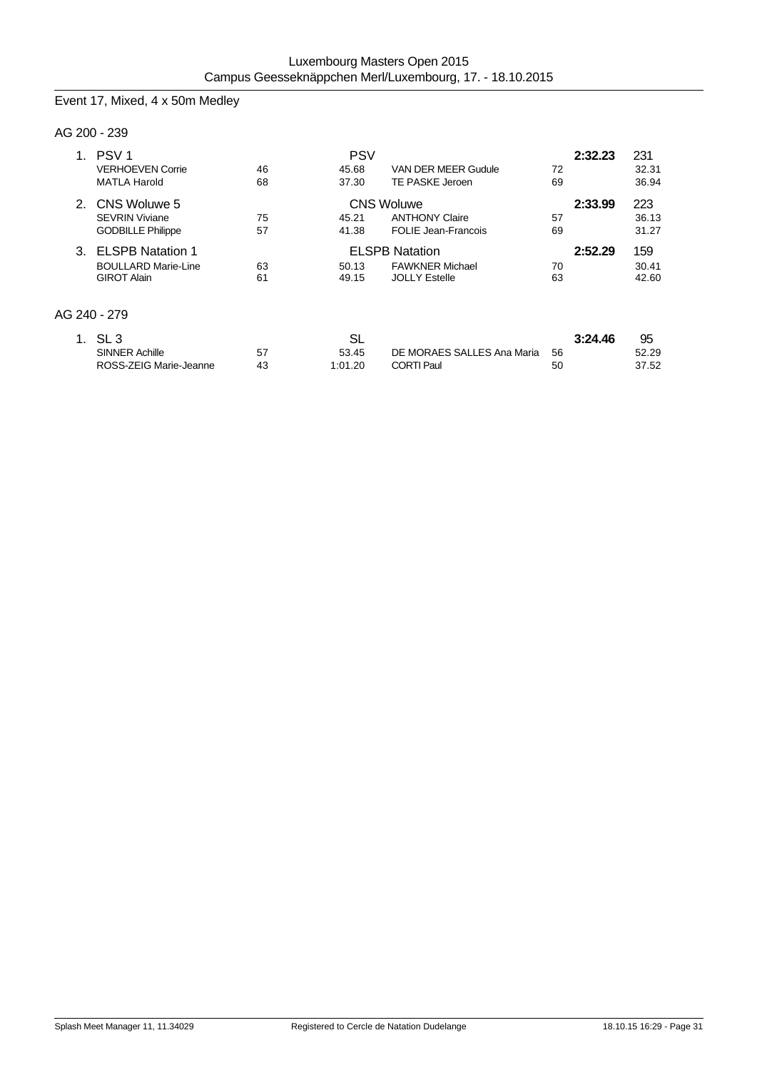Luxembourg Masters Open 2015
Campus Geesseknäppchen Merl/Luxembourg, 17. - 18.10.2015

## Event 17, Mixed, 4 x 50m Medley

### AG 200 - 239

| Place | Team / Swimmer | Age | Split | Swimmer | Age | Time | Points / Split |
|---|---|---|---|---|---|---|---|
| 1. | PSV 1 | | PSV | | | **2:32.23** | 231 |
| | VERHOEVEN Corrie | 46 | 45.68 | VAN DER MEER Gudule | 72 | | 32.31 |
| | MATLA Harold | 68 | 37.30 | TE PASKE Jeroen | 69 | | 36.94 |
| 2. | CNS Woluwe 5 | | CNS Woluwe | | | **2:33.99** | 223 |
| | SEVRIN Viviane | 75 | 45.21 | ANTHONY Claire | 57 | | 36.13 |
| | GODBILLE Philippe | 57 | 41.38 | FOLIE Jean-Francois | 69 | | 31.27 |
| 3. | ELSPB Natation 1 | | ELSPB Natation | | | **2:52.29** | 159 |
| | BOULLARD Marie-Line | 63 | 50.13 | FAWKNER Michael | 70 | | 30.41 |
| | GIROT Alain | 61 | 49.15 | JOLLY Estelle | 63 | | 42.60 |

### AG 240 - 279

| Place | Team / Swimmer | Age | Split | Swimmer | Age | Time | Points / Split |
|---|---|---|---|---|---|---|---|
| 1. | SL 3 | | SL | | | **3:24.46** | 95 |
| | SINNER Achille | 57 | 53.45 | DE MORAES SALLES Ana Maria | 56 | | 52.29 |
| | ROSS-ZEIG Marie-Jeanne | 43 | 1:01.20 | CORTI Paul | 50 | | 37.52 |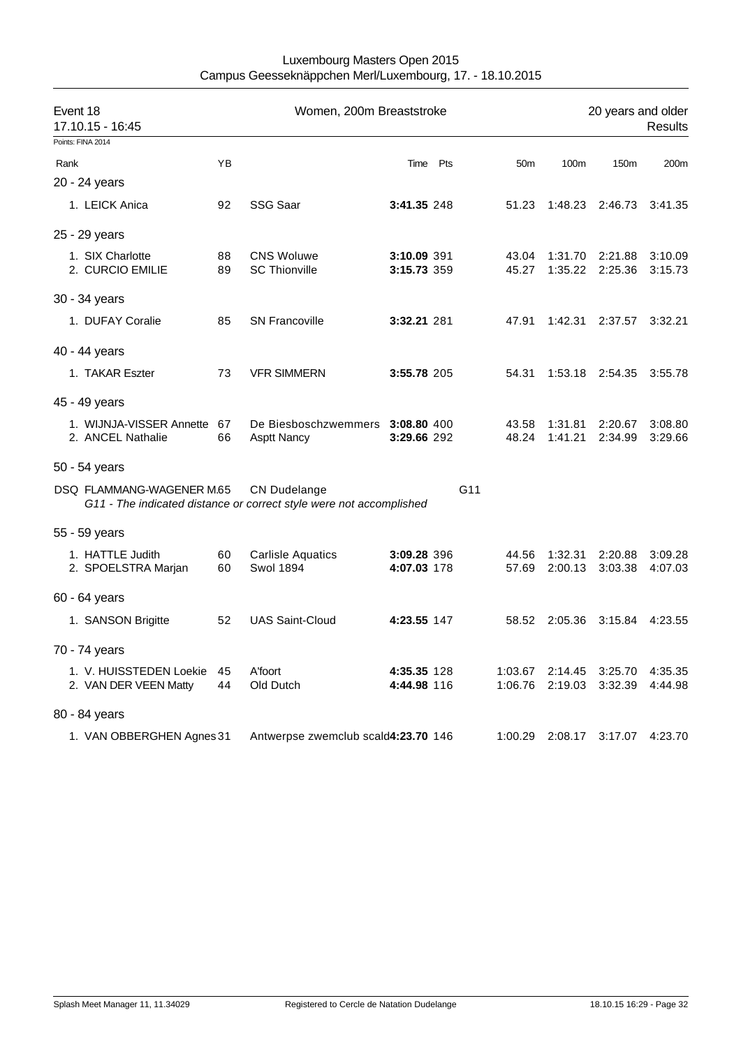Luxembourg Masters Open 2015
Campus Geesseknäppchen Merl/Luxembourg, 17. - 18.10.2015

## Event 18 — Women, 200m Breaststroke — 20 years and older

17.10.15 - 16:45 — Results

Points: FINA 2014

| Rank | | YB | | Time | Pts | | 50m | 100m | 150m | 200m |
|---|---|---|---|---|---|---|---|---|---|---|
| **20 - 24 years** | | | | | | | | | | |
| 1. | LEICK Anica | 92 | SSG Saar | **3:41.35** | 248 | | 51.23 | 1:48.23 | 2:46.73 | 3:41.35 |
| **25 - 29 years** | | | | | | | | | | |
| 1. | SIX Charlotte | 88 | CNS Woluwe | **3:10.09** | 391 | | 43.04 | 1:31.70 | 2:21.88 | 3:10.09 |
| 2. | CURCIO EMILIE | 89 | SC Thionville | **3:15.73** | 359 | | 45.27 | 1:35.22 | 2:25.36 | 3:15.73 |
| **30 - 34 years** | | | | | | | | | | |
| 1. | DUFAY Coralie | 85 | SN Francoville | **3:32.21** | 281 | | 47.91 | 1:42.31 | 2:37.57 | 3:32.21 |
| **40 - 44 years** | | | | | | | | | | |
| 1. | TAKAR Eszter | 73 | VFR SIMMERN | **3:55.78** | 205 | | 54.31 | 1:53.18 | 2:54.35 | 3:55.78 |
| **45 - 49 years** | | | | | | | | | | |
| 1. | WIJNJA-VISSER Annette | 67 | De Biesboschzwemmers | **3:08.80** | 400 | | 43.58 | 1:31.81 | 2:20.67 | 3:08.80 |
| 2. | ANCEL Nathalie | 66 | Asptt Nancy | **3:29.66** | 292 | | 48.24 | 1:41.21 | 2:34.99 | 3:29.66 |
| **50 - 54 years** | | | | | | | | | | |
| DSQ | FLAMMANG-WAGENER M. | 65 | CN Dudelange | | | G11 | | | | |
| | *G11 - The indicated distance or correct style were not accomplished* | | | | | | | | | |
| **55 - 59 years** | | | | | | | | | | |
| 1. | HATTLE Judith | 60 | Carlisle Aquatics | **3:09.28** | 396 | | 44.56 | 1:32.31 | 2:20.88 | 3:09.28 |
| 2. | SPOELSTRA Marjan | 60 | Swol 1894 | **4:07.03** | 178 | | 57.69 | 2:00.13 | 3:03.38 | 4:07.03 |
| **60 - 64 years** | | | | | | | | | | |
| 1. | SANSON Brigitte | 52 | UAS Saint-Cloud | **4:23.55** | 147 | | 58.52 | 2:05.36 | 3:15.84 | 4:23.55 |
| **70 - 74 years** | | | | | | | | | | |
| 1. | V. HUISSTEDEN Loekie | 45 | A'foort | **4:35.35** | 128 | | 1:03.67 | 2:14.45 | 3:25.70 | 4:35.35 |
| 2. | VAN DER VEEN Matty | 44 | Old Dutch | **4:44.98** | 116 | | 1:06.76 | 2:19.03 | 3:32.39 | 4:44.98 |
| **80 - 84 years** | | | | | | | | | | |
| 1. | VAN OBBERGHEN Agnes | 31 | Antwerpse zwemclub scald | **4:23.70** | 146 | | 1:00.29 | 2:08.17 | 3:17.07 | 4:23.70 |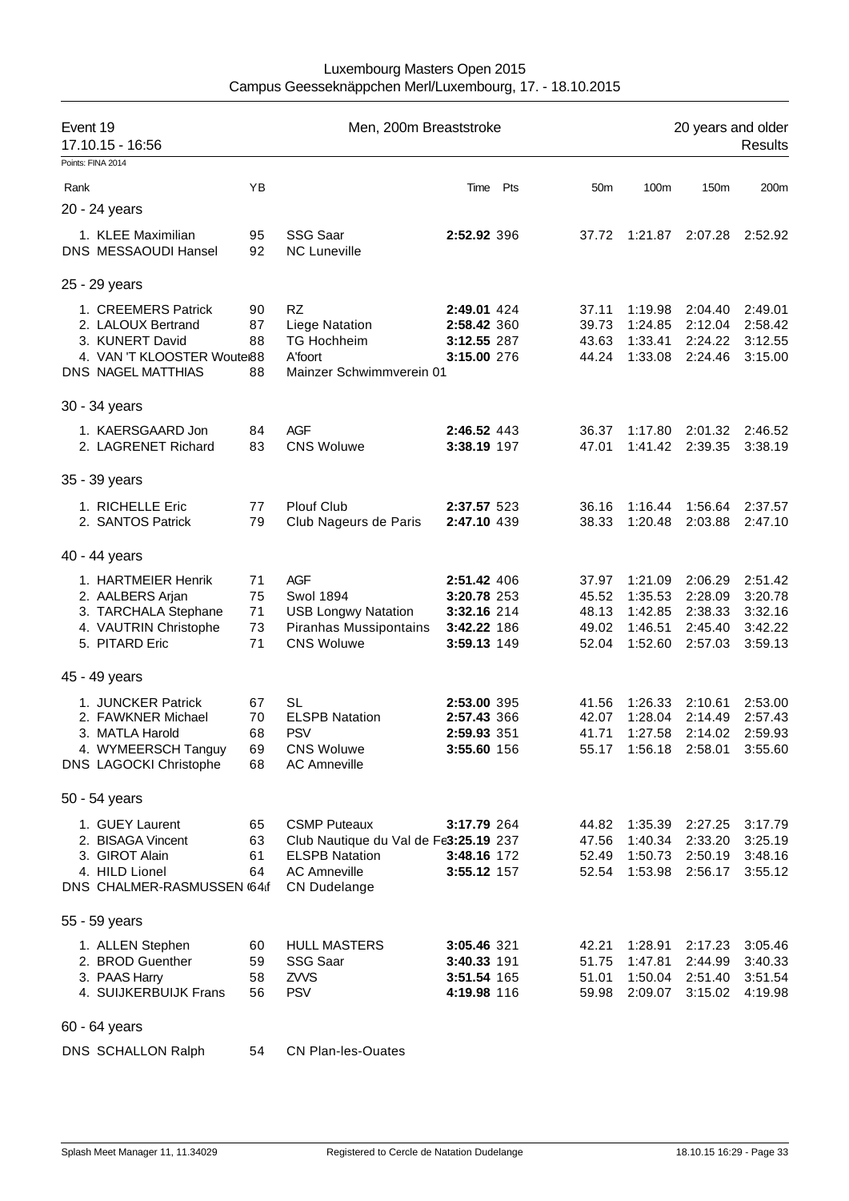Luxembourg Masters Open 2015
Campus Geesseknäppchen Merl/Luxembourg, 17. - 18.10.2015

**Event 19** — Men, 200m Breaststroke — 20 years and older
17.10.15 - 16:56 — Results

Points: FINA 2014

| Rank | | YB | | Time | Pts | 50m | 100m | 150m | 200m |
|---|---|---|---|---|---|---|---|---|---|
| **20 - 24 years** | | | | | | | | | |
| 1. | KLEE Maximilian | 95 | SSG Saar | **2:52.92** | 396 | 37.72 | 1:21.87 | 2:07.28 | 2:52.92 |
| DNS | MESSAOUDI Hansel | 92 | NC Luneville | | | | | | |
| **25 - 29 years** | | | | | | | | | |
| 1. | CREEMERS Patrick | 90 | RZ | **2:49.01** | 424 | 37.11 | 1:19.98 | 2:04.40 | 2:49.01 |
| 2. | LALOUX Bertrand | 87 | Liege Natation | **2:58.42** | 360 | 39.73 | 1:24.85 | 2:12.04 | 2:58.42 |
| 3. | KUNERT David | 88 | TG Hochheim | **3:12.55** | 287 | 43.63 | 1:33.41 | 2:24.22 | 3:12.55 |
| 4. | VAN 'T KLOOSTER Wouter | 88 | A'foort | **3:15.00** | 276 | 44.24 | 1:33.08 | 2:24.46 | 3:15.00 |
| DNS | NAGEL MATTHIAS | 88 | Mainzer Schwimmverein 01 | | | | | | |
| **30 - 34 years** | | | | | | | | | |
| 1. | KAERSGAARD Jon | 84 | AGF | **2:46.52** | 443 | 36.37 | 1:17.80 | 2:01.32 | 2:46.52 |
| 2. | LAGRENET Richard | 83 | CNS Woluwe | **3:38.19** | 197 | 47.01 | 1:41.42 | 2:39.35 | 3:38.19 |
| **35 - 39 years** | | | | | | | | | |
| 1. | RICHELLE Eric | 77 | Plouf Club | **2:37.57** | 523 | 36.16 | 1:16.44 | 1:56.64 | 2:37.57 |
| 2. | SANTOS Patrick | 79 | Club Nageurs de Paris | **2:47.10** | 439 | 38.33 | 1:20.48 | 2:03.88 | 2:47.10 |
| **40 - 44 years** | | | | | | | | | |
| 1. | HARTMEIER Henrik | 71 | AGF | **2:51.42** | 406 | 37.97 | 1:21.09 | 2:06.29 | 2:51.42 |
| 2. | AALBERS Arjan | 75 | Swol 1894 | **3:20.78** | 253 | 45.52 | 1:35.53 | 2:28.09 | 3:20.78 |
| 3. | TARCHALA Stephane | 71 | USB Longwy Natation | **3:32.16** | 214 | 48.13 | 1:42.85 | 2:38.33 | 3:32.16 |
| 4. | VAUTRIN Christophe | 73 | Piranhas Mussipontains | **3:42.22** | 186 | 49.02 | 1:46.51 | 2:45.40 | 3:42.22 |
| 5. | PITARD Eric | 71 | CNS Woluwe | **3:59.13** | 149 | 52.04 | 1:52.60 | 2:57.03 | 3:59.13 |
| **45 - 49 years** | | | | | | | | | |
| 1. | JUNCKER Patrick | 67 | SL | **2:53.00** | 395 | 41.56 | 1:26.33 | 2:10.61 | 2:53.00 |
| 2. | FAWKNER Michael | 70 | ELSPB Natation | **2:57.43** | 366 | 42.07 | 1:28.04 | 2:14.49 | 2:57.43 |
| 3. | MATLA Harold | 68 | PSV | **2:59.93** | 351 | 41.71 | 1:27.58 | 2:14.02 | 2:59.93 |
| 4. | WYMEERSCH Tanguy | 69 | CNS Woluwe | **3:55.60** | 156 | 55.17 | 1:56.18 | 2:58.01 | 3:55.60 |
| DNS | LAGOCKI Christophe | 68 | AC Amneville | | | | | | |
| **50 - 54 years** | | | | | | | | | |
| 1. | GUEY Laurent | 65 | CSMP Puteaux | **3:17.79** | 264 | 44.82 | 1:35.39 | 2:27.25 | 3:17.79 |
| 2. | BISAGA Vincent | 63 | Club Nautique du Val de Fe | **3:25.19** | 237 | 47.56 | 1:40.34 | 2:33.20 | 3:25.19 |
| 3. | GIROT Alain | 61 | ELSPB Natation | **3:48.16** | 172 | 52.49 | 1:50.73 | 2:50.19 | 3:48.16 |
| 4. | HILD Lionel | 64 | AC Amneville | **3:55.12** | 157 | 52.54 | 1:53.98 | 2:56.17 | 3:55.12 |
| DNS | CHALMER-RASMUSSEN Ol | 64 | CN Dudelange | | | | | | |
| **55 - 59 years** | | | | | | | | | |
| 1. | ALLEN Stephen | 60 | HULL MASTERS | **3:05.46** | 321 | 42.21 | 1:28.91 | 2:17.23 | 3:05.46 |
| 2. | BROD Guenther | 59 | SSG Saar | **3:40.33** | 191 | 51.75 | 1:47.81 | 2:44.99 | 3:40.33 |
| 3. | PAAS Harry | 58 | ZVVS | **3:51.54** | 165 | 51.01 | 1:50.04 | 2:51.40 | 3:51.54 |
| 4. | SUIJKERBUIJK Frans | 56 | PSV | **4:19.98** | 116 | 59.98 | 2:09.07 | 3:15.02 | 4:19.98 |
| **60 - 64 years** | | | | | | | | | |
| DNS | SCHALLON Ralph | 54 | CN Plan-les-Ouates | | | | | | |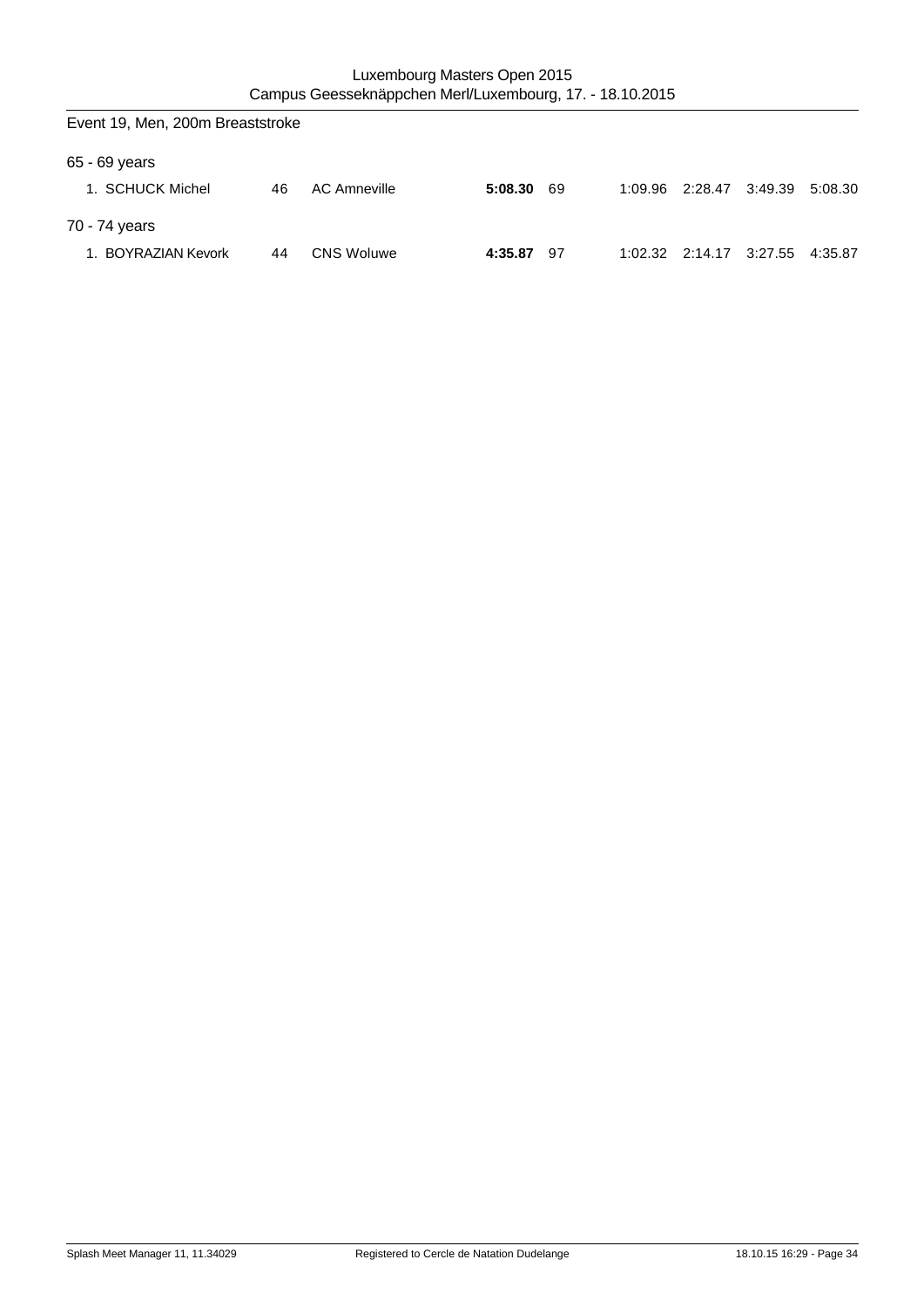## Event 19, Men, 200m Breaststroke

### 65 - 69 years

| Place | Name | YoB | Club | Time | Points | 50m | 100m | 150m | 200m |
|---|---|---|---|---|---|---|---|---|---|
| 1. | SCHUCK Michel | 46 | AC Amneville | **5:08.30** | 69 | 1:09.96 | 2:28.47 | 3:49.39 | 5:08.30 |

### 70 - 74 years

| Place | Name | YoB | Club | Time | Points | 50m | 100m | 150m | 200m |
|---|---|---|---|---|---|---|---|---|---|
| 1. | BOYRAZIAN Kevork | 44 | CNS Woluwe | **4:35.87** | 97 | 1:02.32 | 2:14.17 | 3:27.55 | 4:35.87 |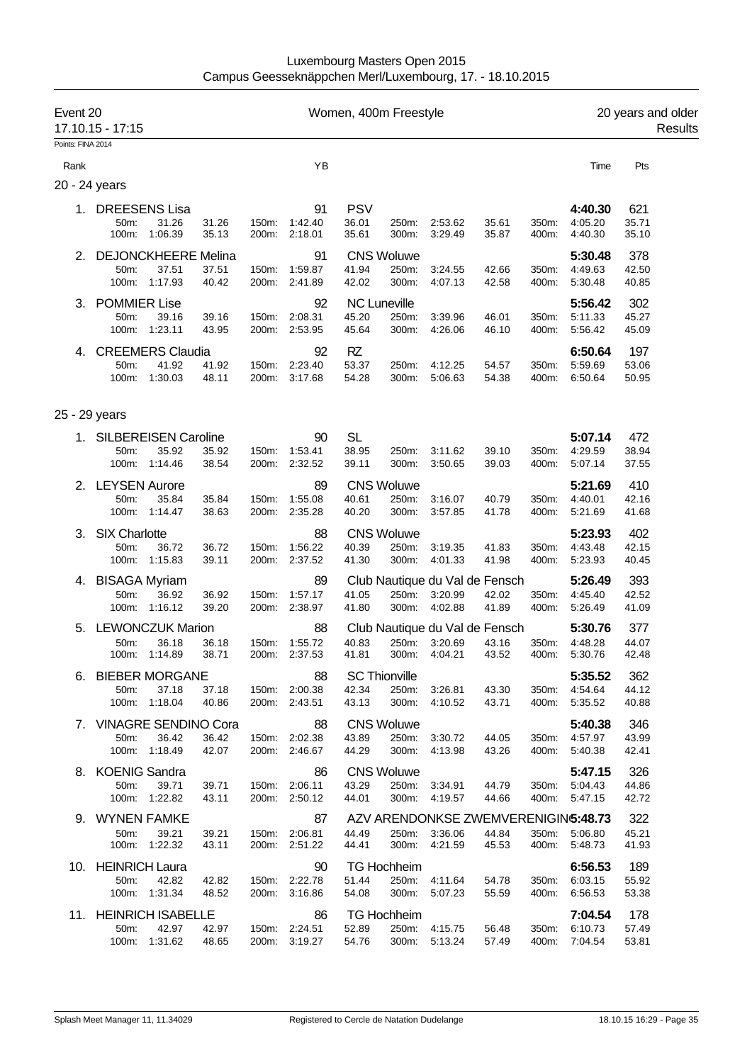Luxembourg Masters Open 2015
Campus Geesseknäppchen Merl/Luxembourg, 17. - 18.10.2015

Event 20 — Women, 400m Freestyle — 20 years and older
17.10.15 - 17:15 — Results
Points: FINA 2014

| Rank | | | | | YB | | | | | | | Time | Pts |
|---|---|---|---|---|---|---|---|---|---|---|---|---|---|
| **20 - 24 years** | | | | | | | | | | | | | |
| 1. | DREESENS Lisa | | | | 91 | PSV | | | | | | **4:40.30** | 621 |
| | 50m: | 31.26 | 31.26 | 150m: | 1:42.40 | 36.01 | 250m: | 2:53.62 | 35.61 | 350m: | | 4:05.20 | 35.71 |
| | 100m: | 1:06.39 | 35.13 | 200m: | 2:18.01 | 35.61 | 300m: | 3:29.49 | 35.87 | 400m: | | 4:40.30 | 35.10 |
| 2. | DEJONCKHEERE Melina | | | | 91 | CNS Woluwe | | | | | | **5:30.48** | 378 |
| | 50m: | 37.51 | 37.51 | 150m: | 1:59.87 | 41.94 | 250m: | 3:24.55 | 42.66 | 350m: | | 4:49.63 | 42.50 |
| | 100m: | 1:17.93 | 40.42 | 200m: | 2:41.89 | 42.02 | 300m: | 4:07.13 | 42.58 | 400m: | | 5:30.48 | 40.85 |
| 3. | POMMIER Lise | | | | 92 | NC Luneville | | | | | | **5:56.42** | 302 |
| | 50m: | 39.16 | 39.16 | 150m: | 2:08.31 | 45.20 | 250m: | 3:39.96 | 46.01 | 350m: | | 5:11.33 | 45.27 |
| | 100m: | 1:23.11 | 43.95 | 200m: | 2:53.95 | 45.64 | 300m: | 4:26.06 | 46.10 | 400m: | | 5:56.42 | 45.09 |
| 4. | CREEMERS Claudia | | | | 92 | RZ | | | | | | **6:50.64** | 197 |
| | 50m: | 41.92 | 41.92 | 150m: | 2:23.40 | 53.37 | 250m: | 4:12.25 | 54.57 | 350m: | | 5:59.69 | 53.06 |
| | 100m: | 1:30.03 | 48.11 | 200m: | 3:17.68 | 54.28 | 300m: | 5:06.63 | 54.38 | 400m: | | 6:50.64 | 50.95 |
| **25 - 29 years** | | | | | | | | | | | | | |
| 1. | SILBEREISEN Caroline | | | | 90 | SL | | | | | | **5:07.14** | 472 |
| | 50m: | 35.92 | 35.92 | 150m: | 1:53.41 | 38.95 | 250m: | 3:11.62 | 39.10 | 350m: | | 4:29.59 | 38.94 |
| | 100m: | 1:14.46 | 38.54 | 200m: | 2:32.52 | 39.11 | 300m: | 3:50.65 | 39.03 | 400m: | | 5:07.14 | 37.55 |
| 2. | LEYSEN Aurore | | | | 89 | CNS Woluwe | | | | | | **5:21.69** | 410 |
| | 50m: | 35.84 | 35.84 | 150m: | 1:55.08 | 40.61 | 250m: | 3:16.07 | 40.79 | 350m: | | 4:40.01 | 42.16 |
| | 100m: | 1:14.47 | 38.63 | 200m: | 2:35.28 | 40.20 | 300m: | 3:57.85 | 41.78 | 400m: | | 5:21.69 | 41.68 |
| 3. | SIX Charlotte | | | | 88 | CNS Woluwe | | | | | | **5:23.93** | 402 |
| | 50m: | 36.72 | 36.72 | 150m: | 1:56.22 | 40.39 | 250m: | 3:19.35 | 41.83 | 350m: | | 4:43.48 | 42.15 |
| | 100m: | 1:15.83 | 39.11 | 200m: | 2:37.52 | 41.30 | 300m: | 4:01.33 | 41.98 | 400m: | | 5:23.93 | 40.45 |
| 4. | BISAGA Myriam | | | | 89 | Club Nautique du Val de Fensch | | | | | | **5:26.49** | 393 |
| | 50m: | 36.92 | 36.92 | 150m: | 1:57.17 | 41.05 | 250m: | 3:20.99 | 42.02 | 350m: | | 4:45.40 | 42.52 |
| | 100m: | 1:16.12 | 39.20 | 200m: | 2:38.97 | 41.80 | 300m: | 4:02.88 | 41.89 | 400m: | | 5:26.49 | 41.09 |
| 5. | LEWONCZUK Marion | | | | 88 | Club Nautique du Val de Fensch | | | | | | **5:30.76** | 377 |
| | 50m: | 36.18 | 36.18 | 150m: | 1:55.72 | 40.83 | 250m: | 3:20.69 | 43.16 | 350m: | | 4:48.28 | 44.07 |
| | 100m: | 1:14.89 | 38.71 | 200m: | 2:37.53 | 41.81 | 300m: | 4:04.21 | 43.52 | 400m: | | 5:30.76 | 42.48 |
| 6. | BIEBER MORGANE | | | | 88 | SC Thionville | | | | | | **5:35.52** | 362 |
| | 50m: | 37.18 | 37.18 | 150m: | 2:00.38 | 42.34 | 250m: | 3:26.81 | 43.30 | 350m: | | 4:54.64 | 44.12 |
| | 100m: | 1:18.04 | 40.86 | 200m: | 2:43.51 | 43.13 | 300m: | 4:10.52 | 43.71 | 400m: | | 5:35.52 | 40.88 |
| 7. | VINAGRE SENDINO Cora | | | | 88 | CNS Woluwe | | | | | | **5:40.38** | 346 |
| | 50m: | 36.42 | 36.42 | 150m: | 2:02.38 | 43.89 | 250m: | 3:30.72 | 44.05 | 350m: | | 4:57.97 | 43.99 |
| | 100m: | 1:18.49 | 42.07 | 200m: | 2:46.67 | 44.29 | 300m: | 4:13.98 | 43.26 | 400m: | | 5:40.38 | 42.41 |
| 8. | KOENIG Sandra | | | | 86 | CNS Woluwe | | | | | | **5:47.15** | 326 |
| | 50m: | 39.71 | 39.71 | 150m: | 2:06.11 | 43.29 | 250m: | 3:34.91 | 44.79 | 350m: | | 5:04.43 | 44.86 |
| | 100m: | 1:22.82 | 43.11 | 200m: | 2:50.12 | 44.01 | 300m: | 4:19.57 | 44.66 | 400m: | | 5:47.15 | 42.72 |
| 9. | WYNEN FAMKE | | | | 87 | AZV ARENDONKSE ZWEMVERENIGIN | | | | | | **5:48.73** | 322 |
| | 50m: | 39.21 | 39.21 | 150m: | 2:06.81 | 44.49 | 250m: | 3:36.06 | 44.84 | 350m: | | 5:06.80 | 45.21 |
| | 100m: | 1:22.32 | 43.11 | 200m: | 2:51.22 | 44.41 | 300m: | 4:21.59 | 45.53 | 400m: | | 5:48.73 | 41.93 |
| 10. | HEINRICH Laura | | | | 90 | TG Hochheim | | | | | | **6:56.53** | 189 |
| | 50m: | 42.82 | 42.82 | 150m: | 2:22.78 | 51.44 | 250m: | 4:11.64 | 54.78 | 350m: | | 6:03.15 | 55.92 |
| | 100m: | 1:31.34 | 48.52 | 200m: | 3:16.86 | 54.08 | 300m: | 5:07.23 | 55.59 | 400m: | | 6:56.53 | 53.38 |
| 11. | HEINRICH ISABELLE | | | | 86 | TG Hochheim | | | | | | **7:04.54** | 178 |
| | 50m: | 42.97 | 42.97 | 150m: | 2:24.51 | 52.89 | 250m: | 4:15.75 | 56.48 | 350m: | | 6:10.73 | 57.49 |
| | 100m: | 1:31.62 | 48.65 | 200m: | 3:19.27 | 54.76 | 300m: | 5:13.24 | 57.49 | 400m: | | 7:04.54 | 53.81 |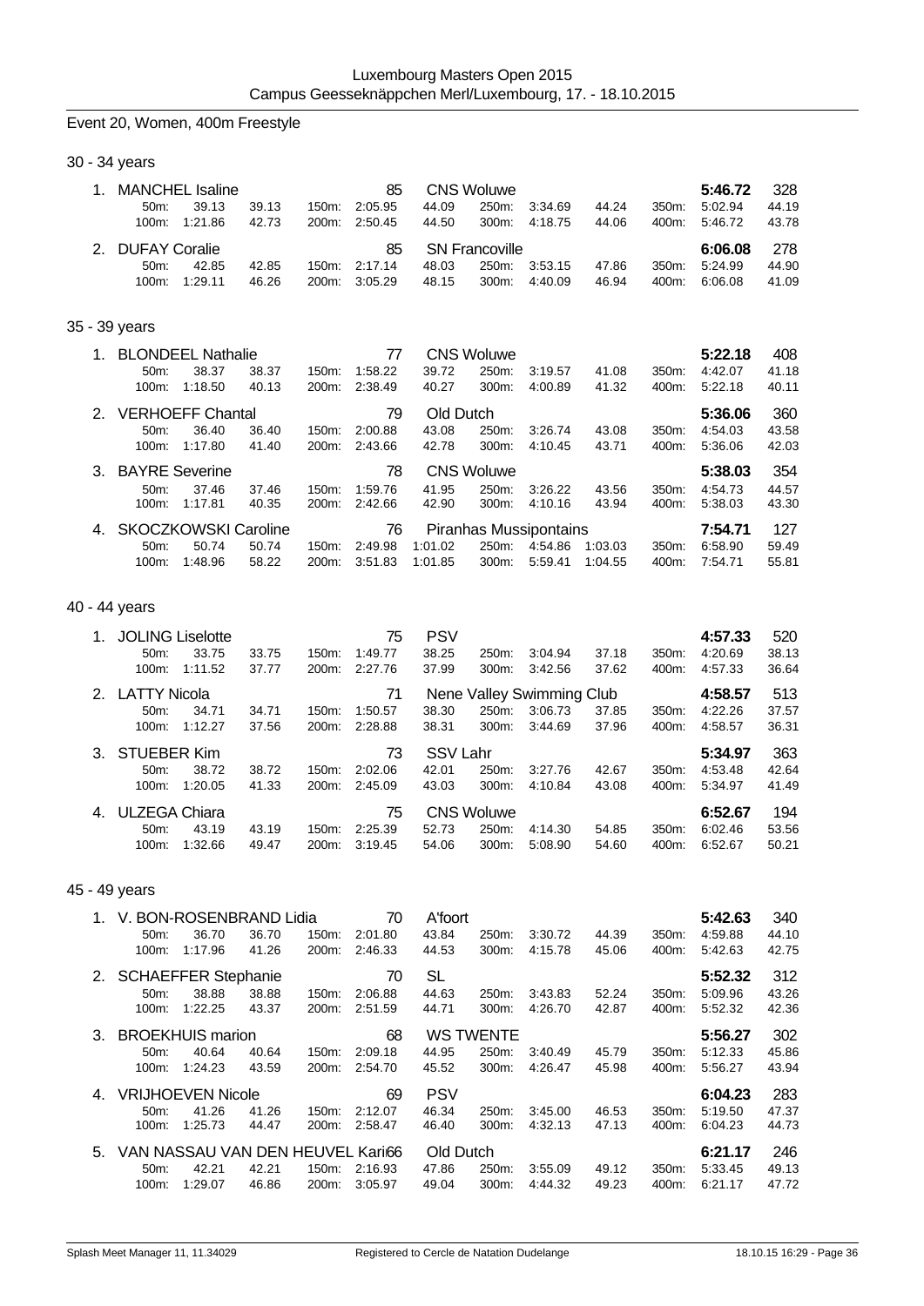Luxembourg Masters Open 2015
Campus Geesseknäppchen Merl/Luxembourg, 17. - 18.10.2015

## Event 20, Women, 400m Freestyle

### 30 - 34 years

| Rank | Name | YOB | Club | Time | Points |
|---|---|---|---|---|---|
| 1. | MANCHEL Isaline | 85 | CNS Woluwe | 5:46.72 | 328 |
| | 50m: 39.13 39.13 | 150m: 2:05.95 44.09 | 250m: 3:34.69 44.24 | 350m: 5:02.94 44.19 | |
| | 100m: 1:21.86 42.73 | 200m: 2:50.45 44.50 | 300m: 4:18.75 44.06 | 400m: 5:46.72 43.78 | |
| 2. | DUFAY Coralie | 85 | SN Francoville | 6:06.08 | 278 |
| | 50m: 42.85 42.85 | 150m: 2:17.14 48.03 | 250m: 3:53.15 47.86 | 350m: 5:24.99 44.90 | |
| | 100m: 1:29.11 46.26 | 200m: 3:05.29 48.15 | 300m: 4:40.09 46.94 | 400m: 6:06.08 41.09 | |

### 35 - 39 years

| Rank | Name | YOB | Club | Time | Points |
|---|---|---|---|---|---|
| 1. | BLONDEEL Nathalie | 77 | CNS Woluwe | 5:22.18 | 408 |
| | 50m: 38.37 38.37 | 150m: 1:58.22 39.72 | 250m: 3:19.57 41.08 | 350m: 4:42.07 41.18 | |
| | 100m: 1:18.50 40.13 | 200m: 2:38.49 40.27 | 300m: 4:00.89 41.32 | 400m: 5:22.18 40.11 | |
| 2. | VERHOEFF Chantal | 79 | Old Dutch | 5:36.06 | 360 |
| | 50m: 36.40 36.40 | 150m: 2:00.88 43.08 | 250m: 3:26.74 43.08 | 350m: 4:54.03 43.58 | |
| | 100m: 1:17.80 41.40 | 200m: 2:43.66 42.78 | 300m: 4:10.45 43.71 | 400m: 5:36.06 42.03 | |
| 3. | BAYRE Severine | 78 | CNS Woluwe | 5:38.03 | 354 |
| | 50m: 37.46 37.46 | 150m: 1:59.76 41.95 | 250m: 3:26.22 43.56 | 350m: 4:54.73 44.57 | |
| | 100m: 1:17.81 40.35 | 200m: 2:42.66 42.90 | 300m: 4:10.16 43.94 | 400m: 5:38.03 43.30 | |
| 4. | SKOCZKOWSKI Caroline | 76 | Piranhas Mussipontains | 7:54.71 | 127 |
| | 50m: 50.74 50.74 | 150m: 2:49.98 1:01.02 | 250m: 4:54.86 1:03.03 | 350m: 6:58.90 59.49 | |
| | 100m: 1:48.96 58.22 | 200m: 3:51.83 1:01.85 | 300m: 5:59.41 1:04.55 | 400m: 7:54.71 55.81 | |

### 40 - 44 years

| Rank | Name | YOB | Club | Time | Points |
|---|---|---|---|---|---|
| 1. | JOLING Liselotte | 75 | PSV | 4:57.33 | 520 |
| | 50m: 33.75 33.75 | 150m: 1:49.77 38.25 | 250m: 3:04.94 37.18 | 350m: 4:20.69 38.13 | |
| | 100m: 1:11.52 37.77 | 200m: 2:27.76 37.99 | 300m: 3:42.56 37.62 | 400m: 4:57.33 36.64 | |
| 2. | LATTY Nicola | 71 | Nene Valley Swimming Club | 4:58.57 | 513 |
| | 50m: 34.71 34.71 | 150m: 1:50.57 38.30 | 250m: 3:06.73 37.85 | 350m: 4:22.26 37.57 | |
| | 100m: 1:12.27 37.56 | 200m: 2:28.88 38.31 | 300m: 3:44.69 37.96 | 400m: 4:58.57 36.31 | |
| 3. | STUEBER Kim | 73 | SSV Lahr | 5:34.97 | 363 |
| | 50m: 38.72 38.72 | 150m: 2:02.06 42.01 | 250m: 3:27.76 42.67 | 350m: 4:53.48 42.64 | |
| | 100m: 1:20.05 41.33 | 200m: 2:45.09 43.03 | 300m: 4:10.84 43.08 | 400m: 5:34.97 41.49 | |
| 4. | ULZEGA Chiara | 75 | CNS Woluwe | 6:52.67 | 194 |
| | 50m: 43.19 43.19 | 150m: 2:25.39 52.73 | 250m: 4:14.30 54.85 | 350m: 6:02.46 53.56 | |
| | 100m: 1:32.66 49.47 | 200m: 3:19.45 54.06 | 300m: 5:08.90 54.60 | 400m: 6:52.67 50.21 | |

### 45 - 49 years

| Rank | Name | YOB | Club | Time | Points |
|---|---|---|---|---|---|
| 1. | V. BON-ROSENBRAND Lidia | 70 | A'foort | 5:42.63 | 340 |
| | 50m: 36.70 36.70 | 150m: 2:01.80 43.84 | 250m: 3:30.72 44.39 | 350m: 4:59.88 44.10 | |
| | 100m: 1:17.96 41.26 | 200m: 2:46.33 44.53 | 300m: 4:15.78 45.06 | 400m: 5:42.63 42.75 | |
| 2. | SCHAEFFER Stephanie | 70 | SL | 5:52.32 | 312 |
| | 50m: 38.88 38.88 | 150m: 2:06.88 44.63 | 250m: 3:43.83 52.24 | 350m: 5:09.96 43.26 | |
| | 100m: 1:22.25 43.37 | 200m: 2:51.59 44.71 | 300m: 4:26.70 42.87 | 400m: 5:52.32 42.36 | |
| 3. | BROEKHUIS marion | 68 | WS TWENTE | 5:56.27 | 302 |
| | 50m: 40.64 40.64 | 150m: 2:09.18 44.95 | 250m: 3:40.49 45.79 | 350m: 5:12.33 45.86 | |
| | 100m: 1:24.23 43.59 | 200m: 2:54.70 45.52 | 300m: 4:26.47 45.98 | 400m: 5:56.27 43.94 | |
| 4. | VRIJHOEVEN Nicole | 69 | PSV | 6:04.23 | 283 |
| | 50m: 41.26 41.26 | 150m: 2:12.07 46.34 | 250m: 3:45.00 46.53 | 350m: 5:19.50 47.37 | |
| | 100m: 1:25.73 44.47 | 200m: 2:58.47 46.40 | 300m: 4:32.13 47.13 | 400m: 6:04.23 44.73 | |
| 5. | VAN NASSAU VAN DEN HEUVEL Kari | 66 | Old Dutch | 6:21.17 | 246 |
| | 50m: 42.21 42.21 | 150m: 2:16.93 47.86 | 250m: 3:55.09 49.12 | 350m: 5:33.45 49.13 | |
| | 100m: 1:29.07 46.86 | 200m: 3:05.97 49.04 | 300m: 4:44.32 49.23 | 400m: 6:21.17 47.72 | |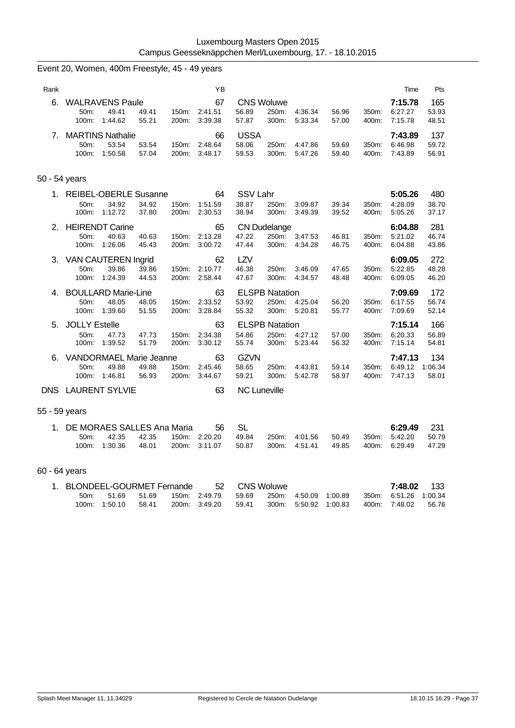Luxembourg Masters Open 2015
Campus Geesseknäppchen Merl/Luxembourg, 17. - 18.10.2015

## Event 20, Women, 400m Freestyle, 45 - 49 years

| Rank | Name | YB | Club | Time | Pts |
|---|---|---|---|---|---|
| 6. | WALRAVENS Paule | 67 | CNS Woluwe | 7:15.78 | 165 |
| | 50m: 49.41 (49.41) · 100m: 1:44.62 (55.21) · 150m: 2:41.51 (56.89) · 200m: 3:39.38 (57.87) · 250m: 4:36.34 (56.96) · 300m: 5:33.34 (57.00) · 350m: 6:27.27 (53.93) · 400m: 7:15.78 (48.51) | | | | |
| 7. | MARTINS Nathalie | 66 | USSA | 7:43.89 | 137 |
| | 50m: 53.54 (53.54) · 100m: 1:50.58 (57.04) · 150m: 2:48.64 (58.06) · 200m: 3:48.17 (59.53) · 250m: 4:47.86 (59.69) · 300m: 5:47.26 (59.40) · 350m: 6:46.98 (59.72) · 400m: 7:43.89 (56.91) | | | | |

### 50 - 54 years

| Rank | Name | YB | Club | Time | Pts |
|---|---|---|---|---|---|
| 1. | REIBEL-OBERLE Susanne | 64 | SSV Lahr | 5:05.26 | 480 |
| | 50m: 34.92 (34.92) · 100m: 1:12.72 (37.80) · 150m: 1:51.59 (38.87) · 200m: 2:30.53 (38.94) · 250m: 3:09.87 (39.34) · 300m: 3:49.39 (39.52) · 350m: 4:28.09 (38.70) · 400m: 5:05.26 (37.17) | | | | |
| 2. | HEIRENDT Carine | 65 | CN Dudelange | 6:04.88 | 281 |
| | 50m: 40.63 (40.63) · 100m: 1:26.06 (45.43) · 150m: 2:13.28 (47.22) · 200m: 3:00.72 (47.44) · 250m: 3:47.53 (46.81) · 300m: 4:34.28 (46.75) · 350m: 5:21.02 (46.74) · 400m: 6:04.88 (43.86) | | | | |
| 3. | VAN CAUTEREN Ingrid | 62 | LZV | 6:09.05 | 272 |
| | 50m: 39.86 (39.86) · 100m: 1:24.39 (44.53) · 150m: 2:10.77 (46.38) · 200m: 2:58.44 (47.67) · 250m: 3:46.09 (47.65) · 300m: 4:34.57 (48.48) · 350m: 5:22.85 (48.28) · 400m: 6:09.05 (46.20) | | | | |
| 4. | BOULLARD Marie-Line | 63 | ELSPB Natation | 7:09.69 | 172 |
| | 50m: 48.05 (48.05) · 100m: 1:39.60 (51.55) · 150m: 2:33.52 (53.92) · 200m: 3:28.84 (55.32) · 250m: 4:25.04 (56.20) · 300m: 5:20.81 (55.77) · 350m: 6:17.55 (56.74) · 400m: 7:09.69 (52.14) | | | | |
| 5. | JOLLY Estelle | 63 | ELSPB Natation | 7:15.14 | 166 |
| | 50m: 47.73 (47.73) · 100m: 1:39.52 (51.79) · 150m: 2:34.38 (54.86) · 200m: 3:30.12 (55.74) · 250m: 4:27.12 (57.00) · 300m: 5:23.44 (56.32) · 350m: 6:20.33 (56.89) · 400m: 7:15.14 (54.81) | | | | |
| 6. | VANDORMAEL Marie Jeanne | 63 | GZVN | 7:47.13 | 134 |
| | 50m: 49.88 (49.88) · 100m: 1:46.81 (56.93) · 150m: 2:45.46 (58.65) · 200m: 3:44.67 (59.21) · 250m: 4:43.81 (59.14) · 300m: 5:42.78 (58.97) · 350m: 6:49.12 (1:06.34) · 400m: 7:47.13 (58.01) | | | | |
| DNS | LAURENT SYLVIE | 63 | NC Luneville | | |

### 55 - 59 years

| Rank | Name | YB | Club | Time | Pts |
|---|---|---|---|---|---|
| 1. | DE MORAES SALLES Ana Maria | 56 | SL | 6:29.49 | 231 |
| | 50m: 42.35 (42.35) · 100m: 1:30.36 (48.01) · 150m: 2:20.20 (49.84) · 200m: 3:11.07 (50.87) · 250m: 4:01.56 (50.49) · 300m: 4:51.41 (49.85) · 350m: 5:42.20 (50.79) · 400m: 6:29.49 (47.29) | | | | |

### 60 - 64 years

| Rank | Name | YB | Club | Time | Pts |
|---|---|---|---|---|---|
| 1. | BLONDEEL-GOURMET Fernande | 52 | CNS Woluwe | 7:48.02 | 133 |
| | 50m: 51.69 (51.69) · 100m: 1:50.10 (58.41) · 150m: 2:49.79 (59.69) · 200m: 3:49.20 (59.41) · 250m: 4:50.09 (1:00.89) · 300m: 5:50.92 (1:00.83) · 350m: 6:51.26 (1:00.34) · 400m: 7:48.02 (56.76) | | | | |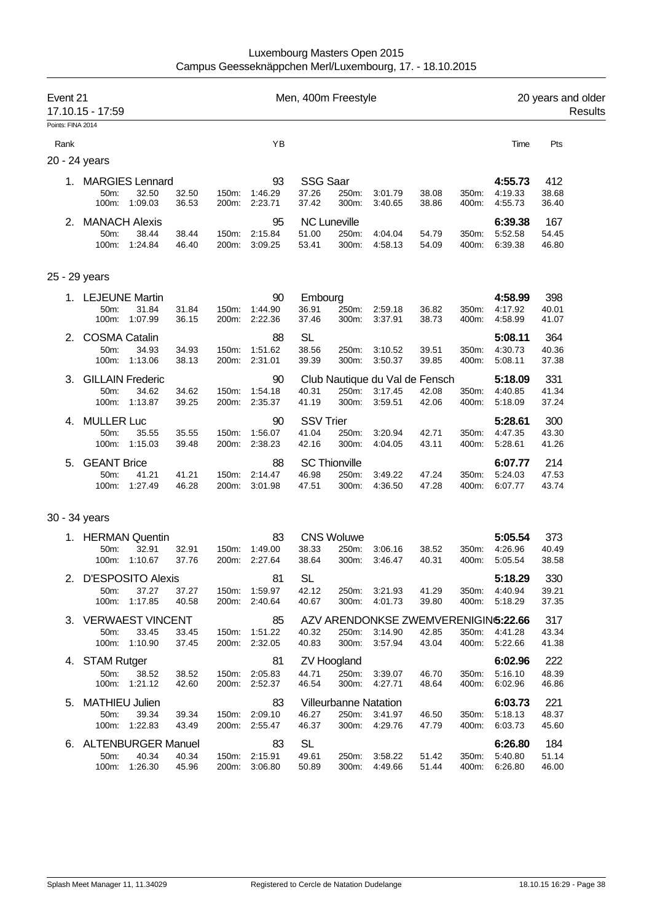Luxembourg Masters Open 2015
Campus Geesseknäppchen Merl/Luxembourg, 17. - 18.10.2015

## Event 21 — Men, 400m Freestyle — 20 years and older

17.10.15 - 17:59 — Results

Points: FINA 2014

### 20 - 24 years

| Rank | Name | YB | Club | Time | Pts |
|---|---|---|---|---|---|
| 1. | MARGIES Lennard | 93 | SSG Saar | 4:55.73 | 412 |
| | 50m: 32.50 (32.50) / 100m: 1:09.03 (36.53) / 150m: 1:46.29 (37.26) / 200m: 2:23.71 (37.42) / 250m: 3:01.79 (38.08) / 300m: 3:40.65 (38.86) / 350m: 4:19.33 (38.68) / 400m: 4:55.73 (36.40) | | | | |
| 2. | MANACH Alexis | 95 | NC Luneville | 6:39.38 | 167 |
| | 50m: 38.44 (38.44) / 100m: 1:24.84 (46.40) / 150m: 2:15.84 (51.00) / 200m: 3:09.25 (53.41) / 250m: 4:04.04 (54.79) / 300m: 4:58.13 (54.09) / 350m: 5:52.58 (54.45) / 400m: 6:39.38 (46.80) | | | | |

### 25 - 29 years

| Rank | Name | YB | Club | Time | Pts |
|---|---|---|---|---|---|
| 1. | LEJEUNE Martin | 90 | Embourg | 4:58.99 | 398 |
| | 50m: 31.84 (31.84) / 100m: 1:07.99 (36.15) / 150m: 1:44.90 (36.91) / 200m: 2:22.36 (37.46) / 250m: 2:59.18 (36.82) / 300m: 3:37.91 (38.73) / 350m: 4:17.92 (40.01) / 400m: 4:58.99 (41.07) | | | | |
| 2. | COSMA Catalin | 88 | SL | 5:08.11 | 364 |
| | 50m: 34.93 (34.93) / 100m: 1:13.06 (38.13) / 150m: 1:51.62 (38.56) / 200m: 2:31.01 (39.39) / 250m: 3:10.52 (39.51) / 300m: 3:50.37 (39.85) / 350m: 4:30.73 (40.36) / 400m: 5:08.11 (37.38) | | | | |
| 3. | GILLAIN Frederic | 90 | Club Nautique du Val de Fensch | 5:18.09 | 331 |
| | 50m: 34.62 (34.62) / 100m: 1:13.87 (39.25) / 150m: 1:54.18 (40.31) / 200m: 2:35.37 (41.19) / 250m: 3:17.45 (42.08) / 300m: 3:59.51 (42.06) / 350m: 4:40.85 (41.34) / 400m: 5:18.09 (37.24) | | | | |
| 4. | MULLER Luc | 90 | SSV Trier | 5:28.61 | 300 |
| | 50m: 35.55 (35.55) / 100m: 1:15.03 (39.48) / 150m: 1:56.07 (41.04) / 200m: 2:38.23 (42.16) / 250m: 3:20.94 (42.71) / 300m: 4:04.05 (43.11) / 350m: 4:47.35 (43.30) / 400m: 5:28.61 (41.26) | | | | |
| 5. | GEANT Brice | 88 | SC Thionville | 6:07.77 | 214 |
| | 50m: 41.21 (41.21) / 100m: 1:27.49 (46.28) / 150m: 2:14.47 (46.98) / 200m: 3:01.98 (47.51) / 250m: 3:49.22 (47.24) / 300m: 4:36.50 (47.28) / 350m: 5:24.03 (47.53) / 400m: 6:07.77 (43.74) | | | | |

### 30 - 34 years

| Rank | Name | YB | Club | Time | Pts |
|---|---|---|---|---|---|
| 1. | HERMAN Quentin | 83 | CNS Woluwe | 5:05.54 | 373 |
| | 50m: 32.91 (32.91) / 100m: 1:10.67 (37.76) / 150m: 1:49.00 (38.33) / 200m: 2:27.64 (38.64) / 250m: 3:06.16 (38.52) / 300m: 3:46.47 (40.31) / 350m: 4:26.96 (40.49) / 400m: 5:05.54 (38.58) | | | | |
| 2. | D'ESPOSITO Alexis | 81 | SL | 5:18.29 | 330 |
| | 50m: 37.27 (37.27) / 100m: 1:17.85 (40.58) / 150m: 1:59.97 (42.12) / 200m: 2:40.64 (40.67) / 250m: 3:21.93 (41.29) / 300m: 4:01.73 (39.80) / 350m: 4:40.94 (39.21) / 400m: 5:18.29 (37.35) | | | | |
| 3. | VERWAEST VINCENT | 85 | AZV ARENDONKSE ZWEMVERENIGIN | 5:22.66 | 317 |
| | 50m: 33.45 (33.45) / 100m: 1:10.90 (37.45) / 150m: 1:51.22 (40.32) / 200m: 2:32.05 (40.83) / 250m: 3:14.90 (42.85) / 300m: 3:57.94 (43.04) / 350m: 4:41.28 (43.34) / 400m: 5:22.66 (41.38) | | | | |
| 4. | STAM Rutger | 81 | ZV Hoogland | 6:02.96 | 222 |
| | 50m: 38.52 (38.52) / 100m: 1:21.12 (42.60) / 150m: 2:05.83 (44.71) / 200m: 2:52.37 (46.54) / 250m: 3:39.07 (46.70) / 300m: 4:27.71 (48.64) / 350m: 5:16.10 (48.39) / 400m: 6:02.96 (46.86) | | | | |
| 5. | MATHIEU Julien | 83 | Villeurbanne Natation | 6:03.73 | 221 |
| | 50m: 39.34 (39.34) / 100m: 1:22.83 (43.49) / 150m: 2:09.10 (46.27) / 200m: 2:55.47 (46.37) / 250m: 3:41.97 (46.50) / 300m: 4:29.76 (47.79) / 350m: 5:18.13 (48.37) / 400m: 6:03.73 (45.60) | | | | |
| 6. | ALTENBURGER Manuel | 83 | SL | 6:26.80 | 184 |
| | 50m: 40.34 (40.34) / 100m: 1:26.30 (45.96) / 150m: 2:15.91 (49.61) / 200m: 3:06.80 (50.89) / 250m: 3:58.22 (51.42) / 300m: 4:49.66 (51.44) / 350m: 5:40.80 (51.14) / 400m: 6:26.80 (46.00) | | | | |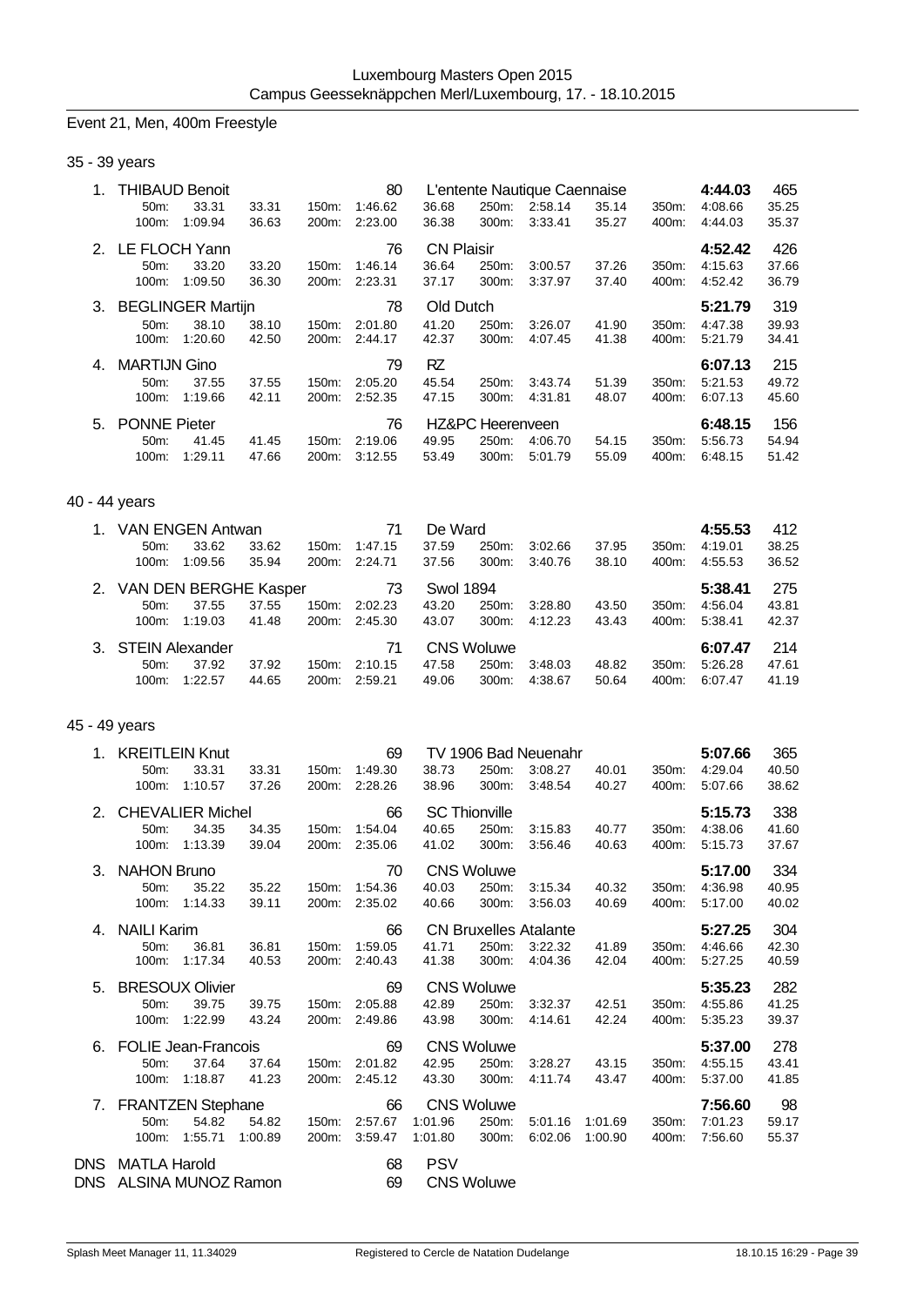Luxembourg Masters Open 2015
Campus Geesseknäppchen Merl/Luxembourg, 17. - 18.10.2015

## Event 21, Men, 400m Freestyle

### 35 - 39 years

| Place | Name | YB | Club | Time | Points |
|---|---|---|---|---|---|
| 1. | THIBAUD Benoit | 80 | L'entente Nautique Caennaise | **4:44.03** | 465 |
| | 50m: 33.31 33.31 / 100m: 1:09.94 36.63 | 150m: 1:46.62 36.68 / 200m: 2:23.00 36.38 | 250m: 2:58.14 35.14 / 300m: 3:33.41 35.27 | 350m: 4:08.66 35.25 / 400m: 4:44.03 35.37 | |
| 2. | LE FLOCH Yann | 76 | CN Plaisir | **4:52.42** | 426 |
| | 50m: 33.20 33.20 / 100m: 1:09.50 36.30 | 150m: 1:46.14 36.64 / 200m: 2:23.31 37.17 | 250m: 3:00.57 37.26 / 300m: 3:37.97 37.40 | 350m: 4:15.63 37.66 / 400m: 4:52.42 36.79 | |
| 3. | BEGLINGER Martijn | 78 | Old Dutch | **5:21.79** | 319 |
| | 50m: 38.10 38.10 / 100m: 1:20.60 42.50 | 150m: 2:01.80 41.20 / 200m: 2:44.17 42.37 | 250m: 3:26.07 41.90 / 300m: 4:07.45 41.38 | 350m: 4:47.38 39.93 / 400m: 5:21.79 34.41 | |
| 4. | MARTIJN Gino | 79 | RZ | **6:07.13** | 215 |
| | 50m: 37.55 37.55 / 100m: 1:19.66 42.11 | 150m: 2:05.20 45.54 / 200m: 2:52.35 47.15 | 250m: 3:43.74 51.39 / 300m: 4:31.81 48.07 | 350m: 5:21.53 49.72 / 400m: 6:07.13 45.60 | |
| 5. | PONNE Pieter | 76 | HZ&PC Heerenveen | **6:48.15** | 156 |
| | 50m: 41.45 41.45 / 100m: 1:29.11 47.66 | 150m: 2:19.06 49.95 / 200m: 3:12.55 53.49 | 250m: 4:06.70 54.15 / 300m: 5:01.79 55.09 | 350m: 5:56.73 54.94 / 400m: 6:48.15 51.42 | |

### 40 - 44 years

| Place | Name | YB | Club | Time | Points |
|---|---|---|---|---|---|
| 1. | VAN ENGEN Antwan | 71 | De Ward | **4:55.53** | 412 |
| | 50m: 33.62 33.62 / 100m: 1:09.56 35.94 | 150m: 1:47.15 37.59 / 200m: 2:24.71 37.56 | 250m: 3:02.66 37.95 / 300m: 3:40.76 38.10 | 350m: 4:19.01 38.25 / 400m: 4:55.53 36.52 | |
| 2. | VAN DEN BERGHE Kasper | 73 | Swol 1894 | **5:38.41** | 275 |
| | 50m: 37.55 37.55 / 100m: 1:19.03 41.48 | 150m: 2:02.23 43.20 / 200m: 2:45.30 43.07 | 250m: 3:28.80 43.50 / 300m: 4:12.23 43.43 | 350m: 4:56.04 43.81 / 400m: 5:38.41 42.37 | |
| 3. | STEIN Alexander | 71 | CNS Woluwe | **6:07.47** | 214 |
| | 50m: 37.92 37.92 / 100m: 1:22.57 44.65 | 150m: 2:10.15 47.58 / 200m: 2:59.21 49.06 | 250m: 3:48.03 48.82 / 300m: 4:38.67 50.64 | 350m: 5:26.28 47.61 / 400m: 6:07.47 41.19 | |

### 45 - 49 years

| Place | Name | YB | Club | Time | Points |
|---|---|---|---|---|---|
| 1. | KREITLEIN Knut | 69 | TV 1906 Bad Neuenahr | **5:07.66** | 365 |
| | 50m: 33.31 33.31 / 100m: 1:10.57 37.26 | 150m: 1:49.30 38.73 / 200m: 2:28.26 38.96 | 250m: 3:08.27 40.01 / 300m: 3:48.54 40.27 | 350m: 4:29.04 40.50 / 400m: 5:07.66 38.62 | |
| 2. | CHEVALIER Michel | 66 | SC Thionville | **5:15.73** | 338 |
| | 50m: 34.35 34.35 / 100m: 1:13.39 39.04 | 150m: 1:54.04 40.65 / 200m: 2:35.06 41.02 | 250m: 3:15.83 40.77 / 300m: 3:56.46 40.63 | 350m: 4:38.06 41.60 / 400m: 5:15.73 37.67 | |
| 3. | NAHON Bruno | 70 | CNS Woluwe | **5:17.00** | 334 |
| | 50m: 35.22 35.22 / 100m: 1:14.33 39.11 | 150m: 1:54.36 40.03 / 200m: 2:35.02 40.66 | 250m: 3:15.34 40.32 / 300m: 3:56.03 40.69 | 350m: 4:36.98 40.95 / 400m: 5:17.00 40.02 | |
| 4. | NAILI Karim | 66 | CN Bruxelles Atalante | **5:27.25** | 304 |
| | 50m: 36.81 36.81 / 100m: 1:17.34 40.53 | 150m: 1:59.05 41.71 / 200m: 2:40.43 41.38 | 250m: 3:22.32 41.89 / 300m: 4:04.36 42.04 | 350m: 4:46.66 42.30 / 400m: 5:27.25 40.59 | |
| 5. | BRESOUX Olivier | 69 | CNS Woluwe | **5:35.23** | 282 |
| | 50m: 39.75 39.75 / 100m: 1:22.99 43.24 | 150m: 2:05.88 42.89 / 200m: 2:49.86 43.98 | 250m: 3:32.37 42.51 / 300m: 4:14.61 42.24 | 350m: 4:55.86 41.25 / 400m: 5:35.23 39.37 | |
| 6. | FOLIE Jean-Francois | 69 | CNS Woluwe | **5:37.00** | 278 |
| | 50m: 37.64 37.64 / 100m: 1:18.87 41.23 | 150m: 2:01.82 42.95 / 200m: 2:45.12 43.30 | 250m: 3:28.27 43.15 / 300m: 4:11.74 43.47 | 350m: 4:55.15 43.41 / 400m: 5:37.00 41.85 | |
| 7. | FRANTZEN Stephane | 66 | CNS Woluwe | **7:56.60** | 98 |
| | 50m: 54.82 54.82 / 100m: 1:55.71 1:00.89 | 150m: 2:57.67 1:01.96 / 200m: 3:59.47 1:01.80 | 250m: 5:01.16 1:01.69 / 300m: 6:02.06 1:00.90 | 350m: 7:01.23 59.17 / 400m: 7:56.60 55.37 | |
| DNS | MATLA Harold | 68 | PSV | | |
| DNS | ALSINA MUNOZ Ramon | 69 | CNS Woluwe | | |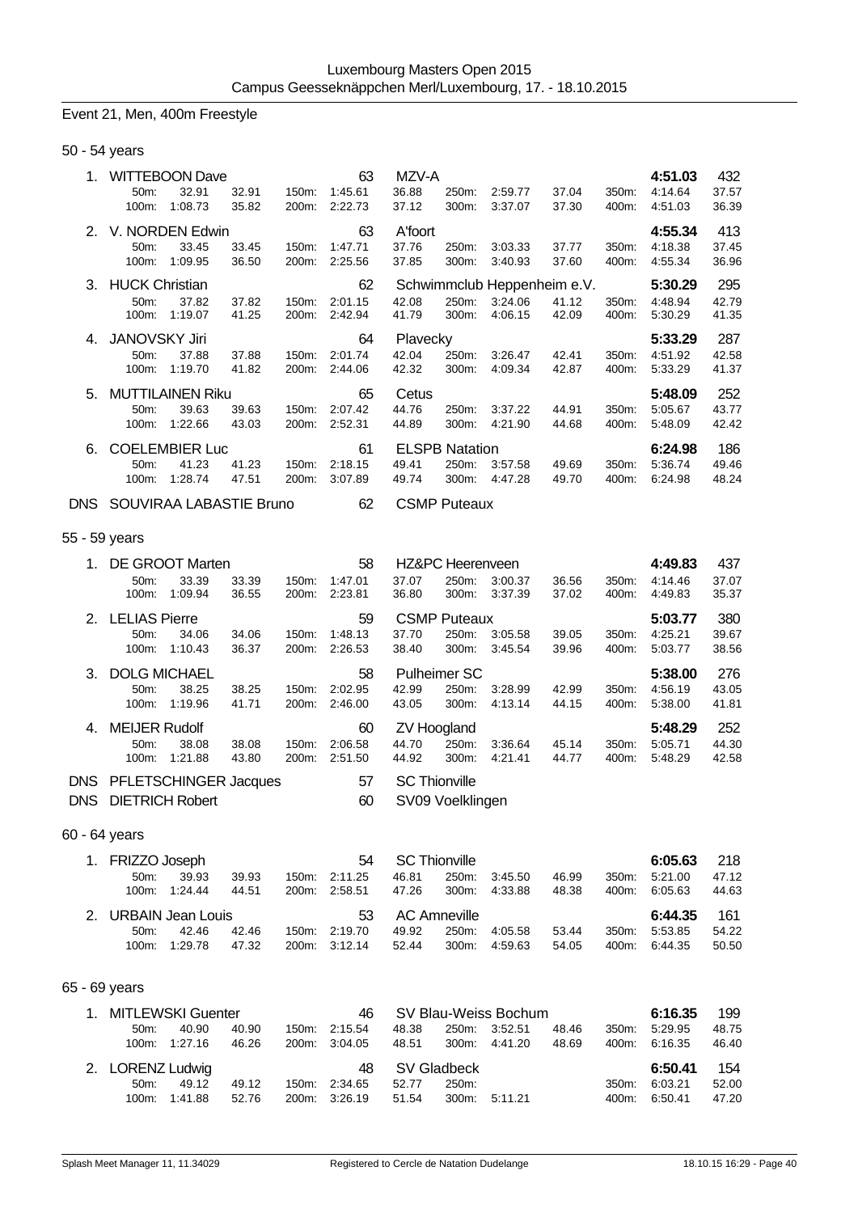Luxembourg Masters Open 2015
Campus Geesseknäppchen Merl/Luxembourg, 17. - 18.10.2015

## Event 21, Men, 400m Freestyle

### 50 - 54 years

| Place | Name | YoB | Club | Time | Points |
|---|---|---|---|---|---|
| 1. | WITTEBOON Dave | 63 | MZV-A | 4:51.03 | 432 |
| | 50m: 32.91 32.91 · 100m: 1:08.73 35.82 · 150m: 1:45.61 36.88 · 200m: 2:22.73 37.12 · 250m: 2:59.77 37.04 · 300m: 3:37.07 37.30 · 350m: 4:14.64 37.57 · 400m: 4:51.03 36.39 | | | | |
| 2. | V. NORDEN Edwin | 63 | A'foort | 4:55.34 | 413 |
| | 50m: 33.45 33.45 · 100m: 1:09.95 36.50 · 150m: 1:47.71 37.76 · 200m: 2:25.56 37.85 · 250m: 3:03.33 37.77 · 300m: 3:40.93 37.60 · 350m: 4:18.38 37.45 · 400m: 4:55.34 36.96 | | | | |
| 3. | HUCK Christian | 62 | Schwimmclub Heppenheim e.V. | 5:30.29 | 295 |
| | 50m: 37.82 37.82 · 100m: 1:19.07 41.25 · 150m: 2:01.15 42.08 · 200m: 2:42.94 41.79 · 250m: 3:24.06 41.12 · 300m: 4:06.15 42.09 · 350m: 4:48.94 42.79 · 400m: 5:30.29 41.35 | | | | |
| 4. | JANOVSKY Jiri | 64 | Plavecky | 5:33.29 | 287 |
| | 50m: 37.88 37.88 · 100m: 1:19.70 41.82 · 150m: 2:01.74 42.04 · 200m: 2:44.06 42.32 · 250m: 3:26.47 42.41 · 300m: 4:09.34 42.87 · 350m: 4:51.92 42.58 · 400m: 5:33.29 41.37 | | | | |
| 5. | MUTTILAINEN Riku | 65 | Cetus | 5:48.09 | 252 |
| | 50m: 39.63 39.63 · 100m: 1:22.66 43.03 · 150m: 2:07.42 44.76 · 200m: 2:52.31 44.89 · 250m: 3:37.22 44.91 · 300m: 4:21.90 44.68 · 350m: 5:05.67 43.77 · 400m: 5:48.09 42.42 | | | | |
| 6. | COELEMBIER Luc | 61 | ELSPB Natation | 6:24.98 | 186 |
| | 50m: 41.23 41.23 · 100m: 1:28.74 47.51 · 150m: 2:18.15 49.41 · 200m: 3:07.89 49.74 · 250m: 3:57.58 49.69 · 300m: 4:47.28 49.70 · 350m: 5:36.74 49.46 · 400m: 6:24.98 48.24 | | | | |
| DNS | SOUVIRAA LABASTIE Bruno | 62 | CSMP Puteaux | | |

### 55 - 59 years

| Place | Name | YoB | Club | Time | Points |
|---|---|---|---|---|---|
| 1. | DE GROOT Marten | 58 | HZ&PC Heerenveen | 4:49.83 | 437 |
| | 50m: 33.39 33.39 · 100m: 1:09.94 36.55 · 150m: 1:47.01 37.07 · 200m: 2:23.81 36.80 · 250m: 3:00.37 36.56 · 300m: 3:37.39 37.02 · 350m: 4:14.46 37.07 · 400m: 4:49.83 35.37 | | | | |
| 2. | LELIAS Pierre | 59 | CSMP Puteaux | 5:03.77 | 380 |
| | 50m: 34.06 34.06 · 100m: 1:10.43 36.37 · 150m: 1:48.13 37.70 · 200m: 2:26.53 38.40 · 250m: 3:05.58 39.05 · 300m: 3:45.54 39.96 · 350m: 4:25.21 39.67 · 400m: 5:03.77 38.56 | | | | |
| 3. | DOLG MICHAEL | 58 | Pulheimer SC | 5:38.00 | 276 |
| | 50m: 38.25 38.25 · 100m: 1:19.96 41.71 · 150m: 2:02.95 42.99 · 200m: 2:46.00 43.05 · 250m: 3:28.99 42.99 · 300m: 4:13.14 44.15 · 350m: 4:56.19 43.05 · 400m: 5:38.00 41.81 | | | | |
| 4. | MEIJER Rudolf | 60 | ZV Hoogland | 5:48.29 | 252 |
| | 50m: 38.08 38.08 · 100m: 1:21.88 43.80 · 150m: 2:06.58 44.70 · 200m: 2:51.50 44.92 · 250m: 3:36.64 45.14 · 300m: 4:21.41 44.77 · 350m: 5:05.71 44.30 · 400m: 5:48.29 42.58 | | | | |
| DNS | PFLETSCHINGER Jacques | 57 | SC Thionville | | |
| DNS | DIETRICH Robert | 60 | SV09 Voelklingen | | |

### 60 - 64 years

| Place | Name | YoB | Club | Time | Points |
|---|---|---|---|---|---|
| 1. | FRIZZO Joseph | 54 | SC Thionville | 6:05.63 | 218 |
| | 50m: 39.93 39.93 · 100m: 1:24.44 44.51 · 150m: 2:11.25 46.81 · 200m: 2:58.51 47.26 · 250m: 3:45.50 46.99 · 300m: 4:33.88 48.38 · 350m: 5:21.00 47.12 · 400m: 6:05.63 44.63 | | | | |
| 2. | URBAIN Jean Louis | 53 | AC Amneville | 6:44.35 | 161 |
| | 50m: 42.46 42.46 · 100m: 1:29.78 47.32 · 150m: 2:19.70 49.92 · 200m: 3:12.14 52.44 · 250m: 4:05.58 53.44 · 300m: 4:59.63 54.05 · 350m: 5:53.85 54.22 · 400m: 6:44.35 50.50 | | | | |

### 65 - 69 years

| Place | Name | YoB | Club | Time | Points |
|---|---|---|---|---|---|
| 1. | MITLEWSKI Guenter | 46 | SV Blau-Weiss Bochum | 6:16.35 | 199 |
| | 50m: 40.90 40.90 · 100m: 1:27.16 46.26 · 150m: 2:15.54 48.38 · 200m: 3:04.05 48.51 · 250m: 3:52.51 48.46 · 300m: 4:41.20 48.69 · 350m: 5:29.95 48.75 · 400m: 6:16.35 46.40 | | | | |
| 2. | LORENZ Ludwig | 48 | SV Gladbeck | 6:50.41 | 154 |
| | 50m: 49.12 49.12 · 100m: 1:41.88 52.76 · 150m: 2:34.65 52.77 · 200m: 3:26.19 51.54 · 250m: · 300m: 5:11.21 · 350m: 6:03.21 52.00 · 400m: 6:50.41 47.20 | | | | |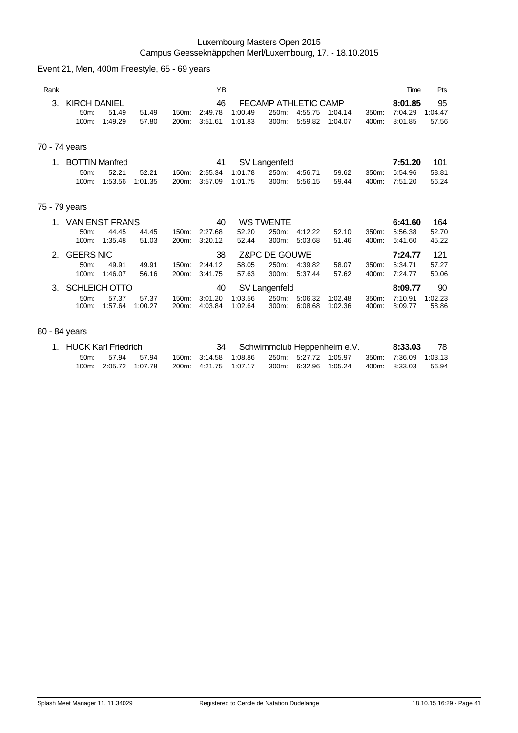Event 21, Men, 400m Freestyle, 65 - 69 years

| Rank | | | | | YB | | | | | | Time | Pts |
|---|---|---|---|---|---|---|---|---|---|---|---|---|
| 3. | KIRCH DANIEL | | | | 46 | FECAMP ATHLETIC CAMP | | | | | **8:01.85** | 95 |
| | 50m: | 51.49 | 51.49 | 150m: | 2:49.78 | 1:00.49 | 250m: | 4:55.75 | 1:04.14 | 350m: | 7:04.29 | 1:04.47 |
| | 100m: | 1:49.29 | 57.80 | 200m: | 3:51.61 | 1:01.83 | 300m: | 5:59.82 | 1:04.07 | 400m: | 8:01.85 | 57.56 |

70 - 74 years

| Rank | | | | | YB | | | | | | Time | Pts |
|---|---|---|---|---|---|---|---|---|---|---|---|---|
| 1. | BOTTIN Manfred | | | | 41 | SV Langenfeld | | | | | **7:51.20** | 101 |
| | 50m: | 52.21 | 52.21 | 150m: | 2:55.34 | 1:01.78 | 250m: | 4:56.71 | 59.62 | 350m: | 6:54.96 | 58.81 |
| | 100m: | 1:53.56 | 1:01.35 | 200m: | 3:57.09 | 1:01.75 | 300m: | 5:56.15 | 59.44 | 400m: | 7:51.20 | 56.24 |

75 - 79 years

| Rank | | | | | YB | | | | | | Time | Pts |
|---|---|---|---|---|---|---|---|---|---|---|---|---|
| 1. | VAN ENST FRANS | | | | 40 | WS TWENTE | | | | | **6:41.60** | 164 |
| | 50m: | 44.45 | 44.45 | 150m: | 2:27.68 | 52.20 | 250m: | 4:12.22 | 52.10 | 350m: | 5:56.38 | 52.70 |
| | 100m: | 1:35.48 | 51.03 | 200m: | 3:20.12 | 52.44 | 300m: | 5:03.68 | 51.46 | 400m: | 6:41.60 | 45.22 |
| 2. | GEERS NIC | | | | 38 | Z&PC DE GOUWE | | | | | **7:24.77** | 121 |
| | 50m: | 49.91 | 49.91 | 150m: | 2:44.12 | 58.05 | 250m: | 4:39.82 | 58.07 | 350m: | 6:34.71 | 57.27 |
| | 100m: | 1:46.07 | 56.16 | 200m: | 3:41.75 | 57.63 | 300m: | 5:37.44 | 57.62 | 400m: | 7:24.77 | 50.06 |
| 3. | SCHLEICH OTTO | | | | 40 | SV Langenfeld | | | | | **8:09.77** | 90 |
| | 50m: | 57.37 | 57.37 | 150m: | 3:01.20 | 1:03.56 | 250m: | 5:06.32 | 1:02.48 | 350m: | 7:10.91 | 1:02.23 |
| | 100m: | 1:57.64 | 1:00.27 | 200m: | 4:03.84 | 1:02.64 | 300m: | 6:08.68 | 1:02.36 | 400m: | 8:09.77 | 58.86 |

80 - 84 years

| Rank | | | | | YB | | | | | | Time | Pts |
|---|---|---|---|---|---|---|---|---|---|---|---|---|
| 1. | HUCK Karl Friedrich | | | | 34 | Schwimmclub Heppenheim e.V. | | | | | **8:33.03** | 78 |
| | 50m: | 57.94 | 57.94 | 150m: | 3:14.58 | 1:08.86 | 250m: | 5:27.72 | 1:05.97 | 350m: | 7:36.09 | 1:03.13 |
| | 100m: | 2:05.72 | 1:07.78 | 200m: | 4:21.75 | 1:07.17 | 300m: | 6:32.96 | 1:05.24 | 400m: | 8:33.03 | 56.94 |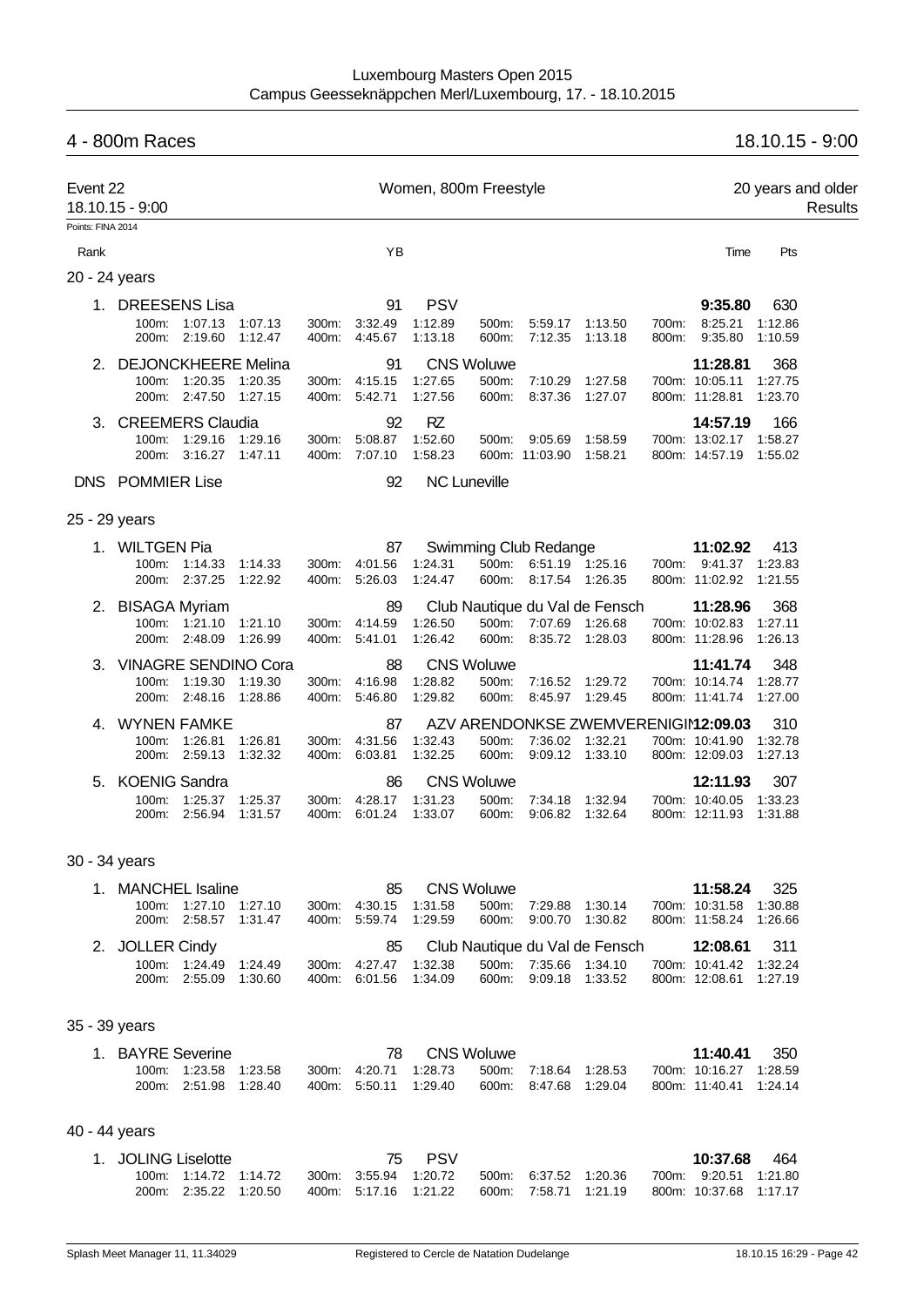## 4 - 800m Races

18.10.15 - 9:00

**Event 22** — Women, 800m Freestyle — 20 years and older

18.10.15 - 9:00 — Results

Points: FINA 2014

| Rank | Name | YB | Club | Time | Pts |
|---|---|---|---|---|---|
| **20 - 24 years** | | | | | |
| 1. | DREESENS Lisa | 91 | PSV | 9:35.80 | 630 |
| | 100m: 1:07.13 1:07.13 · 200m: 2:19.60 1:12.47 · 300m: 3:32.49 1:12.89 · 400m: 4:45.67 1:13.18 · 500m: 5:59.17 1:13.50 · 600m: 7:12.35 1:13.18 · 700m: 8:25.21 1:12.86 · 800m: 9:35.80 1:10.59 | | | | |
| 2. | DEJONCKHEERE Melina | 91 | CNS Woluwe | 11:28.81 | 368 |
| | 100m: 1:20.35 1:20.35 · 200m: 2:47.50 1:27.15 · 300m: 4:15.15 1:27.65 · 400m: 5:42.71 1:27.56 · 500m: 7:10.29 1:27.58 · 600m: 8:37.36 1:27.07 · 700m: 10:05.11 1:27.75 · 800m: 11:28.81 1:23.70 | | | | |
| 3. | CREEMERS Claudia | 92 | RZ | 14:57.19 | 166 |
| | 100m: 1:29.16 1:29.16 · 200m: 3:16.27 1:47.11 · 300m: 5:08.87 1:52.60 · 400m: 7:07.10 1:58.23 · 500m: 9:05.69 1:58.59 · 600m: 11:03.90 1:58.21 · 700m: 13:02.17 1:58.27 · 800m: 14:57.19 1:55.02 | | | | |
| DNS | POMMIER Lise | 92 | NC Luneville | | |
| **25 - 29 years** | | | | | |
| 1. | WILTGEN Pia | 87 | Swimming Club Redange | 11:02.92 | 413 |
| | 100m: 1:14.33 1:14.33 · 200m: 2:37.25 1:22.92 · 300m: 4:01.56 1:24.31 · 400m: 5:26.03 1:24.47 · 500m: 6:51.19 1:25.16 · 600m: 8:17.54 1:26.35 · 700m: 9:41.37 1:23.83 · 800m: 11:02.92 1:21.55 | | | | |
| 2. | BISAGA Myriam | 89 | Club Nautique du Val de Fensch | 11:28.96 | 368 |
| | 100m: 1:21.10 1:21.10 · 200m: 2:48.09 1:26.99 · 300m: 4:14.59 1:26.50 · 400m: 5:41.01 1:26.42 · 500m: 7:07.69 1:26.68 · 600m: 8:35.72 1:28.03 · 700m: 10:02.83 1:27.11 · 800m: 11:28.96 1:26.13 | | | | |
| 3. | VINAGRE SENDINO Cora | 88 | CNS Woluwe | 11:41.74 | 348 |
| | 100m: 1:19.30 1:19.30 · 200m: 2:48.16 1:28.86 · 300m: 4:16.98 1:28.82 · 400m: 5:46.80 1:29.82 · 500m: 7:16.52 1:29.72 · 600m: 8:45.97 1:29.45 · 700m: 10:14.74 1:28.77 · 800m: 11:41.74 1:27.00 | | | | |
| 4. | WYNEN FAMKE | 87 | AZV ARENDONKSE ZWEMVERENIGIN | 12:09.03 | 310 |
| | 100m: 1:26.81 1:26.81 · 200m: 2:59.13 1:32.32 · 300m: 4:31.56 1:32.43 · 400m: 6:03.81 1:32.25 · 500m: 7:36.02 1:32.21 · 600m: 9:09.12 1:33.10 · 700m: 10:41.90 1:32.78 · 800m: 12:09.03 1:27.13 | | | | |
| 5. | KOENIG Sandra | 86 | CNS Woluwe | 12:11.93 | 307 |
| | 100m: 1:25.37 1:25.37 · 200m: 2:56.94 1:31.57 · 300m: 4:28.17 1:31.23 · 400m: 6:01.24 1:33.07 · 500m: 7:34.18 1:32.94 · 600m: 9:06.82 1:32.64 · 700m: 10:40.05 1:33.23 · 800m: 12:11.93 1:31.88 | | | | |
| **30 - 34 years** | | | | | |
| 1. | MANCHEL Isaline | 85 | CNS Woluwe | 11:58.24 | 325 |
| | 100m: 1:27.10 1:27.10 · 200m: 2:58.57 1:31.47 · 300m: 4:30.15 1:31.58 · 400m: 5:59.74 1:29.59 · 500m: 7:29.88 1:30.14 · 600m: 9:00.70 1:30.82 · 700m: 10:31.58 1:30.88 · 800m: 11:58.24 1:26.66 | | | | |
| 2. | JOLLER Cindy | 85 | Club Nautique du Val de Fensch | 12:08.61 | 311 |
| | 100m: 1:24.49 1:24.49 · 200m: 2:55.09 1:30.60 · 300m: 4:27.47 1:32.38 · 400m: 6:01.56 1:34.09 · 500m: 7:35.66 1:34.10 · 600m: 9:09.18 1:33.52 · 700m: 10:41.42 1:32.24 · 800m: 12:08.61 1:27.19 | | | | |
| **35 - 39 years** | | | | | |
| 1. | BAYRE Severine | 78 | CNS Woluwe | 11:40.41 | 350 |
| | 100m: 1:23.58 1:23.58 · 200m: 2:51.98 1:28.40 · 300m: 4:20.71 1:28.73 · 400m: 5:50.11 1:29.40 · 500m: 7:18.64 1:28.53 · 600m: 8:47.68 1:29.04 · 700m: 10:16.27 1:28.59 · 800m: 11:40.41 1:24.14 | | | | |
| **40 - 44 years** | | | | | |
| 1. | JOLING Liselotte | 75 | PSV | 10:37.68 | 464 |
| | 100m: 1:14.72 1:14.72 · 200m: 2:35.22 1:20.50 · 300m: 3:55.94 1:20.72 · 400m: 5:17.16 1:21.22 · 500m: 6:37.52 1:20.36 · 600m: 7:58.71 1:21.19 · 700m: 9:20.51 1:21.80 · 800m: 10:37.68 1:17.17 | | | | |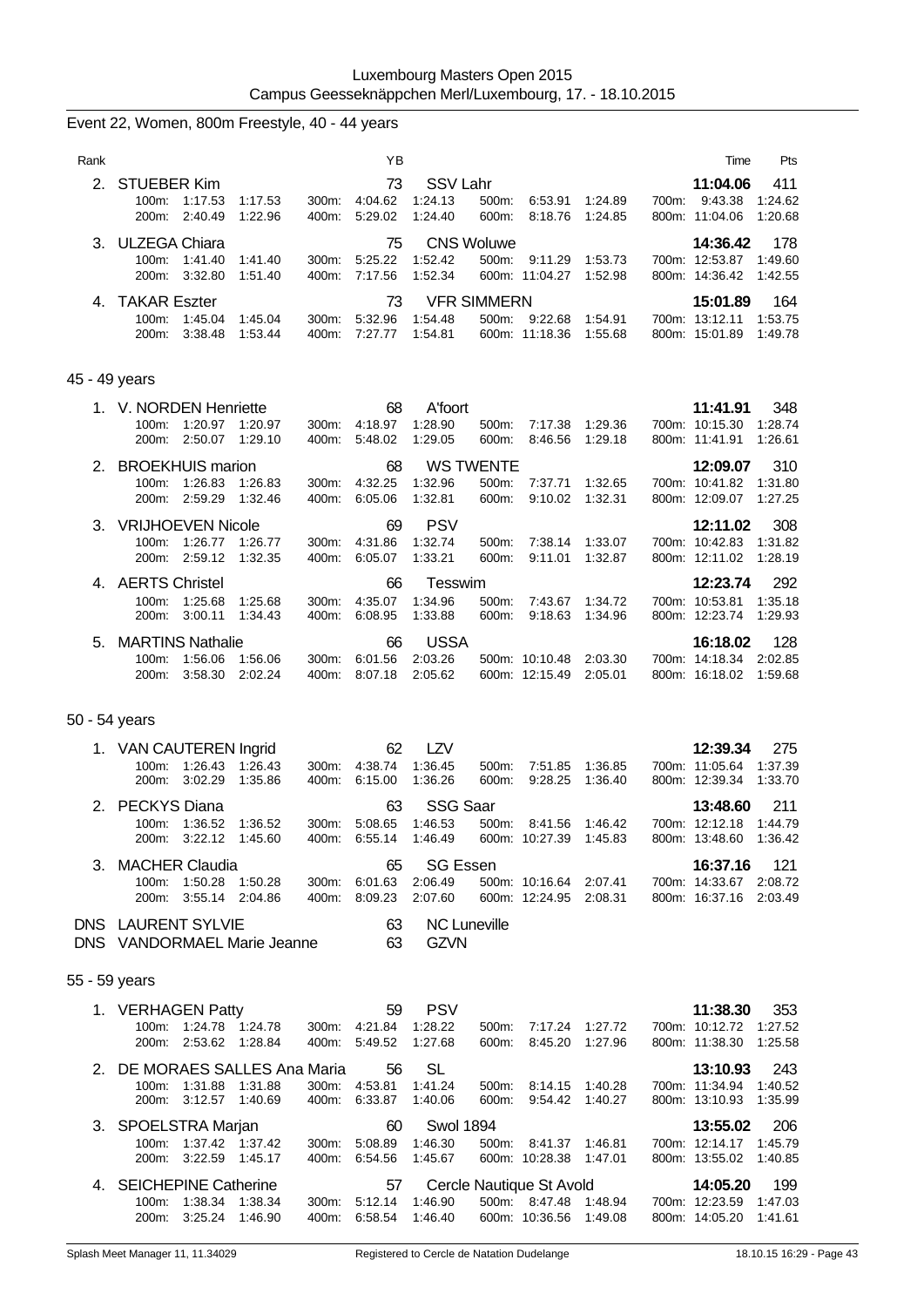Luxembourg Masters Open 2015
Campus Geesseknäppchen Merl/Luxembourg, 17. - 18.10.2015

## Event 22, Women, 800m Freestyle, 40 - 44 years

| Rank | | YB | | | Time | Pts |
|---|---|---|---|---|---|---|
| 2. | STUEBER Kim | 73 | SSV Lahr | | 11:04.06 | 411 |
| | 100m: 1:17.53 1:17.53 / 200m: 2:40.49 1:22.96 | 300m: 4:04.62 1:24.13 / 400m: 5:29.02 1:24.40 | 500m: 6:53.91 1:24.89 / 600m: 8:18.76 1:24.85 | | 700m: 9:43.38 1:24.62 / 800m: 11:04.06 1:20.68 | |
| 3. | ULZEGA Chiara | 75 | CNS Woluwe | | 14:36.42 | 178 |
| | 100m: 1:41.40 1:41.40 / 200m: 3:32.80 1:51.40 | 300m: 5:25.22 1:52.42 / 400m: 7:17.56 1:52.34 | 500m: 9:11.29 1:53.73 / 600m: 11:04.27 1:52.98 | | 700m: 12:53.87 1:49.60 / 800m: 14:36.42 1:42.55 | |
| 4. | TAKAR Eszter | 73 | VFR SIMMERN | | 15:01.89 | 164 |
| | 100m: 1:45.04 1:45.04 / 200m: 3:38.48 1:53.44 | 300m: 5:32.96 1:54.48 / 400m: 7:27.77 1:54.81 | 500m: 9:22.68 1:54.91 / 600m: 11:18.36 1:55.68 | | 700m: 13:12.11 1:53.75 / 800m: 15:01.89 1:49.78 | |

## 45 - 49 years

| Rank | | YB | | | Time | Pts |
|---|---|---|---|---|---|---|
| 1. | V. NORDEN Henriette | 68 | A'foort | | 11:41.91 | 348 |
| | 100m: 1:20.97 1:20.97 / 200m: 2:50.07 1:29.10 | 300m: 4:18.97 1:28.90 / 400m: 5:48.02 1:29.05 | 500m: 7:17.38 1:29.36 / 600m: 8:46.56 1:29.18 | | 700m: 10:15.30 1:28.74 / 800m: 11:41.91 1:26.61 | |
| 2. | BROEKHUIS marion | 68 | WS TWENTE | | 12:09.07 | 310 |
| | 100m: 1:26.83 1:26.83 / 200m: 2:59.29 1:32.46 | 300m: 4:32.25 1:32.96 / 400m: 6:05.06 1:32.81 | 500m: 7:37.71 1:32.65 / 600m: 9:10.02 1:32.31 | | 700m: 10:41.82 1:31.80 / 800m: 12:09.07 1:27.25 | |
| 3. | VRIJHOEVEN Nicole | 69 | PSV | | 12:11.02 | 308 |
| | 100m: 1:26.77 1:26.77 / 200m: 2:59.12 1:32.35 | 300m: 4:31.86 1:32.74 / 400m: 6:05.07 1:33.21 | 500m: 7:38.14 1:33.07 / 600m: 9:11.01 1:32.87 | | 700m: 10:42.83 1:31.82 / 800m: 12:11.02 1:28.19 | |
| 4. | AERTS Christel | 66 | Tesswim | | 12:23.74 | 292 |
| | 100m: 1:25.68 1:25.68 / 200m: 3:00.11 1:34.43 | 300m: 4:35.07 1:34.96 / 400m: 6:08.95 1:33.88 | 500m: 7:43.67 1:34.72 / 600m: 9:18.63 1:34.96 | | 700m: 10:53.81 1:35.18 / 800m: 12:23.74 1:29.93 | |
| 5. | MARTINS Nathalie | 66 | USSA | | 16:18.02 | 128 |
| | 100m: 1:56.06 1:56.06 / 200m: 3:58.30 2:02.24 | 300m: 6:01.56 2:03.26 / 400m: 8:07.18 2:05.62 | 500m: 10:10.48 2:03.30 / 600m: 12:15.49 2:05.01 | | 700m: 14:18.34 2:02.85 / 800m: 16:18.02 1:59.68 | |

## 50 - 54 years

| Rank | | YB | | | Time | Pts |
|---|---|---|---|---|---|---|
| 1. | VAN CAUTEREN Ingrid | 62 | LZV | | 12:39.34 | 275 |
| | 100m: 1:26.43 1:26.43 / 200m: 3:02.29 1:35.86 | 300m: 4:38.74 1:36.45 / 400m: 6:15.00 1:36.26 | 500m: 7:51.85 1:36.85 / 600m: 9:28.25 1:36.40 | | 700m: 11:05.64 1:37.39 / 800m: 12:39.34 1:33.70 | |
| 2. | PECKYS Diana | 63 | SSG Saar | | 13:48.60 | 211 |
| | 100m: 1:36.52 1:36.52 / 200m: 3:22.12 1:45.60 | 300m: 5:08.65 1:46.53 / 400m: 6:55.14 1:46.49 | 500m: 8:41.56 1:46.42 / 600m: 10:27.39 1:45.83 | | 700m: 12:12.18 1:44.79 / 800m: 13:48.60 1:36.42 | |
| 3. | MACHER Claudia | 65 | SG Essen | | 16:37.16 | 121 |
| | 100m: 1:50.28 1:50.28 / 200m: 3:55.14 2:04.86 | 300m: 6:01.63 2:06.49 / 400m: 8:09.23 2:07.60 | 500m: 10:16.64 2:07.41 / 600m: 12:24.95 2:08.31 | | 700m: 14:33.67 2:08.72 / 800m: 16:37.16 2:03.49 | |
| DNS | LAURENT SYLVIE | 63 | NC Luneville | | | |
| DNS | VANDORMAEL Marie Jeanne | 63 | GZVN | | | |

## 55 - 59 years

| Rank | | YB | | | Time | Pts |
|---|---|---|---|---|---|---|
| 1. | VERHAGEN Patty | 59 | PSV | | 11:38.30 | 353 |
| | 100m: 1:24.78 1:24.78 / 200m: 2:53.62 1:28.84 | 300m: 4:21.84 1:28.22 / 400m: 5:49.52 1:27.68 | 500m: 7:17.24 1:27.72 / 600m: 8:45.20 1:27.96 | | 700m: 10:12.72 1:27.52 / 800m: 11:38.30 1:25.58 | |
| 2. | DE MORAES SALLES Ana Maria | 56 | SL | | 13:10.93 | 243 |
| | 100m: 1:31.88 1:31.88 / 200m: 3:12.57 1:40.69 | 300m: 4:53.81 1:41.24 / 400m: 6:33.87 1:40.06 | 500m: 8:14.15 1:40.28 / 600m: 9:54.42 1:40.27 | | 700m: 11:34.94 1:40.52 / 800m: 13:10.93 1:35.99 | |
| 3. | SPOELSTRA Marjan | 60 | Swol 1894 | | 13:55.02 | 206 |
| | 100m: 1:37.42 1:37.42 / 200m: 3:22.59 1:45.17 | 300m: 5:08.89 1:46.30 / 400m: 6:54.56 1:45.67 | 500m: 8:41.37 1:46.81 / 600m: 10:28.38 1:47.01 | | 700m: 12:14.17 1:45.79 / 800m: 13:55.02 1:40.85 | |
| 4. | SEICHEPINE Catherine | 57 | Cercle Nautique St Avold | | 14:05.20 | 199 |
| | 100m: 1:38.34 1:38.34 / 200m: 3:25.24 1:46.90 | 300m: 5:12.14 1:46.90 / 400m: 6:58.54 1:46.40 | 500m: 8:47.48 1:48.94 / 600m: 10:36.56 1:49.08 | | 700m: 12:23.59 1:47.03 / 800m: 14:05.20 1:41.61 | |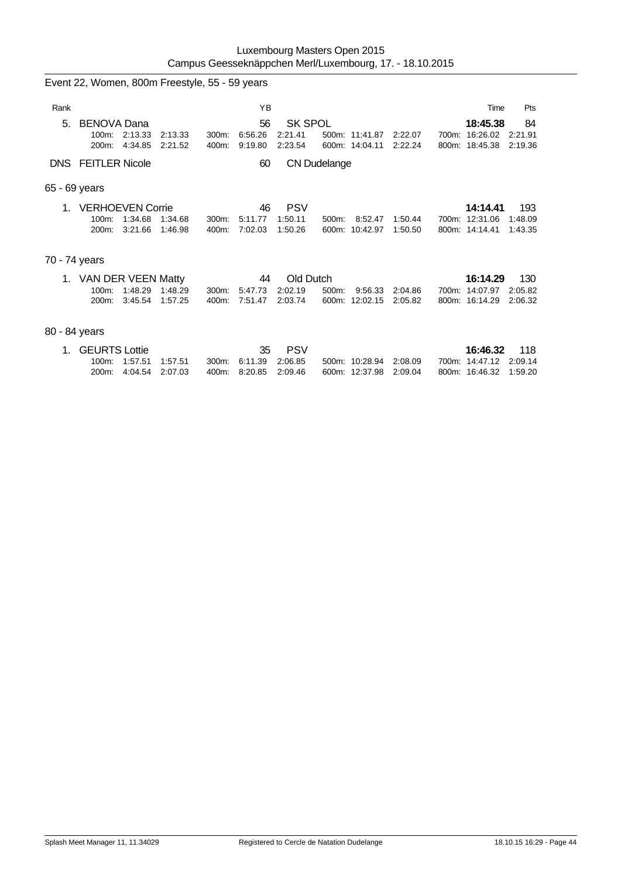Event 22, Women, 800m Freestyle, 55 - 59 years

| Rank | | YB | | | | Time | Pts |
|---|---|---|---|---|---|---|---|
| 5. | BENOVA Dana | 56 | SK SPOL | | | 18:45.38 | 84 |
| | 100m: 2:13.33 2:13.33 | 300m: 6:56.26 | 2:21.41 | 500m: 11:41.87 | 2:22.07 | 700m: 16:26.02 | 2:21.91 |
| | 200m: 4:34.85 2:21.52 | 400m: 9:19.80 | 2:23.54 | 600m: 14:04.11 | 2:22.24 | 800m: 18:45.38 | 2:19.36 |
| DNS | FEITLER Nicole | 60 | CN Dudelange | | | | |

65 - 69 years

| Rank | | YB | | | | Time | Pts |
|---|---|---|---|---|---|---|---|
| 1. | VERHOEVEN Corrie | 46 | PSV | | | 14:14.41 | 193 |
| | 100m: 1:34.68 1:34.68 | 300m: 5:11.77 | 1:50.11 | 500m: 8:52.47 | 1:50.44 | 700m: 12:31.06 | 1:48.09 |
| | 200m: 3:21.66 1:46.98 | 400m: 7:02.03 | 1:50.26 | 600m: 10:42.97 | 1:50.50 | 800m: 14:14.41 | 1:43.35 |

70 - 74 years

| Rank | | YB | | | | Time | Pts |
|---|---|---|---|---|---|---|---|
| 1. | VAN DER VEEN Matty | 44 | Old Dutch | | | 16:14.29 | 130 |
| | 100m: 1:48.29 1:48.29 | 300m: 5:47.73 | 2:02.19 | 500m: 9:56.33 | 2:04.86 | 700m: 14:07.97 | 2:05.82 |
| | 200m: 3:45.54 1:57.25 | 400m: 7:51.47 | 2:03.74 | 600m: 12:02.15 | 2:05.82 | 800m: 16:14.29 | 2:06.32 |

80 - 84 years

| Rank | | YB | | | | Time | Pts |
|---|---|---|---|---|---|---|---|
| 1. | GEURTS Lottie | 35 | PSV | | | 16:46.32 | 118 |
| | 100m: 1:57.51 1:57.51 | 300m: 6:11.39 | 2:06.85 | 500m: 10:28.94 | 2:08.09 | 700m: 14:47.12 | 2:09.14 |
| | 200m: 4:04.54 2:07.03 | 400m: 8:20.85 | 2:09.46 | 600m: 12:37.98 | 2:09.04 | 800m: 16:46.32 | 1:59.20 |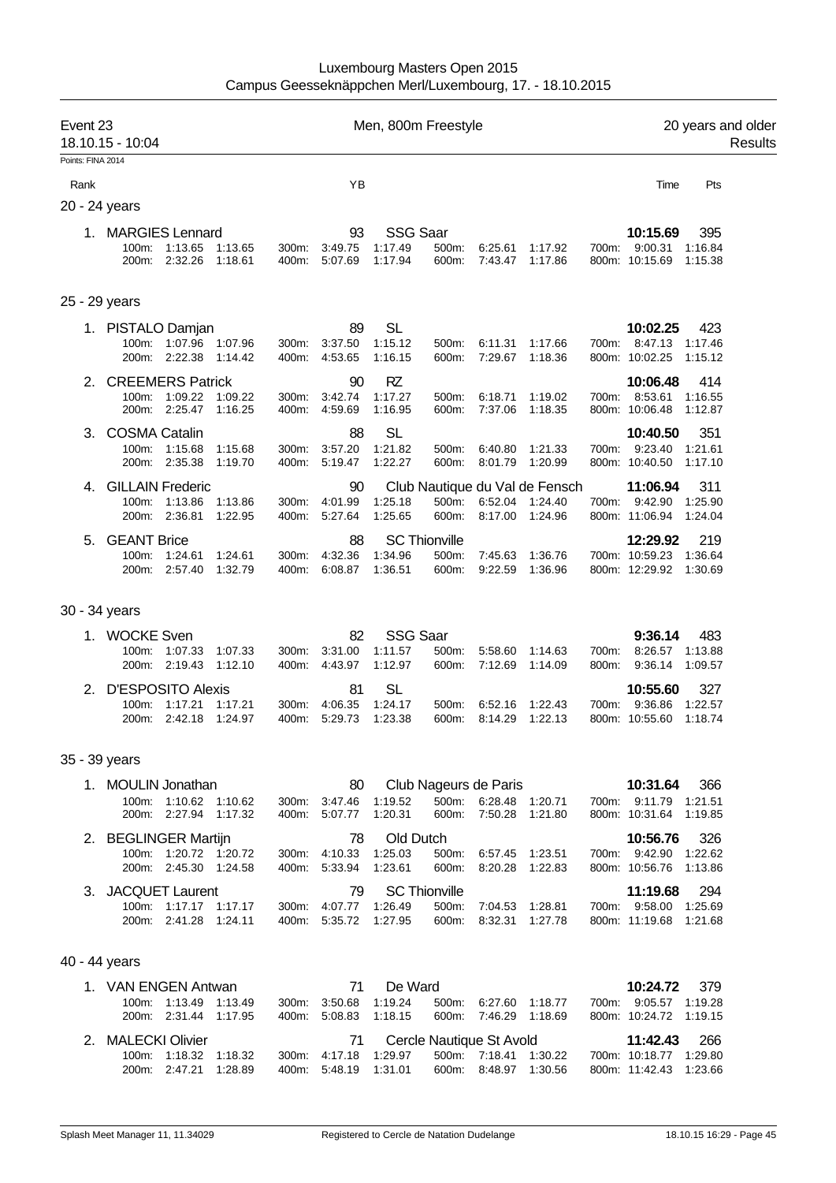Luxembourg Masters Open 2015
Campus Geesseknäppchen Merl/Luxembourg, 17. - 18.10.2015

## Event 23 — Men, 800m Freestyle — 20 years and older

18.10.15 - 10:04 — Results

Points: FINA 2014

### 20 - 24 years

| Rank | Name | YB | Club | Time | Pts |
|---|---|---|---|---|---|
| 1. | MARGIES Lennard | 93 | SSG Saar | 10:15.69 | 395 |

100m: 1:13.65 1:13.65 | 200m: 2:32.26 1:18.61 | 300m: 3:49.75 1:17.49 | 400m: 5:07.69 1:17.94 | 500m: 6:25.61 1:17.92 | 600m: 7:43.47 1:17.86 | 700m: 9:00.31 1:16.84 | 800m: 10:15.69 1:15.38

### 25 - 29 years

| Rank | Name | YB | Club | Time | Pts |
|---|---|---|---|---|---|
| 1. | PISTALO Damjan | 89 | SL | 10:02.25 | 423 |
| 2. | CREEMERS Patrick | 90 | RZ | 10:06.48 | 414 |
| 3. | COSMA Catalin | 88 | SL | 10:40.50 | 351 |
| 4. | GILLAIN Frederic | 90 | Club Nautique du Val de Fensch | 11:06.94 | 311 |
| 5. | GEANT Brice | 88 | SC Thionville | 12:29.92 | 219 |

PISTALO Damjan: 100m: 1:07.96 1:07.96 | 200m: 2:22.38 1:14.42 | 300m: 3:37.50 1:15.12 | 400m: 4:53.65 1:16.15 | 500m: 6:11.31 1:17.66 | 600m: 7:29.67 1:18.36 | 700m: 8:47.13 1:17.46 | 800m: 10:02.25 1:15.12

CREEMERS Patrick: 100m: 1:09.22 1:09.22 | 200m: 2:25.47 1:16.25 | 300m: 3:42.74 1:17.27 | 400m: 4:59.69 1:16.95 | 500m: 6:18.71 1:19.02 | 600m: 7:37.06 1:18.35 | 700m: 8:53.61 1:16.55 | 800m: 10:06.48 1:12.87

COSMA Catalin: 100m: 1:15.68 1:15.68 | 200m: 2:35.38 1:19.70 | 300m: 3:57.20 1:21.82 | 400m: 5:19.47 1:22.27 | 500m: 6:40.80 1:21.33 | 600m: 8:01.79 1:20.99 | 700m: 9:23.40 1:21.61 | 800m: 10:40.50 1:17.10

GILLAIN Frederic: 100m: 1:13.86 1:13.86 | 200m: 2:36.81 1:22.95 | 300m: 4:01.99 1:25.18 | 400m: 5:27.64 1:25.65 | 500m: 6:52.04 1:24.40 | 600m: 8:17.00 1:24.96 | 700m: 9:42.90 1:25.90 | 800m: 11:06.94 1:24.04

GEANT Brice: 100m: 1:24.61 1:24.61 | 200m: 2:57.40 1:32.79 | 300m: 4:32.36 1:34.96 | 400m: 6:08.87 1:36.51 | 500m: 7:45.63 1:36.76 | 600m: 9:22.59 1:36.96 | 700m: 10:59.23 1:36.64 | 800m: 12:29.92 1:30.69

### 30 - 34 years

| Rank | Name | YB | Club | Time | Pts |
|---|---|---|---|---|---|
| 1. | WOCKE Sven | 82 | SSG Saar | 9:36.14 | 483 |
| 2. | D'ESPOSITO Alexis | 81 | SL | 10:55.60 | 327 |

WOCKE Sven: 100m: 1:07.33 1:07.33 | 200m: 2:19.43 1:12.10 | 300m: 3:31.00 1:11.57 | 400m: 4:43.97 1:12.97 | 500m: 5:58.60 1:14.63 | 600m: 7:12.69 1:14.09 | 700m: 8:26.57 1:13.88 | 800m: 9:36.14 1:09.57

D'ESPOSITO Alexis: 100m: 1:17.21 1:17.21 | 200m: 2:42.18 1:24.97 | 300m: 4:06.35 1:24.17 | 400m: 5:29.73 1:23.38 | 500m: 6:52.16 1:22.43 | 600m: 8:14.29 1:22.13 | 700m: 9:36.86 1:22.57 | 800m: 10:55.60 1:18.74

### 35 - 39 years

| Rank | Name | YB | Club | Time | Pts |
|---|---|---|---|---|---|
| 1. | MOULIN Jonathan | 80 | Club Nageurs de Paris | 10:31.64 | 366 |
| 2. | BEGLINGER Martijn | 78 | Old Dutch | 10:56.76 | 326 |
| 3. | JACQUET Laurent | 79 | SC Thionville | 11:19.68 | 294 |

MOULIN Jonathan: 100m: 1:10.62 1:10.62 | 200m: 2:27.94 1:17.32 | 300m: 3:47.46 1:19.52 | 400m: 5:07.77 1:20.31 | 500m: 6:28.48 1:20.71 | 600m: 7:50.28 1:21.80 | 700m: 9:11.79 1:21.51 | 800m: 10:31.64 1:19.85

BEGLINGER Martijn: 100m: 1:20.72 1:20.72 | 200m: 2:45.30 1:24.58 | 300m: 4:10.33 1:25.03 | 400m: 5:33.94 1:23.61 | 500m: 6:57.45 1:23.51 | 600m: 8:20.28 1:22.83 | 700m: 9:42.90 1:22.62 | 800m: 10:56.76 1:13.86

JACQUET Laurent: 100m: 1:17.17 1:17.17 | 200m: 2:41.28 1:24.11 | 300m: 4:07.77 1:26.49 | 400m: 5:35.72 1:27.95 | 500m: 7:04.53 1:28.81 | 600m: 8:32.31 1:27.78 | 700m: 9:58.00 1:25.69 | 800m: 11:19.68 1:21.68

### 40 - 44 years

| Rank | Name | YB | Club | Time | Pts |
|---|---|---|---|---|---|
| 1. | VAN ENGEN Antwan | 71 | De Ward | 10:24.72 | 379 |
| 2. | MALECKI Olivier | 71 | Cercle Nautique St Avold | 11:42.43 | 266 |

VAN ENGEN Antwan: 100m: 1:13.49 1:13.49 | 200m: 2:31.44 1:17.95 | 300m: 3:50.68 1:19.24 | 400m: 5:08.83 1:18.15 | 500m: 6:27.60 1:18.77 | 600m: 7:46.29 1:18.69 | 700m: 9:05.57 1:19.28 | 800m: 10:24.72 1:19.15

MALECKI Olivier: 100m: 1:18.32 1:18.32 | 200m: 2:47.21 1:28.89 | 300m: 4:17.18 1:29.97 | 400m: 5:48.19 1:31.01 | 500m: 7:18.41 1:30.22 | 600m: 8:48.97 1:30.56 | 700m: 10:18.77 1:29.80 | 800m: 11:42.43 1:23.66

Splash Meet Manager 11, 11.34029 — Registered to Cercle de Natation Dudelange — 18.10.15 16:29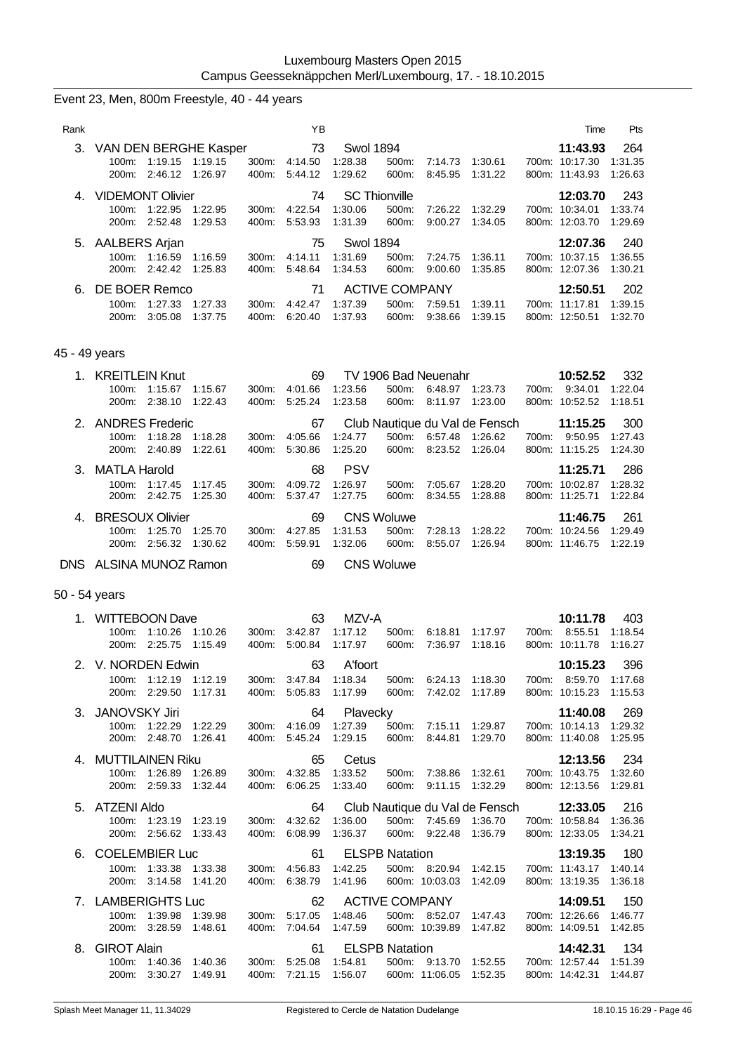Event 23, Men, 800m Freestyle, 40 - 44 years

| Rank | Name | YB | Club | Time | Pts |
|---|---|---|---|---|---|
| 3. | VAN DEN BERGHE Kasper | 73 | Swol 1894 | 11:43.93 | 264 |
| | 100m: 1:19.15 1:19.15 / 200m: 2:46.12 1:26.97 / 300m: 4:14.50 1:28.38 / 400m: 5:44.12 1:29.62 / 500m: 7:14.73 1:30.61 / 600m: 8:45.95 1:31.22 / 700m: 10:17.30 1:31.35 / 800m: 11:43.93 1:26.63 | | | | |
| 4. | VIDEMONT Olivier | 74 | SC Thionville | 12:03.70 | 243 |
| | 100m: 1:22.95 1:22.95 / 200m: 2:52.48 1:29.53 / 300m: 4:22.54 1:30.06 / 400m: 5:53.93 1:31.39 / 500m: 7:26.22 1:32.29 / 600m: 9:00.27 1:34.05 / 700m: 10:34.01 1:33.74 / 800m: 12:03.70 1:29.69 | | | | |
| 5. | AALBERS Arjan | 75 | Swol 1894 | 12:07.36 | 240 |
| | 100m: 1:16.59 1:16.59 / 200m: 2:42.42 1:25.83 / 300m: 4:14.11 1:31.69 / 400m: 5:48.64 1:34.53 / 500m: 7:24.75 1:36.11 / 600m: 9:00.60 1:35.85 / 700m: 10:37.15 1:36.55 / 800m: 12:07.36 1:30.21 | | | | |
| 6. | DE BOER Remco | 71 | ACTIVE COMPANY | 12:50.51 | 202 |
| | 100m: 1:27.33 1:27.33 / 200m: 3:05.08 1:37.75 / 300m: 4:42.47 1:37.39 / 400m: 6:20.40 1:37.93 / 500m: 7:59.51 1:39.11 / 600m: 9:38.66 1:39.15 / 700m: 11:17.81 1:39.15 / 800m: 12:50.51 1:32.70 | | | | |

45 - 49 years

| Rank | Name | YB | Club | Time | Pts |
|---|---|---|---|---|---|
| 1. | KREITLEIN Knut | 69 | TV 1906 Bad Neuenahr | 10:52.52 | 332 |
| | 100m: 1:15.67 1:15.67 / 200m: 2:38.10 1:22.43 / 300m: 4:01.66 1:23.56 / 400m: 5:25.24 1:23.58 / 500m: 6:48.97 1:23.73 / 600m: 8:11.97 1:23.00 / 700m: 9:34.01 1:22.04 / 800m: 10:52.52 1:18.51 | | | | |
| 2. | ANDRES Frederic | 67 | Club Nautique du Val de Fensch | 11:15.25 | 300 |
| | 100m: 1:18.28 1:18.28 / 200m: 2:40.89 1:22.61 / 300m: 4:05.66 1:24.77 / 400m: 5:30.86 1:25.20 / 500m: 6:57.48 1:26.62 / 600m: 8:23.52 1:26.04 / 700m: 9:50.95 1:27.43 / 800m: 11:15.25 1:24.30 | | | | |
| 3. | MATLA Harold | 68 | PSV | 11:25.71 | 286 |
| | 100m: 1:17.45 1:17.45 / 200m: 2:42.75 1:25.30 / 300m: 4:09.72 1:26.97 / 400m: 5:37.47 1:27.75 / 500m: 7:05.67 1:28.20 / 600m: 8:34.55 1:28.88 / 700m: 10:02.87 1:28.32 / 800m: 11:25.71 1:22.84 | | | | |
| 4. | BRESOUX Olivier | 69 | CNS Woluwe | 11:46.75 | 261 |
| | 100m: 1:25.70 1:25.70 / 200m: 2:56.32 1:30.62 / 300m: 4:27.85 1:31.53 / 400m: 5:59.91 1:32.06 / 500m: 7:28.13 1:28.22 / 600m: 8:55.07 1:26.94 / 700m: 10:24.56 1:29.49 / 800m: 11:46.75 1:22.19 | | | | |
| DNS | ALSINA MUNOZ Ramon | 69 | CNS Woluwe | | |

50 - 54 years

| Rank | Name | YB | Club | Time | Pts |
|---|---|---|---|---|---|
| 1. | WITTEBOON Dave | 63 | MZV-A | 10:11.78 | 403 |
| | 100m: 1:10.26 1:10.26 / 200m: 2:25.75 1:15.49 / 300m: 3:42.87 1:17.12 / 400m: 5:00.84 1:17.97 / 500m: 6:18.81 1:17.97 / 600m: 7:36.97 1:18.16 / 700m: 8:55.51 1:18.54 / 800m: 10:11.78 1:16.27 | | | | |
| 2. | V. NORDEN Edwin | 63 | A'foort | 10:15.23 | 396 |
| | 100m: 1:12.19 1:12.19 / 200m: 2:29.50 1:17.31 / 300m: 3:47.84 1:18.34 / 400m: 5:05.83 1:17.99 / 500m: 6:24.13 1:18.30 / 600m: 7:42.02 1:17.89 / 700m: 8:59.70 1:17.68 / 800m: 10:15.23 1:15.53 | | | | |
| 3. | JANOVSKY Jiri | 64 | Plavecky | 11:40.08 | 269 |
| | 100m: 1:22.29 1:22.29 / 200m: 2:48.70 1:26.41 / 300m: 4:16.09 1:27.39 / 400m: 5:45.24 1:29.15 / 500m: 7:15.11 1:29.87 / 600m: 8:44.81 1:29.70 / 700m: 10:14.13 1:29.32 / 800m: 11:40.08 1:25.95 | | | | |
| 4. | MUTTILAINEN Riku | 65 | Cetus | 12:13.56 | 234 |
| | 100m: 1:26.89 1:26.89 / 200m: 2:59.33 1:32.44 / 300m: 4:32.85 1:33.52 / 400m: 6:06.25 1:33.40 / 500m: 7:38.86 1:32.61 / 600m: 9:11.15 1:32.29 / 700m: 10:43.75 1:32.60 / 800m: 12:13.56 1:29.81 | | | | |
| 5. | ATZENI Aldo | 64 | Club Nautique du Val de Fensch | 12:33.05 | 216 |
| | 100m: 1:23.19 1:23.19 / 200m: 2:56.62 1:33.43 / 300m: 4:32.62 1:36.00 / 400m: 6:08.99 1:36.37 / 500m: 7:45.69 1:36.70 / 600m: 9:22.48 1:36.79 / 700m: 10:58.84 1:36.36 / 800m: 12:33.05 1:34.21 | | | | |
| 6. | COELEMBIER Luc | 61 | ELSPB Natation | 13:19.35 | 180 |
| | 100m: 1:33.38 1:33.38 / 200m: 3:14.58 1:41.20 / 300m: 4:56.83 1:42.25 / 400m: 6:38.79 1:41.96 / 500m: 8:20.94 1:42.15 / 600m: 10:03.03 1:42.09 / 700m: 11:43.17 1:40.14 / 800m: 13:19.35 1:36.18 | | | | |
| 7. | LAMBERIGHTS Luc | 62 | ACTIVE COMPANY | 14:09.51 | 150 |
| | 100m: 1:39.98 1:39.98 / 200m: 3:28.59 1:48.61 / 300m: 5:17.05 1:48.46 / 400m: 7:04.64 1:47.59 / 500m: 8:52.07 1:47.43 / 600m: 10:39.89 1:47.82 / 700m: 12:26.66 1:46.77 / 800m: 14:09.51 1:42.85 | | | | |
| 8. | GIROT Alain | 61 | ELSPB Natation | 14:42.31 | 134 |
| | 100m: 1:40.36 1:40.36 / 200m: 3:30.27 1:49.91 / 300m: 5:25.08 1:54.81 / 400m: 7:21.15 1:56.07 / 500m: 9:13.70 1:52.55 / 600m: 11:06.05 1:52.35 / 700m: 12:57.44 1:51.39 / 800m: 14:42.31 1:44.87 | | | | |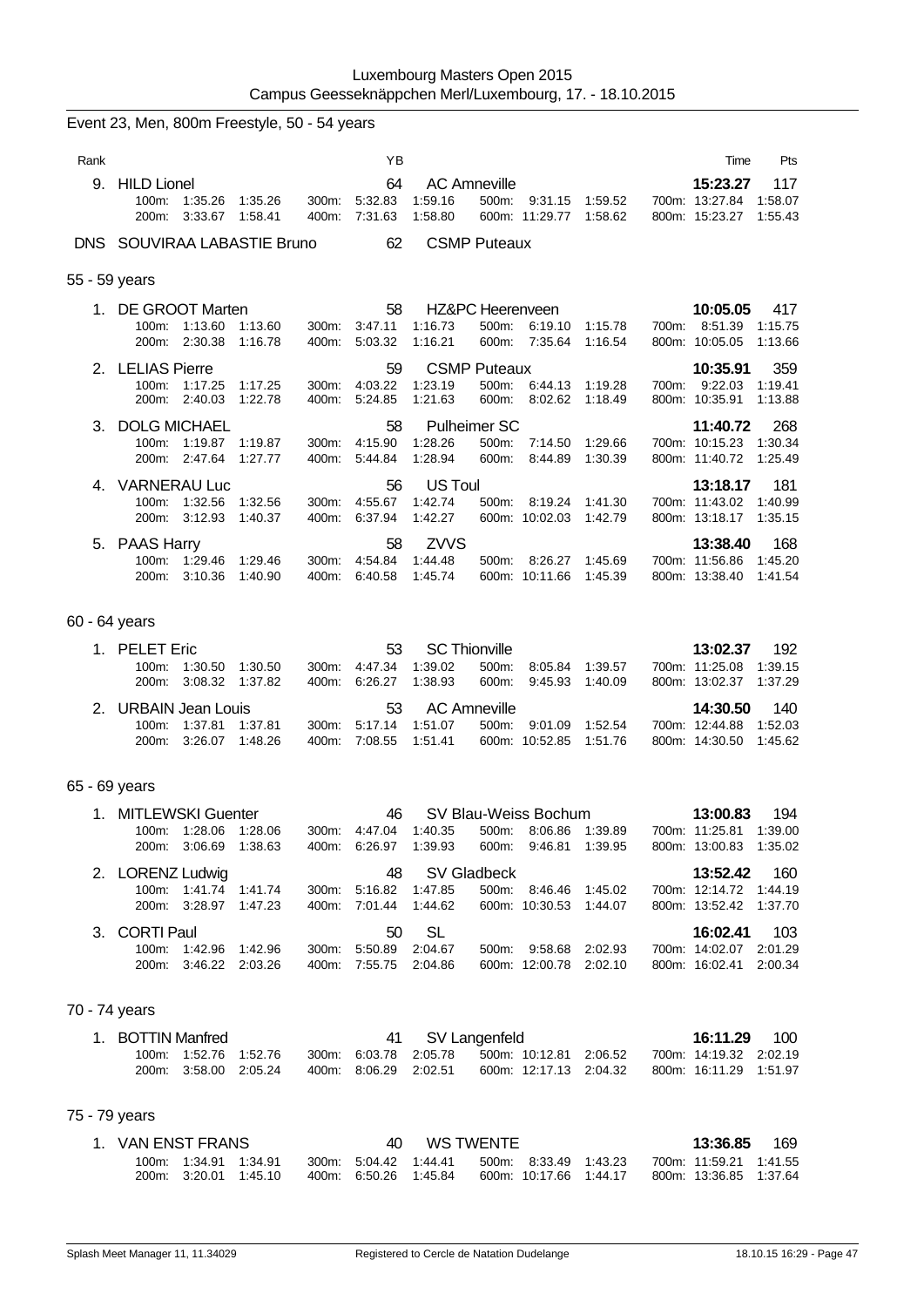Luxembourg Masters Open 2015
Campus Geesseknäppchen Merl/Luxembourg, 17. - 18.10.2015

## Event 23, Men, 800m Freestyle, 50 - 54 years

| Rank | | YB | | | | Time | Pts |
|---|---|---|---|---|---|---|---|
| 9. | HILD Lionel | 64 | AC Amneville | | | 15:23.27 | 117 |
| | 100m: 1:35.26 1:35.26 | 300m: 5:32.83 1:59.16 | | 500m: 9:31.15 1:59.52 | | 700m: 13:27.84 1:58.07 | |
| | 200m: 3:33.67 1:58.41 | 400m: 7:31.63 1:58.80 | | 600m: 11:29.77 1:58.62 | | 800m: 15:23.27 1:55.43 | |
| DNS | SOUVIRAA LABASTIE Bruno | 62 | CSMP Puteaux | | | | |

### 55 - 59 years

| Rank | | YB | | | | Time | Pts |
|---|---|---|---|---|---|---|---|
| 1. | DE GROOT Marten | 58 | HZ&PC Heerenveen | | | 10:05.05 | 417 |
| | 100m: 1:13.60 1:13.60 | 300m: 3:47.11 1:16.73 | | 500m: 6:19.10 1:15.78 | | 700m: 8:51.39 1:15.75 | |
| | 200m: 2:30.38 1:16.78 | 400m: 5:03.32 1:16.21 | | 600m: 7:35.64 1:16.54 | | 800m: 10:05.05 1:13.66 | |
| 2. | LELIAS Pierre | 59 | CSMP Puteaux | | | 10:35.91 | 359 |
| | 100m: 1:17.25 1:17.25 | 300m: 4:03.22 1:23.19 | | 500m: 6:44.13 1:19.28 | | 700m: 9:22.03 1:19.41 | |
| | 200m: 2:40.03 1:22.78 | 400m: 5:24.85 1:21.63 | | 600m: 8:02.62 1:18.49 | | 800m: 10:35.91 1:13.88 | |
| 3. | DOLG MICHAEL | 58 | Pulheimer SC | | | 11:40.72 | 268 |
| | 100m: 1:19.87 1:19.87 | 300m: 4:15.90 1:28.26 | | 500m: 7:14.50 1:29.66 | | 700m: 10:15.23 1:30.34 | |
| | 200m: 2:47.64 1:27.77 | 400m: 5:44.84 1:28.94 | | 600m: 8:44.89 1:30.39 | | 800m: 11:40.72 1:25.49 | |
| 4. | VARNERAU Luc | 56 | US Toul | | | 13:18.17 | 181 |
| | 100m: 1:32.56 1:32.56 | 300m: 4:55.67 1:42.74 | | 500m: 8:19.24 1:41.30 | | 700m: 11:43.02 1:40.99 | |
| | 200m: 3:12.93 1:40.37 | 400m: 6:37.94 1:42.27 | | 600m: 10:02.03 1:42.79 | | 800m: 13:18.17 1:35.15 | |
| 5. | PAAS Harry | 58 | ZVVS | | | 13:38.40 | 168 |
| | 100m: 1:29.46 1:29.46 | 300m: 4:54.84 1:44.48 | | 500m: 8:26.27 1:45.69 | | 700m: 11:56.86 1:45.20 | |
| | 200m: 3:10.36 1:40.90 | 400m: 6:40.58 1:45.74 | | 600m: 10:11.66 1:45.39 | | 800m: 13:38.40 1:41.54 | |

### 60 - 64 years

| Rank | | YB | | | | Time | Pts |
|---|---|---|---|---|---|---|---|
| 1. | PELET Eric | 53 | SC Thionville | | | 13:02.37 | 192 |
| | 100m: 1:30.50 1:30.50 | 300m: 4:47.34 1:39.02 | | 500m: 8:05.84 1:39.57 | | 700m: 11:25.08 1:39.15 | |
| | 200m: 3:08.32 1:37.82 | 400m: 6:26.27 1:38.93 | | 600m: 9:45.93 1:40.09 | | 800m: 13:02.37 1:37.29 | |
| 2. | URBAIN Jean Louis | 53 | AC Amneville | | | 14:30.50 | 140 |
| | 100m: 1:37.81 1:37.81 | 300m: 5:17.14 1:51.07 | | 500m: 9:01.09 1:52.54 | | 700m: 12:44.88 1:52.03 | |
| | 200m: 3:26.07 1:48.26 | 400m: 7:08.55 1:51.41 | | 600m: 10:52.85 1:51.76 | | 800m: 14:30.50 1:45.62 | |

### 65 - 69 years

| Rank | | YB | | | | Time | Pts |
|---|---|---|---|---|---|---|---|
| 1. | MITLEWSKI Guenter | 46 | SV Blau-Weiss Bochum | | | 13:00.83 | 194 |
| | 100m: 1:28.06 1:28.06 | 300m: 4:47.04 1:40.35 | | 500m: 8:06.86 1:39.89 | | 700m: 11:25.81 1:39.00 | |
| | 200m: 3:06.69 1:38.63 | 400m: 6:26.97 1:39.93 | | 600m: 9:46.81 1:39.95 | | 800m: 13:00.83 1:35.02 | |
| 2. | LORENZ Ludwig | 48 | SV Gladbeck | | | 13:52.42 | 160 |
| | 100m: 1:41.74 1:41.74 | 300m: 5:16.82 1:47.85 | | 500m: 8:46.46 1:45.02 | | 700m: 12:14.72 1:44.19 | |
| | 200m: 3:28.97 1:47.23 | 400m: 7:01.44 1:44.62 | | 600m: 10:30.53 1:44.07 | | 800m: 13:52.42 1:37.70 | |
| 3. | CORTI Paul | 50 | SL | | | 16:02.41 | 103 |
| | 100m: 1:42.96 1:42.96 | 300m: 5:50.89 2:04.67 | | 500m: 9:58.68 2:02.93 | | 700m: 14:02.07 2:01.29 | |
| | 200m: 3:46.22 2:03.26 | 400m: 7:55.75 2:04.86 | | 600m: 12:00.78 2:02.10 | | 800m: 16:02.41 2:00.34 | |

### 70 - 74 years

| Rank | | YB | | | | Time | Pts |
|---|---|---|---|---|---|---|---|
| 1. | BOTTIN Manfred | 41 | SV Langenfeld | | | 16:11.29 | 100 |
| | 100m: 1:52.76 1:52.76 | 300m: 6:03.78 2:05.78 | | 500m: 10:12.81 2:06.52 | | 700m: 14:19.32 2:02.19 | |
| | 200m: 3:58.00 2:05.24 | 400m: 8:06.29 2:02.51 | | 600m: 12:17.13 2:04.32 | | 800m: 16:11.29 1:51.97 | |

### 75 - 79 years

| Rank | | YB | | | | Time | Pts |
|---|---|---|---|---|---|---|---|
| 1. | VAN ENST FRANS | 40 | WS TWENTE | | | 13:36.85 | 169 |
| | 100m: 1:34.91 1:34.91 | 300m: 5:04.42 1:44.41 | | 500m: 8:33.49 1:43.23 | | 700m: 11:59.21 1:41.55 | |
| | 200m: 3:20.01 1:45.10 | 400m: 6:50.26 1:45.84 | | 600m: 10:17.66 1:44.17 | | 800m: 13:36.85 1:37.64 | |

Splash Meet Manager 11, 11.34029 — Registered to Cercle de Natation Dudelange — 18.10.15 16:29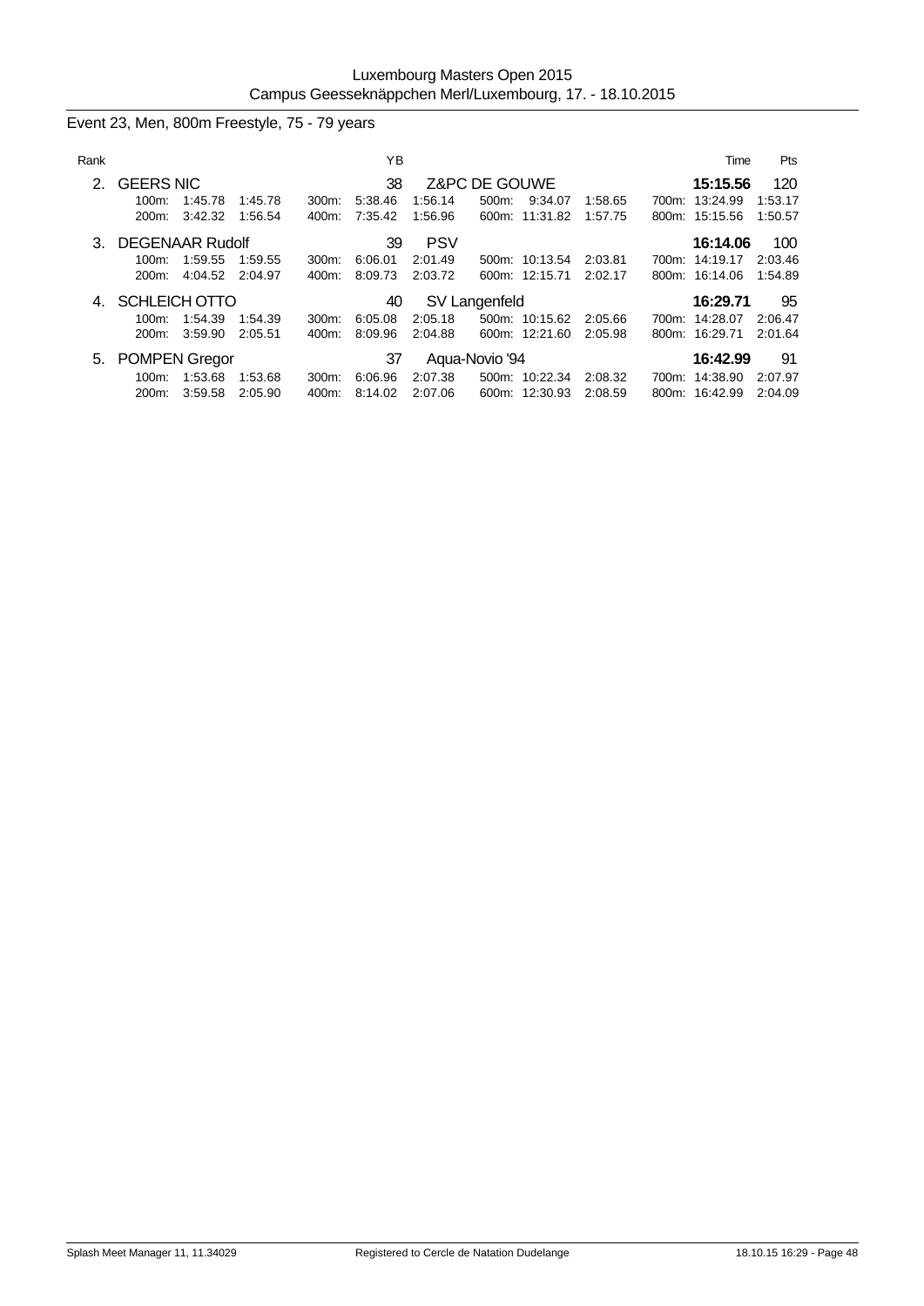Luxembourg Masters Open 2015
Campus Geesseknäppchen Merl/Luxembourg, 17. - 18.10.2015

## Event 23, Men, 800m Freestyle, 75 - 79 years

| Rank | Name | YB | Club | Time | Pts |
|---|---|---|---|---|---|
| 2. | GEERS NIC | 38 | Z&PC DE GOUWE | **15:15.56** | 120 |
| | 100m: 1:45.78 1:45.78 / 200m: 3:42.32 1:56.54 / 300m: 5:38.46 1:56.14 / 400m: 7:35.42 1:56.96 / 500m: 9:34.07 1:58.65 / 600m: 11:31.82 1:57.75 / 700m: 13:24.99 1:53.17 / 800m: 15:15.56 1:50.57 | | | | |
| 3. | DEGENAAR Rudolf | 39 | PSV | **16:14.06** | 100 |
| | 100m: 1:59.55 1:59.55 / 200m: 4:04.52 2:04.97 / 300m: 6:06.01 2:01.49 / 400m: 8:09.73 2:03.72 / 500m: 10:13.54 2:03.81 / 600m: 12:15.71 2:02.17 / 700m: 14:19.17 2:03.46 / 800m: 16:14.06 1:54.89 | | | | |
| 4. | SCHLEICH OTTO | 40 | SV Langenfeld | **16:29.71** | 95 |
| | 100m: 1:54.39 1:54.39 / 200m: 3:59.90 2:05.51 / 300m: 6:05.08 2:05.18 / 400m: 8:09.96 2:04.88 / 500m: 10:15.62 2:05.66 / 600m: 12:21.60 2:05.98 / 700m: 14:28.07 2:06.47 / 800m: 16:29.71 2:01.64 | | | | |
| 5. | POMPEN Gregor | 37 | Aqua-Novio '94 | **16:42.99** | 91 |
| | 100m: 1:53.68 1:53.68 / 200m: 3:59.58 2:05.90 / 300m: 6:06.96 2:07.38 / 400m: 8:14.02 2:07.06 / 500m: 10:22.34 2:08.32 / 600m: 12:30.93 2:08.59 / 700m: 14:38.90 2:07.97 / 800m: 16:42.99 2:04.09 | | | | |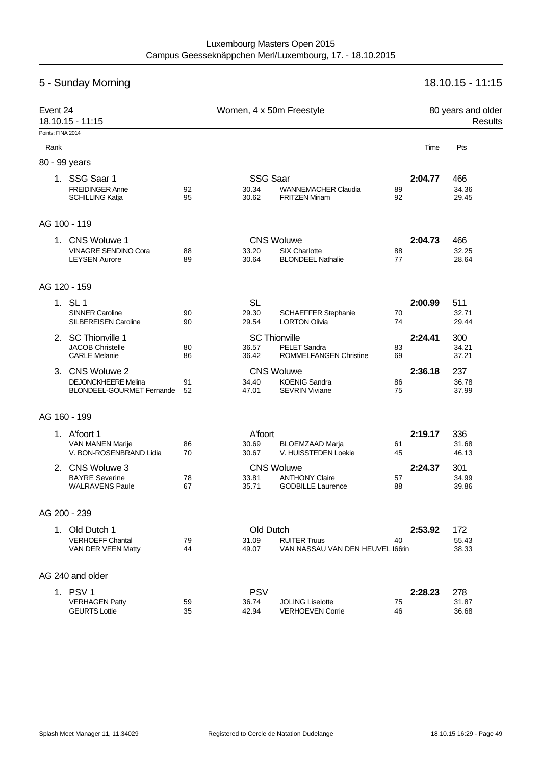Luxembourg Masters Open 2015
Campus Geesseknäppchen Merl/Luxembourg, 17. - 18.10.2015

## 5 - Sunday Morning — 18.10.15 - 11:15

**Event 24** — Women, 4 x 50m Freestyle — 80 years and older
18.10.15 - 11:15 — Results

Points: FINA 2014

| Rank | | | | | | Time | Pts |
|---|---|---|---|---|---|---|---|
| **80 - 99 years** | | | | | | | |
| 1. | SSG Saar 1 | | SSG Saar | | | **2:04.77** | 466 |
| | FREIDINGER Anne | 92 | 30.34 | WANNEMACHER Claudia | 89 | | 34.36 |
| | SCHILLING Katja | 95 | 30.62 | FRITZEN Miriam | 92 | | 29.45 |
| **AG 100 - 119** | | | | | | | |
| 1. | CNS Woluwe 1 | | CNS Woluwe | | | **2:04.73** | 466 |
| | VINAGRE SENDINO Cora | 88 | 33.20 | SIX Charlotte | 88 | | 32.25 |
| | LEYSEN Aurore | 89 | 30.64 | BLONDEEL Nathalie | 77 | | 28.64 |
| **AG 120 - 159** | | | | | | | |
| 1. | SL 1 | | SL | | | **2:00.99** | 511 |
| | SINNER Caroline | 90 | 29.30 | SCHAEFFER Stephanie | 70 | | 32.71 |
| | SILBEREISEN Caroline | 90 | 29.54 | LORTON Olivia | 74 | | 29.44 |
| 2. | SC Thionville 1 | | SC Thionville | | | **2:24.41** | 300 |
| | JACOB Christelle | 80 | 36.57 | PELET Sandra | 83 | | 34.21 |
| | CARLE Melanie | 86 | 36.42 | ROMMELFANGEN Christine | 69 | | 37.21 |
| 3. | CNS Woluwe 2 | | CNS Woluwe | | | **2:36.18** | 237 |
| | DEJONCKHEERE Melina | 91 | 34.40 | KOENIG Sandra | 86 | | 36.78 |
| | BLONDEEL-GOURMET Fernande | 52 | 47.01 | SEVRIN Viviane | 75 | | 37.99 |
| **AG 160 - 199** | | | | | | | |
| 1. | A'foort 1 | | A'foort | | | **2:19.17** | 336 |
| | VAN MANEN Marije | 86 | 30.69 | BLOEMZAAD Marja | 61 | | 31.68 |
| | V. BON-ROSENBRAND Lidia | 70 | 30.67 | V. HUISSTEDEN Loekie | 45 | | 46.13 |
| 2. | CNS Woluwe 3 | | CNS Woluwe | | | **2:24.37** | 301 |
| | BAYRE Severine | 78 | 33.81 | ANTHONY Claire | 57 | | 34.99 |
| | WALRAVENS Paule | 67 | 35.71 | GODBILLE Laurence | 88 | | 39.86 |
| **AG 200 - 239** | | | | | | | |
| 1. | Old Dutch 1 | | Old Dutch | | | **2:53.92** | 172 |
| | VERHOEFF Chantal | 79 | 31.09 | RUITER Truus | 40 | | 55.43 |
| | VAN DER VEEN Matty | 44 | 49.07 | VAN NASSAU VAN DEN HEUVEL I66'in | | | 38.33 |
| **AG 240 and older** | | | | | | | |
| 1. | PSV 1 | | PSV | | | **2:28.23** | 278 |
| | VERHAGEN Patty | 59 | 36.74 | JOLING Liselotte | 75 | | 31.87 |
| | GEURTS Lottie | 35 | 42.94 | VERHOEVEN Corrie | 46 | | 36.68 |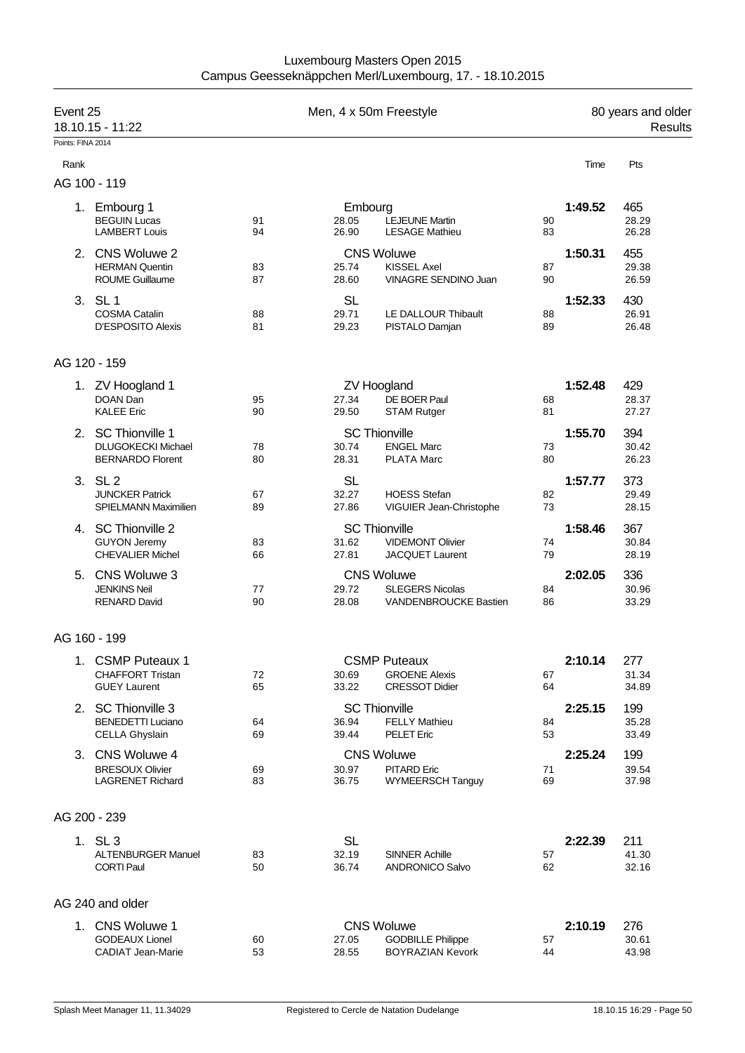Luxembourg Masters Open 2015
Campus Geesseknäppchen Merl/Luxembourg, 17. - 18.10.2015

**Event 25** — Men, 4 x 50m Freestyle — 80 years and older
18.10.15 - 11:22 — Results

Points: FINA 2014

| Rank | | | | | | Time | Pts |
|---|---|---|---|---|---|---|---|
| **AG 100 - 119** | | | | | | | |
| 1. | Embourg 1 | | Embourg | | | **1:49.52** | 465 |
| | BEGUIN Lucas | 91 | 28.05 | LEJEUNE Martin | 90 | | 28.29 |
| | LAMBERT Louis | 94 | 26.90 | LESAGE Mathieu | 83 | | 26.28 |
| 2. | CNS Woluwe 2 | | CNS Woluwe | | | **1:50.31** | 455 |
| | HERMAN Quentin | 83 | 25.74 | KISSEL Axel | 87 | | 29.38 |
| | ROUME Guillaume | 87 | 28.60 | VINAGRE SENDINO Juan | 90 | | 26.59 |
| 3. | SL 1 | | SL | | | **1:52.33** | 430 |
| | COSMA Catalin | 88 | 29.71 | LE DALLOUR Thibault | 88 | | 26.91 |
| | D'ESPOSITO Alexis | 81 | 29.23 | PISTALO Damjan | 89 | | 26.48 |
| **AG 120 - 159** | | | | | | | |
| 1. | ZV Hoogland 1 | | ZV Hoogland | | | **1:52.48** | 429 |
| | DOAN Dan | 95 | 27.34 | DE BOER Paul | 68 | | 28.37 |
| | KALEE Eric | 90 | 29.50 | STAM Rutger | 81 | | 27.27 |
| 2. | SC Thionville 1 | | SC Thionville | | | **1:55.70** | 394 |
| | DLUGOKECKI Michael | 78 | 30.74 | ENGEL Marc | 73 | | 30.42 |
| | BERNARDO Florent | 80 | 28.31 | PLATA Marc | 80 | | 26.23 |
| 3. | SL 2 | | SL | | | **1:57.77** | 373 |
| | JUNCKER Patrick | 67 | 32.27 | HOESS Stefan | 82 | | 29.49 |
| | SPIELMANN Maximilien | 89 | 27.86 | VIGUIER Jean-Christophe | 73 | | 28.15 |
| 4. | SC Thionville 2 | | SC Thionville | | | **1:58.46** | 367 |
| | GUYON Jeremy | 83 | 31.62 | VIDEMONT Olivier | 74 | | 30.84 |
| | CHEVALIER Michel | 66 | 27.81 | JACQUET Laurent | 79 | | 28.19 |
| 5. | CNS Woluwe 3 | | CNS Woluwe | | | **2:02.05** | 336 |
| | JENKINS Neil | 77 | 29.72 | SLEGERS Nicolas | 84 | | 30.96 |
| | RENARD David | 90 | 28.08 | VANDENBROUCKE Bastien | 86 | | 33.29 |
| **AG 160 - 199** | | | | | | | |
| 1. | CSMP Puteaux 1 | | CSMP Puteaux | | | **2:10.14** | 277 |
| | CHAFFORT Tristan | 72 | 30.69 | GROENE Alexis | 67 | | 31.34 |
| | GUEY Laurent | 65 | 33.22 | CRESSOT Didier | 64 | | 34.89 |
| 2. | SC Thionville 3 | | SC Thionville | | | **2:25.15** | 199 |
| | BENEDETTI Luciano | 64 | 36.94 | FELLY Mathieu | 84 | | 35.28 |
| | CELLA Ghyslain | 69 | 39.44 | PELET Eric | 53 | | 33.49 |
| 3. | CNS Woluwe 4 | | CNS Woluwe | | | **2:25.24** | 199 |
| | BRESOUX Olivier | 69 | 30.97 | PITARD Eric | 71 | | 39.54 |
| | LAGRENET Richard | 83 | 36.75 | WYMEERSCH Tanguy | 69 | | 37.98 |
| **AG 200 - 239** | | | | | | | |
| 1. | SL 3 | | SL | | | **2:22.39** | 211 |
| | ALTENBURGER Manuel | 83 | 32.19 | SINNER Achille | 57 | | 41.30 |
| | CORTI Paul | 50 | 36.74 | ANDRONICO Salvo | 62 | | 32.16 |
| **AG 240 and older** | | | | | | | |
| 1. | CNS Woluwe 1 | | CNS Woluwe | | | **2:10.19** | 276 |
| | GODEAUX Lionel | 60 | 27.05 | GODBILLE Philippe | 57 | | 30.61 |
| | CADIAT Jean-Marie | 53 | 28.55 | BOYRAZIAN Kevork | 44 | | 43.98 |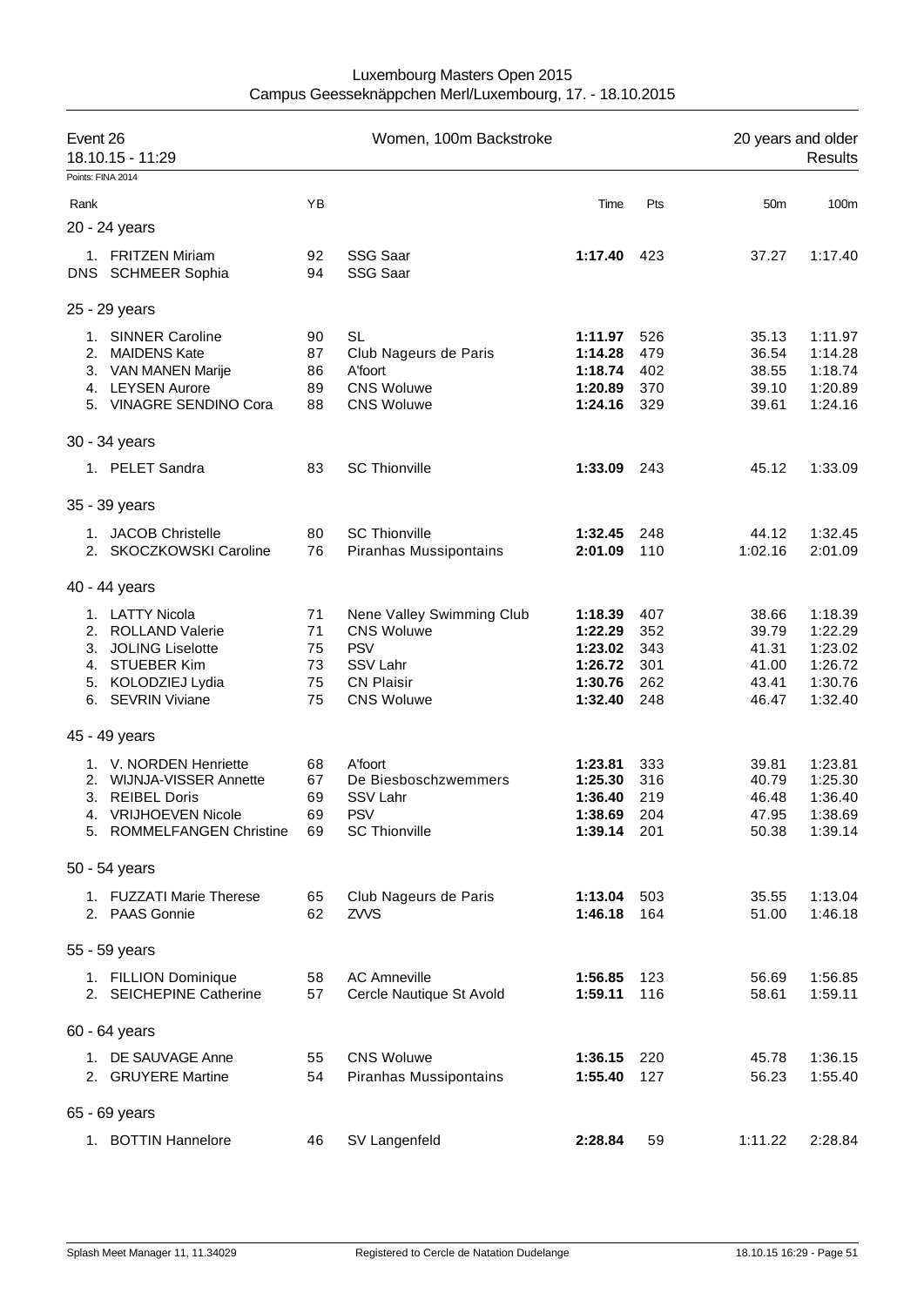Luxembourg Masters Open 2015
Campus Geesseknäppchen Merl/Luxembourg, 17. - 18.10.2015

## Event 26 — Women, 100m Backstroke — 20 years and older

18.10.15 - 11:29 — Results

Points: FINA 2014

| Rank | | YB | | Time | Pts | 50m | 100m |
|---|---|---|---|---|---|---|---|
| **20 - 24 years** | | | | | | | |
| 1. | FRITZEN Miriam | 92 | SSG Saar | **1:17.40** | 423 | 37.27 | 1:17.40 |
| DNS | SCHMEER Sophia | 94 | SSG Saar | | | | |
| **25 - 29 years** | | | | | | | |
| 1. | SINNER Caroline | 90 | SL | **1:11.97** | 526 | 35.13 | 1:11.97 |
| 2. | MAIDENS Kate | 87 | Club Nageurs de Paris | **1:14.28** | 479 | 36.54 | 1:14.28 |
| 3. | VAN MANEN Marije | 86 | A'foort | **1:18.74** | 402 | 38.55 | 1:18.74 |
| 4. | LEYSEN Aurore | 89 | CNS Woluwe | **1:20.89** | 370 | 39.10 | 1:20.89 |
| 5. | VINAGRE SENDINO Cora | 88 | CNS Woluwe | **1:24.16** | 329 | 39.61 | 1:24.16 |
| **30 - 34 years** | | | | | | | |
| 1. | PELET Sandra | 83 | SC Thionville | **1:33.09** | 243 | 45.12 | 1:33.09 |
| **35 - 39 years** | | | | | | | |
| 1. | JACOB Christelle | 80 | SC Thionville | **1:32.45** | 248 | 44.12 | 1:32.45 |
| 2. | SKOCZKOWSKI Caroline | 76 | Piranhas Mussipontains | **2:01.09** | 110 | 1:02.16 | 2:01.09 |
| **40 - 44 years** | | | | | | | |
| 1. | LATTY Nicola | 71 | Nene Valley Swimming Club | **1:18.39** | 407 | 38.66 | 1:18.39 |
| 2. | ROLLAND Valerie | 71 | CNS Woluwe | **1:22.29** | 352 | 39.79 | 1:22.29 |
| 3. | JOLING Liselotte | 75 | PSV | **1:23.02** | 343 | 41.31 | 1:23.02 |
| 4. | STUEBER Kim | 73 | SSV Lahr | **1:26.72** | 301 | 41.00 | 1:26.72 |
| 5. | KOLODZIEJ Lydia | 75 | CN Plaisir | **1:30.76** | 262 | 43.41 | 1:30.76 |
| 6. | SEVRIN Viviane | 75 | CNS Woluwe | **1:32.40** | 248 | 46.47 | 1:32.40 |
| **45 - 49 years** | | | | | | | |
| 1. | V. NORDEN Henriette | 68 | A'foort | **1:23.81** | 333 | 39.81 | 1:23.81 |
| 2. | WIJNJA-VISSER Annette | 67 | De Biesboschzwemmers | **1:25.30** | 316 | 40.79 | 1:25.30 |
| 3. | REIBEL Doris | 69 | SSV Lahr | **1:36.40** | 219 | 46.48 | 1:36.40 |
| 4. | VRIJHOEVEN Nicole | 69 | PSV | **1:38.69** | 204 | 47.95 | 1:38.69 |
| 5. | ROMMELFANGEN Christine | 69 | SC Thionville | **1:39.14** | 201 | 50.38 | 1:39.14 |
| **50 - 54 years** | | | | | | | |
| 1. | FUZZATI Marie Therese | 65 | Club Nageurs de Paris | **1:13.04** | 503 | 35.55 | 1:13.04 |
| 2. | PAAS Gonnie | 62 | ZVVS | **1:46.18** | 164 | 51.00 | 1:46.18 |
| **55 - 59 years** | | | | | | | |
| 1. | FILLION Dominique | 58 | AC Amneville | **1:56.85** | 123 | 56.69 | 1:56.85 |
| 2. | SEICHEPINE Catherine | 57 | Cercle Nautique St Avold | **1:59.11** | 116 | 58.61 | 1:59.11 |
| **60 - 64 years** | | | | | | | |
| 1. | DE SAUVAGE Anne | 55 | CNS Woluwe | **1:36.15** | 220 | 45.78 | 1:36.15 |
| 2. | GRUYERE Martine | 54 | Piranhas Mussipontains | **1:55.40** | 127 | 56.23 | 1:55.40 |
| **65 - 69 years** | | | | | | | |
| 1. | BOTTIN Hannelore | 46 | SV Langenfeld | **2:28.84** | 59 | 1:11.22 | 2:28.84 |

Splash Meet Manager 11, 11.34029 — Registered to Cercle de Natation Dudelange — 18.10.15 16:29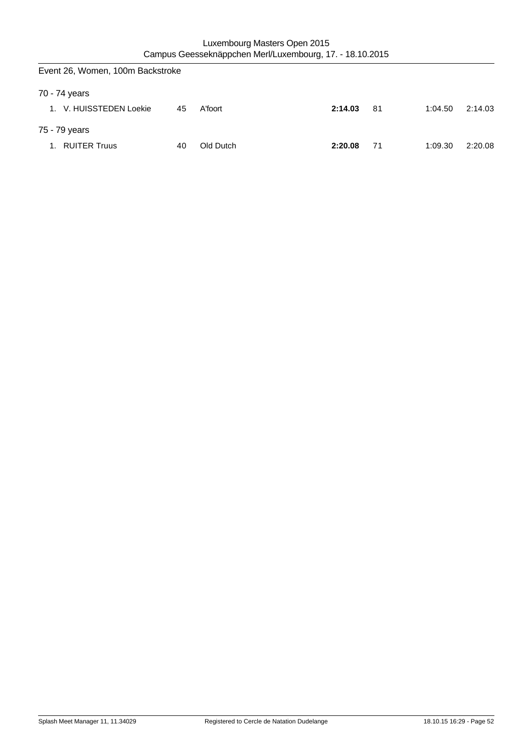## Event 26, Women, 100m Backstroke

70 - 74 years

| | | | | | | | |
|---|---|---|---|---|---|---|---|
| 1. | V. HUISSTEDEN Loekie | 45 | A'foort | **2:14.03** | 81 | 1:04.50 | 2:14.03 |

75 - 79 years

| | | | | | | | |
|---|---|---|---|---|---|---|---|
| 1. | RUITER Truus | 40 | Old Dutch | **2:20.08** | 71 | 1:09.30 | 2:20.08 |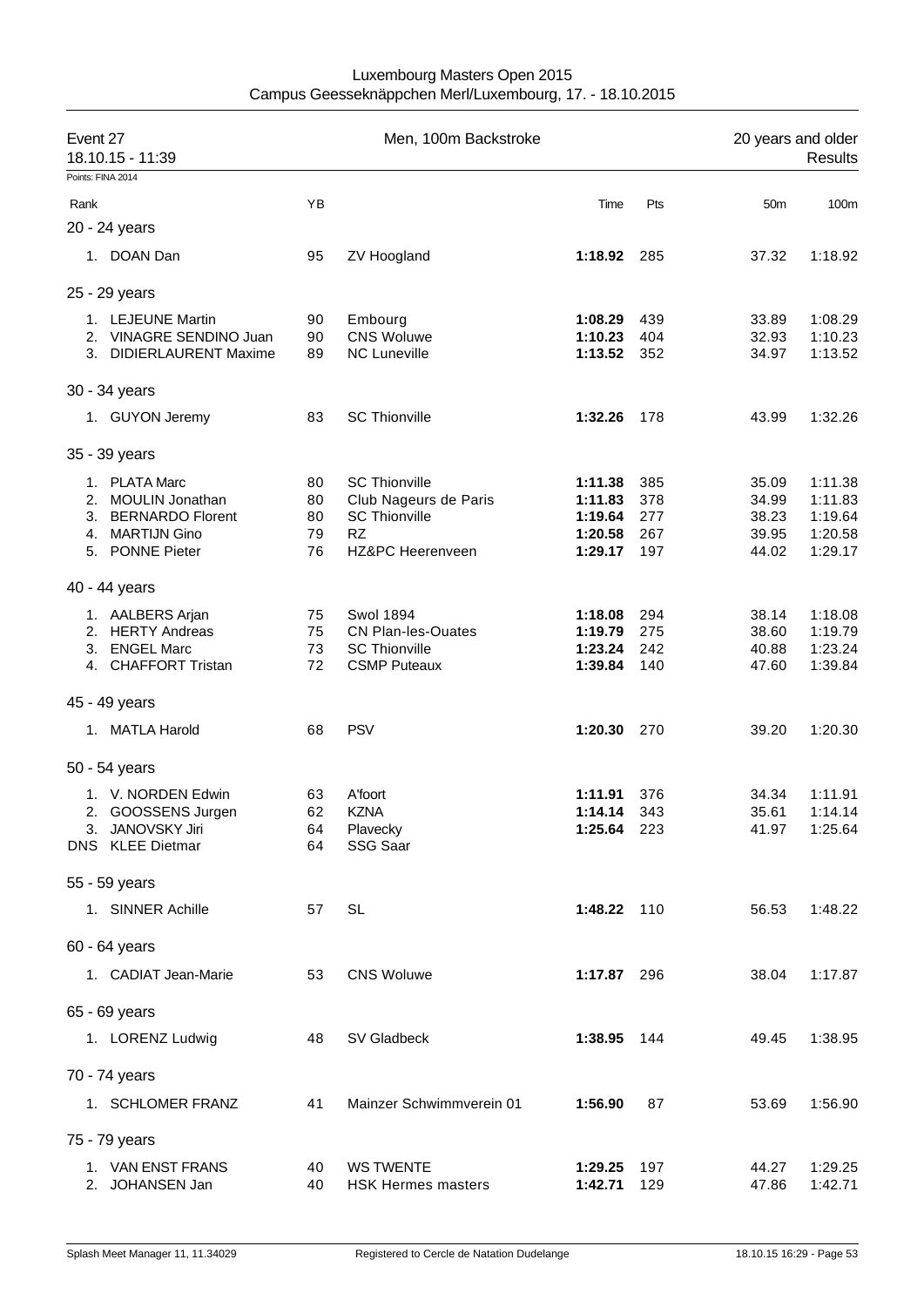Luxembourg Masters Open 2015
Campus Geesseknäppchen Merl/Luxembourg, 17. - 18.10.2015

## Event 27 — Men, 100m Backstroke — 20 years and older

18.10.15 - 11:39 — Results

Points: FINA 2014

| Rank | | YB | | Time | Pts | 50m | 100m |
|---|---|---|---|---|---|---|---|
| **20 - 24 years** | | | | | | | |
| 1. | DOAN Dan | 95 | ZV Hoogland | **1:18.92** | 285 | 37.32 | 1:18.92 |
| **25 - 29 years** | | | | | | | |
| 1. | LEJEUNE Martin | 90 | Embourg | **1:08.29** | 439 | 33.89 | 1:08.29 |
| 2. | VINAGRE SENDINO Juan | 90 | CNS Woluwe | **1:10.23** | 404 | 32.93 | 1:10.23 |
| 3. | DIDIERLAURENT Maxime | 89 | NC Luneville | **1:13.52** | 352 | 34.97 | 1:13.52 |
| **30 - 34 years** | | | | | | | |
| 1. | GUYON Jeremy | 83 | SC Thionville | **1:32.26** | 178 | 43.99 | 1:32.26 |
| **35 - 39 years** | | | | | | | |
| 1. | PLATA Marc | 80 | SC Thionville | **1:11.38** | 385 | 35.09 | 1:11.38 |
| 2. | MOULIN Jonathan | 80 | Club Nageurs de Paris | **1:11.83** | 378 | 34.99 | 1:11.83 |
| 3. | BERNARDO Florent | 80 | SC Thionville | **1:19.64** | 277 | 38.23 | 1:19.64 |
| 4. | MARTIJN Gino | 79 | RZ | **1:20.58** | 267 | 39.95 | 1:20.58 |
| 5. | PONNE Pieter | 76 | HZ&PC Heerenveen | **1:29.17** | 197 | 44.02 | 1:29.17 |
| **40 - 44 years** | | | | | | | |
| 1. | AALBERS Arjan | 75 | Swol 1894 | **1:18.08** | 294 | 38.14 | 1:18.08 |
| 2. | HERTY Andreas | 75 | CN Plan-les-Ouates | **1:19.79** | 275 | 38.60 | 1:19.79 |
| 3. | ENGEL Marc | 73 | SC Thionville | **1:23.24** | 242 | 40.88 | 1:23.24 |
| 4. | CHAFFORT Tristan | 72 | CSMP Puteaux | **1:39.84** | 140 | 47.60 | 1:39.84 |
| **45 - 49 years** | | | | | | | |
| 1. | MATLA Harold | 68 | PSV | **1:20.30** | 270 | 39.20 | 1:20.30 |
| **50 - 54 years** | | | | | | | |
| 1. | V. NORDEN Edwin | 63 | A'foort | **1:11.91** | 376 | 34.34 | 1:11.91 |
| 2. | GOOSSENS Jurgen | 62 | KZNA | **1:14.14** | 343 | 35.61 | 1:14.14 |
| 3. | JANOVSKY Jiri | 64 | Plavecky | **1:25.64** | 223 | 41.97 | 1:25.64 |
| DNS | KLEE Dietmar | 64 | SSG Saar | | | | |
| **55 - 59 years** | | | | | | | |
| 1. | SINNER Achille | 57 | SL | **1:48.22** | 110 | 56.53 | 1:48.22 |
| **60 - 64 years** | | | | | | | |
| 1. | CADIAT Jean-Marie | 53 | CNS Woluwe | **1:17.87** | 296 | 38.04 | 1:17.87 |
| **65 - 69 years** | | | | | | | |
| 1. | LORENZ Ludwig | 48 | SV Gladbeck | **1:38.95** | 144 | 49.45 | 1:38.95 |
| **70 - 74 years** | | | | | | | |
| 1. | SCHLOMER FRANZ | 41 | Mainzer Schwimmverein 01 | **1:56.90** | 87 | 53.69 | 1:56.90 |
| **75 - 79 years** | | | | | | | |
| 1. | VAN ENST FRANS | 40 | WS TWENTE | **1:29.25** | 197 | 44.27 | 1:29.25 |
| 2. | JOHANSEN Jan | 40 | HSK Hermes masters | **1:42.71** | 129 | 47.86 | 1:42.71 |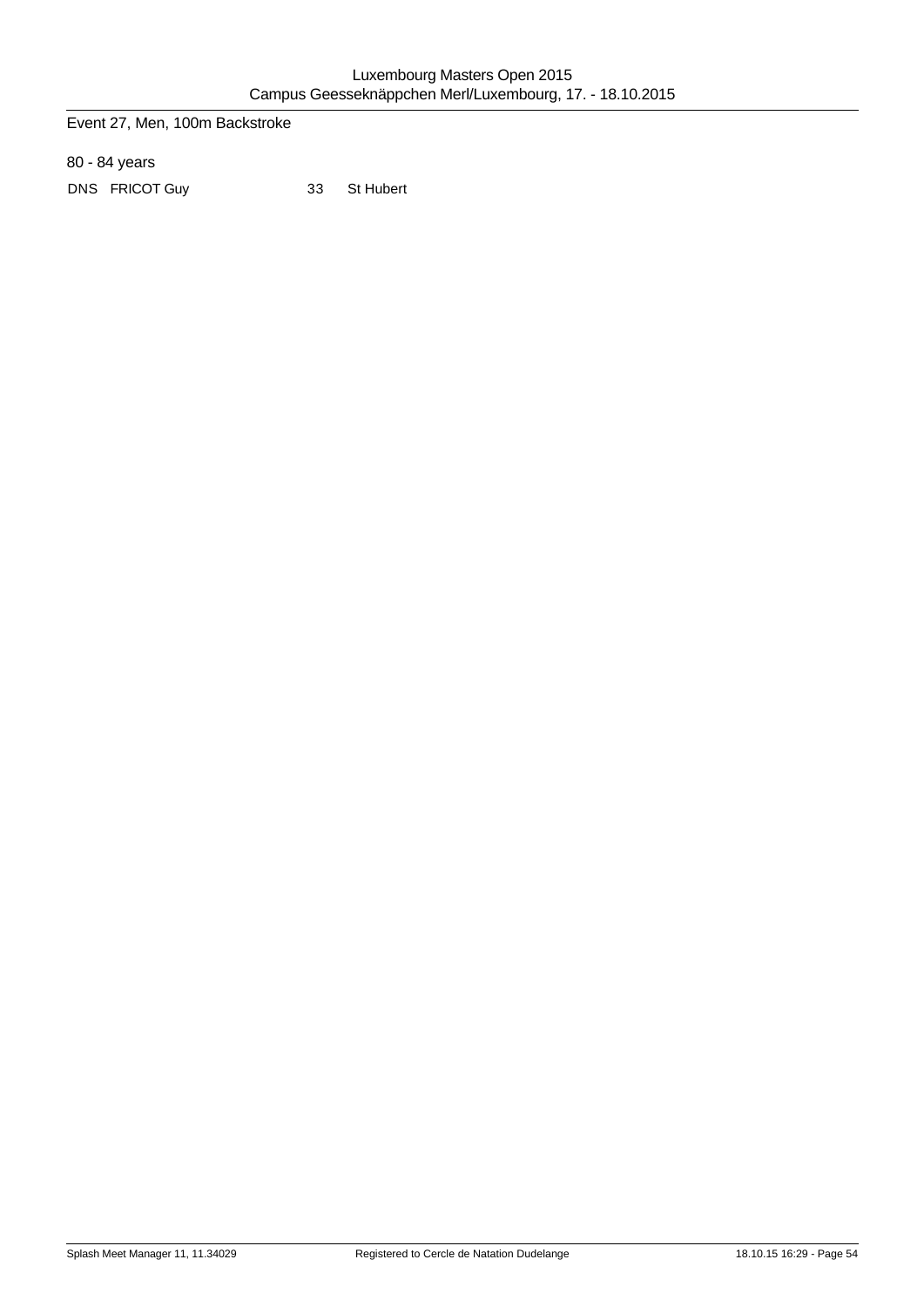## Event 27, Men, 100m Backstroke

### 80 - 84 years

| | | | |
|---|---|---|---|
| DNS | FRICOT Guy | 33 | St Hubert |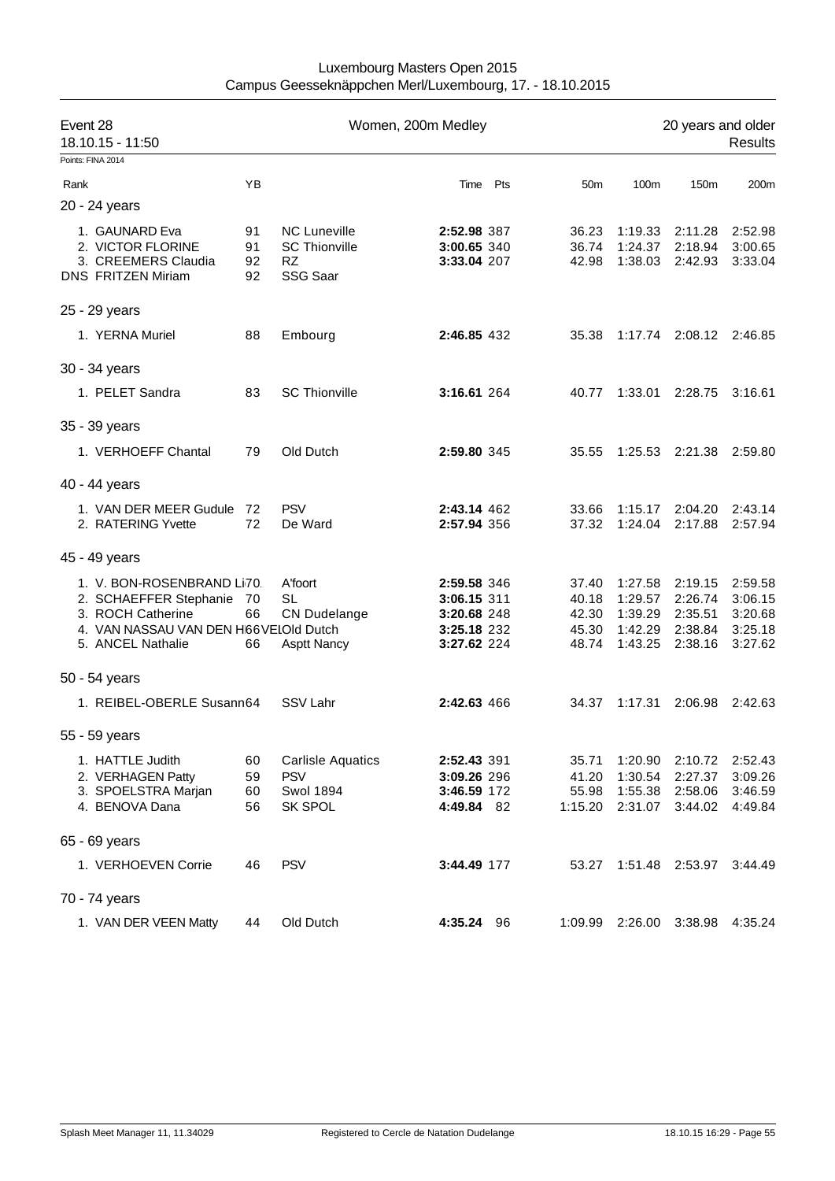Luxembourg Masters Open 2015
Campus Geesseknäppchen Merl/Luxembourg, 17. - 18.10.2015

## Event 28 — Women, 200m Medley — 20 years and older

18.10.15 - 11:50 — Results

Points: FINA 2014

| Rank | YB | | Time | Pts | 50m | 100m | 150m | 200m |
|---|---|---|---|---|---|---|---|---|
| **20 - 24 years** | | | | | | | | |
| 1. GAUNARD Eva | 91 | NC Luneville | **2:52.98** | 387 | 36.23 | 1:19.33 | 2:11.28 | 2:52.98 |
| 2. VICTOR FLORINE | 91 | SC Thionville | **3:00.65** | 340 | 36.74 | 1:24.37 | 2:18.94 | 3:00.65 |
| 3. CREEMERS Claudia | 92 | RZ | **3:33.04** | 207 | 42.98 | 1:38.03 | 2:42.93 | 3:33.04 |
| DNS FRITZEN Miriam | 92 | SSG Saar | | | | | | |
| **25 - 29 years** | | | | | | | | |
| 1. YERNA Muriel | 88 | Embourg | **2:46.85** | 432 | 35.38 | 1:17.74 | 2:08.12 | 2:46.85 |
| **30 - 34 years** | | | | | | | | |
| 1. PELET Sandra | 83 | SC Thionville | **3:16.61** | 264 | 40.77 | 1:33.01 | 2:28.75 | 3:16.61 |
| **35 - 39 years** | | | | | | | | |
| 1. VERHOEFF Chantal | 79 | Old Dutch | **2:59.80** | 345 | 35.55 | 1:25.53 | 2:21.38 | 2:59.80 |
| **40 - 44 years** | | | | | | | | |
| 1. VAN DER MEER Gudule | 72 | PSV | **2:43.14** | 462 | 33.66 | 1:15.17 | 2:04.20 | 2:43.14 |
| 2. RATERING Yvette | 72 | De Ward | **2:57.94** | 356 | 37.32 | 1:24.04 | 2:17.88 | 2:57.94 |
| **45 - 49 years** | | | | | | | | |
| 1. V. BON-ROSENBRAND Li | 70 | A'foort | **2:59.58** | 346 | 37.40 | 1:27.58 | 2:19.15 | 2:59.58 |
| 2. SCHAEFFER Stephanie | 70 | SL | **3:06.15** | 311 | 40.18 | 1:29.57 | 2:26.74 | 3:06.15 |
| 3. ROCH Catherine | 66 | CN Dudelange | **3:20.68** | 248 | 42.30 | 1:39.29 | 2:35.51 | 3:20.68 |
| 4. VAN NASSAU VAN DEN HEUVEL | 66 | Old Dutch | **3:25.18** | 232 | 45.30 | 1:42.29 | 2:38.84 | 3:25.18 |
| 5. ANCEL Nathalie | 66 | Asptt Nancy | **3:27.62** | 224 | 48.74 | 1:43.25 | 2:38.16 | 3:27.62 |
| **50 - 54 years** | | | | | | | | |
| 1. REIBEL-OBERLE Susann | 64 | SSV Lahr | **2:42.63** | 466 | 34.37 | 1:17.31 | 2:06.98 | 2:42.63 |
| **55 - 59 years** | | | | | | | | |
| 1. HATTLE Judith | 60 | Carlisle Aquatics | **2:52.43** | 391 | 35.71 | 1:20.90 | 2:10.72 | 2:52.43 |
| 2. VERHAGEN Patty | 59 | PSV | **3:09.26** | 296 | 41.20 | 1:30.54 | 2:27.37 | 3:09.26 |
| 3. SPOELSTRA Marjan | 60 | Swol 1894 | **3:46.59** | 172 | 55.98 | 1:55.38 | 2:58.06 | 3:46.59 |
| 4. BENOVA Dana | 56 | SK SPOL | **4:49.84** | 82 | 1:15.20 | 2:31.07 | 3:44.02 | 4:49.84 |
| **65 - 69 years** | | | | | | | | |
| 1. VERHOEVEN Corrie | 46 | PSV | **3:44.49** | 177 | 53.27 | 1:51.48 | 2:53.97 | 3:44.49 |
| **70 - 74 years** | | | | | | | | |
| 1. VAN DER VEEN Matty | 44 | Old Dutch | **4:35.24** | 96 | 1:09.99 | 2:26.00 | 3:38.98 | 4:35.24 |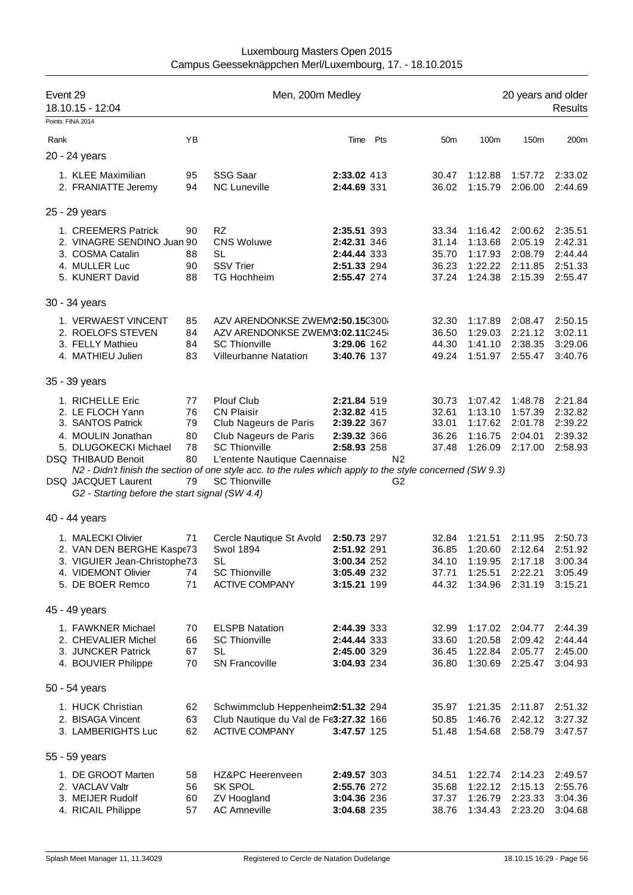Luxembourg Masters Open 2015
Campus Geesseknäppchen Merl/Luxembourg, 17. - 18.10.2015

**Event 29** — Men, 200m Medley — 20 years and older
18.10.15 - 12:04 — Results

Points: FINA 2014

| Rank | | YB | | Time | Pts | 50m | 100m | 150m | 200m |
|---|---|---|---|---|---|---|---|---|---|
| **20 - 24 years** | | | | | | | | | |
| 1. | KLEE Maximilian | 95 | SSG Saar | **2:33.02** | 413 | 30.47 | 1:12.88 | 1:57.72 | 2:33.02 |
| 2. | FRANIATTE Jeremy | 94 | NC Luneville | **2:44.69** | 331 | 36.02 | 1:15.79 | 2:06.00 | 2:44.69 |
| **25 - 29 years** | | | | | | | | | |
| 1. | CREEMERS Patrick | 90 | RZ | **2:35.51** | 393 | 33.34 | 1:16.42 | 2:00.62 | 2:35.51 |
| 2. | VINAGRE SENDINO Juan | 90 | CNS Woluwe | **2:42.31** | 346 | 31.14 | 1:13.68 | 2:05.19 | 2:42.31 |
| 3. | COSMA Catalin | 88 | SL | **2:44.44** | 333 | 35.70 | 1:17.93 | 2:08.79 | 2:44.44 |
| 4. | MULLER Luc | 90 | SSV Trier | **2:51.33** | 294 | 36.23 | 1:22.22 | 2:11.85 | 2:51.33 |
| 5. | KUNERT David | 88 | TG Hochheim | **2:55.47** | 274 | 37.24 | 1:24.38 | 2:15.39 | 2:55.47 |
| **30 - 34 years** | | | | | | | | | |
| 1. | VERWAEST VINCENT | 85 | AZV ARENDONKSE ZWEM | **2:50.15** | 300 | 32.30 | 1:17.89 | 2:08.47 | 2:50.15 |
| 2. | ROELOFS STEVEN | 84 | AZV ARENDONKSE ZWEM | **3:02.11** | 245 | 36.50 | 1:29.03 | 2:21.12 | 3:02.11 |
| 3. | FELLY Mathieu | 84 | SC Thionville | **3:29.06** | 162 | 44.30 | 1:41.10 | 2:38.35 | 3:29.06 |
| 4. | MATHIEU Julien | 83 | Villeurbanne Natation | **3:40.76** | 137 | 49.24 | 1:51.97 | 2:55.47 | 3:40.76 |
| **35 - 39 years** | | | | | | | | | |
| 1. | RICHELLE Eric | 77 | Plouf Club | **2:21.84** | 519 | 30.73 | 1:07.42 | 1:48.78 | 2:21.84 |
| 2. | LE FLOCH Yann | 76 | CN Plaisir | **2:32.82** | 415 | 32.61 | 1:13.10 | 1:57.39 | 2:32.82 |
| 3. | SANTOS Patrick | 79 | Club Nageurs de Paris | **2:39.22** | 367 | 33.01 | 1:17.62 | 2:01.78 | 2:39.22 |
| 4. | MOULIN Jonathan | 80 | Club Nageurs de Paris | **2:39.32** | 366 | 36.26 | 1:16.75 | 2:04.01 | 2:39.32 |
| 5. | DLUGOKECKI Michael | 78 | SC Thionville | **2:58.93** | 258 | 37.48 | 1:26.09 | 2:17.00 | 2:58.93 |
| DSQ | THIBAUD Benoit | 80 | L'entente Nautique Caennaise | | N2 | | | | |
| | *N2 - Didn't finish the section of one style acc. to the rules which apply to the style concerned (SW 9.3)* | | | | | | | | |
| DSQ | JACQUET Laurent | 79 | SC Thionville | | G2 | | | | |
| | *G2 - Starting before the start signal (SW 4.4)* | | | | | | | | |
| **40 - 44 years** | | | | | | | | | |
| 1. | MALECKI Olivier | 71 | Cercle Nautique St Avold | **2:50.73** | 297 | 32.84 | 1:21.51 | 2:11.95 | 2:50.73 |
| 2. | VAN DEN BERGHE Kasper | 73 | Swol 1894 | **2:51.92** | 291 | 36.85 | 1:20.60 | 2:12.64 | 2:51.92 |
| 3. | VIGUIER Jean-Christophe | 73 | SL | **3:00.34** | 252 | 34.10 | 1:19.95 | 2:17.18 | 3:00.34 |
| 4. | VIDEMONT Olivier | 74 | SC Thionville | **3:05.49** | 232 | 37.71 | 1:25.51 | 2:22.21 | 3:05.49 |
| 5. | DE BOER Remco | 71 | ACTIVE COMPANY | **3:15.21** | 199 | 44.32 | 1:34.96 | 2:31.19 | 3:15.21 |
| **45 - 49 years** | | | | | | | | | |
| 1. | FAWKNER Michael | 70 | ELSPB Natation | **2:44.39** | 333 | 32.99 | 1:17.02 | 2:04.77 | 2:44.39 |
| 2. | CHEVALIER Michel | 66 | SC Thionville | **2:44.44** | 333 | 33.60 | 1:20.58 | 2:09.42 | 2:44.44 |
| 3. | JUNCKER Patrick | 67 | SL | **2:45.00** | 329 | 36.45 | 1:22.84 | 2:05.77 | 2:45.00 |
| 4. | BOUVIER Philippe | 70 | SN Francoville | **3:04.93** | 234 | 36.80 | 1:30.69 | 2:25.47 | 3:04.93 |
| **50 - 54 years** | | | | | | | | | |
| 1. | HUCK Christian | 62 | Schwimmclub Heppenheim | **2:51.32** | 294 | 35.97 | 1:21.35 | 2:11.87 | 2:51.32 |
| 2. | BISAGA Vincent | 63 | Club Nautique du Val de Fe | **3:27.32** | 166 | 50.85 | 1:46.76 | 2:42.12 | 3:27.32 |
| 3. | LAMBERIGHTS Luc | 62 | ACTIVE COMPANY | **3:47.57** | 125 | 51.48 | 1:54.68 | 2:58.79 | 3:47.57 |
| **55 - 59 years** | | | | | | | | | |
| 1. | DE GROOT Marten | 58 | HZ&PC Heerenveen | **2:49.57** | 303 | 34.51 | 1:22.74 | 2:14.23 | 2:49.57 |
| 2. | VACLAV Valtr | 56 | SK SPOL | **2:55.76** | 272 | 35.68 | 1:22.12 | 2:15.13 | 2:55.76 |
| 3. | MEIJER Rudolf | 60 | ZV Hoogland | **3:04.36** | 236 | 37.37 | 1:26.79 | 2:23.33 | 3:04.36 |
| 4. | RICAIL Philippe | 57 | AC Amneville | **3:04.68** | 235 | 38.76 | 1:34.43 | 2:23.20 | 3:04.68 |

Splash Meet Manager 11, 11.34029 — Registered to Cercle de Natation Dudelange — 18.10.15 16:29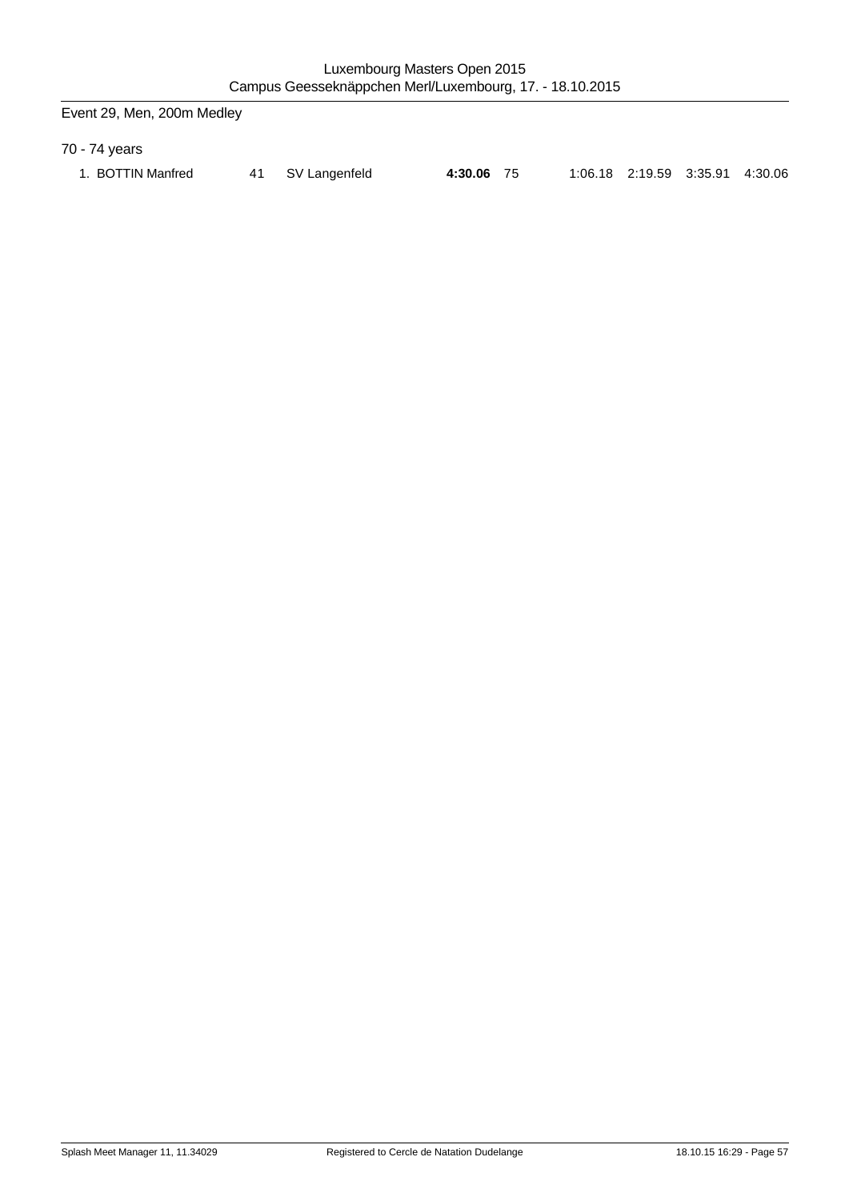## Event 29, Men, 200m Medley

### 70 - 74 years

| Place | Name | YoB | Club | Time | Points | 50m | 100m | 150m | 200m |
|---|---|---|---|---|---|---|---|---|---|
| 1. | BOTTIN Manfred | 41 | SV Langenfeld | **4:30.06** | 75 | 1:06.18 | 2:19.59 | 3:35.91 | 4:30.06 |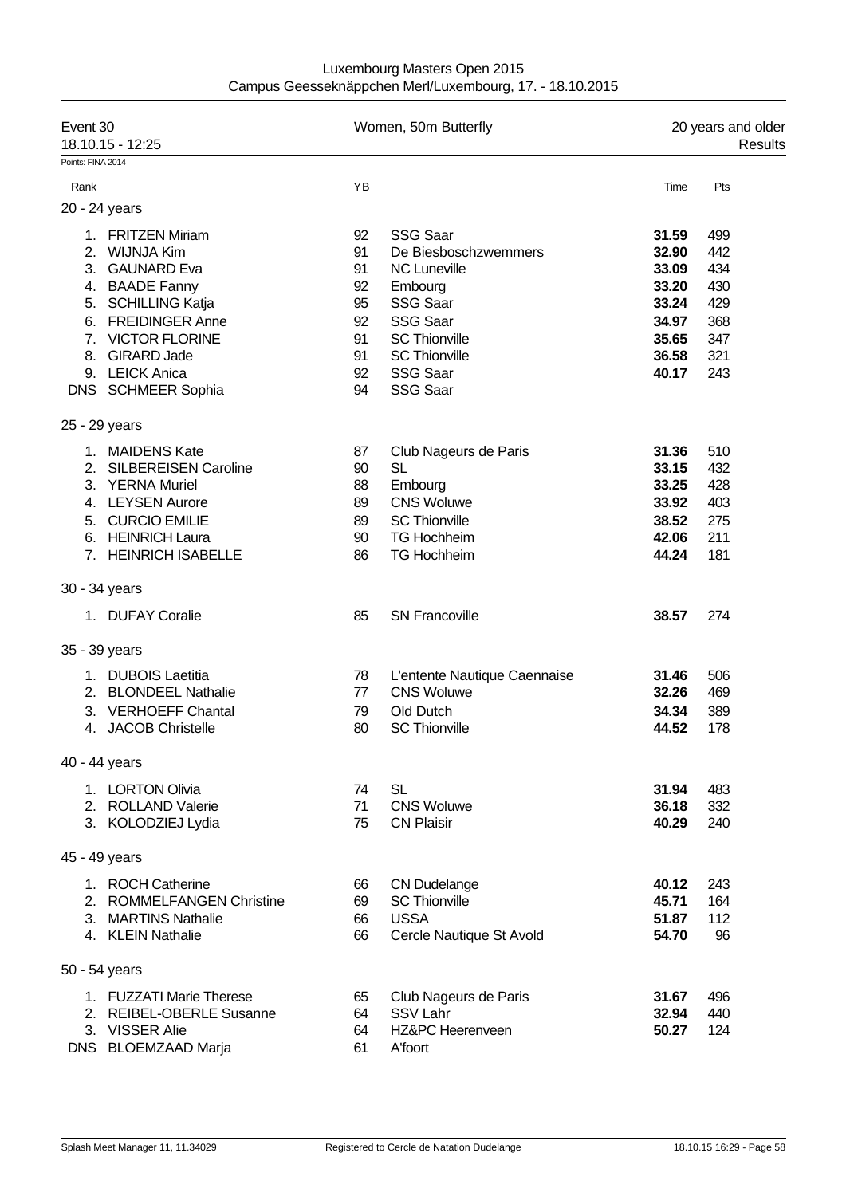Luxembourg Masters Open 2015
Campus Geesseknäppchen Merl/Luxembourg, 17. - 18.10.2015

Event 30 — Women, 50m Butterfly — 20 years and older
18.10.15 - 12:25 — Results

Points: FINA 2014

| Rank | | YB | | Time | Pts |
|---|---|---|---|---|---|
| **20 - 24 years** | | | | | |
| 1. | FRITZEN Miriam | 92 | SSG Saar | **31.59** | 499 |
| 2. | WIJNJA Kim | 91 | De Biesboschzwemmers | **32.90** | 442 |
| 3. | GAUNARD Eva | 91 | NC Luneville | **33.09** | 434 |
| 4. | BAADE Fanny | 92 | Embourg | **33.20** | 430 |
| 5. | SCHILLING Katja | 95 | SSG Saar | **33.24** | 429 |
| 6. | FREIDINGER Anne | 92 | SSG Saar | **34.97** | 368 |
| 7. | VICTOR FLORINE | 91 | SC Thionville | **35.65** | 347 |
| 8. | GIRARD Jade | 91 | SC Thionville | **36.58** | 321 |
| 9. | LEICK Anica | 92 | SSG Saar | **40.17** | 243 |
| DNS | SCHMEER Sophia | 94 | SSG Saar | | |
| **25 - 29 years** | | | | | |
| 1. | MAIDENS Kate | 87 | Club Nageurs de Paris | **31.36** | 510 |
| 2. | SILBEREISEN Caroline | 90 | SL | **33.15** | 432 |
| 3. | YERNA Muriel | 88 | Embourg | **33.25** | 428 |
| 4. | LEYSEN Aurore | 89 | CNS Woluwe | **33.92** | 403 |
| 5. | CURCIO EMILIE | 89 | SC Thionville | **38.52** | 275 |
| 6. | HEINRICH Laura | 90 | TG Hochheim | **42.06** | 211 |
| 7. | HEINRICH ISABELLE | 86 | TG Hochheim | **44.24** | 181 |
| **30 - 34 years** | | | | | |
| 1. | DUFAY Coralie | 85 | SN Francoville | **38.57** | 274 |
| **35 - 39 years** | | | | | |
| 1. | DUBOIS Laetitia | 78 | L'entente Nautique Caennaise | **31.46** | 506 |
| 2. | BLONDEEL Nathalie | 77 | CNS Woluwe | **32.26** | 469 |
| 3. | VERHOEFF Chantal | 79 | Old Dutch | **34.34** | 389 |
| 4. | JACOB Christelle | 80 | SC Thionville | **44.52** | 178 |
| **40 - 44 years** | | | | | |
| 1. | LORTON Olivia | 74 | SL | **31.94** | 483 |
| 2. | ROLLAND Valerie | 71 | CNS Woluwe | **36.18** | 332 |
| 3. | KOLODZIEJ Lydia | 75 | CN Plaisir | **40.29** | 240 |
| **45 - 49 years** | | | | | |
| 1. | ROCH Catherine | 66 | CN Dudelange | **40.12** | 243 |
| 2. | ROMMELFANGEN Christine | 69 | SC Thionville | **45.71** | 164 |
| 3. | MARTINS Nathalie | 66 | USSA | **51.87** | 112 |
| 4. | KLEIN Nathalie | 66 | Cercle Nautique St Avold | **54.70** | 96 |
| **50 - 54 years** | | | | | |
| 1. | FUZZATI Marie Therese | 65 | Club Nageurs de Paris | **31.67** | 496 |
| 2. | REIBEL-OBERLE Susanne | 64 | SSV Lahr | **32.94** | 440 |
| 3. | VISSER Alie | 64 | HZ&PC Heerenveen | **50.27** | 124 |
| DNS | BLOEMZAAD Marja | 61 | A'foort | | |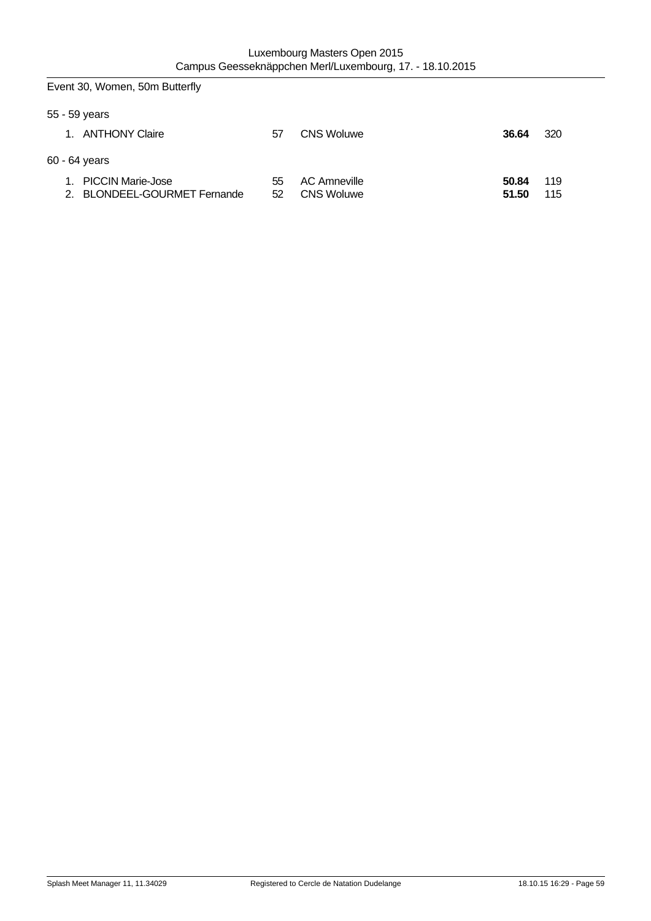Event 30, Women, 50m Butterfly

55 - 59 years

| Place | Name | YoB | Club | Time | Points |
|---|---|---|---|---|---|
| 1. | ANTHONY Claire | 57 | CNS Woluwe | **36.64** | 320 |

60 - 64 years

| Place | Name | YoB | Club | Time | Points |
|---|---|---|---|---|---|
| 1. | PICCIN Marie-Jose | 55 | AC Amneville | **50.84** | 119 |
| 2. | BLONDEEL-GOURMET Fernande | 52 | CNS Woluwe | **51.50** | 115 |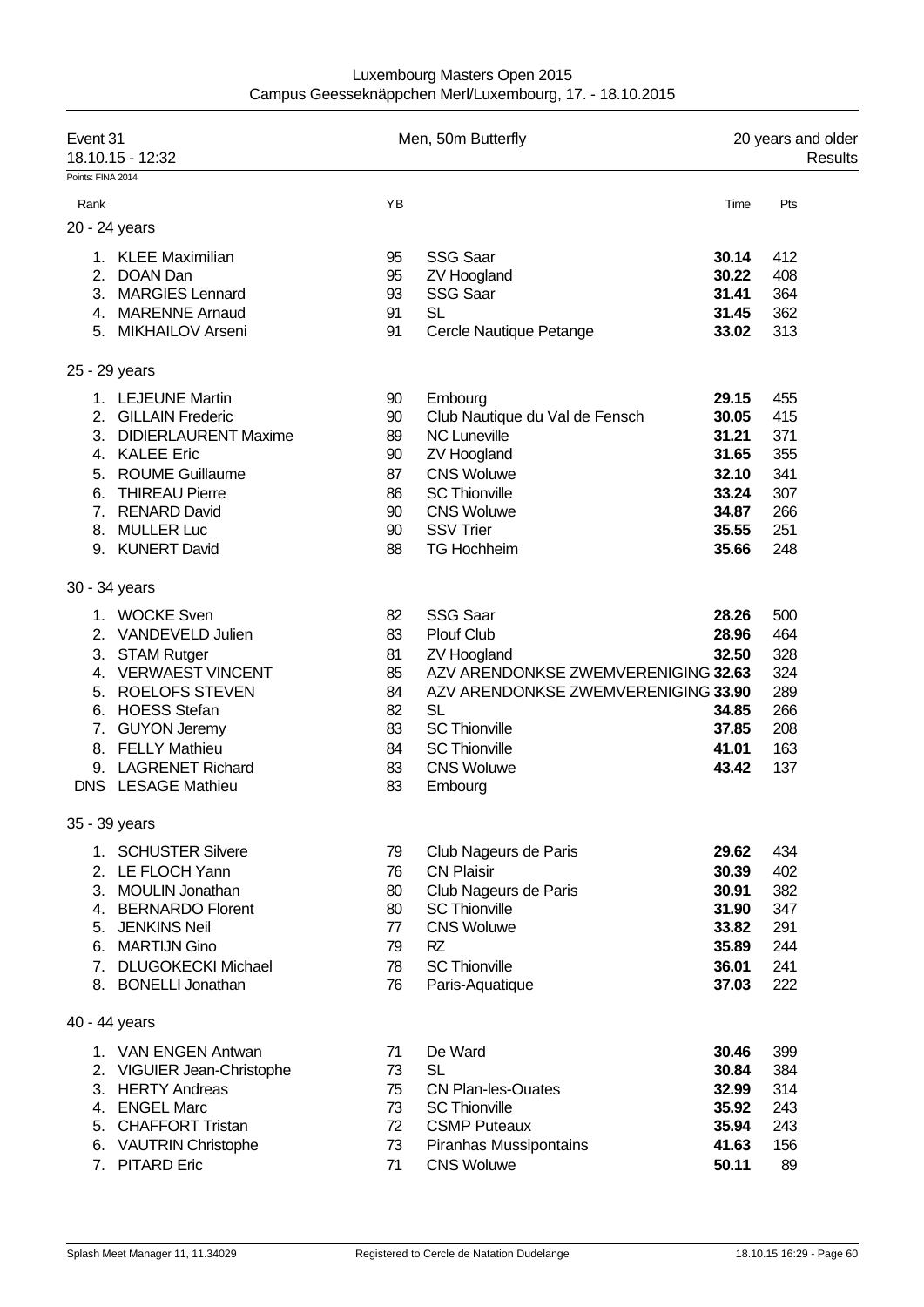Luxembourg Masters Open 2015
Campus Geesseknäppchen Merl/Luxembourg, 17. - 18.10.2015

Event 31 — Men, 50m Butterfly — 20 years and older
18.10.15 - 12:32 — Results

Points: FINA 2014

| Rank | | YB | | Time | Pts |
|---|---|---|---|---|---|
| **20 - 24 years** | | | | | |
| 1. | KLEE Maximilian | 95 | SSG Saar | **30.14** | 412 |
| 2. | DOAN Dan | 95 | ZV Hoogland | **30.22** | 408 |
| 3. | MARGIES Lennard | 93 | SSG Saar | **31.41** | 364 |
| 4. | MARENNE Arnaud | 91 | SL | **31.45** | 362 |
| 5. | MIKHAILOV Arseni | 91 | Cercle Nautique Petange | **33.02** | 313 |
| **25 - 29 years** | | | | | |
| 1. | LEJEUNE Martin | 90 | Embourg | **29.15** | 455 |
| 2. | GILLAIN Frederic | 90 | Club Nautique du Val de Fensch | **30.05** | 415 |
| 3. | DIDIERLAURENT Maxime | 89 | NC Luneville | **31.21** | 371 |
| 4. | KALEE Eric | 90 | ZV Hoogland | **31.65** | 355 |
| 5. | ROUME Guillaume | 87 | CNS Woluwe | **32.10** | 341 |
| 6. | THIREAU Pierre | 86 | SC Thionville | **33.24** | 307 |
| 7. | RENARD David | 90 | CNS Woluwe | **34.87** | 266 |
| 8. | MULLER Luc | 90 | SSV Trier | **35.55** | 251 |
| 9. | KUNERT David | 88 | TG Hochheim | **35.66** | 248 |
| **30 - 34 years** | | | | | |
| 1. | WOCKE Sven | 82 | SSG Saar | **28.26** | 500 |
| 2. | VANDEVELD Julien | 83 | Plouf Club | **28.96** | 464 |
| 3. | STAM Rutger | 81 | ZV Hoogland | **32.50** | 328 |
| 4. | VERWAEST VINCENT | 85 | AZV ARENDONKSE ZWEMVERENIGING | **32.63** | 324 |
| 5. | ROELOFS STEVEN | 84 | AZV ARENDONKSE ZWEMVERENIGING | **33.90** | 289 |
| 6. | HOESS Stefan | 82 | SL | **34.85** | 266 |
| 7. | GUYON Jeremy | 83 | SC Thionville | **37.85** | 208 |
| 8. | FELLY Mathieu | 84 | SC Thionville | **41.01** | 163 |
| 9. | LAGRENET Richard | 83 | CNS Woluwe | **43.42** | 137 |
| DNS | LESAGE Mathieu | 83 | Embourg | | |
| **35 - 39 years** | | | | | |
| 1. | SCHUSTER Silvere | 79 | Club Nageurs de Paris | **29.62** | 434 |
| 2. | LE FLOCH Yann | 76 | CN Plaisir | **30.39** | 402 |
| 3. | MOULIN Jonathan | 80 | Club Nageurs de Paris | **30.91** | 382 |
| 4. | BERNARDO Florent | 80 | SC Thionville | **31.90** | 347 |
| 5. | JENKINS Neil | 77 | CNS Woluwe | **33.82** | 291 |
| 6. | MARTIJN Gino | 79 | RZ | **35.89** | 244 |
| 7. | DLUGOKECKI Michael | 78 | SC Thionville | **36.01** | 241 |
| 8. | BONELLI Jonathan | 76 | Paris-Aquatique | **37.03** | 222 |
| **40 - 44 years** | | | | | |
| 1. | VAN ENGEN Antwan | 71 | De Ward | **30.46** | 399 |
| 2. | VIGUIER Jean-Christophe | 73 | SL | **30.84** | 384 |
| 3. | HERTY Andreas | 75 | CN Plan-les-Ouates | **32.99** | 314 |
| 4. | ENGEL Marc | 73 | SC Thionville | **35.92** | 243 |
| 5. | CHAFFORT Tristan | 72 | CSMP Puteaux | **35.94** | 243 |
| 6. | VAUTRIN Christophe | 73 | Piranhas Mussipontains | **41.63** | 156 |
| 7. | PITARD Eric | 71 | CNS Woluwe | **50.11** | 89 |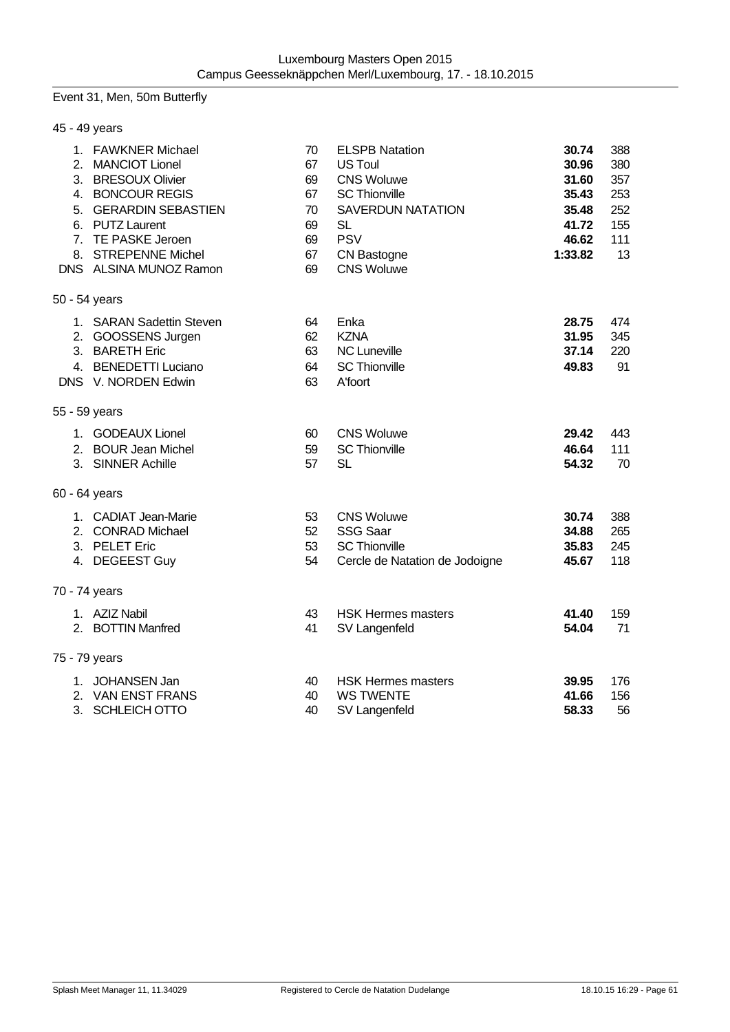Event 31, Men, 50m Butterfly

45 - 49 years

| Place | Name | YoB | Club | Time | Points |
|---|---|---|---|---|---|
| 1. | FAWKNER Michael | 70 | ELSPB Natation | **30.74** | 388 |
| 2. | MANCIOT Lionel | 67 | US Toul | **30.96** | 380 |
| 3. | BRESOUX Olivier | 69 | CNS Woluwe | **31.60** | 357 |
| 4. | BONCOUR REGIS | 67 | SC Thionville | **35.43** | 253 |
| 5. | GERARDIN SEBASTIEN | 70 | SAVERDUN NATATION | **35.48** | 252 |
| 6. | PUTZ Laurent | 69 | SL | **41.72** | 155 |
| 7. | TE PASKE Jeroen | 69 | PSV | **46.62** | 111 |
| 8. | STREPENNE Michel | 67 | CN Bastogne | **1:33.82** | 13 |
| DNS | ALSINA MUNOZ Ramon | 69 | CNS Woluwe | | |

50 - 54 years

| Place | Name | YoB | Club | Time | Points |
|---|---|---|---|---|---|
| 1. | SARAN Sadettin Steven | 64 | Enka | **28.75** | 474 |
| 2. | GOOSSENS Jurgen | 62 | KZNA | **31.95** | 345 |
| 3. | BARETH Eric | 63 | NC Luneville | **37.14** | 220 |
| 4. | BENEDETTI Luciano | 64 | SC Thionville | **49.83** | 91 |
| DNS | V. NORDEN Edwin | 63 | A'foort | | |

55 - 59 years

| Place | Name | YoB | Club | Time | Points |
|---|---|---|---|---|---|
| 1. | GODEAUX Lionel | 60 | CNS Woluwe | **29.42** | 443 |
| 2. | BOUR Jean Michel | 59 | SC Thionville | **46.64** | 111 |
| 3. | SINNER Achille | 57 | SL | **54.32** | 70 |

60 - 64 years

| Place | Name | YoB | Club | Time | Points |
|---|---|---|---|---|---|
| 1. | CADIAT Jean-Marie | 53 | CNS Woluwe | **30.74** | 388 |
| 2. | CONRAD Michael | 52 | SSG Saar | **34.88** | 265 |
| 3. | PELET Eric | 53 | SC Thionville | **35.83** | 245 |
| 4. | DEGEEST Guy | 54 | Cercle de Natation de Jodoigne | **45.67** | 118 |

70 - 74 years

| Place | Name | YoB | Club | Time | Points |
|---|---|---|---|---|---|
| 1. | AZIZ Nabil | 43 | HSK Hermes masters | **41.40** | 159 |
| 2. | BOTTIN Manfred | 41 | SV Langenfeld | **54.04** | 71 |

75 - 79 years

| Place | Name | YoB | Club | Time | Points |
|---|---|---|---|---|---|
| 1. | JOHANSEN Jan | 40 | HSK Hermes masters | **39.95** | 176 |
| 2. | VAN ENST FRANS | 40 | WS TWENTE | **41.66** | 156 |
| 3. | SCHLEICH OTTO | 40 | SV Langenfeld | **58.33** | 56 |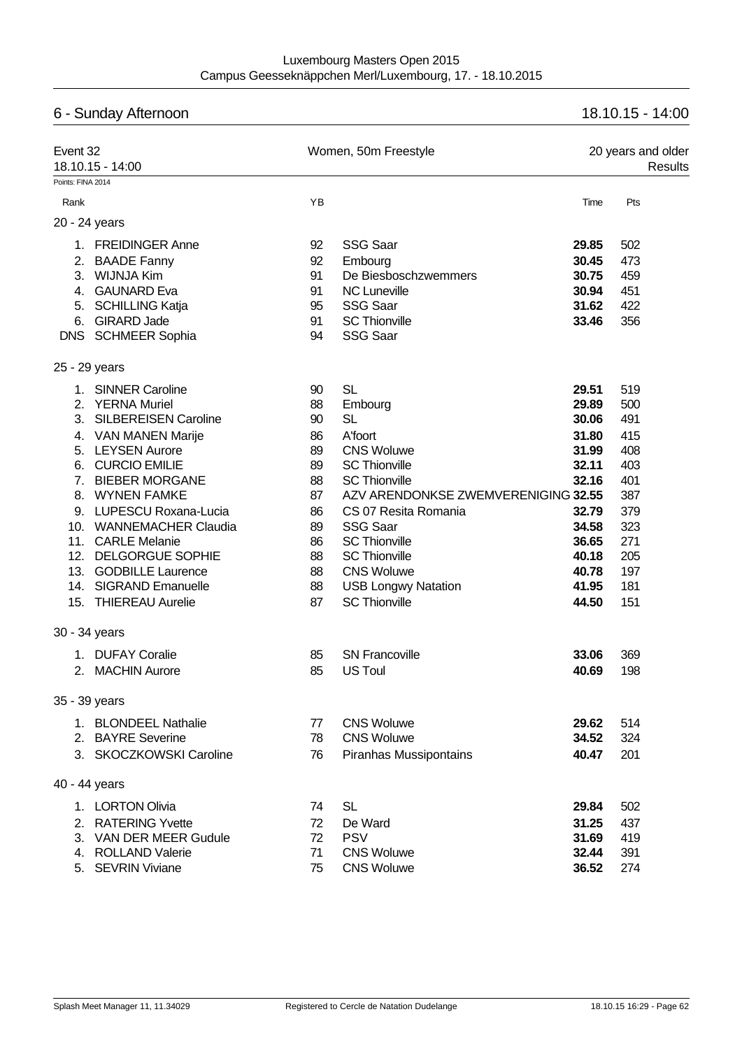## 6 - Sunday Afternoon

18.10.15 - 14:00

Event 32 — 18.10.15 - 14:00 — Women, 50m Freestyle — 20 years and older — Results

Points: FINA 2014

| Rank | | YB | | Time | Pts |
|---|---|---|---|---|---|
| **20 - 24 years** | | | | | |
| 1. | FREIDINGER Anne | 92 | SSG Saar | **29.85** | 502 |
| 2. | BAADE Fanny | 92 | Embourg | **30.45** | 473 |
| 3. | WIJNJA Kim | 91 | De Biesboschzwemmers | **30.75** | 459 |
| 4. | GAUNARD Eva | 91 | NC Luneville | **30.94** | 451 |
| 5. | SCHILLING Katja | 95 | SSG Saar | **31.62** | 422 |
| 6. | GIRARD Jade | 91 | SC Thionville | **33.46** | 356 |
| DNS | SCHMEER Sophia | 94 | SSG Saar | | |
| **25 - 29 years** | | | | | |
| 1. | SINNER Caroline | 90 | SL | **29.51** | 519 |
| 2. | YERNA Muriel | 88 | Embourg | **29.89** | 500 |
| 3. | SILBEREISEN Caroline | 90 | SL | **30.06** | 491 |
| 4. | VAN MANEN Marije | 86 | A'foort | **31.80** | 415 |
| 5. | LEYSEN Aurore | 89 | CNS Woluwe | **31.99** | 408 |
| 6. | CURCIO EMILIE | 89 | SC Thionville | **32.11** | 403 |
| 7. | BIEBER MORGANE | 88 | SC Thionville | **32.16** | 401 |
| 8. | WYNEN FAMKE | 87 | AZV ARENDONKSE ZWEMVERENIGING | **32.55** | 387 |
| 9. | LUPESCU Roxana-Lucia | 86 | CS 07 Resita Romania | **32.79** | 379 |
| 10. | WANNEMACHER Claudia | 89 | SSG Saar | **34.58** | 323 |
| 11. | CARLE Melanie | 86 | SC Thionville | **36.65** | 271 |
| 12. | DELGORGUE SOPHIE | 88 | SC Thionville | **40.18** | 205 |
| 13. | GODBILLE Laurence | 88 | CNS Woluwe | **40.78** | 197 |
| 14. | SIGRAND Emanuelle | 88 | USB Longwy Natation | **41.95** | 181 |
| 15. | THIEREAU Aurelie | 87 | SC Thionville | **44.50** | 151 |
| **30 - 34 years** | | | | | |
| 1. | DUFAY Coralie | 85 | SN Francoville | **33.06** | 369 |
| 2. | MACHIN Aurore | 85 | US Toul | **40.69** | 198 |
| **35 - 39 years** | | | | | |
| 1. | BLONDEEL Nathalie | 77 | CNS Woluwe | **29.62** | 514 |
| 2. | BAYRE Severine | 78 | CNS Woluwe | **34.52** | 324 |
| 3. | SKOCZKOWSKI Caroline | 76 | Piranhas Mussipontains | **40.47** | 201 |
| **40 - 44 years** | | | | | |
| 1. | LORTON Olivia | 74 | SL | **29.84** | 502 |
| 2. | RATERING Yvette | 72 | De Ward | **31.25** | 437 |
| 3. | VAN DER MEER Gudule | 72 | PSV | **31.69** | 419 |
| 4. | ROLLAND Valerie | 71 | CNS Woluwe | **32.44** | 391 |
| 5. | SEVRIN Viviane | 75 | CNS Woluwe | **36.52** | 274 |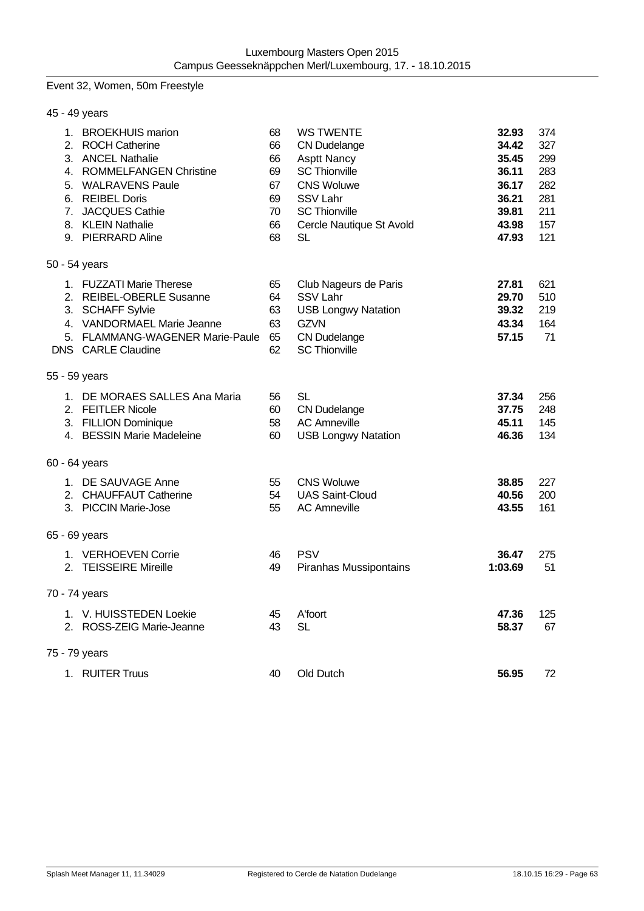Event 32, Women, 50m Freestyle

### 45 - 49 years

| Place | Name | YOB | Club | Time | Points |
|---|---|---|---|---|---|
| 1. | BROEKHUIS marion | 68 | WS TWENTE | **32.93** | 374 |
| 2. | ROCH Catherine | 66 | CN Dudelange | **34.42** | 327 |
| 3. | ANCEL Nathalie | 66 | Asptt Nancy | **35.45** | 299 |
| 4. | ROMMELFANGEN Christine | 69 | SC Thionville | **36.11** | 283 |
| 5. | WALRAVENS Paule | 67 | CNS Woluwe | **36.17** | 282 |
| 6. | REIBEL Doris | 69 | SSV Lahr | **36.21** | 281 |
| 7. | JACQUES Cathie | 70 | SC Thionville | **39.81** | 211 |
| 8. | KLEIN Nathalie | 66 | Cercle Nautique St Avold | **43.98** | 157 |
| 9. | PIERRARD Aline | 68 | SL | **47.93** | 121 |

### 50 - 54 years

| Place | Name | YOB | Club | Time | Points |
|---|---|---|---|---|---|
| 1. | FUZZATI Marie Therese | 65 | Club Nageurs de Paris | **27.81** | 621 |
| 2. | REIBEL-OBERLE Susanne | 64 | SSV Lahr | **29.70** | 510 |
| 3. | SCHAFF Sylvie | 63 | USB Longwy Natation | **39.32** | 219 |
| 4. | VANDORMAEL Marie Jeanne | 63 | GZVN | **43.34** | 164 |
| 5. | FLAMMANG-WAGENER Marie-Paule | 65 | CN Dudelange | **57.15** | 71 |
| DNS | CARLE Claudine | 62 | SC Thionville | | |

### 55 - 59 years

| Place | Name | YOB | Club | Time | Points |
|---|---|---|---|---|---|
| 1. | DE MORAES SALLES Ana Maria | 56 | SL | **37.34** | 256 |
| 2. | FEITLER Nicole | 60 | CN Dudelange | **37.75** | 248 |
| 3. | FILLION Dominique | 58 | AC Amneville | **45.11** | 145 |
| 4. | BESSIN Marie Madeleine | 60 | USB Longwy Natation | **46.36** | 134 |

### 60 - 64 years

| Place | Name | YOB | Club | Time | Points |
|---|---|---|---|---|---|
| 1. | DE SAUVAGE Anne | 55 | CNS Woluwe | **38.85** | 227 |
| 2. | CHAUFFAUT Catherine | 54 | UAS Saint-Cloud | **40.56** | 200 |
| 3. | PICCIN Marie-Jose | 55 | AC Amneville | **43.55** | 161 |

### 65 - 69 years

| Place | Name | YOB | Club | Time | Points |
|---|---|---|---|---|---|
| 1. | VERHOEVEN Corrie | 46 | PSV | **36.47** | 275 |
| 2. | TEISSEIRE Mireille | 49 | Piranhas Mussipontains | **1:03.69** | 51 |

### 70 - 74 years

| Place | Name | YOB | Club | Time | Points |
|---|---|---|---|---|---|
| 1. | V. HUISSTEDEN Loekie | 45 | A'foort | **47.36** | 125 |
| 2. | ROSS-ZEIG Marie-Jeanne | 43 | SL | **58.37** | 67 |

### 75 - 79 years

| Place | Name | YOB | Club | Time | Points |
|---|---|---|---|---|---|
| 1. | RUITER Truus | 40 | Old Dutch | **56.95** | 72 |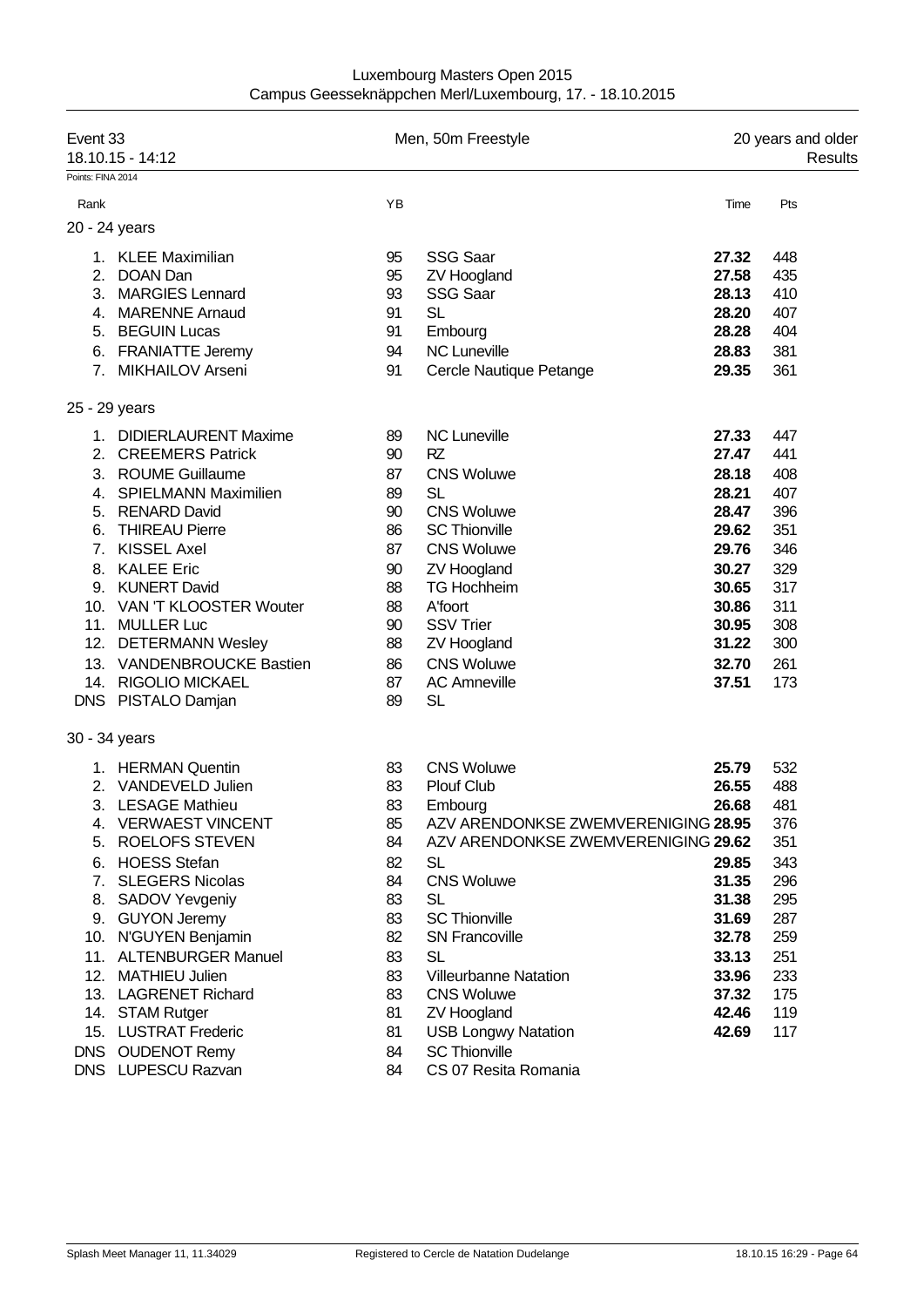Luxembourg Masters Open 2015
Campus Geesseknäppchen Merl/Luxembourg, 17. - 18.10.2015

Event 33 — Men, 50m Freestyle — 20 years and older
18.10.15 - 14:12 — Results

Points: FINA 2014

## 20 - 24 years

| Rank | Name | YB | Club | Time | Pts |
|---|---|---|---|---|---|
| 1. | KLEE Maximilian | 95 | SSG Saar | **27.32** | 448 |
| 2. | DOAN Dan | 95 | ZV Hoogland | **27.58** | 435 |
| 3. | MARGIES Lennard | 93 | SSG Saar | **28.13** | 410 |
| 4. | MARENNE Arnaud | 91 | SL | **28.20** | 407 |
| 5. | BEGUIN Lucas | 91 | Embourg | **28.28** | 404 |
| 6. | FRANIATTE Jeremy | 94 | NC Luneville | **28.83** | 381 |
| 7. | MIKHAILOV Arseni | 91 | Cercle Nautique Petange | **29.35** | 361 |

## 25 - 29 years

| Rank | Name | YB | Club | Time | Pts |
|---|---|---|---|---|---|
| 1. | DIDIERLAURENT Maxime | 89 | NC Luneville | **27.33** | 447 |
| 2. | CREEMERS Patrick | 90 | RZ | **27.47** | 441 |
| 3. | ROUME Guillaume | 87 | CNS Woluwe | **28.18** | 408 |
| 4. | SPIELMANN Maximilien | 89 | SL | **28.21** | 407 |
| 5. | RENARD David | 90 | CNS Woluwe | **28.47** | 396 |
| 6. | THIREAU Pierre | 86 | SC Thionville | **29.62** | 351 |
| 7. | KISSEL Axel | 87 | CNS Woluwe | **29.76** | 346 |
| 8. | KALEE Eric | 90 | ZV Hoogland | **30.27** | 329 |
| 9. | KUNERT David | 88 | TG Hochheim | **30.65** | 317 |
| 10. | VAN 'T KLOOSTER Wouter | 88 | A'foort | **30.86** | 311 |
| 11. | MULLER Luc | 90 | SSV Trier | **30.95** | 308 |
| 12. | DETERMANN Wesley | 88 | ZV Hoogland | **31.22** | 300 |
| 13. | VANDENBROUCKE Bastien | 86 | CNS Woluwe | **32.70** | 261 |
| 14. | RIGOLIO MICKAEL | 87 | AC Amneville | **37.51** | 173 |
| DNS | PISTALO Damjan | 89 | SL | | |

## 30 - 34 years

| Rank | Name | YB | Club | Time | Pts |
|---|---|---|---|---|---|
| 1. | HERMAN Quentin | 83 | CNS Woluwe | **25.79** | 532 |
| 2. | VANDEVELD Julien | 83 | Plouf Club | **26.55** | 488 |
| 3. | LESAGE Mathieu | 83 | Embourg | **26.68** | 481 |
| 4. | VERWAEST VINCENT | 85 | AZV ARENDONKSE ZWEMVERENIGING | **28.95** | 376 |
| 5. | ROELOFS STEVEN | 84 | AZV ARENDONKSE ZWEMVERENIGING | **29.62** | 351 |
| 6. | HOESS Stefan | 82 | SL | **29.85** | 343 |
| 7. | SLEGERS Nicolas | 84 | CNS Woluwe | **31.35** | 296 |
| 8. | SADOV Yevgeniy | 83 | SL | **31.38** | 295 |
| 9. | GUYON Jeremy | 83 | SC Thionville | **31.69** | 287 |
| 10. | N'GUYEN Benjamin | 82 | SN Francoville | **32.78** | 259 |
| 11. | ALTENBURGER Manuel | 83 | SL | **33.13** | 251 |
| 12. | MATHIEU Julien | 83 | Villeurbanne Natation | **33.96** | 233 |
| 13. | LAGRENET Richard | 83 | CNS Woluwe | **37.32** | 175 |
| 14. | STAM Rutger | 81 | ZV Hoogland | **42.46** | 119 |
| 15. | LUSTRAT Frederic | 81 | USB Longwy Natation | **42.69** | 117 |
| DNS | OUDENOT Remy | 84 | SC Thionville | | |
| DNS | LUPESCU Razvan | 84 | CS 07 Resita Romania | | |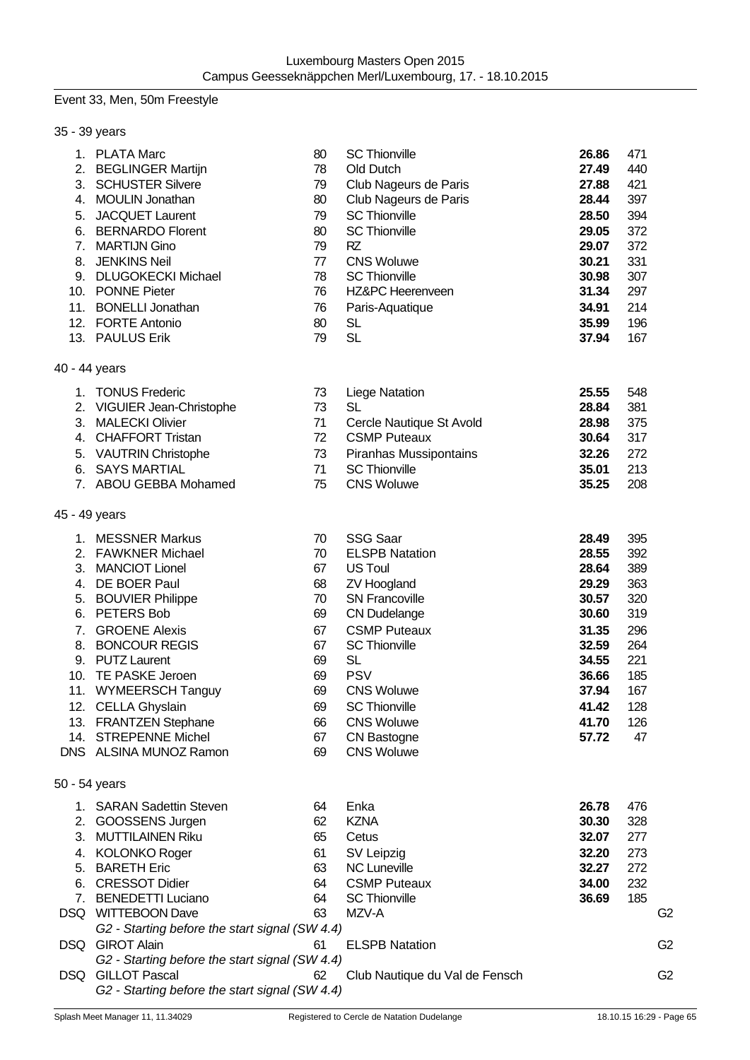## Event 33, Men, 50m Freestyle

### 35 - 39 years

| Place | Name | YoB | Club | Time | Points | |
|---|---|---|---|---|---|---|
| 1. | PLATA Marc | 80 | SC Thionville | **26.86** | 471 | |
| 2. | BEGLINGER Martijn | 78 | Old Dutch | **27.49** | 440 | |
| 3. | SCHUSTER Silvere | 79 | Club Nageurs de Paris | **27.88** | 421 | |
| 4. | MOULIN Jonathan | 80 | Club Nageurs de Paris | **28.44** | 397 | |
| 5. | JACQUET Laurent | 79 | SC Thionville | **28.50** | 394 | |
| 6. | BERNARDO Florent | 80 | SC Thionville | **29.05** | 372 | |
| 7. | MARTIJN Gino | 79 | RZ | **29.07** | 372 | |
| 8. | JENKINS Neil | 77 | CNS Woluwe | **30.21** | 331 | |
| 9. | DLUGOKECKI Michael | 78 | SC Thionville | **30.98** | 307 | |
| 10. | PONNE Pieter | 76 | HZ&PC Heerenveen | **31.34** | 297 | |
| 11. | BONELLI Jonathan | 76 | Paris-Aquatique | **34.91** | 214 | |
| 12. | FORTE Antonio | 80 | SL | **35.99** | 196 | |
| 13. | PAULUS Erik | 79 | SL | **37.94** | 167 | |

### 40 - 44 years

| Place | Name | YoB | Club | Time | Points | |
|---|---|---|---|---|---|---|
| 1. | TONUS Frederic | 73 | Liege Natation | **25.55** | 548 | |
| 2. | VIGUIER Jean-Christophe | 73 | SL | **28.84** | 381 | |
| 3. | MALECKI Olivier | 71 | Cercle Nautique St Avold | **28.98** | 375 | |
| 4. | CHAFFORT Tristan | 72 | CSMP Puteaux | **30.64** | 317 | |
| 5. | VAUTRIN Christophe | 73 | Piranhas Mussipontains | **32.26** | 272 | |
| 6. | SAYS MARTIAL | 71 | SC Thionville | **35.01** | 213 | |
| 7. | ABOU GEBBA Mohamed | 75 | CNS Woluwe | **35.25** | 208 | |

### 45 - 49 years

| Place | Name | YoB | Club | Time | Points | |
|---|---|---|---|---|---|---|
| 1. | MESSNER Markus | 70 | SSG Saar | **28.49** | 395 | |
| 2. | FAWKNER Michael | 70 | ELSPB Natation | **28.55** | 392 | |
| 3. | MANCIOT Lionel | 67 | US Toul | **28.64** | 389 | |
| 4. | DE BOER Paul | 68 | ZV Hoogland | **29.29** | 363 | |
| 5. | BOUVIER Philippe | 70 | SN Francoville | **30.57** | 320 | |
| 6. | PETERS Bob | 69 | CN Dudelange | **30.60** | 319 | |
| 7. | GROENE Alexis | 67 | CSMP Puteaux | **31.35** | 296 | |
| 8. | BONCOUR REGIS | 67 | SC Thionville | **32.59** | 264 | |
| 9. | PUTZ Laurent | 69 | SL | **34.55** | 221 | |
| 10. | TE PASKE Jeroen | 69 | PSV | **36.66** | 185 | |
| 11. | WYMEERSCH Tanguy | 69 | CNS Woluwe | **37.94** | 167 | |
| 12. | CELLA Ghyslain | 69 | SC Thionville | **41.42** | 128 | |
| 13. | FRANTZEN Stephane | 66 | CNS Woluwe | **41.70** | 126 | |
| 14. | STREPENNE Michel | 67 | CN Bastogne | **57.72** | 47 | |
| DNS | ALSINA MUNOZ Ramon | 69 | CNS Woluwe | | | |

### 50 - 54 years

| Place | Name | YoB | Club | Time | Points | |
|---|---|---|---|---|---|---|
| 1. | SARAN Sadettin Steven | 64 | Enka | **26.78** | 476 | |
| 2. | GOOSSENS Jurgen | 62 | KZNA | **30.30** | 328 | |
| 3. | MUTTILAINEN Riku | 65 | Cetus | **32.07** | 277 | |
| 4. | KOLONKO Roger | 61 | SV Leipzig | **32.20** | 273 | |
| 5. | BARETH Eric | 63 | NC Luneville | **32.27** | 272 | |
| 6. | CRESSOT Didier | 64 | CSMP Puteaux | **34.00** | 232 | |
| 7. | BENEDETTI Luciano | 64 | SC Thionville | **36.69** | 185 | |
| DSQ | WITTEBOON Dave<br>*G2 - Starting before the start signal (SW 4.4)* | 63 | MZV-A | | | G2 |
| DSQ | GIROT Alain<br>*G2 - Starting before the start signal (SW 4.4)* | 61 | ELSPB Natation | | | G2 |
| DSQ | GILLOT Pascal<br>*G2 - Starting before the start signal (SW 4.4)* | 62 | Club Nautique du Val de Fensch | | | G2 |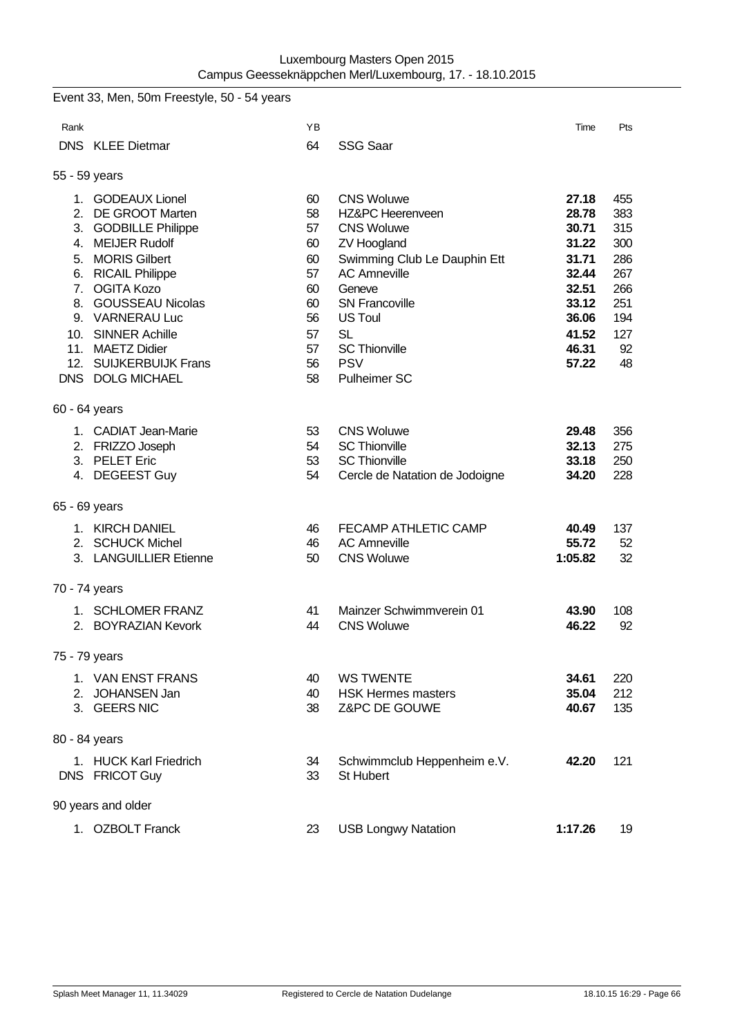Luxembourg Masters Open 2015
Campus Geesseknäppchen Merl/Luxembourg, 17. - 18.10.2015

Event 33, Men, 50m Freestyle, 50 - 54 years

| Rank | | YB | | Time | Pts |
|---|---|---|---|---|---|
| DNS | KLEE Dietmar | 64 | SSG Saar | | |

55 - 59 years

| Rank | | YB | | Time | Pts |
|---|---|---|---|---|---|
| 1. | GODEAUX Lionel | 60 | CNS Woluwe | **27.18** | 455 |
| 2. | DE GROOT Marten | 58 | HZ&PC Heerenveen | **28.78** | 383 |
| 3. | GODBILLE Philippe | 57 | CNS Woluwe | **30.71** | 315 |
| 4. | MEIJER Rudolf | 60 | ZV Hoogland | **31.22** | 300 |
| 5. | MORIS Gilbert | 60 | Swimming Club Le Dauphin Ett | **31.71** | 286 |
| 6. | RICAIL Philippe | 57 | AC Amneville | **32.44** | 267 |
| 7. | OGITA Kozo | 60 | Geneve | **32.51** | 266 |
| 8. | GOUSSEAU Nicolas | 60 | SN Francoville | **33.12** | 251 |
| 9. | VARNERAU Luc | 56 | US Toul | **36.06** | 194 |
| 10. | SINNER Achille | 57 | SL | **41.52** | 127 |
| 11. | MAETZ Didier | 57 | SC Thionville | **46.31** | 92 |
| 12. | SUIJKERBUIJK Frans | 56 | PSV | **57.22** | 48 |
| DNS | DOLG MICHAEL | 58 | Pulheimer SC | | |

60 - 64 years

| Rank | | YB | | Time | Pts |
|---|---|---|---|---|---|
| 1. | CADIAT Jean-Marie | 53 | CNS Woluwe | **29.48** | 356 |
| 2. | FRIZZO Joseph | 54 | SC Thionville | **32.13** | 275 |
| 3. | PELET Eric | 53 | SC Thionville | **33.18** | 250 |
| 4. | DEGEEST Guy | 54 | Cercle de Natation de Jodoigne | **34.20** | 228 |

65 - 69 years

| Rank | | YB | | Time | Pts |
|---|---|---|---|---|---|
| 1. | KIRCH DANIEL | 46 | FECAMP ATHLETIC CAMP | **40.49** | 137 |
| 2. | SCHUCK Michel | 46 | AC Amneville | **55.72** | 52 |
| 3. | LANGUILLIER Etienne | 50 | CNS Woluwe | **1:05.82** | 32 |

70 - 74 years

| Rank | | YB | | Time | Pts |
|---|---|---|---|---|---|
| 1. | SCHLOMER FRANZ | 41 | Mainzer Schwimmverein 01 | **43.90** | 108 |
| 2. | BOYRAZIAN Kevork | 44 | CNS Woluwe | **46.22** | 92 |

75 - 79 years

| Rank | | YB | | Time | Pts |
|---|---|---|---|---|---|
| 1. | VAN ENST FRANS | 40 | WS TWENTE | **34.61** | 220 |
| 2. | JOHANSEN Jan | 40 | HSK Hermes masters | **35.04** | 212 |
| 3. | GEERS NIC | 38 | Z&PC DE GOUWE | **40.67** | 135 |

80 - 84 years

| Rank | | YB | | Time | Pts |
|---|---|---|---|---|---|
| 1. | HUCK Karl Friedrich | 34 | Schwimmclub Heppenheim e.V. | **42.20** | 121 |
| DNS | FRICOT Guy | 33 | St Hubert | | |

90 years and older

| Rank | | YB | | Time | Pts |
|---|---|---|---|---|---|
| 1. | OZBOLT Franck | 23 | USB Longwy Natation | **1:17.26** | 19 |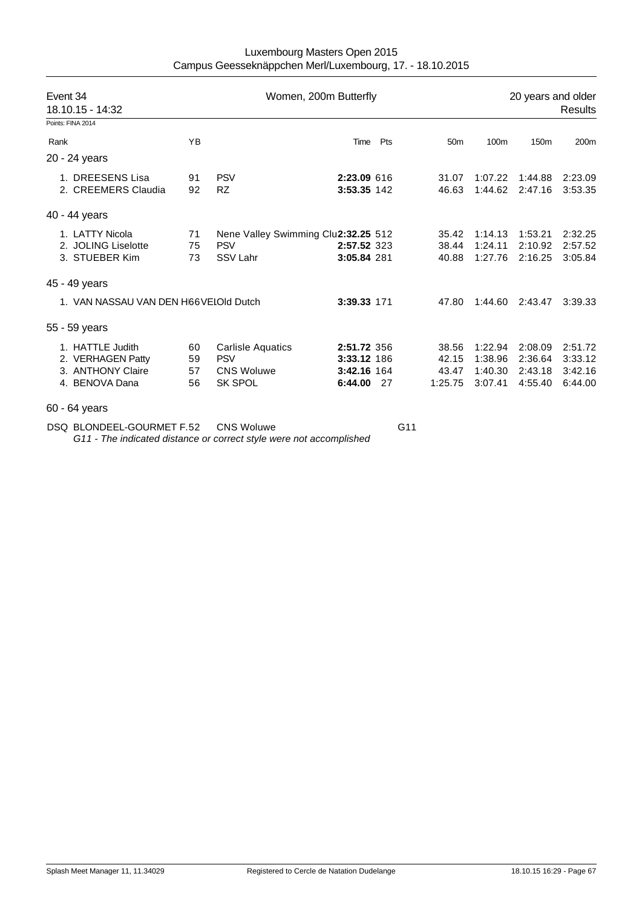Luxembourg Masters Open 2015
Campus Geesseknäppchen Merl/Luxembourg, 17. - 18.10.2015

## Event 34 — Women, 200m Butterfly — 20 years and older — Results

18.10.15 - 14:32

Points: FINA 2014

| Rank | | YB | | Time | Pts | 50m | 100m | 150m | 200m |
|---|---|---|---|---|---|---|---|---|---|
| **20 - 24 years** | | | | | | | | | |
| 1. | DREESENS Lisa | 91 | PSV | **2:23.09** | 616 | 31.07 | 1:07.22 | 1:44.88 | 2:23.09 |
| 2. | CREEMERS Claudia | 92 | RZ | **3:53.35** | 142 | 46.63 | 1:44.62 | 2:47.16 | 3:53.35 |
| **40 - 44 years** | | | | | | | | | |
| 1. | LATTY Nicola | 71 | Nene Valley Swimming Clu | **2:32.25** | 512 | 35.42 | 1:14.13 | 1:53.21 | 2:32.25 |
| 2. | JOLING Liselotte | 75 | PSV | **2:57.52** | 323 | 38.44 | 1:24.11 | 2:10.92 | 2:57.52 |
| 3. | STUEBER Kim | 73 | SSV Lahr | **3:05.84** | 281 | 40.88 | 1:27.76 | 2:16.25 | 3:05.84 |
| **45 - 49 years** | | | | | | | | | |
| 1. | VAN NASSAU VAN DEN H | 66 | VELOld Dutch | **3:39.33** | 171 | 47.80 | 1:44.60 | 2:43.47 | 3:39.33 |
| **55 - 59 years** | | | | | | | | | |
| 1. | HATTLE Judith | 60 | Carlisle Aquatics | **2:51.72** | 356 | 38.56 | 1:22.94 | 2:08.09 | 2:51.72 |
| 2. | VERHAGEN Patty | 59 | PSV | **3:33.12** | 186 | 42.15 | 1:38.96 | 2:36.64 | 3:33.12 |
| 3. | ANTHONY Claire | 57 | CNS Woluwe | **3:42.16** | 164 | 43.47 | 1:40.30 | 2:43.18 | 3:42.16 |
| 4. | BENOVA Dana | 56 | SK SPOL | **6:44.00** | 27 | 1:25.75 | 3:07.41 | 4:55.40 | 6:44.00 |
| **60 - 64 years** | | | | | | | | | |
| DSQ | BLONDEEL-GOURMET F. | 52 | CNS Woluwe | | G11 | | | | |

*G11 - The indicated distance or correct style were not accomplished*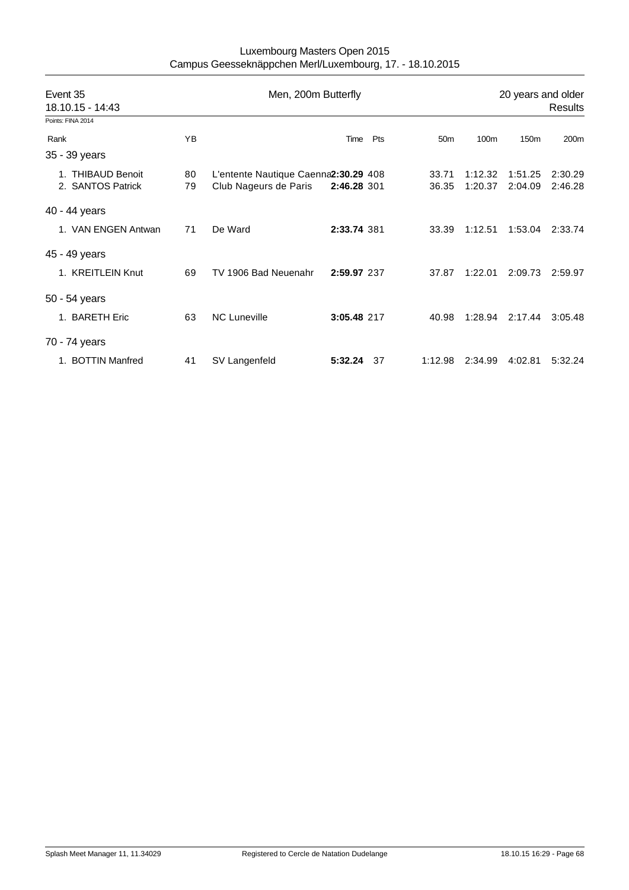Luxembourg Masters Open 2015
Campus Geesseknäppchen Merl/Luxembourg, 17. - 18.10.2015

| Event 35 | Men, 200m Butterfly | 20 years and older |
|---|---|---|
| 18.10.15 - 14:43 | | Results |

Points: FINA 2014

| Rank | YB | | Time | Pts | 50m | 100m | 150m | 200m |
|---|---|---|---|---|---|---|---|---|
| **35 - 39 years** | | | | | | | | |
| 1. THIBAUD Benoit | 80 | L'entente Nautique Caenna | **2:30.29** | 408 | 33.71 | 1:12.32 | 1:51.25 | 2:30.29 |
| 2. SANTOS Patrick | 79 | Club Nageurs de Paris | **2:46.28** | 301 | 36.35 | 1:20.37 | 2:04.09 | 2:46.28 |
| **40 - 44 years** | | | | | | | | |
| 1. VAN ENGEN Antwan | 71 | De Ward | **2:33.74** | 381 | 33.39 | 1:12.51 | 1:53.04 | 2:33.74 |
| **45 - 49 years** | | | | | | | | |
| 1. KREITLEIN Knut | 69 | TV 1906 Bad Neuenahr | **2:59.97** | 237 | 37.87 | 1:22.01 | 2:09.73 | 2:59.97 |
| **50 - 54 years** | | | | | | | | |
| 1. BARETH Eric | 63 | NC Luneville | **3:05.48** | 217 | 40.98 | 1:28.94 | 2:17.44 | 3:05.48 |
| **70 - 74 years** | | | | | | | | |
| 1. BOTTIN Manfred | 41 | SV Langenfeld | **5:32.24** | 37 | 1:12.98 | 2:34.99 | 4:02.81 | 5:32.24 |

Splash Meet Manager 11, 11.34029 | Registered to Cercle de Natation Dudelange | 18.10.15 16:29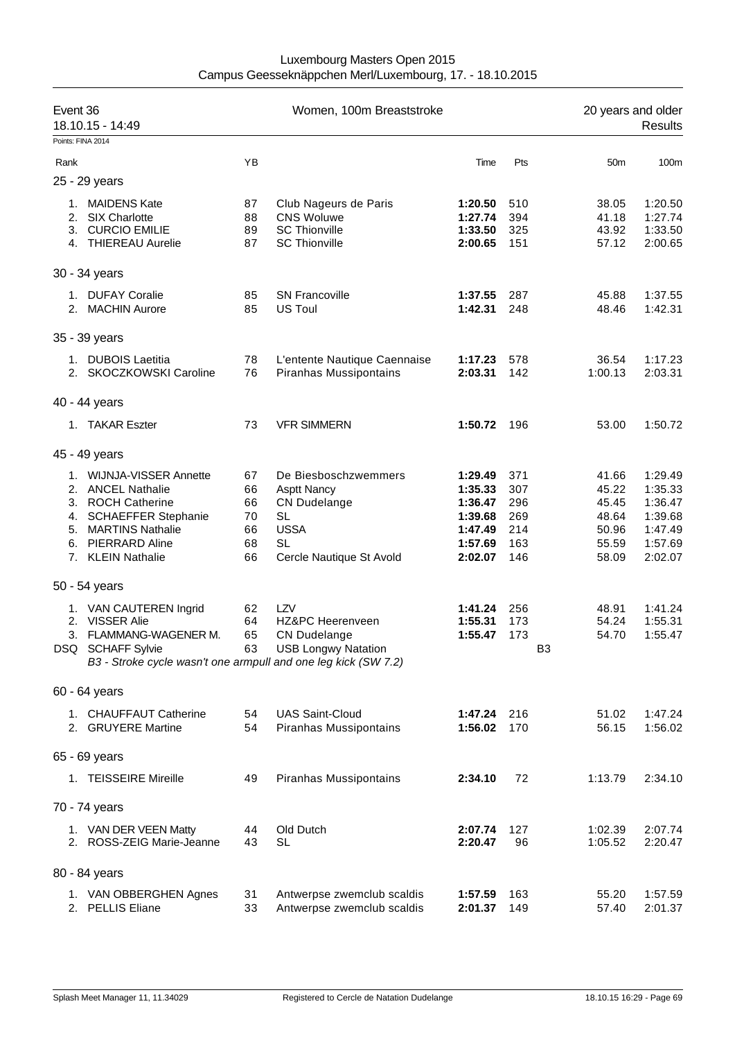Luxembourg Masters Open 2015
Campus Geesseknäppchen Merl/Luxembourg, 17. - 18.10.2015

**Event 36** — Women, 100m Breaststroke — 20 years and older
18.10.15 - 14:49 — Results

Points: FINA 2014

| Rank | | YB | | Time | Pts | | 50m | 100m |
|---|---|---|---|---|---|---|---|---|
| **25 - 29 years** | | | | | | | | |
| 1. | MAIDENS Kate | 87 | Club Nageurs de Paris | **1:20.50** | 510 | | 38.05 | 1:20.50 |
| 2. | SIX Charlotte | 88 | CNS Woluwe | **1:27.74** | 394 | | 41.18 | 1:27.74 |
| 3. | CURCIO EMILIE | 89 | SC Thionville | **1:33.50** | 325 | | 43.92 | 1:33.50 |
| 4. | THIEREAU Aurelie | 87 | SC Thionville | **2:00.65** | 151 | | 57.12 | 2:00.65 |
| **30 - 34 years** | | | | | | | | |
| 1. | DUFAY Coralie | 85 | SN Francoville | **1:37.55** | 287 | | 45.88 | 1:37.55 |
| 2. | MACHIN Aurore | 85 | US Toul | **1:42.31** | 248 | | 48.46 | 1:42.31 |
| **35 - 39 years** | | | | | | | | |
| 1. | DUBOIS Laetitia | 78 | L'entente Nautique Caennaise | **1:17.23** | 578 | | 36.54 | 1:17.23 |
| 2. | SKOCZKOWSKI Caroline | 76 | Piranhas Mussipontains | **2:03.31** | 142 | | 1:00.13 | 2:03.31 |
| **40 - 44 years** | | | | | | | | |
| 1. | TAKAR Eszter | 73 | VFR SIMMERN | **1:50.72** | 196 | | 53.00 | 1:50.72 |
| **45 - 49 years** | | | | | | | | |
| 1. | WIJNJA-VISSER Annette | 67 | De Biesboschzwemmers | **1:29.49** | 371 | | 41.66 | 1:29.49 |
| 2. | ANCEL Nathalie | 66 | Asptt Nancy | **1:35.33** | 307 | | 45.22 | 1:35.33 |
| 3. | ROCH Catherine | 66 | CN Dudelange | **1:36.47** | 296 | | 45.45 | 1:36.47 |
| 4. | SCHAEFFER Stephanie | 70 | SL | **1:39.68** | 269 | | 48.64 | 1:39.68 |
| 5. | MARTINS Nathalie | 66 | USSA | **1:47.49** | 214 | | 50.96 | 1:47.49 |
| 6. | PIERRARD Aline | 68 | SL | **1:57.69** | 163 | | 55.59 | 1:57.69 |
| 7. | KLEIN Nathalie | 66 | Cercle Nautique St Avold | **2:02.07** | 146 | | 58.09 | 2:02.07 |
| **50 - 54 years** | | | | | | | | |
| 1. | VAN CAUTEREN Ingrid | 62 | LZV | **1:41.24** | 256 | | 48.91 | 1:41.24 |
| 2. | VISSER Alie | 64 | HZ&PC Heerenveen | **1:55.31** | 173 | | 54.24 | 1:55.31 |
| 3. | FLAMMANG-WAGENER M. | 65 | CN Dudelange | **1:55.47** | 173 | | 54.70 | 1:55.47 |
| DSQ | SCHAFF Sylvie | 63 | USB Longwy Natation | | | B3 | | |
| | *B3 - Stroke cycle wasn't one armpull and one leg kick (SW 7.2)* | | | | | | | |
| **60 - 64 years** | | | | | | | | |
| 1. | CHAUFFAUT Catherine | 54 | UAS Saint-Cloud | **1:47.24** | 216 | | 51.02 | 1:47.24 |
| 2. | GRUYERE Martine | 54 | Piranhas Mussipontains | **1:56.02** | 170 | | 56.15 | 1:56.02 |
| **65 - 69 years** | | | | | | | | |
| 1. | TEISSEIRE Mireille | 49 | Piranhas Mussipontains | **2:34.10** | 72 | | 1:13.79 | 2:34.10 |
| **70 - 74 years** | | | | | | | | |
| 1. | VAN DER VEEN Matty | 44 | Old Dutch | **2:07.74** | 127 | | 1:02.39 | 2:07.74 |
| 2. | ROSS-ZEIG Marie-Jeanne | 43 | SL | **2:20.47** | 96 | | 1:05.52 | 2:20.47 |
| **80 - 84 years** | | | | | | | | |
| 1. | VAN OBBERGHEN Agnes | 31 | Antwerpse zwemclub scaldis | **1:57.59** | 163 | | 55.20 | 1:57.59 |
| 2. | PELLIS Eliane | 33 | Antwerpse zwemclub scaldis | **2:01.37** | 149 | | 57.40 | 2:01.37 |

Splash Meet Manager 11, 11.34029 — Registered to Cercle de Natation Dudelange — 18.10.15 16:29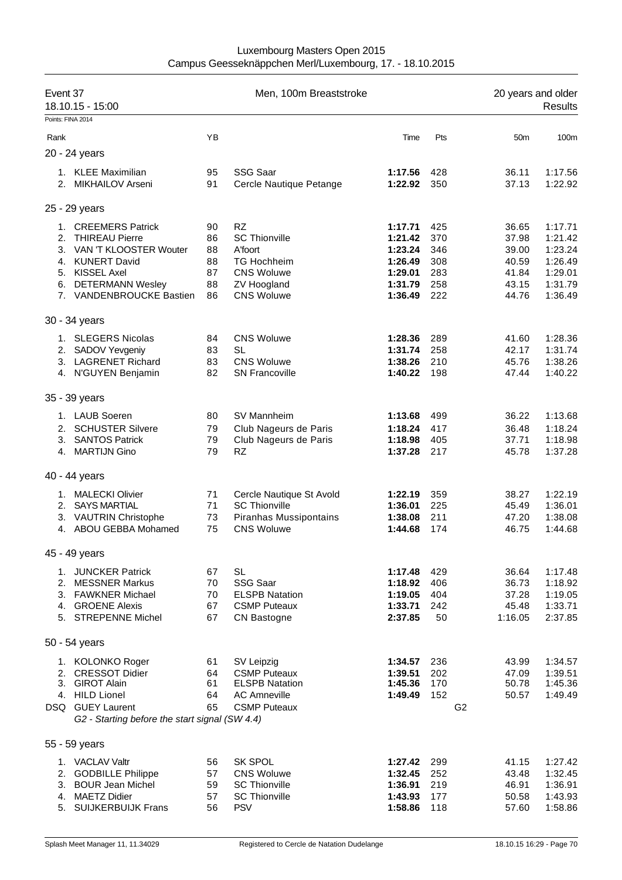Luxembourg Masters Open 2015
Campus Geesseknäppchen Merl/Luxembourg, 17. - 18.10.2015

## Event 37 — Men, 100m Breaststroke — 20 years and older

18.10.15 - 15:00 — Results

Points: FINA 2014

| Rank | | YB | | Time | Pts | | 50m | 100m |
|---|---|---|---|---|---|---|---|---|
| **20 - 24 years** | | | | | | | | |
| 1. | KLEE Maximilian | 95 | SSG Saar | **1:17.56** | 428 | | 36.11 | 1:17.56 |
| 2. | MIKHAILOV Arseni | 91 | Cercle Nautique Petange | **1:22.92** | 350 | | 37.13 | 1:22.92 |
| **25 - 29 years** | | | | | | | | |
| 1. | CREEMERS Patrick | 90 | RZ | **1:17.71** | 425 | | 36.65 | 1:17.71 |
| 2. | THIREAU Pierre | 86 | SC Thionville | **1:21.42** | 370 | | 37.98 | 1:21.42 |
| 3. | VAN 'T KLOOSTER Wouter | 88 | A'foort | **1:23.24** | 346 | | 39.00 | 1:23.24 |
| 4. | KUNERT David | 88 | TG Hochheim | **1:26.49** | 308 | | 40.59 | 1:26.49 |
| 5. | KISSEL Axel | 87 | CNS Woluwe | **1:29.01** | 283 | | 41.84 | 1:29.01 |
| 6. | DETERMANN Wesley | 88 | ZV Hoogland | **1:31.79** | 258 | | 43.15 | 1:31.79 |
| 7. | VANDENBROUCKE Bastien | 86 | CNS Woluwe | **1:36.49** | 222 | | 44.76 | 1:36.49 |
| **30 - 34 years** | | | | | | | | |
| 1. | SLEGERS Nicolas | 84 | CNS Woluwe | **1:28.36** | 289 | | 41.60 | 1:28.36 |
| 2. | SADOV Yevgeniy | 83 | SL | **1:31.74** | 258 | | 42.17 | 1:31.74 |
| 3. | LAGRENET Richard | 83 | CNS Woluwe | **1:38.26** | 210 | | 45.76 | 1:38.26 |
| 4. | N'GUYEN Benjamin | 82 | SN Francoville | **1:40.22** | 198 | | 47.44 | 1:40.22 |
| **35 - 39 years** | | | | | | | | |
| 1. | LAUB Soeren | 80 | SV Mannheim | **1:13.68** | 499 | | 36.22 | 1:13.68 |
| 2. | SCHUSTER Silvere | 79 | Club Nageurs de Paris | **1:18.24** | 417 | | 36.48 | 1:18.24 |
| 3. | SANTOS Patrick | 79 | Club Nageurs de Paris | **1:18.98** | 405 | | 37.71 | 1:18.98 |
| 4. | MARTIJN Gino | 79 | RZ | **1:37.28** | 217 | | 45.78 | 1:37.28 |
| **40 - 44 years** | | | | | | | | |
| 1. | MALECKI Olivier | 71 | Cercle Nautique St Avold | **1:22.19** | 359 | | 38.27 | 1:22.19 |
| 2. | SAYS MARTIAL | 71 | SC Thionville | **1:36.01** | 225 | | 45.49 | 1:36.01 |
| 3. | VAUTRIN Christophe | 73 | Piranhas Mussipontains | **1:38.08** | 211 | | 47.20 | 1:38.08 |
| 4. | ABOU GEBBA Mohamed | 75 | CNS Woluwe | **1:44.68** | 174 | | 46.75 | 1:44.68 |
| **45 - 49 years** | | | | | | | | |
| 1. | JUNCKER Patrick | 67 | SL | **1:17.48** | 429 | | 36.64 | 1:17.48 |
| 2. | MESSNER Markus | 70 | SSG Saar | **1:18.92** | 406 | | 36.73 | 1:18.92 |
| 3. | FAWKNER Michael | 70 | ELSPB Natation | **1:19.05** | 404 | | 37.28 | 1:19.05 |
| 4. | GROENE Alexis | 67 | CSMP Puteaux | **1:33.71** | 242 | | 45.48 | 1:33.71 |
| 5. | STREPENNE Michel | 67 | CN Bastogne | **2:37.85** | 50 | | 1:16.05 | 2:37.85 |
| **50 - 54 years** | | | | | | | | |
| 1. | KOLONKO Roger | 61 | SV Leipzig | **1:34.57** | 236 | | 43.99 | 1:34.57 |
| 2. | CRESSOT Didier | 64 | CSMP Puteaux | **1:39.51** | 202 | | 47.09 | 1:39.51 |
| 3. | GIROT Alain | 61 | ELSPB Natation | **1:45.36** | 170 | | 50.78 | 1:45.36 |
| 4. | HILD Lionel | 64 | AC Amneville | **1:49.49** | 152 | | 50.57 | 1:49.49 |
| DSQ | GUEY Laurent | 65 | CSMP Puteaux | | | G2 | | |
| | *G2 - Starting before the start signal (SW 4.4)* | | | | | | | |
| **55 - 59 years** | | | | | | | | |
| 1. | VACLAV Valtr | 56 | SK SPOL | **1:27.42** | 299 | | 41.15 | 1:27.42 |
| 2. | GODBILLE Philippe | 57 | CNS Woluwe | **1:32.45** | 252 | | 43.48 | 1:32.45 |
| 3. | BOUR Jean Michel | 59 | SC Thionville | **1:36.91** | 219 | | 46.91 | 1:36.91 |
| 4. | MAETZ Didier | 57 | SC Thionville | **1:43.93** | 177 | | 50.58 | 1:43.93 |
| 5. | SUIJKERBUIJK Frans | 56 | PSV | **1:58.86** | 118 | | 57.60 | 1:58.86 |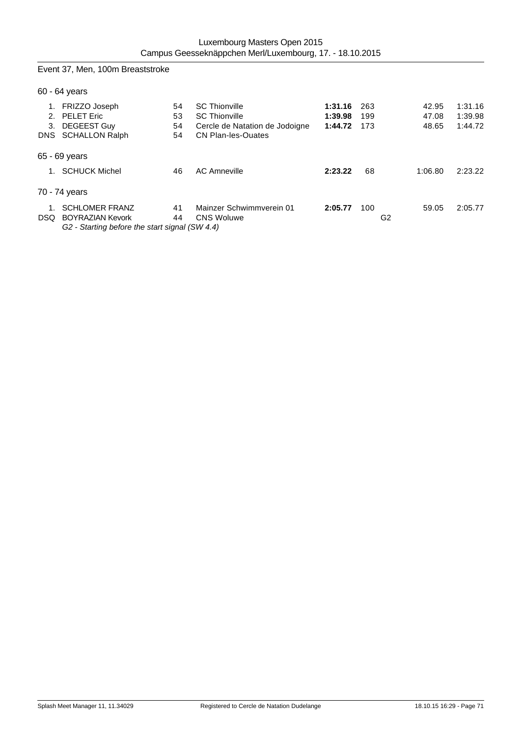## Event 37, Men, 100m Breaststroke

### 60 - 64 years

| Place | Name | YoB | Club | Time | Points | | 50m | 100m |
|---|---|---|---|---|---|---|---|---|
| 1. | FRIZZO Joseph | 54 | SC Thionville | **1:31.16** | 263 | | 42.95 | 1:31.16 |
| 2. | PELET Eric | 53 | SC Thionville | **1:39.98** | 199 | | 47.08 | 1:39.98 |
| 3. | DEGEEST Guy | 54 | Cercle de Natation de Jodoigne | **1:44.72** | 173 | | 48.65 | 1:44.72 |
| DNS | SCHALLON Ralph | 54 | CN Plan-les-Ouates | | | | | |

### 65 - 69 years

| Place | Name | YoB | Club | Time | Points | | 50m | 100m |
|---|---|---|---|---|---|---|---|---|
| 1. | SCHUCK Michel | 46 | AC Amneville | **2:23.22** | 68 | | 1:06.80 | 2:23.22 |

### 70 - 74 years

| Place | Name | YoB | Club | Time | Points | | 50m | 100m |
|---|---|---|---|---|---|---|---|---|
| 1. | SCHLOMER FRANZ | 41 | Mainzer Schwimmverein 01 | **2:05.77** | 100 | | 59.05 | 2:05.77 |
| DSQ | BOYRAZIAN Kevork | 44 | CNS Woluwe | | | G2 | | |

*G2 - Starting before the start signal (SW 4.4)*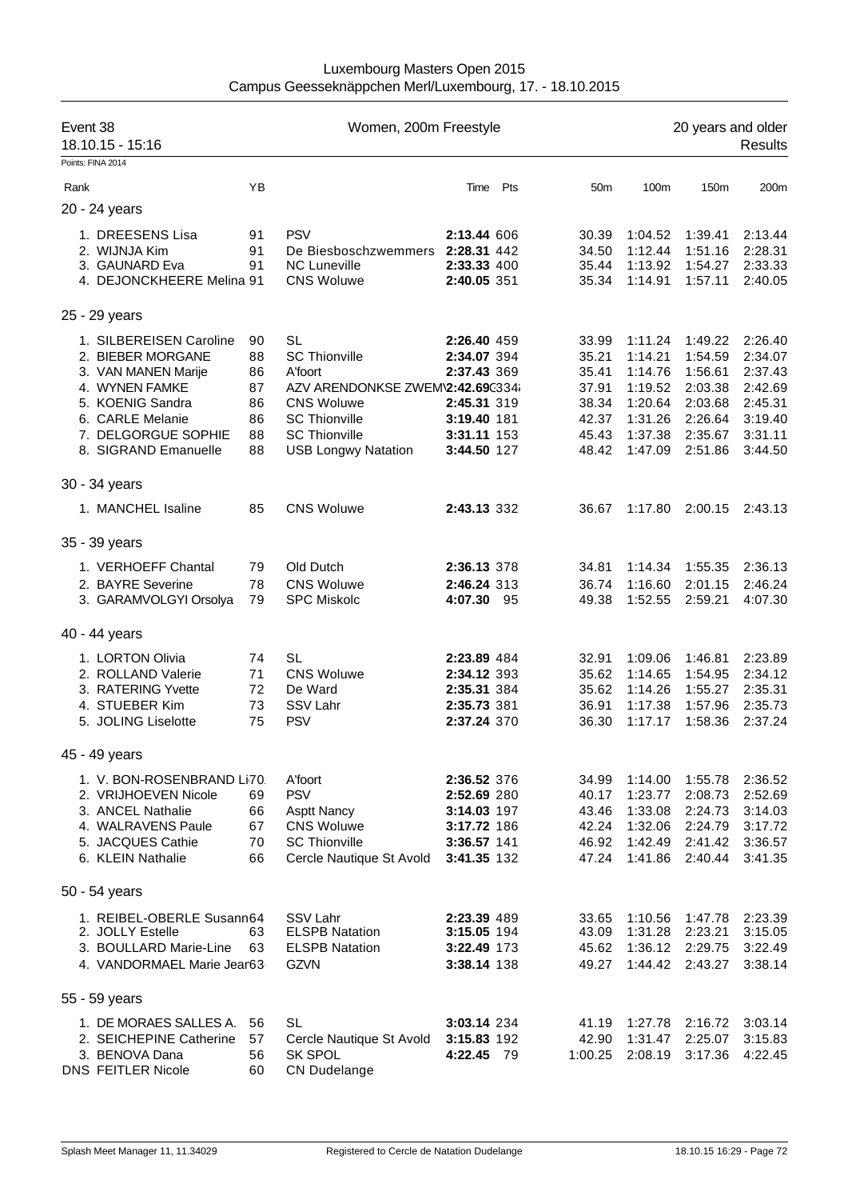Luxembourg Masters Open 2015
Campus Geesseknäppchen Merl/Luxembourg, 17. - 18.10.2015

## Event 38 — Women, 200m Freestyle — 20 years and older

18.10.15 - 15:16 — Results

Points: FINA 2014

| Rank | | YB | | Time | Pts | 50m | 100m | 150m | 200m |
|---|---|---|---|---|---|---|---|---|---|
| **20 - 24 years** | | | | | | | | | |
| 1. | DREESENS Lisa | 91 | PSV | **2:13.44** | 606 | 30.39 | 1:04.52 | 1:39.41 | 2:13.44 |
| 2. | WIJNJA Kim | 91 | De Biesboschzwemmers | **2:28.31** | 442 | 34.50 | 1:12.44 | 1:51.16 | 2:28.31 |
| 3. | GAUNARD Eva | 91 | NC Luneville | **2:33.33** | 400 | 35.44 | 1:13.92 | 1:54.27 | 2:33.33 |
| 4. | DEJONCKHEERE Melina | 91 | CNS Woluwe | **2:40.05** | 351 | 35.34 | 1:14.91 | 1:57.11 | 2:40.05 |
| **25 - 29 years** | | | | | | | | | |
| 1. | SILBEREISEN Caroline | 90 | SL | **2:26.40** | 459 | 33.99 | 1:11.24 | 1:49.22 | 2:26.40 |
| 2. | BIEBER MORGANE | 88 | SC Thionville | **2:34.07** | 394 | 35.21 | 1:14.21 | 1:54.59 | 2:34.07 |
| 3. | VAN MANEN Marije | 86 | A'foort | **2:37.43** | 369 | 35.41 | 1:14.76 | 1:56.61 | 2:37.43 |
| 4. | WYNEN FAMKE | 87 | AZV ARENDONKSE ZWEM\ | **2:42.69** | 334 | 37.91 | 1:19.52 | 2:03.38 | 2:42.69 |
| 5. | KOENIG Sandra | 86 | CNS Woluwe | **2:45.31** | 319 | 38.34 | 1:20.64 | 2:03.68 | 2:45.31 |
| 6. | CARLE Melanie | 86 | SC Thionville | **3:19.40** | 181 | 42.37 | 1:31.26 | 2:26.64 | 3:19.40 |
| 7. | DELGORGUE SOPHIE | 88 | SC Thionville | **3:31.11** | 153 | 45.43 | 1:37.38 | 2:35.67 | 3:31.11 |
| 8. | SIGRAND Emanuelle | 88 | USB Longwy Natation | **3:44.50** | 127 | 48.42 | 1:47.09 | 2:51.86 | 3:44.50 |
| **30 - 34 years** | | | | | | | | | |
| 1. | MANCHEL Isaline | 85 | CNS Woluwe | **2:43.13** | 332 | 36.67 | 1:17.80 | 2:00.15 | 2:43.13 |
| **35 - 39 years** | | | | | | | | | |
| 1. | VERHOEFF Chantal | 79 | Old Dutch | **2:36.13** | 378 | 34.81 | 1:14.34 | 1:55.35 | 2:36.13 |
| 2. | BAYRE Severine | 78 | CNS Woluwe | **2:46.24** | 313 | 36.74 | 1:16.60 | 2:01.15 | 2:46.24 |
| 3. | GARAMVOLGYI Orsolya | 79 | SPC Miskolc | **4:07.30** | 95 | 49.38 | 1:52.55 | 2:59.21 | 4:07.30 |
| **40 - 44 years** | | | | | | | | | |
| 1. | LORTON Olivia | 74 | SL | **2:23.89** | 484 | 32.91 | 1:09.06 | 1:46.81 | 2:23.89 |
| 2. | ROLLAND Valerie | 71 | CNS Woluwe | **2:34.12** | 393 | 35.62 | 1:14.65 | 1:54.95 | 2:34.12 |
| 3. | RATERING Yvette | 72 | De Ward | **2:35.31** | 384 | 35.62 | 1:14.26 | 1:55.27 | 2:35.31 |
| 4. | STUEBER Kim | 73 | SSV Lahr | **2:35.73** | 381 | 36.91 | 1:17.38 | 1:57.96 | 2:35.73 |
| 5. | JOLING Liselotte | 75 | PSV | **2:37.24** | 370 | 36.30 | 1:17.17 | 1:58.36 | 2:37.24 |
| **45 - 49 years** | | | | | | | | | |
| 1. | V. BON-ROSENBRAND Li | 70 | A'foort | **2:36.52** | 376 | 34.99 | 1:14.00 | 1:55.78 | 2:36.52 |
| 2. | VRIJHOEVEN Nicole | 69 | PSV | **2:52.69** | 280 | 40.17 | 1:23.77 | 2:08.73 | 2:52.69 |
| 3. | ANCEL Nathalie | 66 | Asptt Nancy | **3:14.03** | 197 | 43.46 | 1:33.08 | 2:24.73 | 3:14.03 |
| 4. | WALRAVENS Paule | 67 | CNS Woluwe | **3:17.72** | 186 | 42.24 | 1:32.06 | 2:24.79 | 3:17.72 |
| 5. | JACQUES Cathie | 70 | SC Thionville | **3:36.57** | 141 | 46.92 | 1:42.49 | 2:41.42 | 3:36.57 |
| 6. | KLEIN Nathalie | 66 | Cercle Nautique St Avold | **3:41.35** | 132 | 47.24 | 1:41.86 | 2:40.44 | 3:41.35 |
| **50 - 54 years** | | | | | | | | | |
| 1. | REIBEL-OBERLE Susann | 64 | SSV Lahr | **2:23.39** | 489 | 33.65 | 1:10.56 | 1:47.78 | 2:23.39 |
| 2. | JOLLY Estelle | 63 | ELSPB Natation | **3:15.05** | 194 | 43.09 | 1:31.28 | 2:23.21 | 3:15.05 |
| 3. | BOULLARD Marie-Line | 63 | ELSPB Natation | **3:22.49** | 173 | 45.62 | 1:36.12 | 2:29.75 | 3:22.49 |
| 4. | VANDORMAEL Marie Jear | 63 | GZVN | **3:38.14** | 138 | 49.27 | 1:44.42 | 2:43.27 | 3:38.14 |
| **55 - 59 years** | | | | | | | | | |
| 1. | DE MORAES SALLES A. | 56 | SL | **3:03.14** | 234 | 41.19 | 1:27.78 | 2:16.72 | 3:03.14 |
| 2. | SEICHEPINE Catherine | 57 | Cercle Nautique St Avold | **3:15.83** | 192 | 42.90 | 1:31.47 | 2:25.07 | 3:15.83 |
| 3. | BENOVA Dana | 56 | SK SPOL | **4:22.45** | 79 | 1:00.25 | 2:08.19 | 3:17.36 | 4:22.45 |
| DNS | FEITLER Nicole | 60 | CN Dudelange | | | | | | |

Splash Meet Manager 11, 11.34029 — Registered to Cercle de Natation Dudelange — 18.10.15 16:29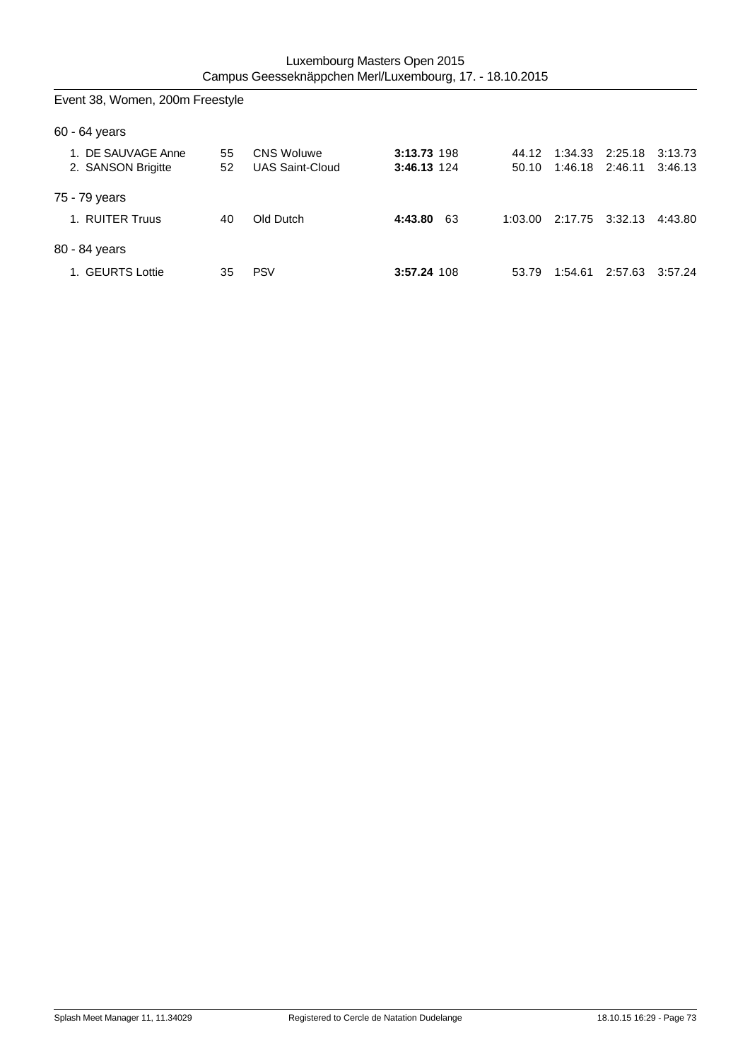## Event 38, Women, 200m Freestyle

### 60 - 64 years

| Place | Name | YB | Club | Time | Points | 50m | 100m | 150m | 200m |
|---|---|---|---|---|---|---|---|---|---|
| 1. | DE SAUVAGE Anne | 55 | CNS Woluwe | **3:13.73** | 198 | 44.12 | 1:34.33 | 2:25.18 | 3:13.73 |
| 2. | SANSON Brigitte | 52 | UAS Saint-Cloud | **3:46.13** | 124 | 50.10 | 1:46.18 | 2:46.11 | 3:46.13 |

### 75 - 79 years

| Place | Name | YB | Club | Time | Points | 50m | 100m | 150m | 200m |
|---|---|---|---|---|---|---|---|---|---|
| 1. | RUITER Truus | 40 | Old Dutch | **4:43.80** | 63 | 1:03.00 | 2:17.75 | 3:32.13 | 4:43.80 |

### 80 - 84 years

| Place | Name | YB | Club | Time | Points | 50m | 100m | 150m | 200m |
|---|---|---|---|---|---|---|---|---|---|
| 1. | GEURTS Lottie | 35 | PSV | **3:57.24** | 108 | 53.79 | 1:54.61 | 2:57.63 | 3:57.24 |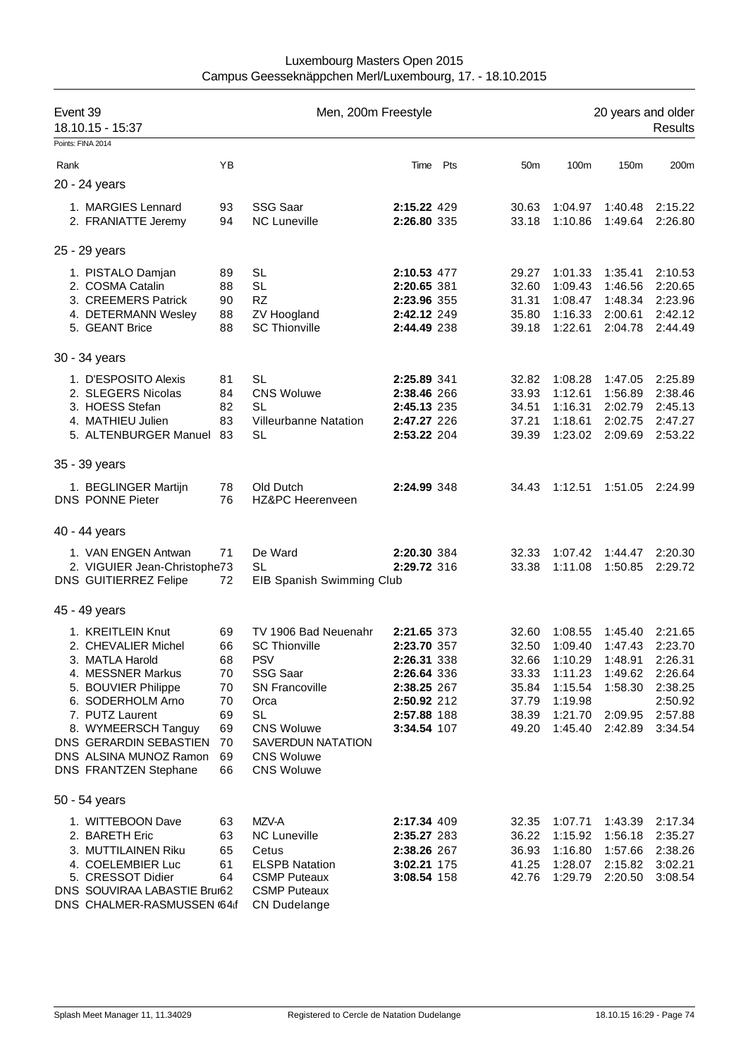Luxembourg Masters Open 2015
Campus Geesseknäppchen Merl/Luxembourg, 17. - 18.10.2015

**Event 39** — Men, 200m Freestyle — 20 years and older
18.10.15 - 15:37 — Results

Points: FINA 2014

| Rank | YB | | Time | Pts | 50m | 100m | 150m | 200m |
|---|---|---|---|---|---|---|---|---|
| **20 - 24 years** | | | | | | | | |
| 1. MARGIES Lennard | 93 | SSG Saar | **2:15.22** | 429 | 30.63 | 1:04.97 | 1:40.48 | 2:15.22 |
| 2. FRANIATTE Jeremy | 94 | NC Luneville | **2:26.80** | 335 | 33.18 | 1:10.86 | 1:49.64 | 2:26.80 |
| **25 - 29 years** | | | | | | | | |
| 1. PISTALO Damjan | 89 | SL | **2:10.53** | 477 | 29.27 | 1:01.33 | 1:35.41 | 2:10.53 |
| 2. COSMA Catalin | 88 | SL | **2:20.65** | 381 | 32.60 | 1:09.43 | 1:46.56 | 2:20.65 |
| 3. CREEMERS Patrick | 90 | RZ | **2:23.96** | 355 | 31.31 | 1:08.47 | 1:48.34 | 2:23.96 |
| 4. DETERMANN Wesley | 88 | ZV Hoogland | **2:42.12** | 249 | 35.80 | 1:16.33 | 2:00.61 | 2:42.12 |
| 5. GEANT Brice | 88 | SC Thionville | **2:44.49** | 238 | 39.18 | 1:22.61 | 2:04.78 | 2:44.49 |
| **30 - 34 years** | | | | | | | | |
| 1. D'ESPOSITO Alexis | 81 | SL | **2:25.89** | 341 | 32.82 | 1:08.28 | 1:47.05 | 2:25.89 |
| 2. SLEGERS Nicolas | 84 | CNS Woluwe | **2:38.46** | 266 | 33.93 | 1:12.61 | 1:56.89 | 2:38.46 |
| 3. HOESS Stefan | 82 | SL | **2:45.13** | 235 | 34.51 | 1:16.31 | 2:02.79 | 2:45.13 |
| 4. MATHIEU Julien | 83 | Villeurbanne Natation | **2:47.27** | 226 | 37.21 | 1:18.61 | 2:02.75 | 2:47.27 |
| 5. ALTENBURGER Manuel | 83 | SL | **2:53.22** | 204 | 39.39 | 1:23.02 | 2:09.69 | 2:53.22 |
| **35 - 39 years** | | | | | | | | |
| 1. BEGLINGER Martijn | 78 | Old Dutch | **2:24.99** | 348 | 34.43 | 1:12.51 | 1:51.05 | 2:24.99 |
| DNS PONNE Pieter | 76 | HZ&PC Heerenveen | | | | | | |
| **40 - 44 years** | | | | | | | | |
| 1. VAN ENGEN Antwan | 71 | De Ward | **2:20.30** | 384 | 32.33 | 1:07.42 | 1:44.47 | 2:20.30 |
| 2. VIGUIER Jean-Christophe | 73 | SL | **2:29.72** | 316 | 33.38 | 1:11.08 | 1:50.85 | 2:29.72 |
| DNS GUITIERREZ Felipe | 72 | EIB Spanish Swimming Club | | | | | | |
| **45 - 49 years** | | | | | | | | |
| 1. KREITLEIN Knut | 69 | TV 1906 Bad Neuenahr | **2:21.65** | 373 | 32.60 | 1:08.55 | 1:45.40 | 2:21.65 |
| 2. CHEVALIER Michel | 66 | SC Thionville | **2:23.70** | 357 | 32.50 | 1:09.40 | 1:47.43 | 2:23.70 |
| 3. MATLA Harold | 68 | PSV | **2:26.31** | 338 | 32.66 | 1:10.29 | 1:48.91 | 2:26.31 |
| 4. MESSNER Markus | 70 | SSG Saar | **2:26.64** | 336 | 33.33 | 1:11.23 | 1:49.62 | 2:26.64 |
| 5. BOUVIER Philippe | 70 | SN Francoville | **2:38.25** | 267 | 35.84 | 1:15.54 | 1:58.30 | 2:38.25 |
| 6. SODERHOLM Arno | 70 | Orca | **2:50.92** | 212 | 37.79 | 1:19.98 | | 2:50.92 |
| 7. PUTZ Laurent | 69 | SL | **2:57.88** | 188 | 38.39 | 1:21.70 | 2:09.95 | 2:57.88 |
| 8. WYMEERSCH Tanguy | 69 | CNS Woluwe | **3:34.54** | 107 | 49.20 | 1:45.40 | 2:42.89 | 3:34.54 |
| DNS GERARDIN SEBASTIEN | 70 | SAVERDUN NATATION | | | | | | |
| DNS ALSINA MUNOZ Ramon | 69 | CNS Woluwe | | | | | | |
| DNS FRANTZEN Stephane | 66 | CNS Woluwe | | | | | | |
| **50 - 54 years** | | | | | | | | |
| 1. WITTEBOON Dave | 63 | MZV-A | **2:17.34** | 409 | 32.35 | 1:07.71 | 1:43.39 | 2:17.34 |
| 2. BARETH Eric | 63 | NC Luneville | **2:35.27** | 283 | 36.22 | 1:15.92 | 1:56.18 | 2:35.27 |
| 3. MUTTILAINEN Riku | 65 | Cetus | **2:38.26** | 267 | 36.93 | 1:16.80 | 1:57.66 | 2:38.26 |
| 4. COELEMBIER Luc | 61 | ELSPB Natation | **3:02.21** | 175 | 41.25 | 1:28.07 | 2:15.82 | 3:02.21 |
| 5. CRESSOT Didier | 64 | CSMP Puteaux | **3:08.54** | 158 | 42.76 | 1:29.79 | 2:20.50 | 3:08.54 |
| DNS SOUVIRAA LABASTIE Bru | 62 | CSMP Puteaux | | | | | | |
| DNS CHALMER-RASMUSSEN ( | 64 | CN Dudelange | | | | | | |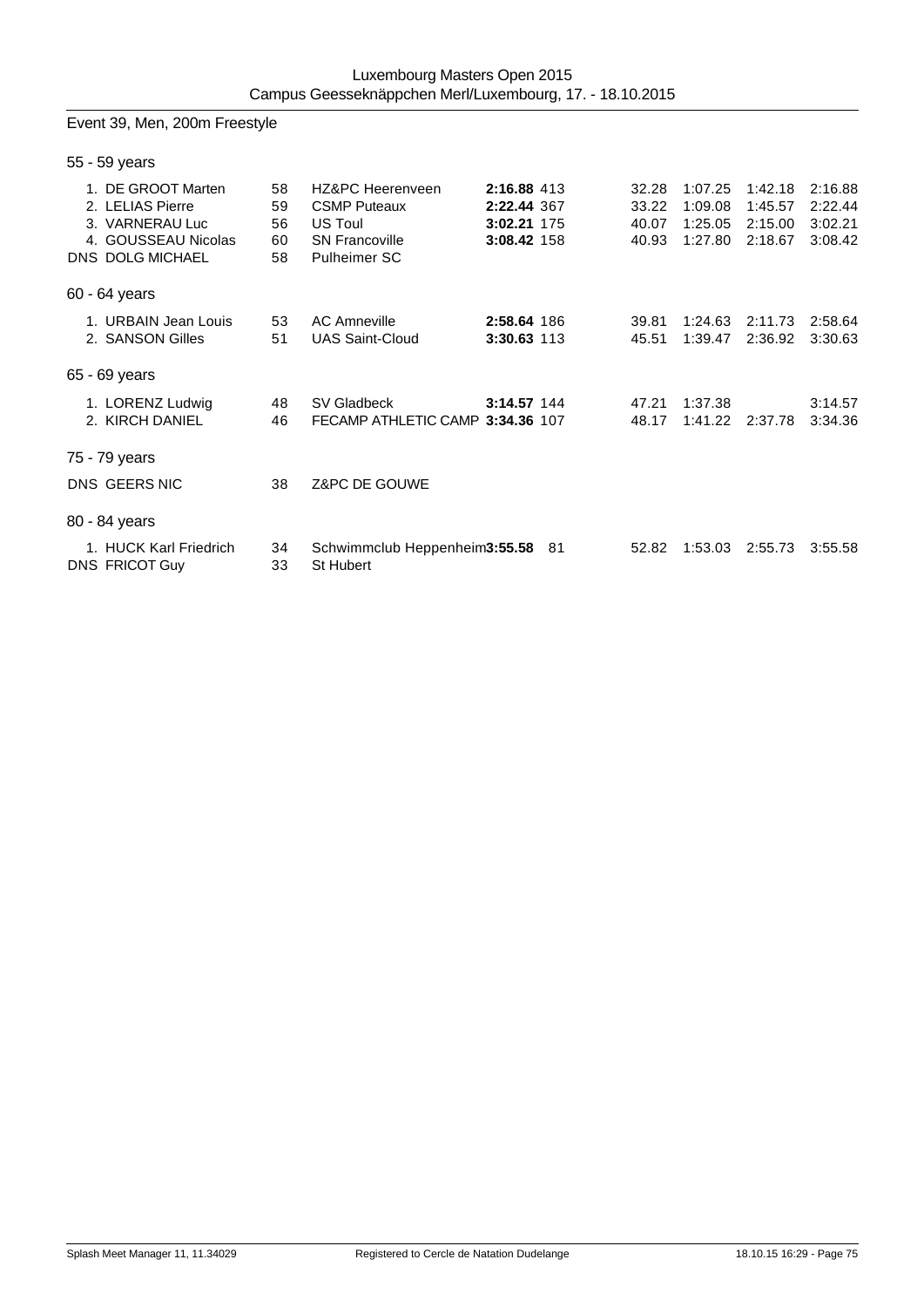Luxembourg Masters Open 2015
Campus Geesseknäppchen Merl/Luxembourg, 17. - 18.10.2015

## Event 39, Men, 200m Freestyle

### 55 - 59 years

| Place | Name | YoB | Club | Time | Points | 50m | 100m | 150m | 200m |
|---|---|---|---|---|---|---|---|---|---|
| 1. | DE GROOT Marten | 58 | HZ&PC Heerenveen | **2:16.88** | 413 | 32.28 | 1:07.25 | 1:42.18 | 2:16.88 |
| 2. | LELIAS Pierre | 59 | CSMP Puteaux | **2:22.44** | 367 | 33.22 | 1:09.08 | 1:45.57 | 2:22.44 |
| 3. | VARNERAU Luc | 56 | US Toul | **3:02.21** | 175 | 40.07 | 1:25.05 | 2:15.00 | 3:02.21 |
| 4. | GOUSSEAU Nicolas | 60 | SN Francoville | **3:08.42** | 158 | 40.93 | 1:27.80 | 2:18.67 | 3:08.42 |
| DNS | DOLG MICHAEL | 58 | Pulheimer SC | | | | | | |

### 60 - 64 years

| Place | Name | YoB | Club | Time | Points | 50m | 100m | 150m | 200m |
|---|---|---|---|---|---|---|---|---|---|
| 1. | URBAIN Jean Louis | 53 | AC Amneville | **2:58.64** | 186 | 39.81 | 1:24.63 | 2:11.73 | 2:58.64 |
| 2. | SANSON Gilles | 51 | UAS Saint-Cloud | **3:30.63** | 113 | 45.51 | 1:39.47 | 2:36.92 | 3:30.63 |

### 65 - 69 years

| Place | Name | YoB | Club | Time | Points | 50m | 100m | 150m | 200m |
|---|---|---|---|---|---|---|---|---|---|
| 1. | LORENZ Ludwig | 48 | SV Gladbeck | **3:14.57** | 144 | 47.21 | 1:37.38 | | 3:14.57 |
| 2. | KIRCH DANIEL | 46 | FECAMP ATHLETIC CAMP | **3:34.36** | 107 | 48.17 | 1:41.22 | 2:37.78 | 3:34.36 |

### 75 - 79 years

| Place | Name | YoB | Club | Time | Points | 50m | 100m | 150m | 200m |
|---|---|---|---|---|---|---|---|---|---|
| DNS | GEERS NIC | 38 | Z&PC DE GOUWE | | | | | | |

### 80 - 84 years

| Place | Name | YoB | Club | Time | Points | 50m | 100m | 150m | 200m |
|---|---|---|---|---|---|---|---|---|---|
| 1. | HUCK Karl Friedrich | 34 | Schwimmclub Heppenheim | **3:55.58** | 81 | 52.82 | 1:53.03 | 2:55.73 | 3:55.58 |
| DNS | FRICOT Guy | 33 | St Hubert | | | | | | |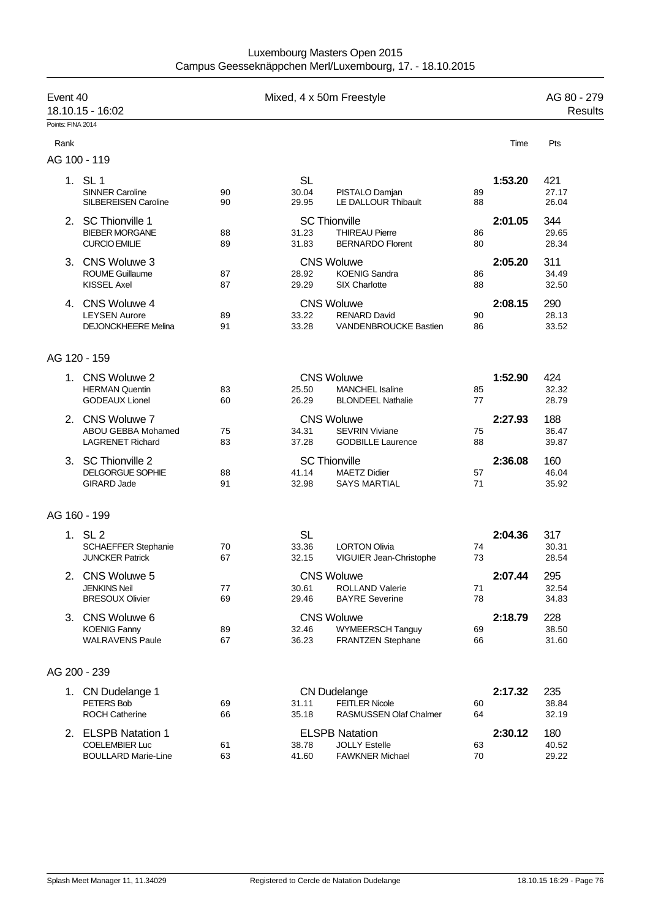Luxembourg Masters Open 2015
Campus Geesseknäppchen Merl/Luxembourg, 17. - 18.10.2015

## Event 40 — Mixed, 4 x 50m Freestyle — AG 80 - 279 — Results

18.10.15 - 16:02

Points: FINA 2014

### AG 100 - 119

| Rank | Team / Swimmer | Age | Split | Swimmer | Age | Time | Pts |
|---|---|---|---|---|---|---|---|
| 1. | SL 1 | | SL | | | 1:53.20 | 421 |
| | SINNER Caroline | 90 | 30.04 | PISTALO Damjan | 89 | | 27.17 |
| | SILBEREISEN Caroline | 90 | 29.95 | LE DALLOUR Thibault | 88 | | 26.04 |
| 2. | SC Thionville 1 | | SC Thionville | | | 2:01.05 | 344 |
| | BIEBER MORGANE | 88 | 31.23 | THIREAU Pierre | 86 | | 29.65 |
| | CURCIO EMILIE | 89 | 31.83 | BERNARDO Florent | 80 | | 28.34 |
| 3. | CNS Woluwe 3 | | CNS Woluwe | | | 2:05.20 | 311 |
| | ROUME Guillaume | 87 | 28.92 | KOENIG Sandra | 86 | | 34.49 |
| | KISSEL Axel | 87 | 29.29 | SIX Charlotte | 88 | | 32.50 |
| 4. | CNS Woluwe 4 | | CNS Woluwe | | | 2:08.15 | 290 |
| | LEYSEN Aurore | 89 | 33.22 | RENARD David | 90 | | 28.13 |
| | DEJONCKHEERE Melina | 91 | 33.28 | VANDENBROUCKE Bastien | 86 | | 33.52 |

### AG 120 - 159

| Rank | Team / Swimmer | Age | Split | Swimmer | Age | Time | Pts |
|---|---|---|---|---|---|---|---|
| 1. | CNS Woluwe 2 | | CNS Woluwe | | | 1:52.90 | 424 |
| | HERMAN Quentin | 83 | 25.50 | MANCHEL Isaline | 85 | | 32.32 |
| | GODEAUX Lionel | 60 | 26.29 | BLONDEEL Nathalie | 77 | | 28.79 |
| 2. | CNS Woluwe 7 | | CNS Woluwe | | | 2:27.93 | 188 |
| | ABOU GEBBA Mohamed | 75 | 34.31 | SEVRIN Viviane | 75 | | 36.47 |
| | LAGRENET Richard | 83 | 37.28 | GODBILLE Laurence | 88 | | 39.87 |
| 3. | SC Thionville 2 | | SC Thionville | | | 2:36.08 | 160 |
| | DELGORGUE SOPHIE | 88 | 41.14 | MAETZ Didier | 57 | | 46.04 |
| | GIRARD Jade | 91 | 32.98 | SAYS MARTIAL | 71 | | 35.92 |

### AG 160 - 199

| Rank | Team / Swimmer | Age | Split | Swimmer | Age | Time | Pts |
|---|---|---|---|---|---|---|---|
| 1. | SL 2 | | SL | | | 2:04.36 | 317 |
| | SCHAEFFER Stephanie | 70 | 33.36 | LORTON Olivia | 74 | | 30.31 |
| | JUNCKER Patrick | 67 | 32.15 | VIGUIER Jean-Christophe | 73 | | 28.54 |
| 2. | CNS Woluwe 5 | | CNS Woluwe | | | 2:07.44 | 295 |
| | JENKINS Neil | 77 | 30.61 | ROLLAND Valerie | 71 | | 32.54 |
| | BRESOUX Olivier | 69 | 29.46 | BAYRE Severine | 78 | | 34.83 |
| 3. | CNS Woluwe 6 | | CNS Woluwe | | | 2:18.79 | 228 |
| | KOENIG Fanny | 89 | 32.46 | WYMEERSCH Tanguy | 69 | | 38.50 |
| | WALRAVENS Paule | 67 | 36.23 | FRANTZEN Stephane | 66 | | 31.60 |

### AG 200 - 239

| Rank | Team / Swimmer | Age | Split | Swimmer | Age | Time | Pts |
|---|---|---|---|---|---|---|---|
| 1. | CN Dudelange 1 | | CN Dudelange | | | 2:17.32 | 235 |
| | PETERS Bob | 69 | 31.11 | FEITLER Nicole | 60 | | 38.84 |
| | ROCH Catherine | 66 | 35.18 | RASMUSSEN Olaf Chalmer | 64 | | 32.19 |
| 2. | ELSPB Natation 1 | | ELSPB Natation | | | 2:30.12 | 180 |
| | COELEMBIER Luc | 61 | 38.78 | JOLLY Estelle | 63 | | 40.52 |
| | BOULLARD Marie-Line | 63 | 41.60 | FAWKNER Michael | 70 | | 29.22 |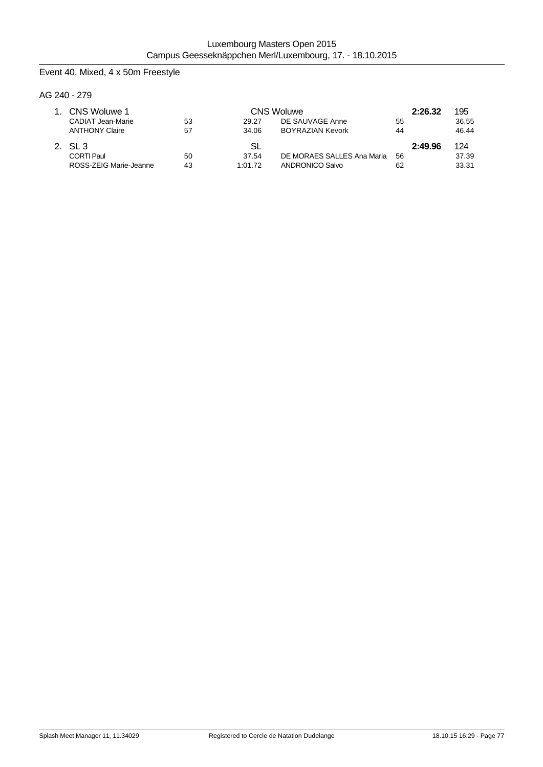## Event 40, Mixed, 4 x 50m Freestyle

### AG 240 - 279

| | | | | | | | |
|---|---|---|---|---|---|---|---|
| 1. | CNS Woluwe 1 | | CNS Woluwe | | | **2:26.32** | 195 |
| | CADIAT Jean-Marie | 53 | 29.27 | DE SAUVAGE Anne | 55 | | 36.55 |
| | ANTHONY Claire | 57 | 34.06 | BOYRAZIAN Kevork | 44 | | 46.44 |
| 2. | SL 3 | | SL | | | **2:49.96** | 124 |
| | CORTI Paul | 50 | 37.54 | DE MORAES SALLES Ana Maria | 56 | | 37.39 |
| | ROSS-ZEIG Marie-Jeanne | 43 | 1:01.72 | ANDRONICO Salvo | 62 | | 33.31 |